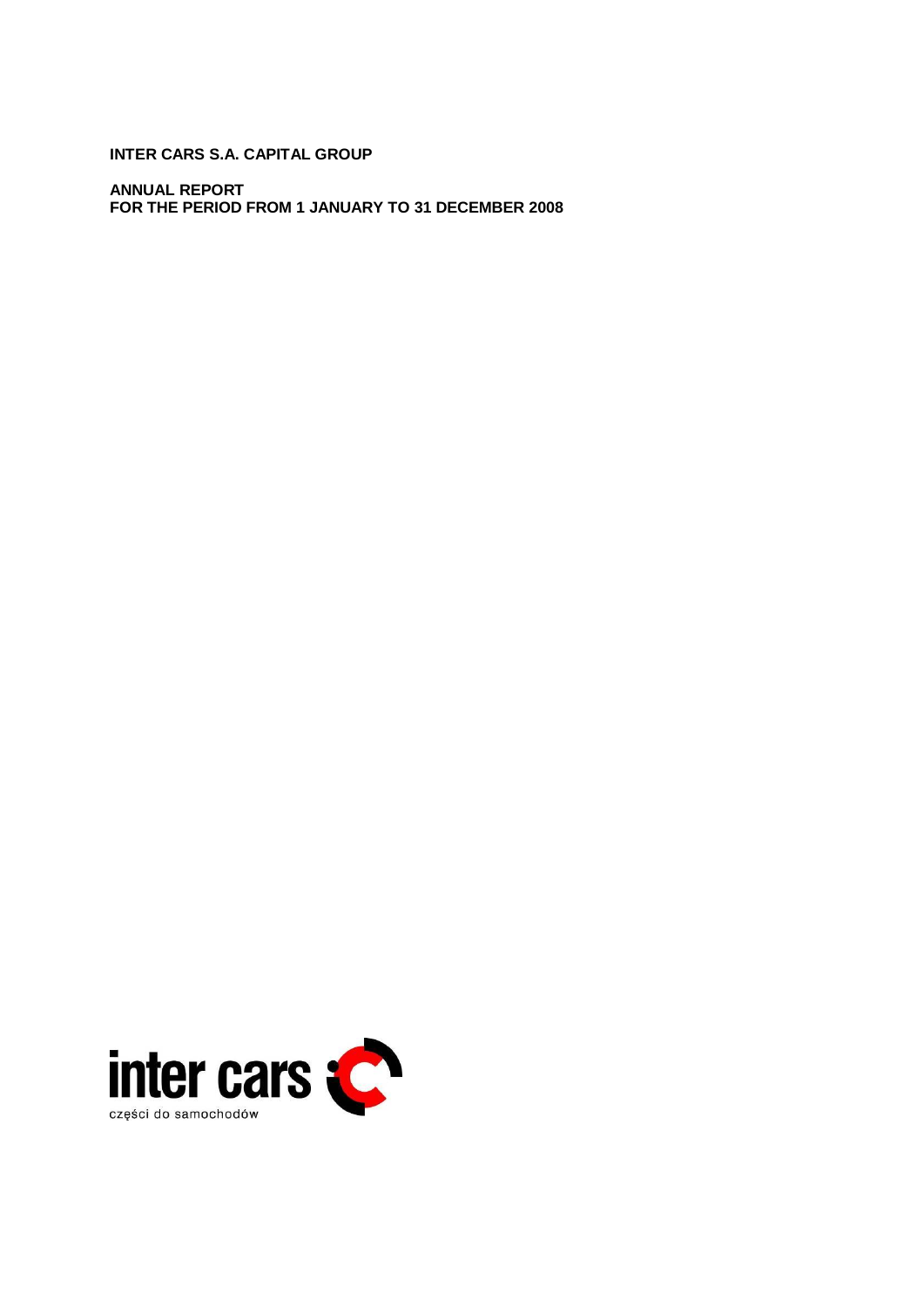**INTER CARS S.A. CAPITAL GROUP**

**ANNUAL REPORT**
**FOR THE PERIOD FROM 1 JANUARY TO 31 DECEMBER 2008**

inter cars
części do samochodów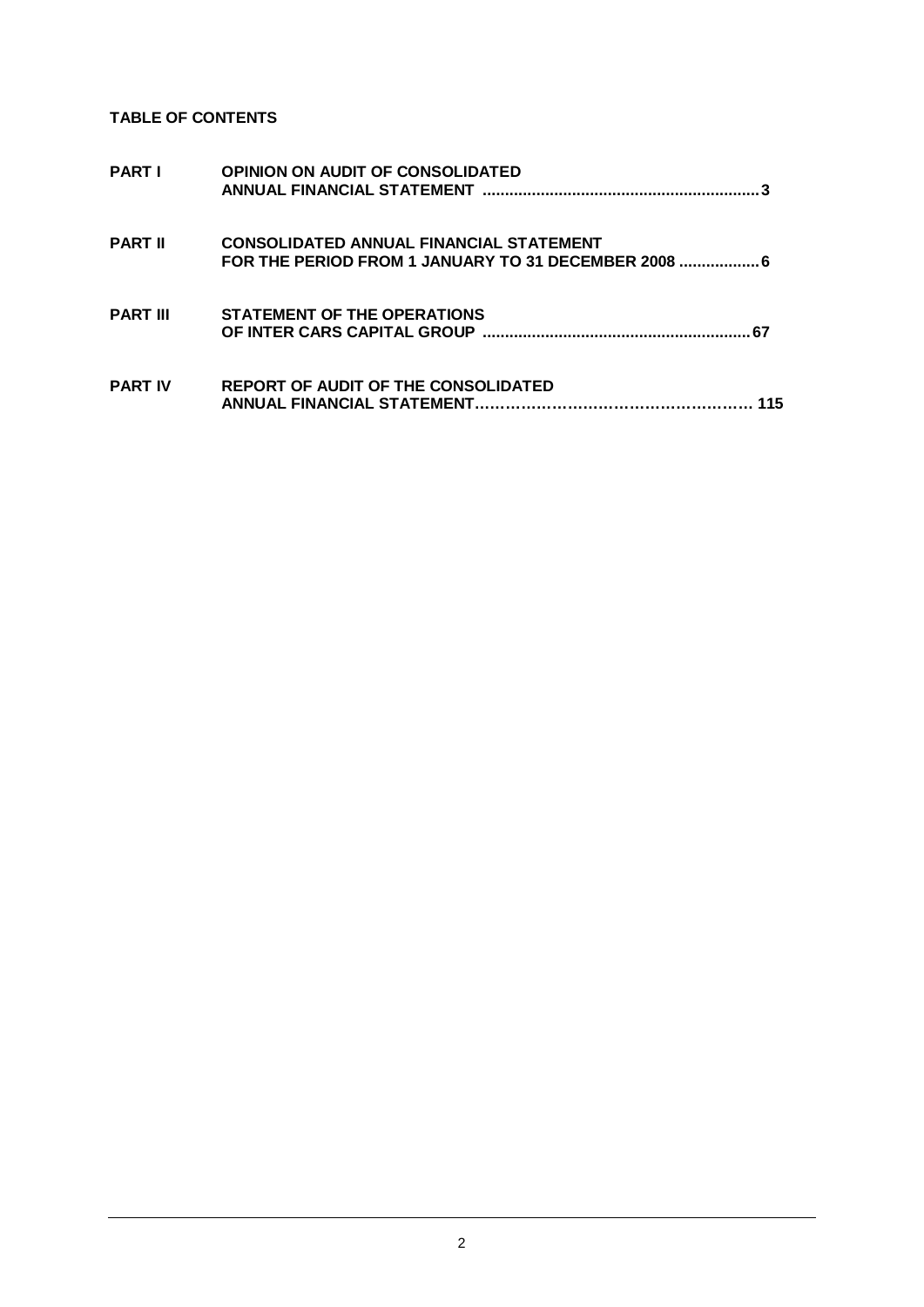**TABLE OF CONTENTS**

| | | |
|---|---|---|
| **PART I** | **OPINION ON AUDIT OF CONSOLIDATED ANNUAL FINANCIAL STATEMENT** | **3** |
| **PART II** | **CONSOLIDATED ANNUAL FINANCIAL STATEMENT FOR THE PERIOD FROM 1 JANUARY TO 31 DECEMBER 2008** | **6** |
| **PART III** | **STATEMENT OF THE OPERATIONS OF INTER CARS CAPITAL GROUP** | **67** |
| **PART IV** | **REPORT OF AUDIT OF THE CONSOLIDATED ANNUAL FINANCIAL STATEMENT** | **115** |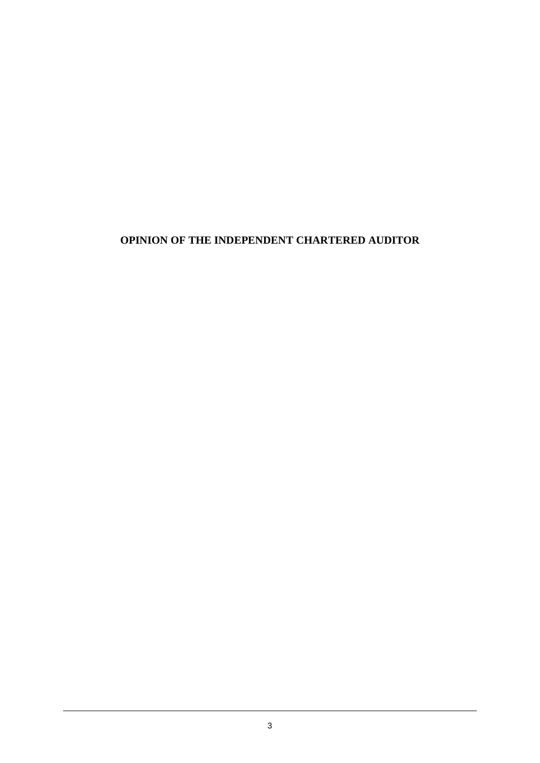# OPINION OF THE INDEPENDENT CHARTERED AUDITOR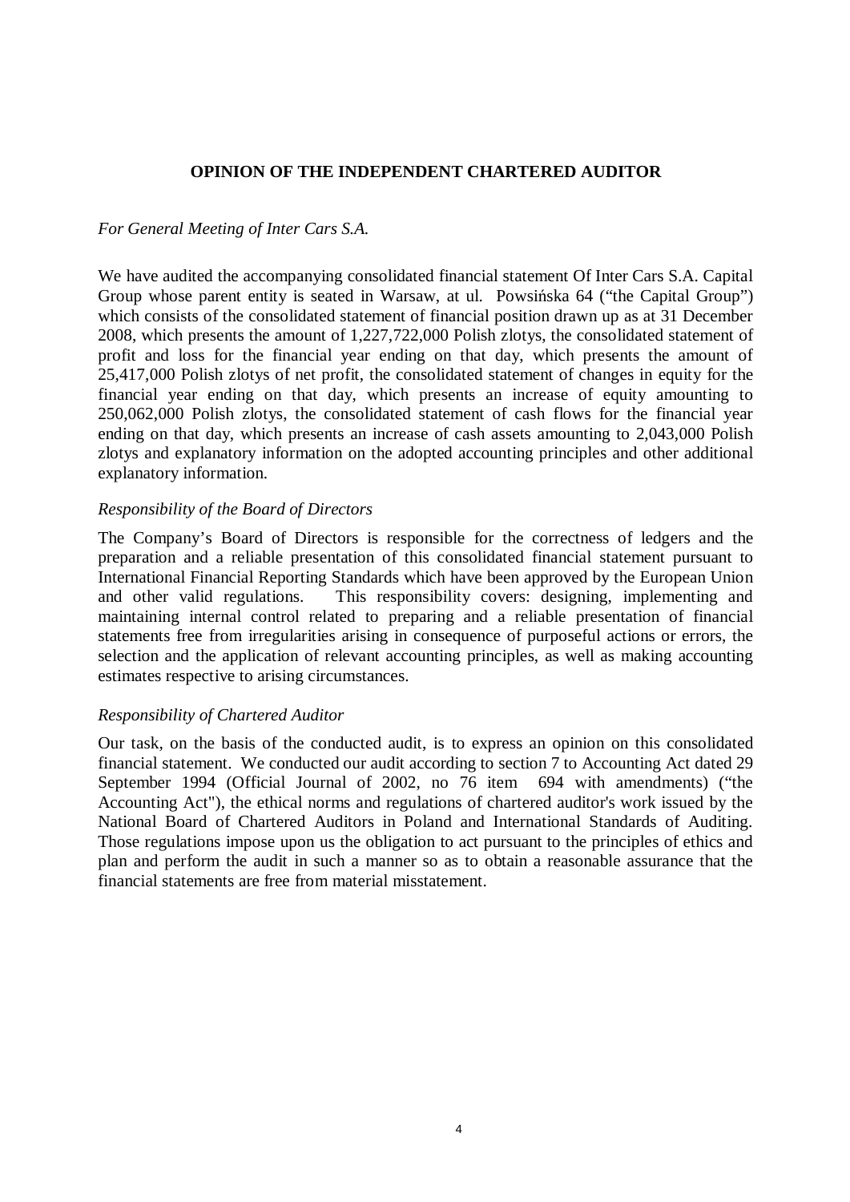## OPINION OF THE INDEPENDENT CHARTERED AUDITOR

*For General Meeting of Inter Cars S.A.*

We have audited the accompanying consolidated financial statement Of Inter Cars S.A. Capital Group whose parent entity is seated in Warsaw, at ul. Powsińska 64 ("the Capital Group") which consists of the consolidated statement of financial position drawn up as at 31 December 2008, which presents the amount of 1,227,722,000 Polish zlotys, the consolidated statement of profit and loss for the financial year ending on that day, which presents the amount of 25,417,000 Polish zlotys of net profit, the consolidated statement of changes in equity for the financial year ending on that day, which presents an increase of equity amounting to 250,062,000 Polish zlotys, the consolidated statement of cash flows for the financial year ending on that day, which presents an increase of cash assets amounting to 2,043,000 Polish zlotys and explanatory information on the adopted accounting principles and other additional explanatory information.

*Responsibility of the Board of Directors*

The Company's Board of Directors is responsible for the correctness of ledgers and the preparation and a reliable presentation of this consolidated financial statement pursuant to International Financial Reporting Standards which have been approved by the European Union and other valid regulations. This responsibility covers: designing, implementing and maintaining internal control related to preparing and a reliable presentation of financial statements free from irregularities arising in consequence of purposeful actions or errors, the selection and the application of relevant accounting principles, as well as making accounting estimates respective to arising circumstances.

*Responsibility of Chartered Auditor*

Our task, on the basis of the conducted audit, is to express an opinion on this consolidated financial statement. We conducted our audit according to section 7 to Accounting Act dated 29 September 1994 (Official Journal of 2002, no 76 item 694 with amendments) ("the Accounting Act"), the ethical norms and regulations of chartered auditor's work issued by the National Board of Chartered Auditors in Poland and International Standards of Auditing. Those regulations impose upon us the obligation to act pursuant to the principles of ethics and plan and perform the audit in such a manner so as to obtain a reasonable assurance that the financial statements are free from material misstatement.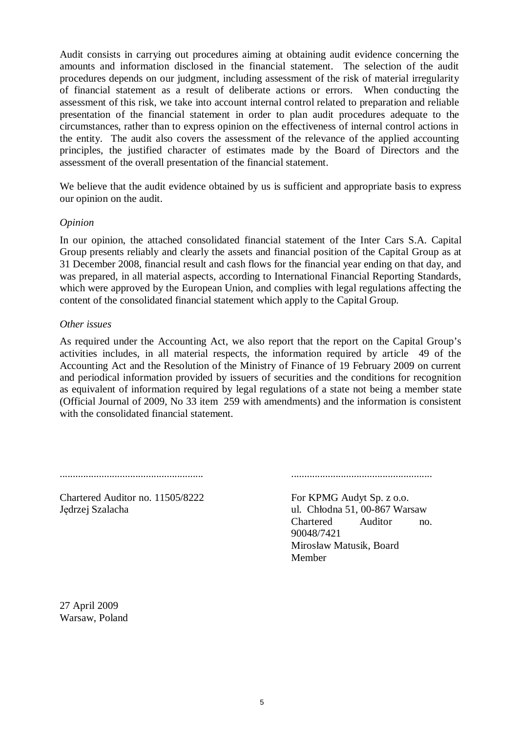Audit consists in carrying out procedures aiming at obtaining audit evidence concerning the amounts and information disclosed in the financial statement. The selection of the audit procedures depends on our judgment, including assessment of the risk of material irregularity of financial statement as a result of deliberate actions or errors. When conducting the assessment of this risk, we take into account internal control related to preparation and reliable presentation of the financial statement in order to plan audit procedures adequate to the circumstances, rather than to express opinion on the effectiveness of internal control actions in the entity. The audit also covers the assessment of the relevance of the applied accounting principles, the justified character of estimates made by the Board of Directors and the assessment of the overall presentation of the financial statement.

We believe that the audit evidence obtained by us is sufficient and appropriate basis to express our opinion on the audit.

*Opinion*

In our opinion, the attached consolidated financial statement of the Inter Cars S.A. Capital Group presents reliably and clearly the assets and financial position of the Capital Group as at 31 December 2008, financial result and cash flows for the financial year ending on that day, and was prepared, in all material aspects, according to International Financial Reporting Standards, which were approved by the European Union, and complies with legal regulations affecting the content of the consolidated financial statement which apply to the Capital Group.

*Other issues*

As required under the Accounting Act, we also report that the report on the Capital Group's activities includes, in all material respects, the information required by article 49 of the Accounting Act and the Resolution of the Ministry of Finance of 19 February 2009 on current and periodical information provided by issuers of securities and the conditions for recognition as equivalent of information required by legal regulations of a state not being a member state (Official Journal of 2009, No 33 item 259 with amendments) and the information is consistent with the consolidated financial statement.

.......................................................

Chartered Auditor no. 11505/8222
Jędrzej Szalacha

.......................................................

For KPMG Audyt Sp. z o.o.
ul. Chłodna 51, 00-867 Warsaw
Chartered Auditor no. 90048/7421
Mirosław Matusik, Board Member

27 April 2009
Warsaw, Poland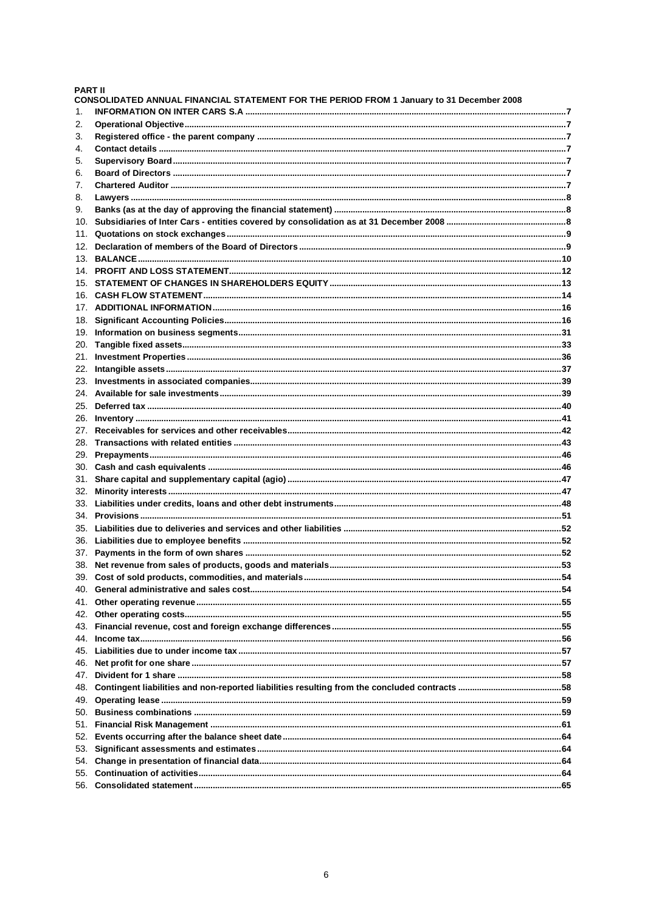**PART II**

**CONSOLIDATED ANNUAL FINANCIAL STATEMENT FOR THE PERIOD FROM 1 January to 31 December 2008**

1. **INFORMATION ON INTER CARS S.A** ........ 7
2. **Operational Objective** ........ 7
3. **Registered office - the parent company** ........ 7
4. **Contact details** ........ 7
5. **Supervisory Board** ........ 7
6. **Board of Directors** ........ 7
7. **Chartered Auditor** ........ 7
8. **Lawyers** ........ 8
9. **Banks (as at the day of approving the financial statement)** ........ 8
10. **Subsidiaries of Inter Cars - entities covered by consolidation as at 31 December 2008** ........ 8
11. **Quotations on stock exchanges** ........ 9
12. **Declaration of members of the Board of Directors** ........ 9
13. **BALANCE** ........ 10
14. **PROFIT AND LOSS STATEMENT** ........ 12
15. **STATEMENT OF CHANGES IN SHAREHOLDERS EQUITY** ........ 13
16. **CASH FLOW STATEMENT** ........ 14
17. **ADDITIONAL INFORMATION** ........ 16
18. **Significant Accounting Policies** ........ 16
19. **Information on business segments** ........ 31
20. **Tangible fixed assets** ........ 33
21. **Investment Properties** ........ 36
22. **Intangible assets** ........ 37
23. **Investments in associated companies** ........ 39
24. **Available for sale investments** ........ 39
25. **Deferred tax** ........ 40
26. **Inventory** ........ 41
27. **Receivables for services and other receivables** ........ 42
28. **Transactions with related entities** ........ 43
29. **Prepayments** ........ 46
30. **Cash and cash equivalents** ........ 46
31. **Share capital and supplementary capital (agio)** ........ 47
32. **Minority interests** ........ 47
33. **Liabilities under credits, loans and other debt instruments** ........ 48
34. **Provisions** ........ 51
35. **Liabilities due to deliveries and services and other liabilities** ........ 52
36. **Liabilities due to employee benefits** ........ 52
37. **Payments in the form of own shares** ........ 52
38. **Net revenue from sales of products, goods and materials** ........ 53
39. **Cost of sold products, commodities, and materials** ........ 54
40. **General administrative and sales cost** ........ 54
41. **Other operating revenue** ........ 55
42. **Other operating costs** ........ 55
43. **Financial revenue, cost and foreign exchange differences** ........ 55
44. **Income tax** ........ 56
45. **Liabilities due to under income tax** ........ 57
46. **Net profit for one share** ........ 57
47. **Divident for 1 share** ........ 58
48. **Contingent liabilities and non-reported liabilities resulting from the concluded contracts** ........ 58
49. **Operating lease** ........ 59
50. **Business combinations** ........ 59
51. **Financial Risk Management** ........ 61
52. **Events occurring after the balance sheet date** ........ 64
53. **Significant assessments and estimates** ........ 64
54. **Change in presentation of financial data** ........ 64
55. **Continuation of activities** ........ 64
56. **Consolidated statement** ........ 65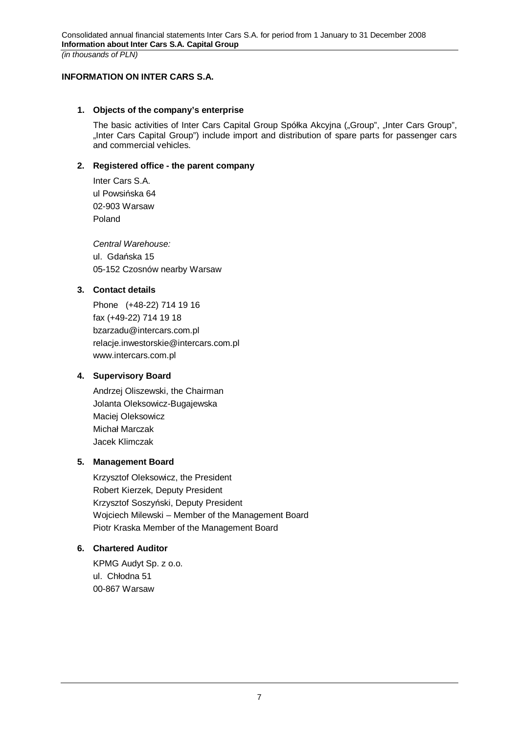## INFORMATION ON INTER CARS S.A.

### 1. Objects of the company's enterprise

The basic activities of Inter Cars Capital Group Spółka Akcyjna („Group", „Inter Cars Group", „Inter Cars Capital Group") include import and distribution of spare parts for passenger cars and commercial vehicles.

### 2. Registered office - the parent company

Inter Cars S.A.
ul Powsińska 64
02-903 Warsaw
Poland

*Central Warehouse:*
ul. Gdańska 15
05-152 Czosnów nearby Warsaw

### 3. Contact details

Phone (+48-22) 714 19 16
fax (+49-22) 714 19 18
bzarzadu@intercars.com.pl
relacje.inwestorskie@intercars.com.pl
www.intercars.com.pl

### 4. Supervisory Board

Andrzej Oliszewski, the Chairman
Jolanta Oleksowicz-Bugajewska
Maciej Oleksowicz
Michał Marczak
Jacek Klimczak

### 5. Management Board

Krzysztof Oleksowicz, the President
Robert Kierzek, Deputy President
Krzysztof Soszyński, Deputy President
Wojciech Milewski – Member of the Management Board
Piotr Kraska Member of the Management Board

### 6. Chartered Auditor

KPMG Audyt Sp. z o.o.
ul. Chłodna 51
00-867 Warsaw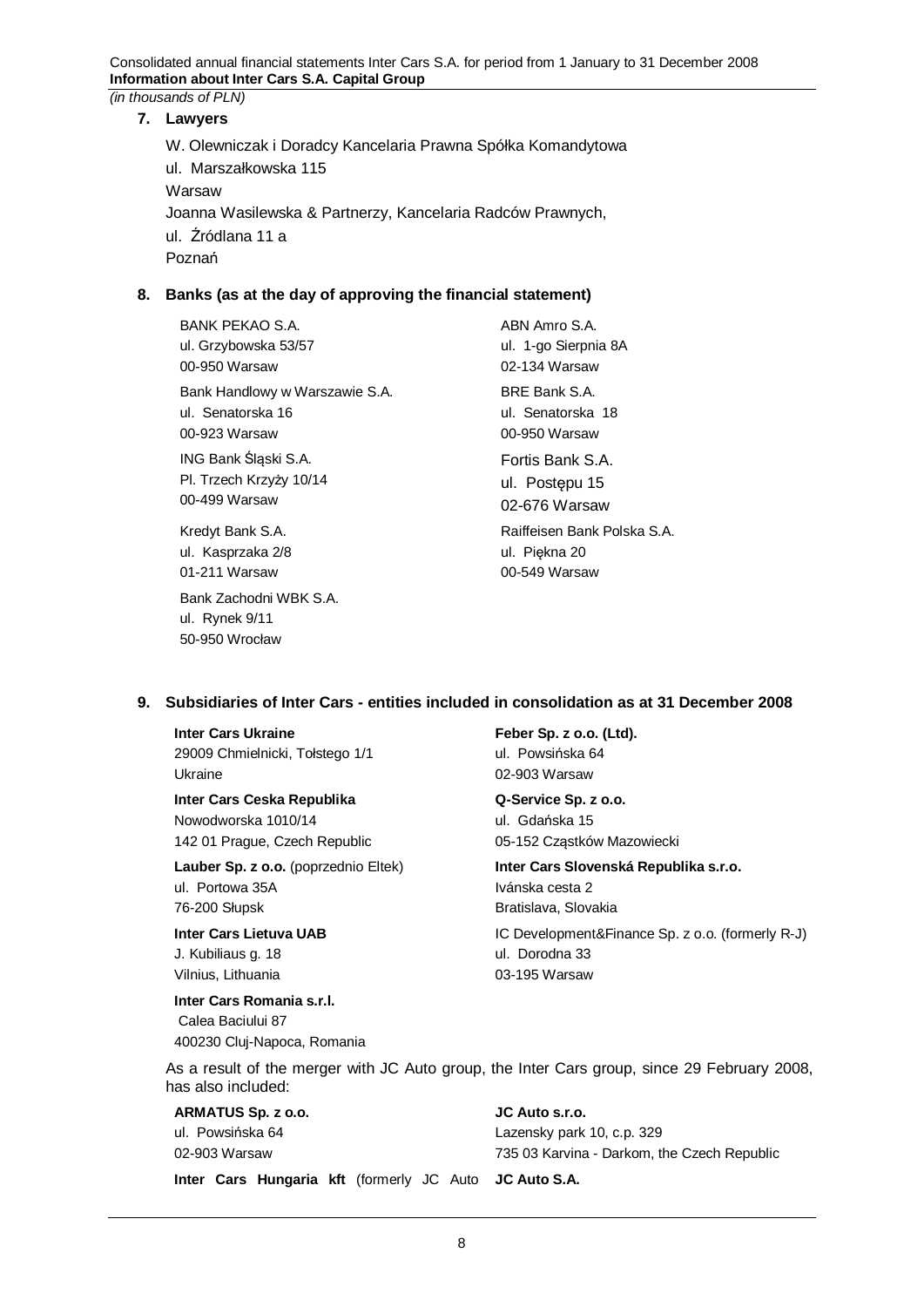*(in thousands of PLN)*

## 7. Lawyers

W. Olewniczak i Doradcy Kancelaria Prawna Spółka Komandytowa
ul. Marszałkowska 115
Warsaw

Joanna Wasilewska & Partnerzy, Kancelaria Radców Prawnych,
ul. Źródlana 11 a
Poznań

## 8. Banks (as at the day of approving the financial statement)

BANK PEKAO S.A.
ul. Grzybowska 53/57
00-950 Warsaw

Bank Handlowy w Warszawie S.A.
ul. Senatorska 16
00-923 Warsaw

ING Bank Śląski S.A.
Pl. Trzech Krzyży 10/14
00-499 Warsaw

Kredyt Bank S.A.
ul. Kasprzaka 2/8
01-211 Warsaw

Bank Zachodni WBK S.A.
ul. Rynek 9/11
50-950 Wrocław

ABN Amro S.A.
ul. 1-go Sierpnia 8A
02-134 Warsaw

BRE Bank S.A.
ul. Senatorska 18
00-950 Warsaw

Fortis Bank S.A.
ul. Postępu 15
02-676 Warsaw

Raiffeisen Bank Polska S.A.
ul. Piękna 20
00-549 Warsaw

## 9. Subsidiaries of Inter Cars - entities included in consolidation as at 31 December 2008

**Inter Cars Ukraine**
29009 Chmielnicki, Tołstego 1/1
Ukraine

**Inter Cars Ceska Republika**
Nowodworska 1010/14
142 01 Prague, Czech Republic

**Lauber Sp. z o.o.** (poprzednio Eltek)
ul. Portowa 35A
76-200 Słupsk

**Inter Cars Lietuva UAB**
J. Kubiliaus g. 18
Vilnius, Lithuania

**Inter Cars Romania s.r.l.**
Calea Baciului 87
400230 Cluj-Napoca, Romania

**Feber Sp. z o.o. (Ltd).**
ul. Powsińska 64
02-903 Warsaw

**Q-Service Sp. z o.o.**
ul. Gdańska 15
05-152 Cząstków Mazowiecki

**Inter Cars Slovenská Republika s.r.o.**
Ivánska cesta 2
Bratislava, Slovakia

IC Development&Finance Sp. z o.o. (formerly R-J)
ul. Dorodna 33
03-195 Warsaw

As a result of the merger with JC Auto group, the Inter Cars group, since 29 February 2008, has also included:

**ARMATUS Sp. z o.o.**
ul. Powsińska 64
02-903 Warsaw

**Inter Cars Hungaria kft** (formerly JC Auto

**JC Auto s.r.o.**
Lazensky park 10, c.p. 329
735 03 Karvina - Darkom, the Czech Republic

**JC Auto S.A.**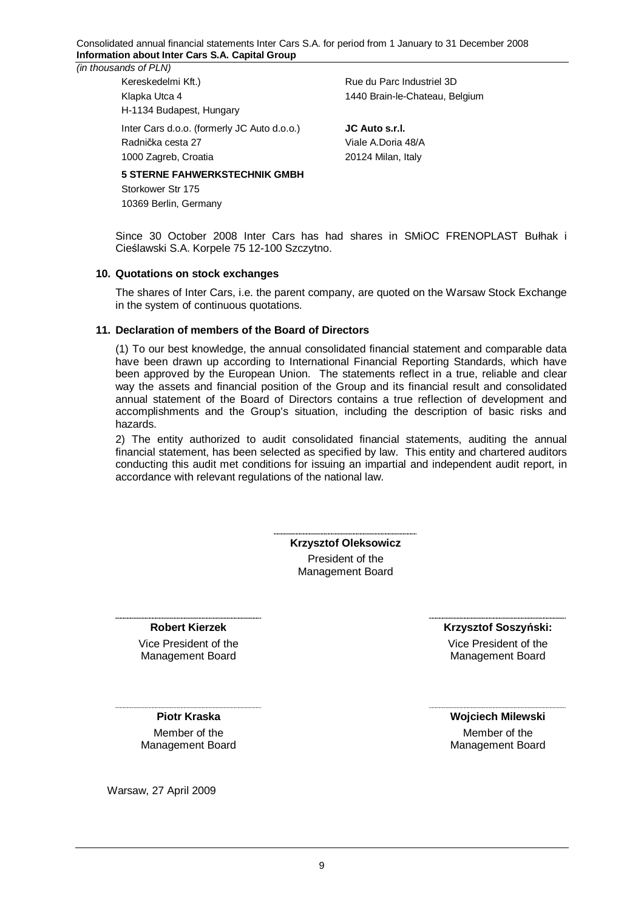(in thousands of PLN)

Kereskedelmi Kft.)
Klapka Utca 4
H-1134 Budapest, Hungary

Rue du Parc Industriel 3D
1440 Brain-le-Chateau, Belgium

Inter Cars d.o.o. (formerly JC Auto d.o.o.)
Radnička cesta 27
1000 Zagreb, Croatia

**JC Auto s.r.l.**
Viale A.Doria 48/A
20124 Milan, Italy

**5 STERNE FAHWERKSTECHNIK GMBH**
Storkower Str 175
10369 Berlin, Germany

Since 30 October 2008 Inter Cars has had shares in SMiOC FRENOPLAST Bułhak i Cieślawski S.A. Korpele 75 12-100 Szczytno.

## 10. Quotations on stock exchanges

The shares of Inter Cars, i.e. the parent company, are quoted on the Warsaw Stock Exchange in the system of continuous quotations.

## 11. Declaration of members of the Board of Directors

(1) To our best knowledge, the annual consolidated financial statement and comparable data have been drawn up according to International Financial Reporting Standards, which have been approved by the European Union. The statements reflect in a true, reliable and clear way the assets and financial position of the Group and its financial result and consolidated annual statement of the Board of Directors contains a true reflection of development and accomplishments and the Group's situation, including the description of basic risks and hazards.

2) The entity authorized to audit consolidated financial statements, auditing the annual financial statement, has been selected as specified by law. This entity and chartered auditors conducting this audit met conditions for issuing an impartial and independent audit report, in accordance with relevant regulations of the national law.

**Krzysztof Oleksowicz**
President of the Management Board

**Robert Kierzek**
Vice President of the Management Board

**Krzysztof Soszyński:**
Vice President of the Management Board

**Piotr Kraska**
Member of the Management Board

**Wojciech Milewski**
Member of the Management Board

Warsaw, 27 April 2009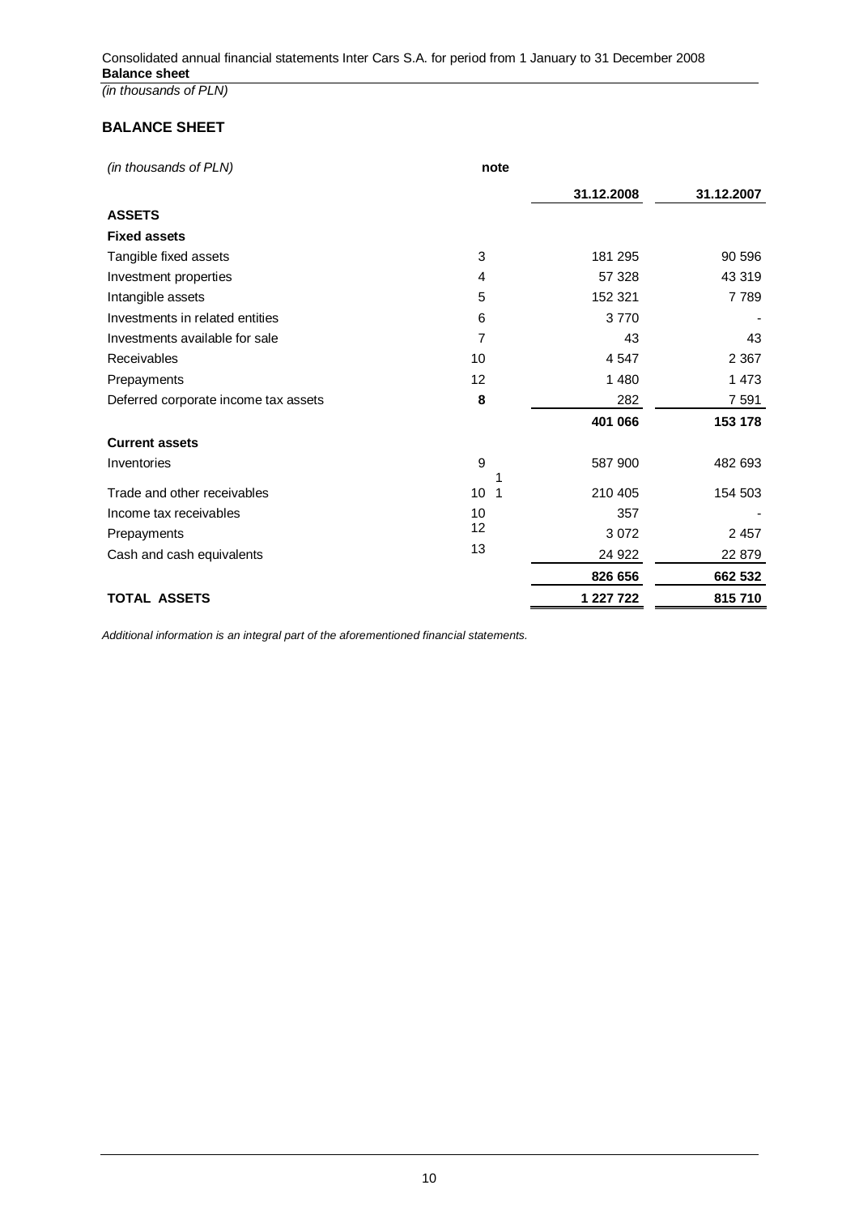## BALANCE SHEET

| *(in thousands of PLN)* | note | 31.12.2008 | 31.12.2007 |
|---|---|---|---|
| **ASSETS** | | | |
| **Fixed assets** | | | |
| Tangible fixed assets | 3 | 181 295 | 90 596 |
| Investment properties | 4 | 57 328 | 43 319 |
| Intangible assets | 5 | 152 321 | 7 789 |
| Investments in related entities | 6 | 3 770 | - |
| Investments available for sale | 7 | 43 | 43 |
| Receivables | 10 | 4 547 | 2 367 |
| Prepayments | 12 | 1 480 | 1 473 |
| Deferred corporate income tax assets | **8** | 282 | 7 591 |
| | | **401 066** | **153 178** |
| **Current assets** | | | |
| Inventories | 9 | 587 900 | 482 693 |
| Trade and other receivables | 10 1 1 | 210 405 | 154 503 |
| Income tax receivables | 10 | 357 | - |
| Prepayments | 12 | 3 072 | 2 457 |
| Cash and cash equivalents | 13 | 24 922 | 22 879 |
| | | **826 656** | **662 532** |
| **TOTAL ASSETS** | | **1 227 722** | **815 710** |

*Additional information is an integral part of the aforementioned financial statements.*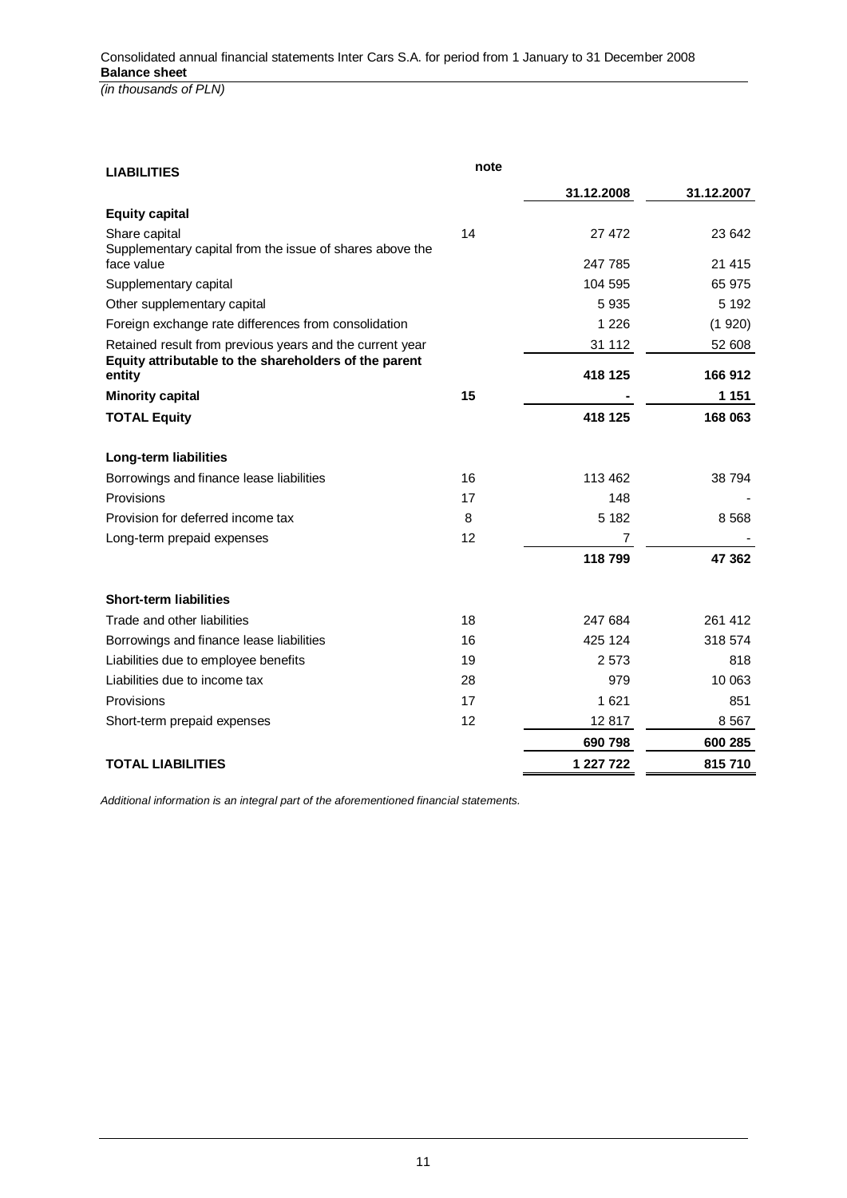Consolidated annual financial statements Inter Cars S.A. for period from 1 January to 31 December 2008

**Balance sheet**

*(in thousands of PLN)*

| LIABILITIES | note | 31.12.2008 | 31.12.2007 |
|---|---|---|---|
| **Equity capital** | | | |
| Share capital | 14 | 27 472 | 23 642 |
| Supplementary capital from the issue of shares above the face value | | 247 785 | 21 415 |
| Supplementary capital | | 104 595 | 65 975 |
| Other supplementary capital | | 5 935 | 5 192 |
| Foreign exchange rate differences from consolidation | | 1 226 | (1 920) |
| Retained result from previous years and the current year | | 31 112 | 52 608 |
| **Equity attributable to the shareholders of the parent entity** | | **418 125** | **166 912** |
| **Minority capital** | **15** | **-** | **1 151** |
| **TOTAL Equity** | | **418 125** | **168 063** |
| | | | |
| **Long-term liabilities** | | | |
| Borrowings and finance lease liabilities | 16 | 113 462 | 38 794 |
| Provisions | 17 | 148 | - |
| Provision for deferred income tax | 8 | 5 182 | 8 568 |
| Long-term prepaid expenses | 12 | 7 | - |
| | | **118 799** | **47 362** |
| | | | |
| **Short-term liabilities** | | | |
| Trade and other liabilities | 18 | 247 684 | 261 412 |
| Borrowings and finance lease liabilities | 16 | 425 124 | 318 574 |
| Liabilities due to employee benefits | 19 | 2 573 | 818 |
| Liabilities due to income tax | 28 | 979 | 10 063 |
| Provisions | 17 | 1 621 | 851 |
| Short-term prepaid expenses | 12 | 12 817 | 8 567 |
| | | **690 798** | **600 285** |
| **TOTAL LIABILITIES** | | **1 227 722** | **815 710** |

*Additional information is an integral part of the aforementioned financial statements.*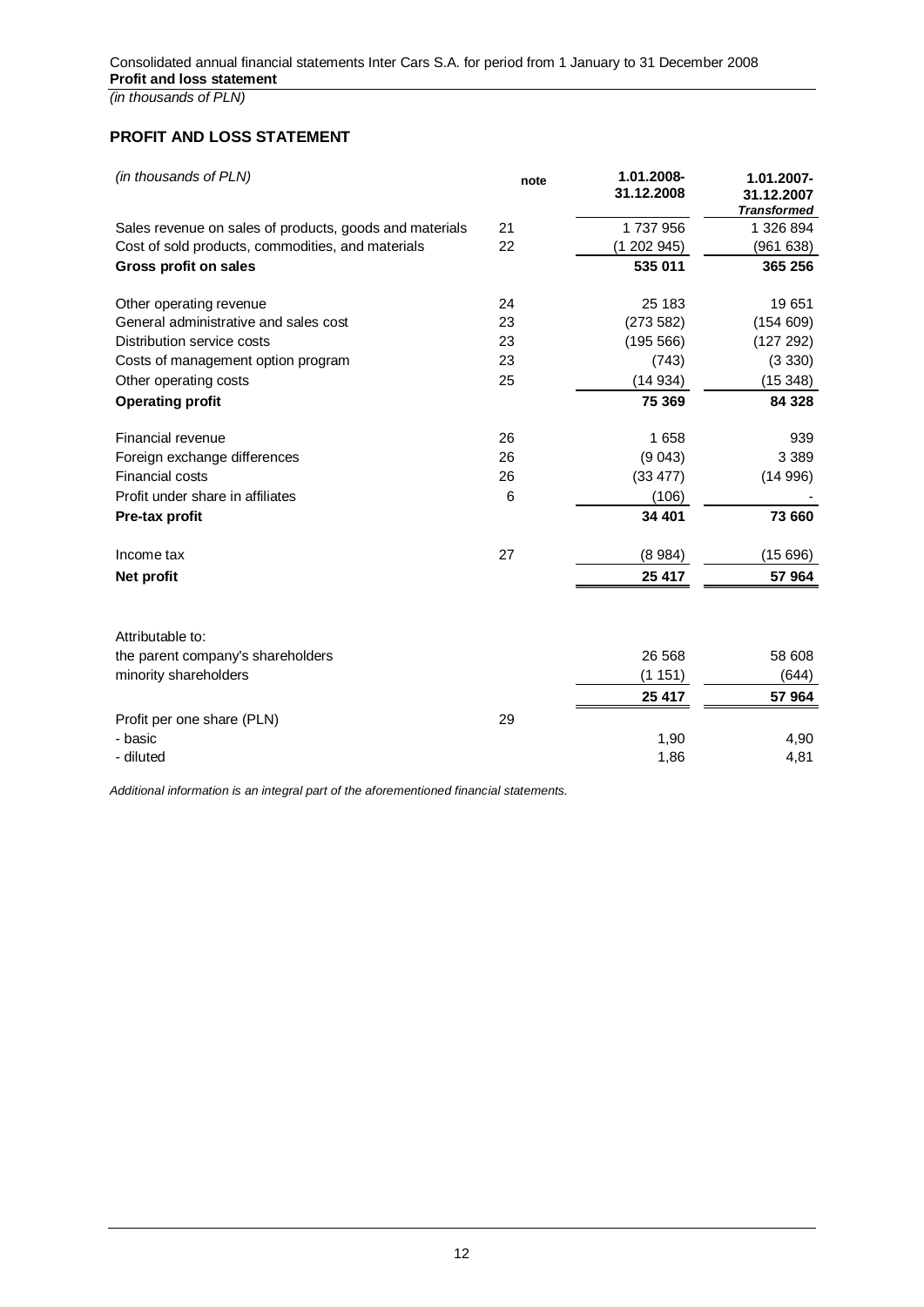Consolidated annual financial statements Inter Cars S.A. for period from 1 January to 31 December 2008
**Profit and loss statement**
*(in thousands of PLN)*

## PROFIT AND LOSS STATEMENT

| *(in thousands of PLN)* | note | 1.01.2008-31.12.2008 | 1.01.2007-31.12.2007 *Transformed* |
|---|---|---|---|
| Sales revenue on sales of products, goods and materials | 21 | 1 737 956 | 1 326 894 |
| Cost of sold products, commodities, and materials | 22 | (1 202 945) | (961 638) |
| **Gross profit on sales** | | **535 011** | **365 256** |
| Other operating revenue | 24 | 25 183 | 19 651 |
| General administrative and sales cost | 23 | (273 582) | (154 609) |
| Distribution service costs | 23 | (195 566) | (127 292) |
| Costs of management option program | 23 | (743) | (3 330) |
| Other operating costs | 25 | (14 934) | (15 348) |
| **Operating profit** | | **75 369** | **84 328** |
| Financial revenue | 26 | 1 658 | 939 |
| Foreign exchange differences | 26 | (9 043) | 3 389 |
| Financial costs | 26 | (33 477) | (14 996) |
| Profit under share in affiliates | 6 | (106) | - |
| **Pre-tax profit** | | **34 401** | **73 660** |
| Income tax | 27 | (8 984) | (15 696) |
| **Net profit** | | **25 417** | **57 964** |
| Attributable to: | | | |
| the parent company's shareholders | | 26 568 | 58 608 |
| minority shareholders | | (1 151) | (644) |
| | | **25 417** | **57 964** |
| Profit per one share (PLN) | 29 | | |
| - basic | | 1,90 | 4,90 |
| - diluted | | 1,86 | 4,81 |

*Additional information is an integral part of the aforementioned financial statements.*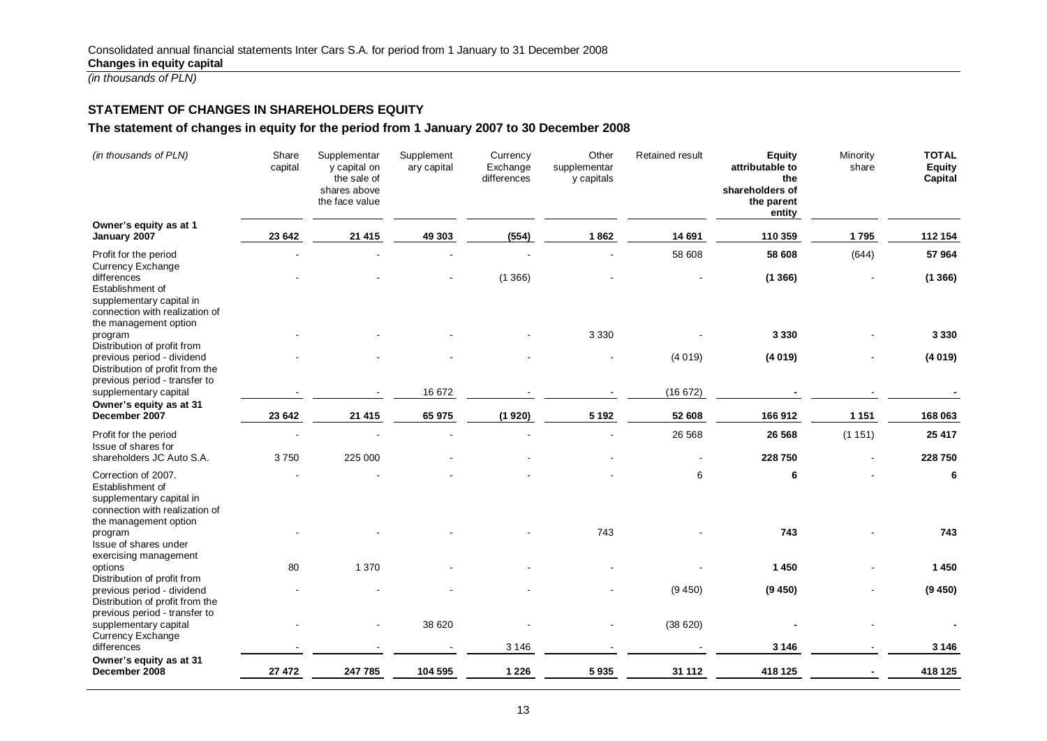Consolidated annual financial statements Inter Cars S.A. for period from 1 January to 31 December 2008

**Changes in equity capital**

*(in thousands of PLN)*

## STATEMENT OF CHANGES IN SHAREHOLDERS EQUITY

### The statement of changes in equity for the period from 1 January 2007 to 30 December 2008

| *(in thousands of PLN)* | Share capital | Supplementary capital on the sale of shares above the face value | Supplementary capital | Currency Exchange differences | Other supplementary capitals | Retained result | **Equity attributable to the shareholders of the parent entity** | Minority share | **TOTAL Equity Capital** |
|---|---|---|---|---|---|---|---|---|---|
| **Owner's equity as at 1 January 2007** | **23 642** | **21 415** | **49 303** | **(554)** | **1 862** | **14 691** | **110 359** | **1 795** | **112 154** |
| Profit for the period | - | - | - | - | - | 58 608 | **58 608** | (644) | **57 964** |
| Currency Exchange differences | - | - | - | (1 366) | - | - | **(1 366)** | - | **(1 366)** |
| Establishment of supplementary capital in connection with realization of the management option program | - | - | - | - | 3 330 | - | **3 330** | - | **3 330** |
| Distribution of profit from previous period - dividend | - | - | - | - | - | (4 019) | **(4 019)** | - | **(4 019)** |
| Distribution of profit from the previous period - transfer to supplementary capital | - | - | 16 672 | - | - | (16 672) | **-** | - | **-** |
| **Owner's equity as at 31 December 2007** | **23 642** | **21 415** | **65 975** | **(1 920)** | **5 192** | **52 608** | **166 912** | **1 151** | **168 063** |
| Profit for the period | - | - | - | - | - | 26 568 | **26 568** | (1 151) | **25 417** |
| Issue of shares for shareholders JC Auto S.A. | 3 750 | 225 000 | - | - | - | - | **228 750** | - | **228 750** |
| Correction of 2007. | - | - | - | - | - | 6 | **6** | - | **6** |
| Establishment of supplementary capital in connection with realization of the management option program | - | - | - | - | 743 | - | **743** | - | **743** |
| Issue of shares under exercising management options | 80 | 1 370 | - | - | - | - | **1 450** | - | **1 450** |
| Distribution of profit from previous period - dividend | - | - | - | - | - | (9 450) | **(9 450)** | - | **(9 450)** |
| Distribution of profit from the previous period - transfer to supplementary capital | - | - | 38 620 | - | - | (38 620) | **-** | - | **-** |
| Currency Exchange differences | - | - | - | 3 146 | - | - | **3 146** | - | **3 146** |
| **Owner's equity as at 31 December 2008** | **27 472** | **247 785** | **104 595** | **1 226** | **5 935** | **31 112** | **418 125** | **-** | **418 125** |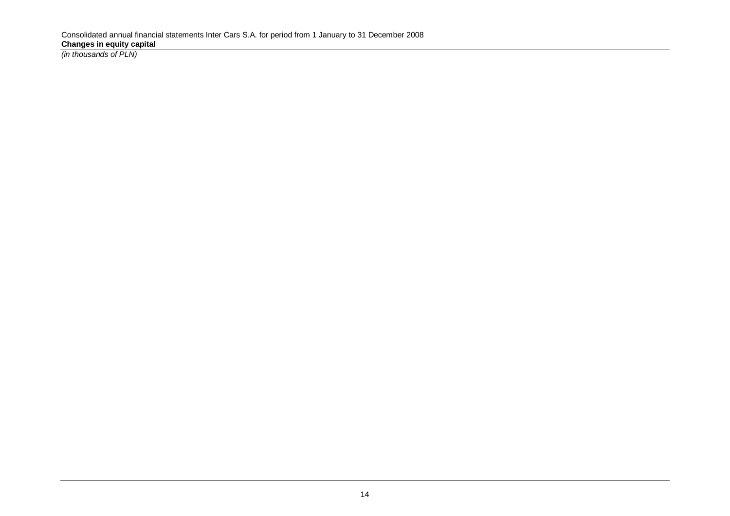**Changes in equity capital**

*(in thousands of PLN)*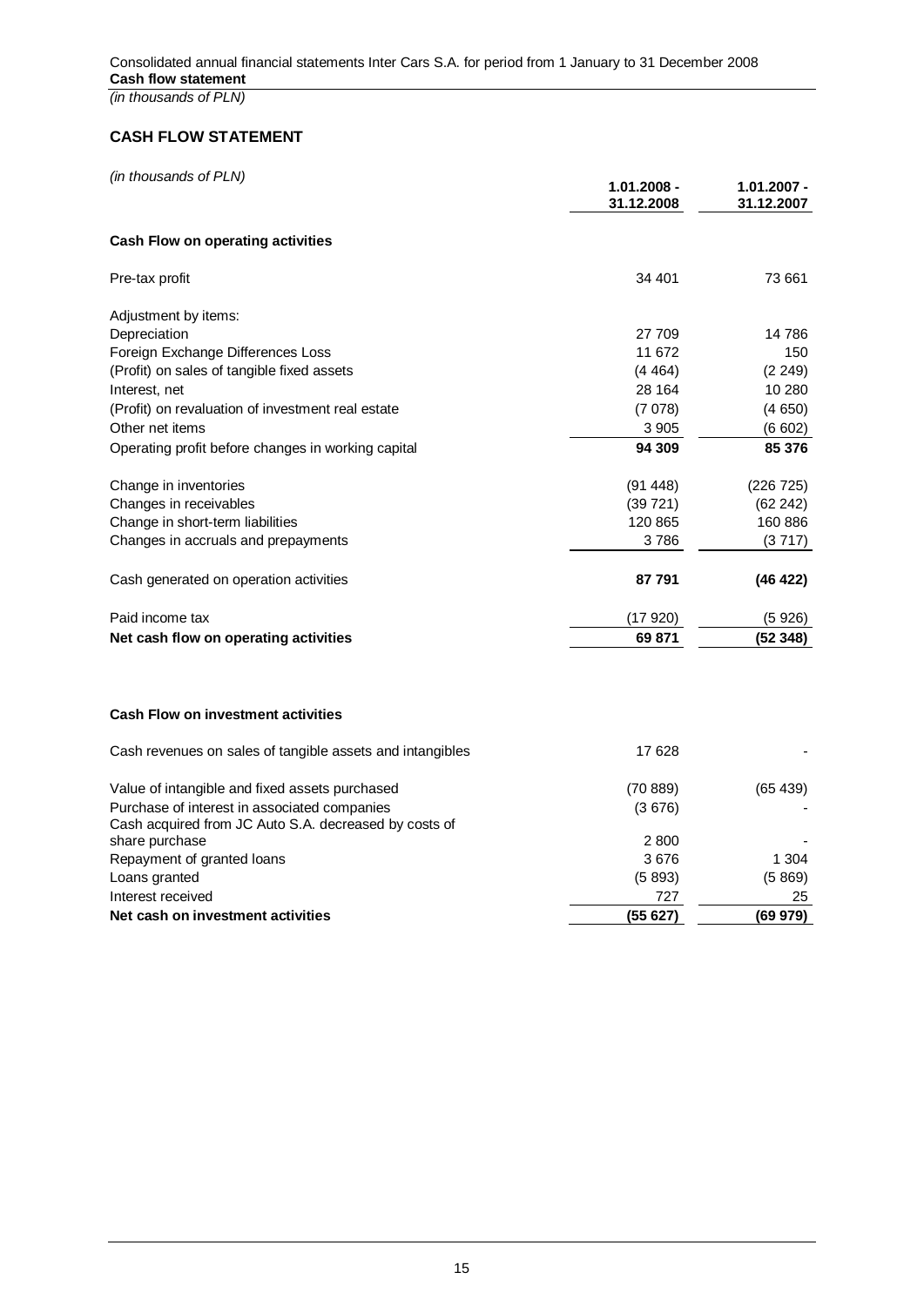## CASH FLOW STATEMENT

| *(in thousands of PLN)* | 1.01.2008 - 31.12.2008 | 1.01.2007 - 31.12.2007 |
|---|---|---|
| **Cash Flow on operating activities** | | |
| Pre-tax profit | 34 401 | 73 661 |
| Adjustment by items: | | |
| Depreciation | 27 709 | 14 786 |
| Foreign Exchange Differences Loss | 11 672 | 150 |
| (Profit) on sales of tangible fixed assets | (4 464) | (2 249) |
| Interest, net | 28 164 | 10 280 |
| (Profit) on revaluation of investment real estate | (7 078) | (4 650) |
| Other net items | 3 905 | (6 602) |
| Operating profit before changes in working capital | **94 309** | **85 376** |
| Change in inventories | (91 448) | (226 725) |
| Changes in receivables | (39 721) | (62 242) |
| Change in short-term liabilities | 120 865 | 160 886 |
| Changes in accruals and prepayments | 3 786 | (3 717) |
| Cash generated on operation activities | **87 791** | **(46 422)** |
| Paid income tax | (17 920) | (5 926) |
| **Net cash flow on operating activities** | **69 871** | **(52 348)** |
| **Cash Flow on investment activities** | | |
| Cash revenues on sales of tangible assets and intangibles | 17 628 | - |
| Value of intangible and fixed assets purchased | (70 889) | (65 439) |
| Purchase of interest in associated companies | (3 676) | - |
| Cash acquired from JC Auto S.A. decreased by costs of share purchase | 2 800 | - |
| Repayment of granted loans | 3 676 | 1 304 |
| Loans granted | (5 893) | (5 869) |
| Interest received | 727 | 25 |
| **Net cash on investment activities** | **(55 627)** | **(69 979)** |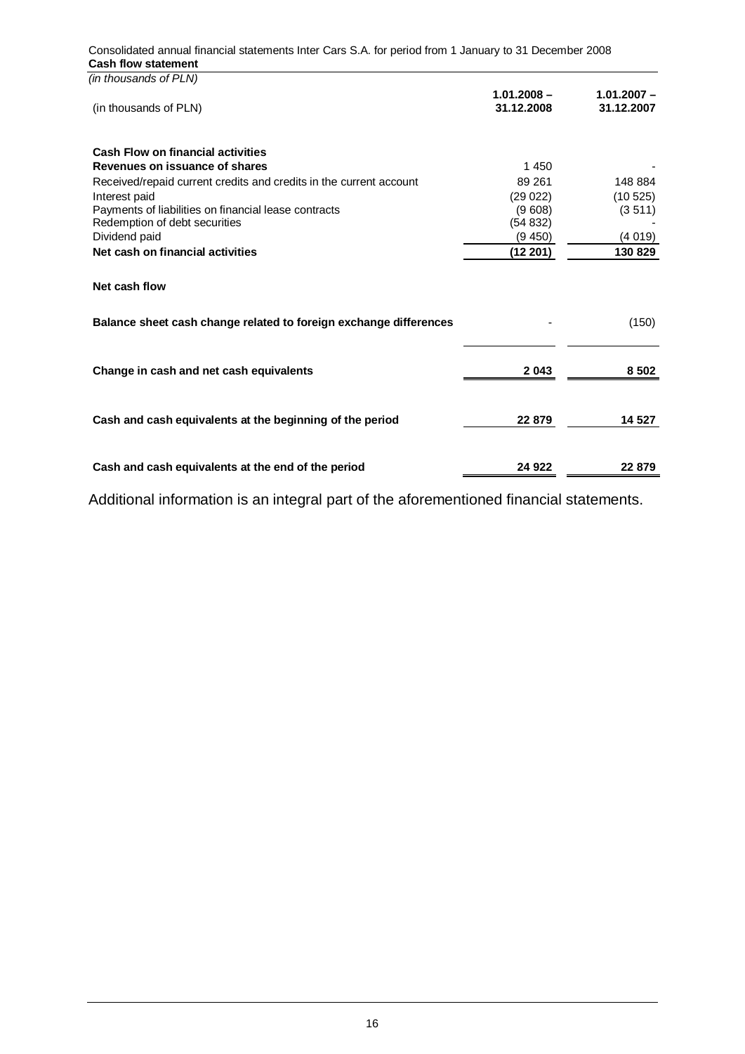Consolidated annual financial statements Inter Cars S.A. for period from 1 January to 31 December 2008

**Cash flow statement**

*(in thousands of PLN)*

| (in thousands of PLN) | 1.01.2008 – 31.12.2008 | 1.01.2007 – 31.12.2007 |
|---|---|---|
| **Cash Flow on financial activities** | | |
| **Revenues on issuance of shares** | 1 450 | - |
| Received/repaid current credits and credits in the current account | 89 261 | 148 884 |
| Interest paid | (29 022) | (10 525) |
| Payments of liabilities on financial lease contracts | (9 608) | (3 511) |
| Redemption of debt securities | (54 832) | - |
| Dividend paid | (9 450) | (4 019) |
| **Net cash on financial activities** | **(12 201)** | **130 829** |
| **Net cash flow** | | |
| **Balance sheet cash change related to foreign exchange differences** | - | (150) |
| **Change in cash and net cash equivalents** | **2 043** | **8 502** |
| **Cash and cash equivalents at the beginning of the period** | **22 879** | **14 527** |
| **Cash and cash equivalents at the end of the period** | **24 922** | **22 879** |

Additional information is an integral part of the aforementioned financial statements.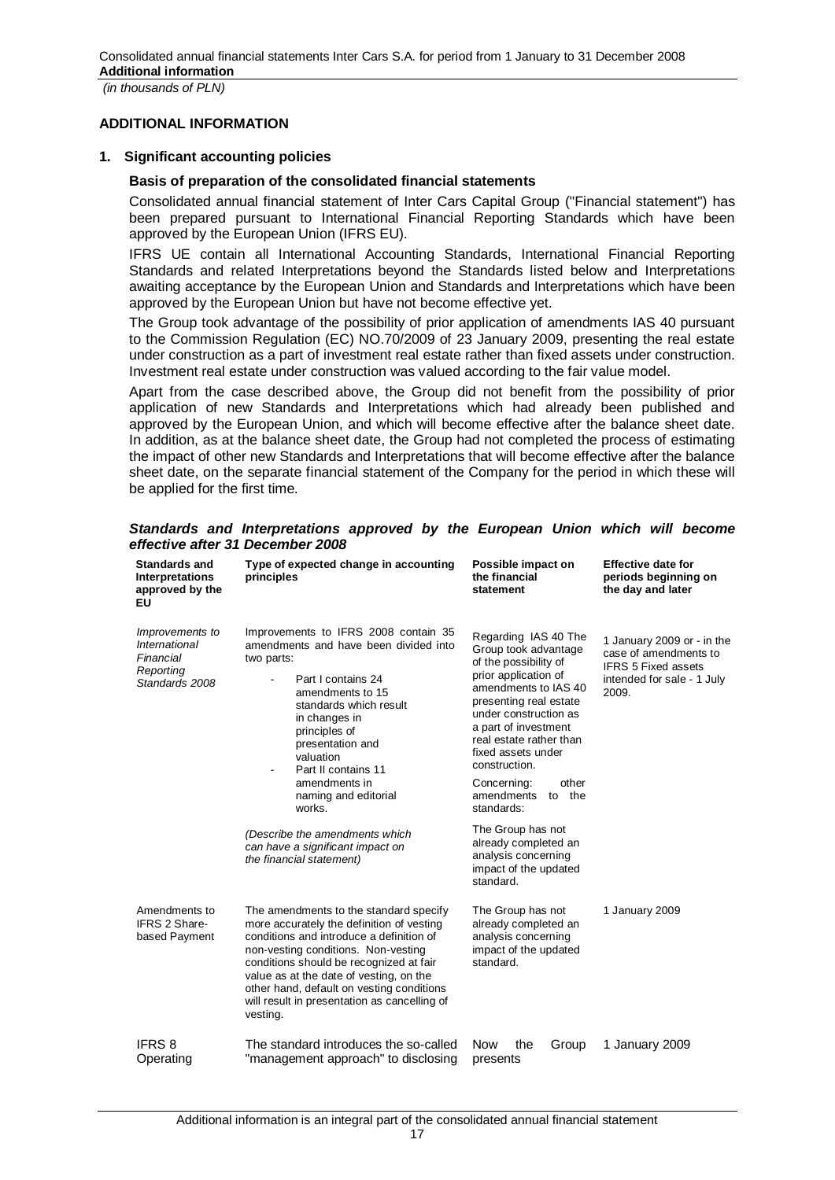## ADDITIONAL INFORMATION

### 1. Significant accounting policies

#### Basis of preparation of the consolidated financial statements

Consolidated annual financial statement of Inter Cars Capital Group ("Financial statement") has been prepared pursuant to International Financial Reporting Standards which have been approved by the European Union (IFRS EU).

IFRS UE contain all International Accounting Standards, International Financial Reporting Standards and related Interpretations beyond the Standards listed below and Interpretations awaiting acceptance by the European Union and Standards and Interpretations which have been approved by the European Union but have not become effective yet.

The Group took advantage of the possibility of prior application of amendments IAS 40 pursuant to the Commission Regulation (EC) NO.70/2009 of 23 January 2009, presenting the real estate under construction as a part of investment real estate rather than fixed assets under construction. Investment real estate under construction was valued according to the fair value model.

Apart from the case described above, the Group did not benefit from the possibility of prior application of new Standards and Interpretations which had already been published and approved by the European Union, and which will become effective after the balance sheet date. In addition, as at the balance sheet date, the Group had not completed the process of estimating the impact of other new Standards and Interpretations that will become effective after the balance sheet date, on the separate financial statement of the Company for the period in which these will be applied for the first time.

***Standards and Interpretations approved by the European Union which will become effective after 31 December 2008***

| Standards and Interpretations approved by the EU | Type of expected change in accounting principles | Possible impact on the financial statement | Effective date for periods beginning on the day and later |
|---|---|---|---|
| *Improvements to International Financial Reporting Standards 2008* | Improvements to IFRS 2008 contain 35 amendments and have been divided into two parts:<br>- Part I contains 24 amendments to 15 standards which result in changes in principles of presentation and valuation<br>- Part II contains 11 amendments in naming and editorial works.<br><br>*(Describe the amendments which can have a significant impact on the financial statement)* | Regarding IAS 40 The Group took advantage of the possibility of prior application of amendments to IAS 40 presenting real estate under construction as a part of investment real estate rather than fixed assets under construction.<br><br>Concerning: other amendments to the standards:<br><br>The Group has not already completed an analysis concerning impact of the updated standard. | 1 January 2009 or - in the case of amendments to IFRS 5 Fixed assets intended for sale - 1 July 2009. |
| Amendments to IFRS 2 Share-based Payment | The amendments to the standard specify more accurately the definition of vesting conditions and introduce a definition of non-vesting conditions. Non-vesting conditions should be recognized at fair value as at the date of vesting, on the other hand, default on vesting conditions will result in presentation as cancelling of vesting. | The Group has not already completed an analysis concerning impact of the updated standard. | 1 January 2009 |
| IFRS 8 Operating | The standard introduces the so-called "management approach" to disclosing | Now the Group presents | 1 January 2009 |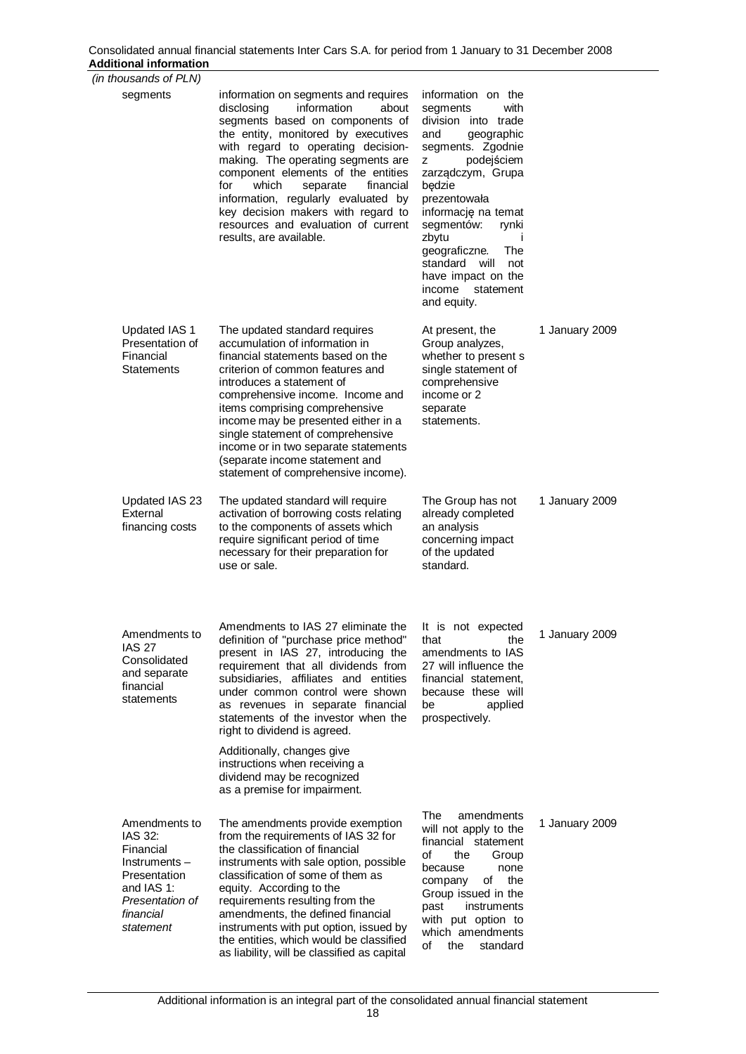*(in thousands of PLN)*

| | | | |
|---|---|---|---|
| segments | information on segments and requires disclosing information about segments based on components of the entity, monitored by executives with regard to operating decision-making. The operating segments are component elements of the entities for which separate financial information, regularly evaluated by key decision makers with regard to resources and evaluation of current results, are available. | information on the segments with division into trade and geographic segments. Zgodnie z podejściem zarządczym, Grupa będzie prezentowała informację na temat segmentów: rynki zbytu i geograficzne. The standard will not have impact on the income statement and equity. | |
| Updated IAS 1 Presentation of Financial Statements | The updated standard requires accumulation of information in financial statements based on the criterion of common features and introduces a statement of comprehensive income. Income and items comprising comprehensive income may be presented either in a single statement of comprehensive income or in two separate statements (separate income statement and statement of comprehensive income). | At present, the Group analyzes, whether to present s single statement of comprehensive income or 2 separate statements. | 1 January 2009 |
| Updated IAS 23 External financing costs | The updated standard will require activation of borrowing costs relating to the components of assets which require significant period of time necessary for their preparation for use or sale. | The Group has not already completed an analysis concerning impact of the updated standard. | 1 January 2009 |
| Amendments to IAS 27 Consolidated and separate financial statements | Amendments to IAS 27 eliminate the definition of "purchase price method" present in IAS 27, introducing the requirement that all dividends from subsidiaries, affiliates and entities under common control were shown as revenues in separate financial statements of the investor when the right to dividend is agreed.<br><br>Additionally, changes give instructions when receiving a dividend may be recognized as a premise for impairment. | It is not expected that the amendments to IAS 27 will influence the financial statement, because these will be applied prospectively. | 1 January 2009 |
| Amendments to IAS 32: Financial Instruments – Presentation and IAS 1: *Presentation of financial statement* | The amendments provide exemption from the requirements of IAS 32 for the classification of financial instruments with sale option, possible classification of some of them as equity. According to the requirements resulting from the amendments, the defined financial instruments with put option, issued by the entities, which would be classified as liability, will be classified as capital | The amendments will not apply to the financial statement of the Group because none company of the Group issued in the past instruments with put option to which amendments of the standard | 1 January 2009 |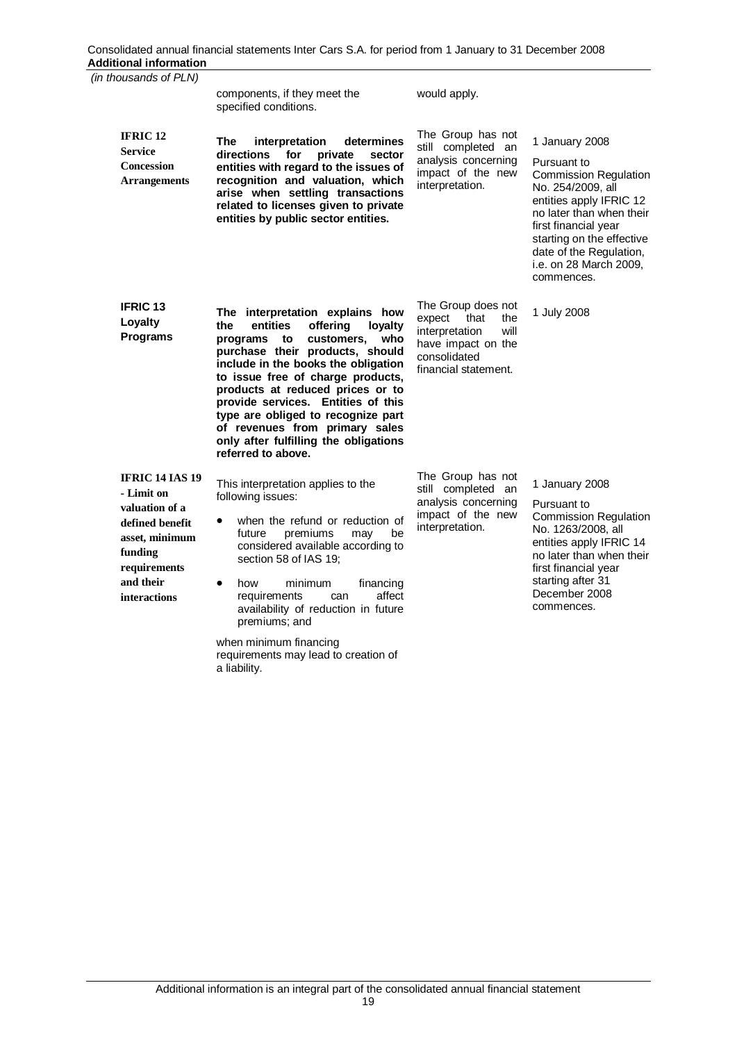*(in thousands of PLN)*

| | | | |
|---|---|---|---|
| | components, if they meet the specified conditions. | would apply. | |
| **IFRIC 12 Service Concession Arrangements** | **The interpretation determines directions for private sector entities with regard to the issues of recognition and valuation, which arise when settling transactions related to licenses given to private entities by public sector entities.** | The Group has not still completed an analysis concerning impact of the new interpretation. | 1 January 2008<br>Pursuant to Commission Regulation No. 254/2009, all entities apply IFRIC 12 no later than when their first financial year starting on the effective date of the Regulation, i.e. on 28 March 2009, commences. |
| **IFRIC 13 Loyalty Programs** | **The interpretation explains how the entities offering loyalty programs to customers, who purchase their products, should include in the books the obligation to issue free of charge products, products at reduced prices or to provide services. Entities of this type are obliged to recognize part of revenues from primary sales only after fulfilling the obligations referred to above.** | The Group does not expect that the interpretation will have impact on the consolidated financial statement. | 1 July 2008 |
| **IFRIC 14 IAS 19 - Limit on valuation of a defined benefit asset, minimum funding requirements and their interactions** | This interpretation applies to the following issues:<br>• when the refund or reduction of future premiums may be considered available according to section 58 of IAS 19;<br>• how minimum financing requirements can affect availability of reduction in future premiums; and<br>when minimum financing requirements may lead to creation of a liability. | The Group has not still completed an analysis concerning impact of the new interpretation. | 1 January 2008<br>Pursuant to Commission Regulation No. 1263/2008, all entities apply IFRIC 14 no later than when their first financial year starting after 31 December 2008 commences. |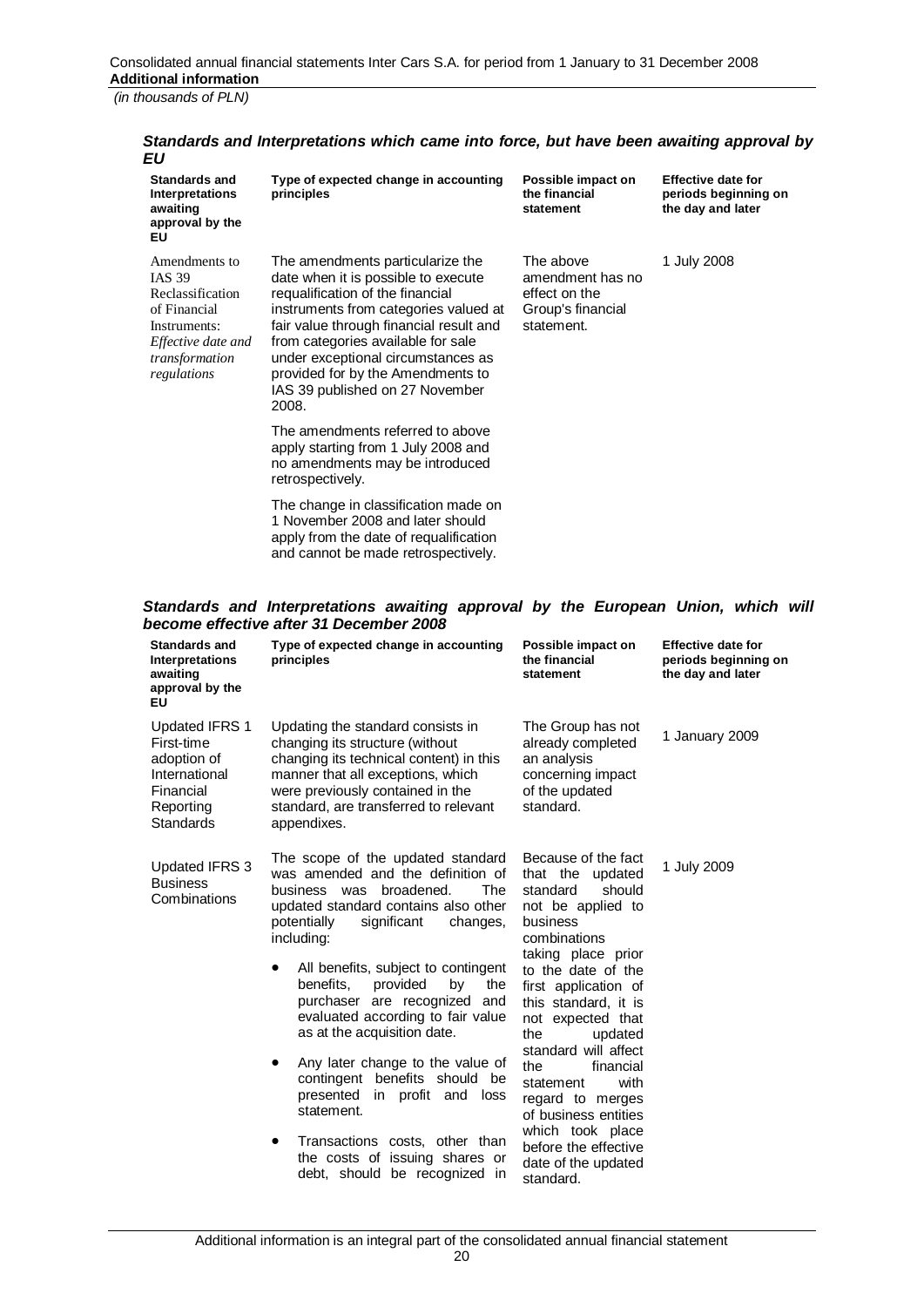### *Standards and Interpretations which came into force, but have been awaiting approval by EU*

| Standards and Interpretations awaiting approval by the EU | Type of expected change in accounting principles | Possible impact on the financial statement | Effective date for periods beginning on the day and later |
|---|---|---|---|
| Amendments to IAS 39 Reclassification of Financial Instruments: *Effective date and transformation regulations* | The amendments particularize the date when it is possible to execute requalification of the financial instruments from categories valued at fair value through financial result and from categories available for sale under exceptional circumstances as provided for by the Amendments to IAS 39 published on 27 November 2008.<br><br>The amendments referred to above apply starting from 1 July 2008 and no amendments may be introduced retrospectively.<br><br>The change in classification made on 1 November 2008 and later should apply from the date of requalification and cannot be made retrospectively. | The above amendment has no effect on the Group's financial statement. | 1 July 2008 |

### *Standards and Interpretations awaiting approval by the European Union, which will become effective after 31 December 2008*

| Standards and Interpretations awaiting approval by the EU | Type of expected change in accounting principles | Possible impact on the financial statement | Effective date for periods beginning on the day and later |
|---|---|---|---|
| Updated IFRS 1 First-time adoption of International Financial Reporting Standards | Updating the standard consists in changing its structure (without changing its technical content) in this manner that all exceptions, which were previously contained in the standard, are transferred to relevant appendixes. | The Group has not already completed an analysis concerning impact of the updated standard. | 1 January 2009 |
| Updated IFRS 3 Business Combinations | The scope of the updated standard was amended and the definition of business was broadened. The updated standard contains also other potentially significant changes, including:<br><br>• All benefits, subject to contingent benefits, provided by the purchaser are recognized and evaluated according to fair value as at the acquisition date.<br><br>• Any later change to the value of contingent benefits should be presented in profit and loss statement.<br><br>• Transactions costs, other than the costs of issuing shares or debt, should be recognized in | Because of the fact that the updated standard should not be applied to business combinations taking place prior to the date of the first application of this standard, it is not expected that the updated standard will affect the financial statement with regard to merges of business entities which took place before the effective date of the updated standard. | 1 July 2009 |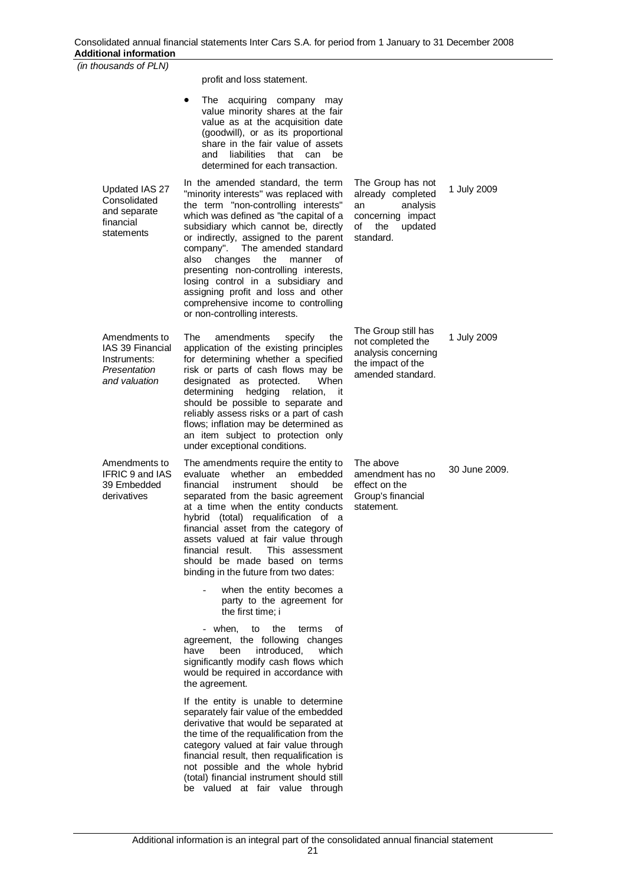| | | | |
|---|---|---|---|
| | profit and loss statement.<br>• The acquiring company may value minority shares at the fair value as at the acquisition date (goodwill), or as its proportional share in the fair value of assets and liabilities that can be determined for each transaction. | | |
| Updated IAS 27 Consolidated and separate financial statements | In the amended standard, the term "minority interests" was replaced with the term "non-controlling interests" which was defined as "the capital of a subsidiary which cannot be, directly or indirectly, assigned to the parent company". The amended standard also changes the manner of presenting non-controlling interests, losing control in a subsidiary and assigning profit and loss and other comprehensive income to controlling or non-controlling interests. | The Group has not already completed an analysis concerning impact of the updated standard. | 1 July 2009 |
| Amendments to IAS 39 Financial Instruments: *Presentation and valuation* | The amendments specify the application of the existing principles for determining whether a specified risk or parts of cash flows may be designated as protected. When determining hedging relation, it should be possible to separate and reliably assess risks or a part of cash flows; inflation may be determined as an item subject to protection only under exceptional conditions. | The Group still has not completed the analysis concerning the impact of the amended standard. | 1 July 2009 |
| Amendments to IFRIC 9 and IAS 39 Embedded derivatives | The amendments require the entity to evaluate whether an embedded financial instrument should be separated from the basic agreement at a time when the entity conducts hybrid (total) requalification of a financial asset from the category of assets valued at fair value through financial result. This assessment should be made based on terms binding in the future from two dates:<br>- when the entity becomes a party to the agreement for the first time; i<br>- when, to the terms of agreement, the following changes have been introduced, which significantly modify cash flows which would be required in accordance with the agreement.<br>If the entity is unable to determine separately fair value of the embedded derivative that would be separated at the time of the requalification from the category valued at fair value through financial result, then requalification is not possible and the whole hybrid (total) financial instrument should still be valued at fair value through | The above amendment has no effect on the Group's financial statement. | 30 June 2009. |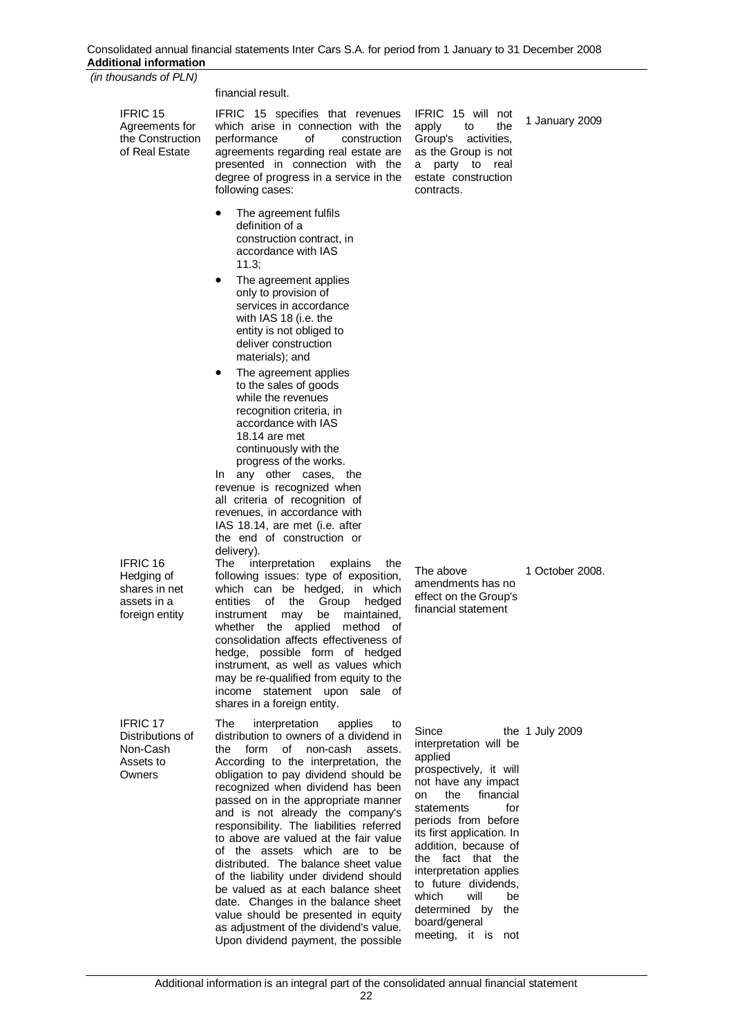*(in thousands of PLN)*

| | financial result. | | |
|---|---|---|---|
| IFRIC 15 Agreements for the Construction of Real Estate | IFRIC 15 specifies that revenues which arise in connection with the performance of construction agreements regarding real estate are presented in connection with the degree of progress in a service in the following cases:<br>• The agreement fulfils definition of a construction contract, in accordance with IAS 11.3;<br>• The agreement applies only to provision of services in accordance with IAS 18 (i.e. the entity is not obliged to deliver construction materials); and<br>• The agreement applies to the sales of goods while the revenues recognition criteria, in accordance with IAS 18.14 are met continuously with the progress of the works.<br>In any other cases, the revenue is recognized when all criteria of recognition of revenues, in accordance with IAS 18.14, are met (i.e. after the end of construction or delivery). | IFRIC 15 will not apply to the Group's activities, as the Group is not a party to real estate construction contracts. | 1 January 2009 |
| IFRIC 16 Hedging of shares in net assets in a foreign entity | The interpretation explains the following issues: type of exposition, which can be hedged, in which entities of the Group hedged instrument may be maintained, whether the applied method of consolidation affects effectiveness of hedge, possible form of hedged instrument, as well as values which may be re-qualified from equity to the income statement upon sale of shares in a foreign entity. | The above amendments has no effect on the Group's financial statement | 1 October 2008. |
| IFRIC 17 Distributions of Non-Cash Assets to Owners | The interpretation applies to distribution to owners of a dividend in the form of non-cash assets. According to the interpretation, the obligation to pay dividend should be recognized when dividend has been passed on in the appropriate manner and is not already the company's responsibility. The liabilities referred to above are valued at the fair value of the assets which are to be distributed. The balance sheet value of the liability under dividend should be valued as at each balance sheet date. Changes in the balance sheet value should be presented in equity as adjustment of the dividend's value. Upon dividend payment, the possible | Since the interpretation will be applied prospectively, it will not have any impact on the financial statements for periods from before its first application. In addition, because of the fact that the interpretation applies to future dividends, which will be determined by the board/general meeting, it is not | 1 July 2009 |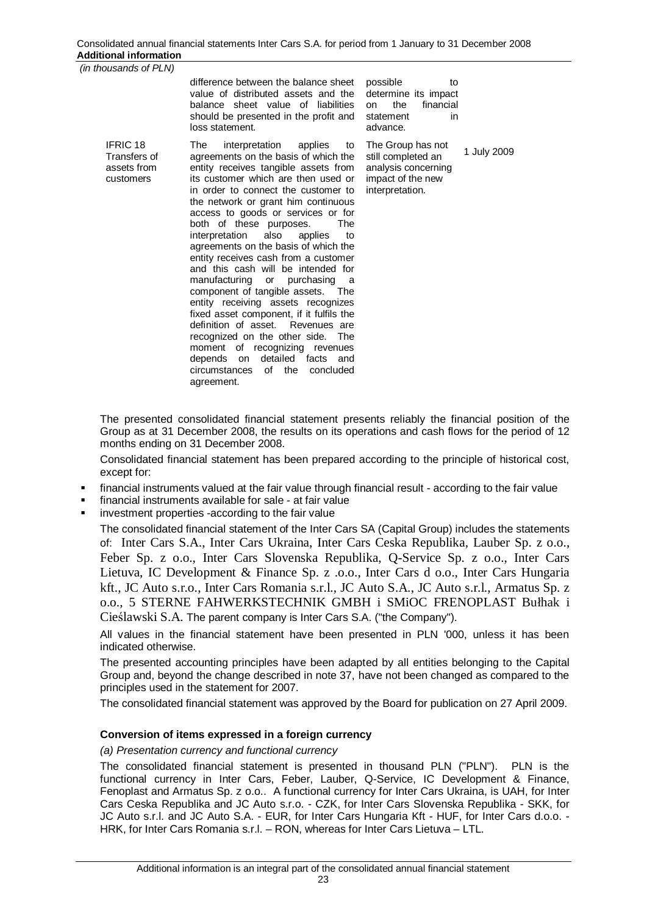| | | | |
|---|---|---|---|
| | difference between the balance sheet value of distributed assets and the balance sheet value of liabilities should be presented in the profit and loss statement. | possible to determine its impact on the financial statement in advance. | |
| IFRIC 18 Transfers of assets from customers | The interpretation applies to agreements on the basis of which the entity receives tangible assets from its customer which are then used or in order to connect the customer to the network or grant him continuous access to goods or services or for both of these purposes. The interpretation also applies to agreements on the basis of which the entity receives cash from a customer and this cash will be intended for manufacturing or purchasing a component of tangible assets. The entity receiving assets recognizes fixed asset component, if it fulfils the definition of asset. Revenues are recognized on the other side. The moment of recognizing revenues depends on detailed facts and circumstances of the concluded agreement. | The Group has not still completed an analysis concerning impact of the new interpretation. | 1 July 2009 |

The presented consolidated financial statement presents reliably the financial position of the Group as at 31 December 2008, the results on its operations and cash flows for the period of 12 months ending on 31 December 2008.

Consolidated financial statement has been prepared according to the principle of historical cost, except for:

- financial instruments valued at the fair value through financial result - according to the fair value
- financial instruments available for sale - at fair value
- investment properties -according to the fair value

The consolidated financial statement of the Inter Cars SA (Capital Group) includes the statements of: Inter Cars S.A., Inter Cars Ukraina, Inter Cars Ceska Republika, Lauber Sp. z o.o., Feber Sp. z o.o., Inter Cars Slovenska Republika, Q-Service Sp. z o.o., Inter Cars Lietuva, IC Development & Finance Sp. z .o.o., Inter Cars d o.o., Inter Cars Hungaria kft., JC Auto s.r.o., Inter Cars Romania s.r.l., JC Auto S.A., JC Auto s.r.l., Armatus Sp. z o.o., 5 STERNE FAHWERKSTECHNIK GMBH i SMiOC FRENOPLAST Bułhak i Cieślawski S.A. The parent company is Inter Cars S.A. ("the Company").

All values in the financial statement have been presented in PLN '000, unless it has been indicated otherwise.

The presented accounting principles have been adapted by all entities belonging to the Capital Group and, beyond the change described in note 37, have not been changed as compared to the principles used in the statement for 2007.

The consolidated financial statement was approved by the Board for publication on 27 April 2009.

**Conversion of items expressed in a foreign currency**

*(a) Presentation currency and functional currency*

The consolidated financial statement is presented in thousand PLN ("PLN"). PLN is the functional currency in Inter Cars, Feber, Lauber, Q-Service, IC Development & Finance, Fenoplast and Armatus Sp. z o.o.. A functional currency for Inter Cars Ukraina, is UAH, for Inter Cars Ceska Republika and JC Auto s.r.o. - CZK, for Inter Cars Slovenska Republika - SKK, for JC Auto s.r.l. and JC Auto S.A. - EUR, for Inter Cars Hungaria Kft - HUF, for Inter Cars d.o.o. - HRK, for Inter Cars Romania s.r.l. – RON, whereas for Inter Cars Lietuva – LTL.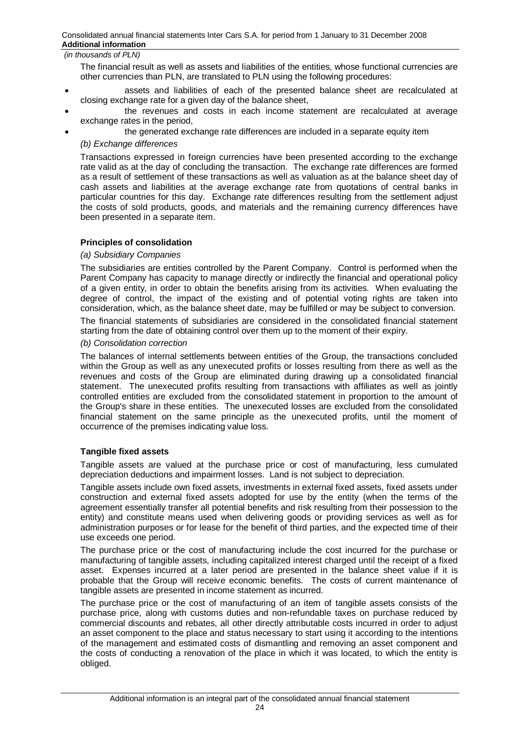*(in thousands of PLN)*

The financial result as well as assets and liabilities of the entities, whose functional currencies are other currencies than PLN, are translated to PLN using the following procedures:

- assets and liabilities of each of the presented balance sheet are recalculated at closing exchange rate for a given day of the balance sheet,
- the revenues and costs in each income statement are recalculated at average exchange rates in the period,
- the generated exchange rate differences are included in a separate equity item

*(b) Exchange differences*

Transactions expressed in foreign currencies have been presented according to the exchange rate valid as at the day of concluding the transaction. The exchange rate differences are formed as a result of settlement of these transactions as well as valuation as at the balance sheet day of cash assets and liabilities at the average exchange rate from quotations of central banks in particular countries for this day. Exchange rate differences resulting from the settlement adjust the costs of sold products, goods, and materials and the remaining currency differences have been presented in a separate item.

**Principles of consolidation**

*(a) Subsidiary Companies*

The subsidiaries are entities controlled by the Parent Company. Control is performed when the Parent Company has capacity to manage directly or indirectly the financial and operational policy of a given entity, in order to obtain the benefits arising from its activities. When evaluating the degree of control, the impact of the existing and of potential voting rights are taken into consideration, which, as the balance sheet date, may be fulfilled or may be subject to conversion.

The financial statements of subsidiaries are considered in the consolidated financial statement starting from the date of obtaining control over them up to the moment of their expiry.

*(b) Consolidation correction*

The balances of internal settlements between entities of the Group, the transactions concluded within the Group as well as any unexecuted profits or losses resulting from there as well as the revenues and costs of the Group are eliminated during drawing up a consolidated financial statement. The unexecuted profits resulting from transactions with affiliates as well as jointly controlled entities are excluded from the consolidated statement in proportion to the amount of the Group's share in these entities. The unexecuted losses are excluded from the consolidated financial statement on the same principle as the unexecuted profits, until the moment of occurrence of the premises indicating value loss.

**Tangible fixed assets**

Tangible assets are valued at the purchase price or cost of manufacturing, less cumulated depreciation deductions and impairment losses. Land is not subject to depreciation.

Tangible assets include own fixed assets, investments in external fixed assets, fixed assets under construction and external fixed assets adopted for use by the entity (when the terms of the agreement essentially transfer all potential benefits and risk resulting from their possession to the entity) and constitute means used when delivering goods or providing services as well as for administration purposes or for lease for the benefit of third parties, and the expected time of their use exceeds one period.

The purchase price or the cost of manufacturing include the cost incurred for the purchase or manufacturing of tangible assets, including capitalized interest charged until the receipt of a fixed asset. Expenses incurred at a later period are presented in the balance sheet value if it is probable that the Group will receive economic benefits. The costs of current maintenance of tangible assets are presented in income statement as incurred.

The purchase price or the cost of manufacturing of an item of tangible assets consists of the purchase price, along with customs duties and non-refundable taxes on purchase reduced by commercial discounts and rebates, all other directly attributable costs incurred in order to adjust an asset component to the place and status necessary to start using it according to the intentions of the management and estimated costs of dismantling and removing an asset component and the costs of conducting a renovation of the place in which it was located, to which the entity is obliged.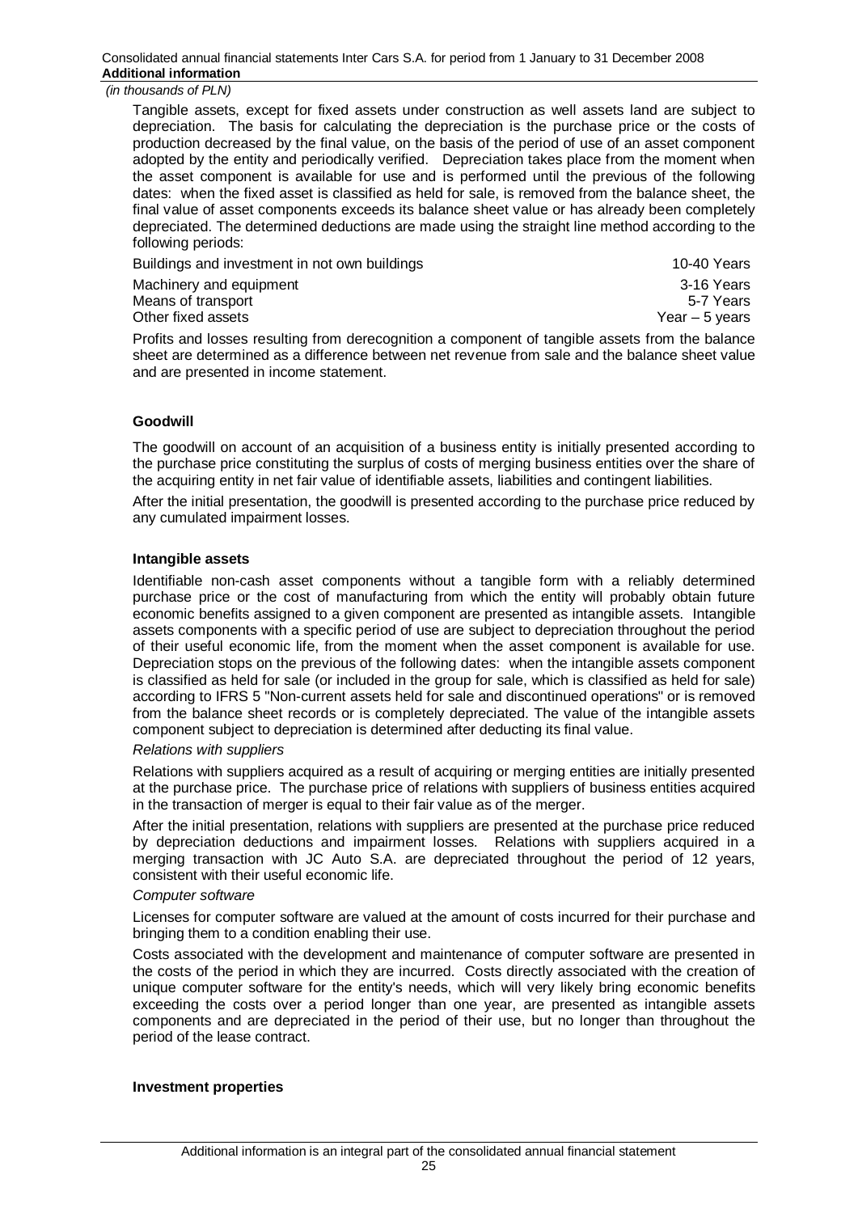Tangible assets, except for fixed assets under construction as well assets land are subject to depreciation. The basis for calculating the depreciation is the purchase price or the costs of production decreased by the final value, on the basis of the period of use of an asset component adopted by the entity and periodically verified. Depreciation takes place from the moment when the asset component is available for use and is performed until the previous of the following dates: when the fixed asset is classified as held for sale, is removed from the balance sheet, the final value of asset components exceeds its balance sheet value or has already been completely depreciated. The determined deductions are made using the straight line method according to the following periods:

| | |
|---|---|
| Buildings and investment in not own buildings | 10-40 Years |
| Machinery and equipment | 3-16 Years |
| Means of transport | 5-7 Years |
| Other fixed assets | Year – 5 years |

Profits and losses resulting from derecognition a component of tangible assets from the balance sheet are determined as a difference between net revenue from sale and the balance sheet value and are presented in income statement.

**Goodwill**

The goodwill on account of an acquisition of a business entity is initially presented according to the purchase price constituting the surplus of costs of merging business entities over the share of the acquiring entity in net fair value of identifiable assets, liabilities and contingent liabilities.

After the initial presentation, the goodwill is presented according to the purchase price reduced by any cumulated impairment losses.

**Intangible assets**

Identifiable non-cash asset components without a tangible form with a reliably determined purchase price or the cost of manufacturing from which the entity will probably obtain future economic benefits assigned to a given component are presented as intangible assets. Intangible assets components with a specific period of use are subject to depreciation throughout the period of their useful economic life, from the moment when the asset component is available for use. Depreciation stops on the previous of the following dates: when the intangible assets component is classified as held for sale (or included in the group for sale, which is classified as held for sale) according to IFRS 5 "Non-current assets held for sale and discontinued operations" or is removed from the balance sheet records or is completely depreciated. The value of the intangible assets component subject to depreciation is determined after deducting its final value.

*Relations with suppliers*

Relations with suppliers acquired as a result of acquiring or merging entities are initially presented at the purchase price. The purchase price of relations with suppliers of business entities acquired in the transaction of merger is equal to their fair value as of the merger.

After the initial presentation, relations with suppliers are presented at the purchase price reduced by depreciation deductions and impairment losses. Relations with suppliers acquired in a merging transaction with JC Auto S.A. are depreciated throughout the period of 12 years, consistent with their useful economic life.

*Computer software*

Licenses for computer software are valued at the amount of costs incurred for their purchase and bringing them to a condition enabling their use.

Costs associated with the development and maintenance of computer software are presented in the costs of the period in which they are incurred. Costs directly associated with the creation of unique computer software for the entity's needs, which will very likely bring economic benefits exceeding the costs over a period longer than one year, are presented as intangible assets components and are depreciated in the period of their use, but no longer than throughout the period of the lease contract.

**Investment properties**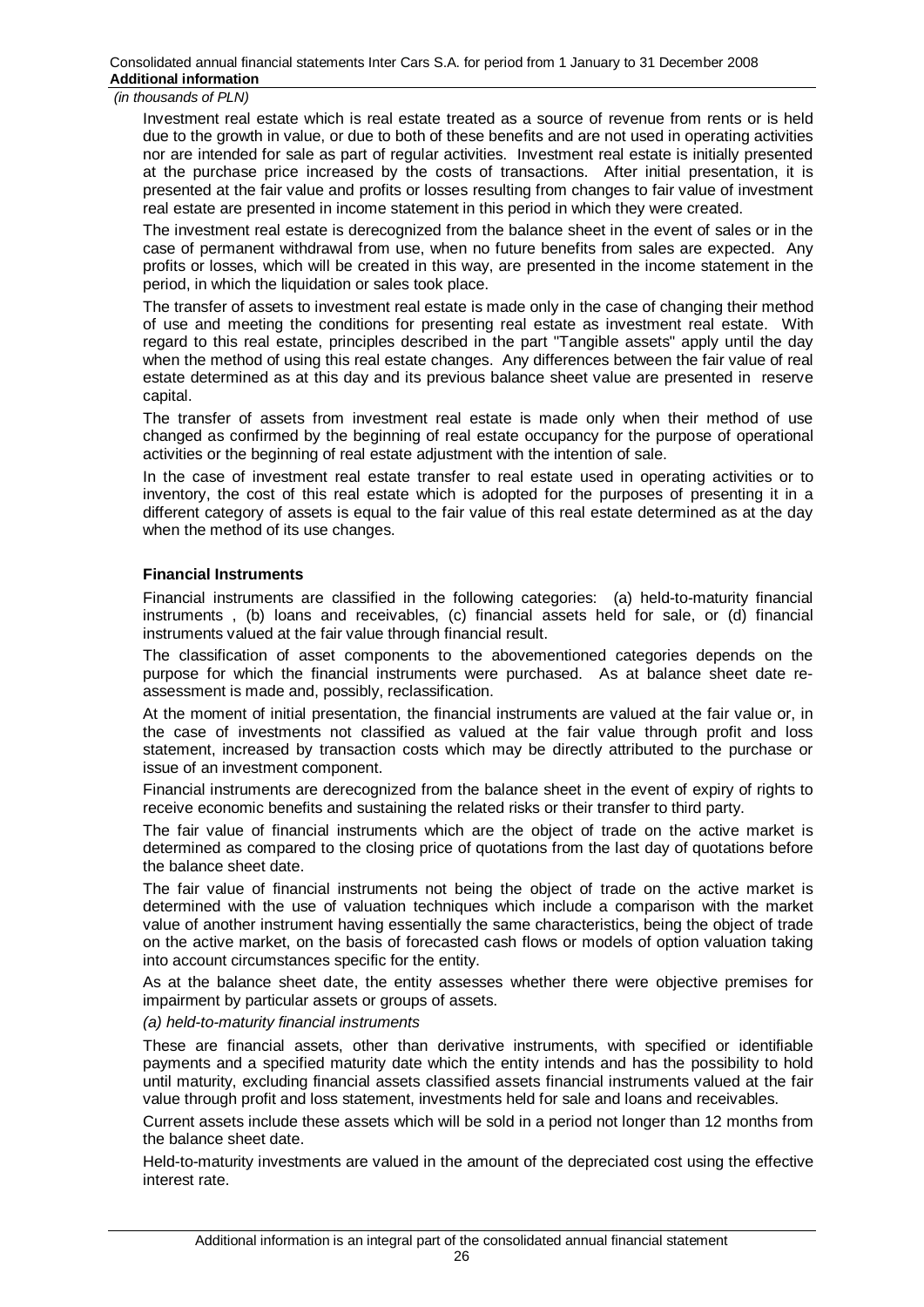*(in thousands of PLN)*

Investment real estate which is real estate treated as a source of revenue from rents or is held due to the growth in value, or due to both of these benefits and are not used in operating activities nor are intended for sale as part of regular activities. Investment real estate is initially presented at the purchase price increased by the costs of transactions. After initial presentation, it is presented at the fair value and profits or losses resulting from changes to fair value of investment real estate are presented in income statement in this period in which they were created.

The investment real estate is derecognized from the balance sheet in the event of sales or in the case of permanent withdrawal from use, when no future benefits from sales are expected. Any profits or losses, which will be created in this way, are presented in the income statement in the period, in which the liquidation or sales took place.

The transfer of assets to investment real estate is made only in the case of changing their method of use and meeting the conditions for presenting real estate as investment real estate. With regard to this real estate, principles described in the part "Tangible assets" apply until the day when the method of using this real estate changes. Any differences between the fair value of real estate determined as at this day and its previous balance sheet value are presented in reserve capital.

The transfer of assets from investment real estate is made only when their method of use changed as confirmed by the beginning of real estate occupancy for the purpose of operational activities or the beginning of real estate adjustment with the intention of sale.

In the case of investment real estate transfer to real estate used in operating activities or to inventory, the cost of this real estate which is adopted for the purposes of presenting it in a different category of assets is equal to the fair value of this real estate determined as at the day when the method of its use changes.

**Financial Instruments**

Financial instruments are classified in the following categories: (a) held-to-maturity financial instruments , (b) loans and receivables, (c) financial assets held for sale, or (d) financial instruments valued at the fair value through financial result.

The classification of asset components to the abovementioned categories depends on the purpose for which the financial instruments were purchased. As at balance sheet date re-assessment is made and, possibly, reclassification.

At the moment of initial presentation, the financial instruments are valued at the fair value or, in the case of investments not classified as valued at the fair value through profit and loss statement, increased by transaction costs which may be directly attributed to the purchase or issue of an investment component.

Financial instruments are derecognized from the balance sheet in the event of expiry of rights to receive economic benefits and sustaining the related risks or their transfer to third party.

The fair value of financial instruments which are the object of trade on the active market is determined as compared to the closing price of quotations from the last day of quotations before the balance sheet date.

The fair value of financial instruments not being the object of trade on the active market is determined with the use of valuation techniques which include a comparison with the market value of another instrument having essentially the same characteristics, being the object of trade on the active market, on the basis of forecasted cash flows or models of option valuation taking into account circumstances specific for the entity.

As at the balance sheet date, the entity assesses whether there were objective premises for impairment by particular assets or groups of assets.

*(a) held-to-maturity financial instruments*

These are financial assets, other than derivative instruments, with specified or identifiable payments and a specified maturity date which the entity intends and has the possibility to hold until maturity, excluding financial assets classified assets financial instruments valued at the fair value through profit and loss statement, investments held for sale and loans and receivables.

Current assets include these assets which will be sold in a period not longer than 12 months from the balance sheet date.

Held-to-maturity investments are valued in the amount of the depreciated cost using the effective interest rate.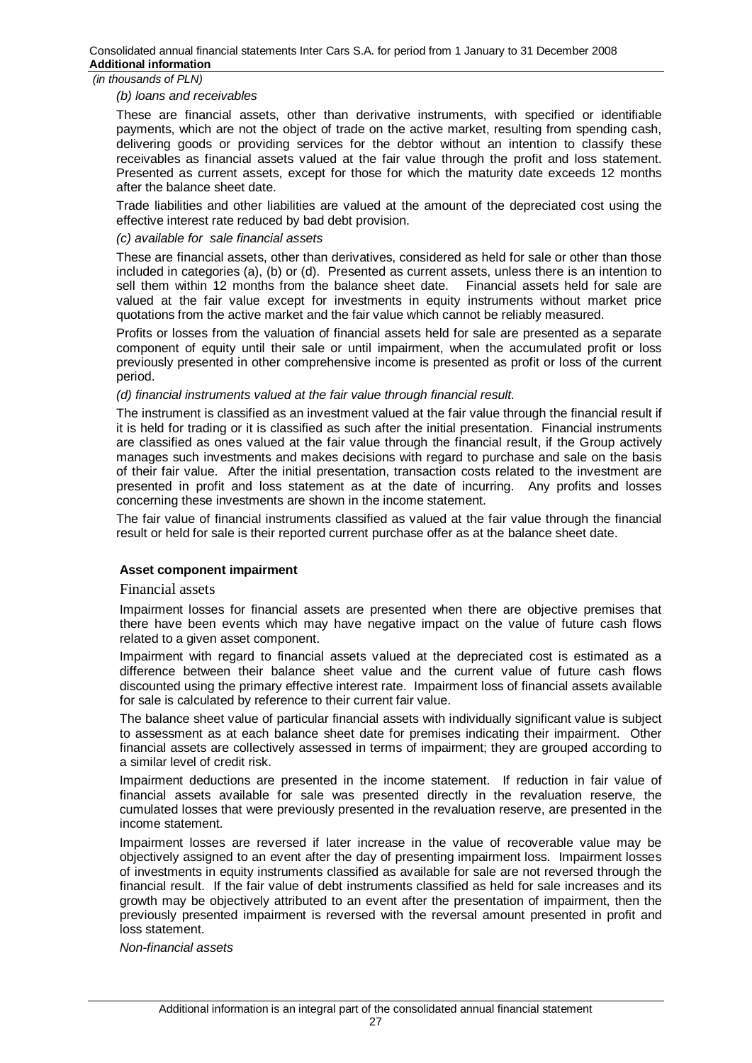*(in thousands of PLN)*

*(b) loans and receivables*

These are financial assets, other than derivative instruments, with specified or identifiable payments, which are not the object of trade on the active market, resulting from spending cash, delivering goods or providing services for the debtor without an intention to classify these receivables as financial assets valued at the fair value through the profit and loss statement. Presented as current assets, except for those for which the maturity date exceeds 12 months after the balance sheet date.

Trade liabilities and other liabilities are valued at the amount of the depreciated cost using the effective interest rate reduced by bad debt provision.

*(c) available for sale financial assets*

These are financial assets, other than derivatives, considered as held for sale or other than those included in categories (a), (b) or (d). Presented as current assets, unless there is an intention to sell them within 12 months from the balance sheet date. Financial assets held for sale are valued at the fair value except for investments in equity instruments without market price quotations from the active market and the fair value which cannot be reliably measured.

Profits or losses from the valuation of financial assets held for sale are presented as a separate component of equity until their sale or until impairment, when the accumulated profit or loss previously presented in other comprehensive income is presented as profit or loss of the current period.

*(d) financial instruments valued at the fair value through financial result.*

The instrument is classified as an investment valued at the fair value through the financial result if it is held for trading or it is classified as such after the initial presentation. Financial instruments are classified as ones valued at the fair value through the financial result, if the Group actively manages such investments and makes decisions with regard to purchase and sale on the basis of their fair value. After the initial presentation, transaction costs related to the investment are presented in profit and loss statement as at the date of incurring. Any profits and losses concerning these investments are shown in the income statement.

The fair value of financial instruments classified as valued at the fair value through the financial result or held for sale is their reported current purchase offer as at the balance sheet date.

**Asset component impairment**

Financial assets

Impairment losses for financial assets are presented when there are objective premises that there have been events which may have negative impact on the value of future cash flows related to a given asset component.

Impairment with regard to financial assets valued at the depreciated cost is estimated as a difference between their balance sheet value and the current value of future cash flows discounted using the primary effective interest rate. Impairment loss of financial assets available for sale is calculated by reference to their current fair value.

The balance sheet value of particular financial assets with individually significant value is subject to assessment as at each balance sheet date for premises indicating their impairment. Other financial assets are collectively assessed in terms of impairment; they are grouped according to a similar level of credit risk.

Impairment deductions are presented in the income statement. If reduction in fair value of financial assets available for sale was presented directly in the revaluation reserve, the cumulated losses that were previously presented in the revaluation reserve, are presented in the income statement.

Impairment losses are reversed if later increase in the value of recoverable value may be objectively assigned to an event after the day of presenting impairment loss. Impairment losses of investments in equity instruments classified as available for sale are not reversed through the financial result. If the fair value of debt instruments classified as held for sale increases and its growth may be objectively attributed to an event after the presentation of impairment, then the previously presented impairment is reversed with the reversal amount presented in profit and loss statement.

*Non-financial assets*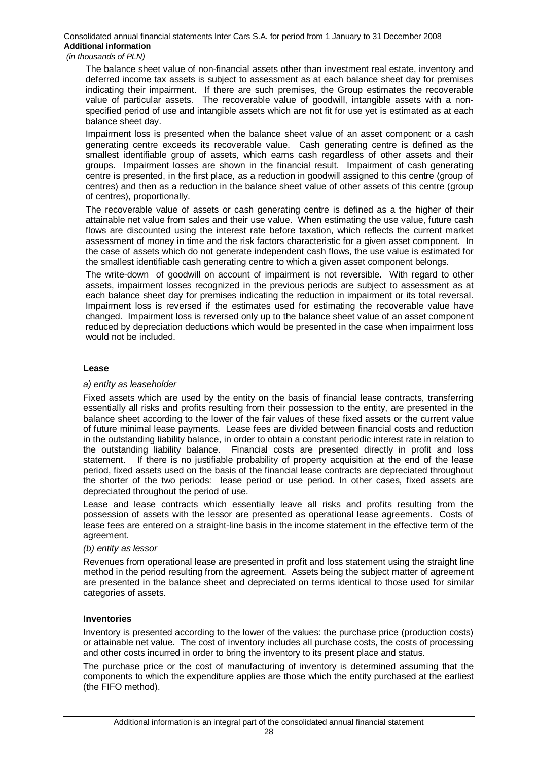The balance sheet value of non-financial assets other than investment real estate, inventory and deferred income tax assets is subject to assessment as at each balance sheet day for premises indicating their impairment. If there are such premises, the Group estimates the recoverable value of particular assets. The recoverable value of goodwill, intangible assets with a non-specified period of use and intangible assets which are not fit for use yet is estimated as at each balance sheet day.

Impairment loss is presented when the balance sheet value of an asset component or a cash generating centre exceeds its recoverable value. Cash generating centre is defined as the smallest identifiable group of assets, which earns cash regardless of other assets and their groups. Impairment losses are shown in the financial result. Impairment of cash generating centre is presented, in the first place, as a reduction in goodwill assigned to this centre (group of centres) and then as a reduction in the balance sheet value of other assets of this centre (group of centres), proportionally.

The recoverable value of assets or cash generating centre is defined as a the higher of their attainable net value from sales and their use value. When estimating the use value, future cash flows are discounted using the interest rate before taxation, which reflects the current market assessment of money in time and the risk factors characteristic for a given asset component. In the case of assets which do not generate independent cash flows, the use value is estimated for the smallest identifiable cash generating centre to which a given asset component belongs.

The write-down of goodwill on account of impairment is not reversible. With regard to other assets, impairment losses recognized in the previous periods are subject to assessment as at each balance sheet day for premises indicating the reduction in impairment or its total reversal. Impairment loss is reversed if the estimates used for estimating the recoverable value have changed. Impairment loss is reversed only up to the balance sheet value of an asset component reduced by depreciation deductions which would be presented in the case when impairment loss would not be included.

**Lease**

*a) entity as leaseholder*

Fixed assets which are used by the entity on the basis of financial lease contracts, transferring essentially all risks and profits resulting from their possession to the entity, are presented in the balance sheet according to the lower of the fair values of these fixed assets or the current value of future minimal lease payments. Lease fees are divided between financial costs and reduction in the outstanding liability balance, in order to obtain a constant periodic interest rate in relation to the outstanding liability balance. Financial costs are presented directly in profit and loss statement. If there is no justifiable probability of property acquisition at the end of the lease period, fixed assets used on the basis of the financial lease contracts are depreciated throughout the shorter of the two periods: lease period or use period. In other cases, fixed assets are depreciated throughout the period of use.

Lease and lease contracts which essentially leave all risks and profits resulting from the possession of assets with the lessor are presented as operational lease agreements. Costs of lease fees are entered on a straight-line basis in the income statement in the effective term of the agreement.

*(b) entity as lessor*

Revenues from operational lease are presented in profit and loss statement using the straight line method in the period resulting from the agreement. Assets being the subject matter of agreement are presented in the balance sheet and depreciated on terms identical to those used for similar categories of assets.

**Inventories**

Inventory is presented according to the lower of the values: the purchase price (production costs) or attainable net value. The cost of inventory includes all purchase costs, the costs of processing and other costs incurred in order to bring the inventory to its present place and status.

The purchase price or the cost of manufacturing of inventory is determined assuming that the components to which the expenditure applies are those which the entity purchased at the earliest (the FIFO method).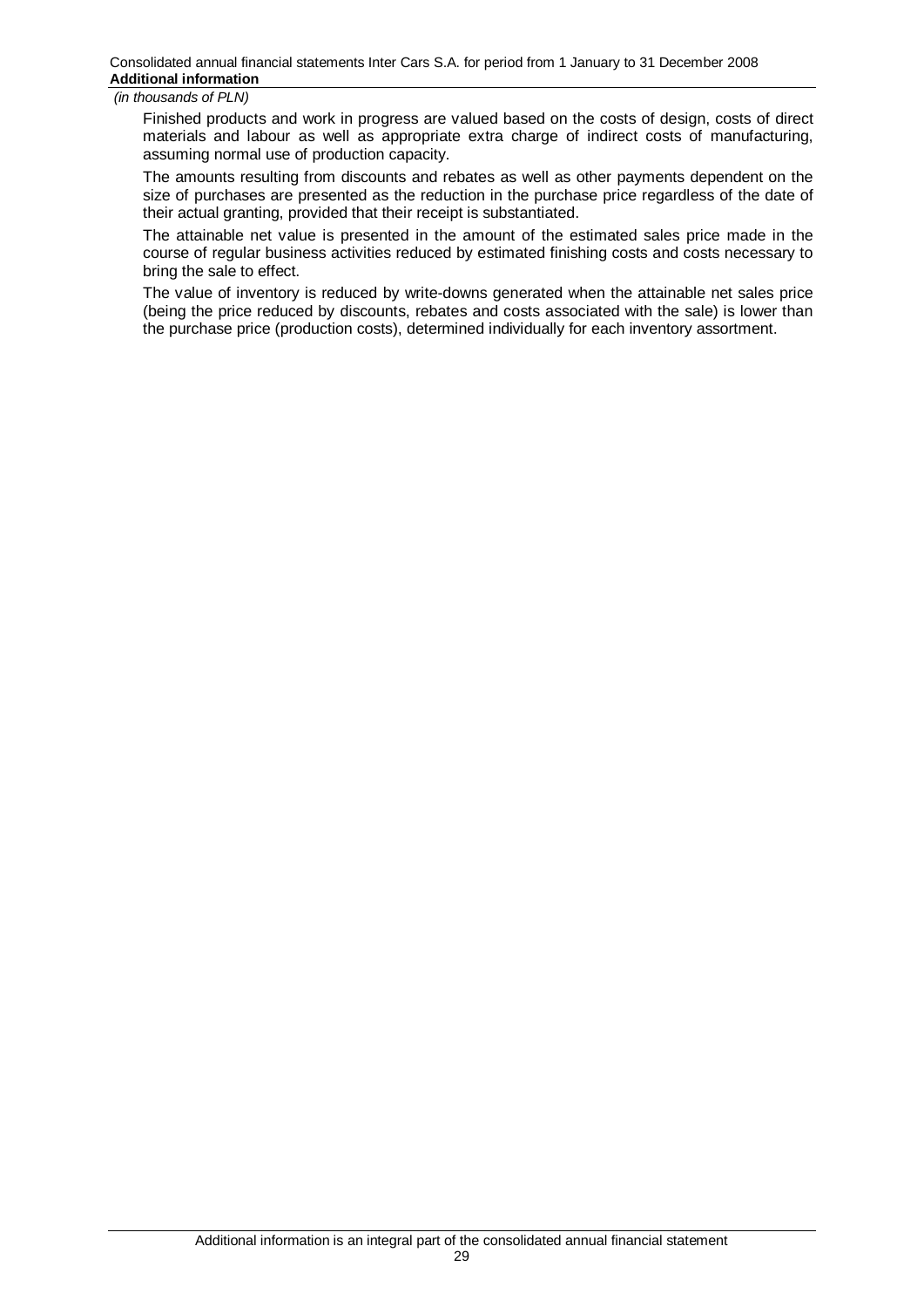Finished products and work in progress are valued based on the costs of design, costs of direct materials and labour as well as appropriate extra charge of indirect costs of manufacturing, assuming normal use of production capacity.

The amounts resulting from discounts and rebates as well as other payments dependent on the size of purchases are presented as the reduction in the purchase price regardless of the date of their actual granting, provided that their receipt is substantiated.

The attainable net value is presented in the amount of the estimated sales price made in the course of regular business activities reduced by estimated finishing costs and costs necessary to bring the sale to effect.

The value of inventory is reduced by write-downs generated when the attainable net sales price (being the price reduced by discounts, rebates and costs associated with the sale) is lower than the purchase price (production costs), determined individually for each inventory assortment.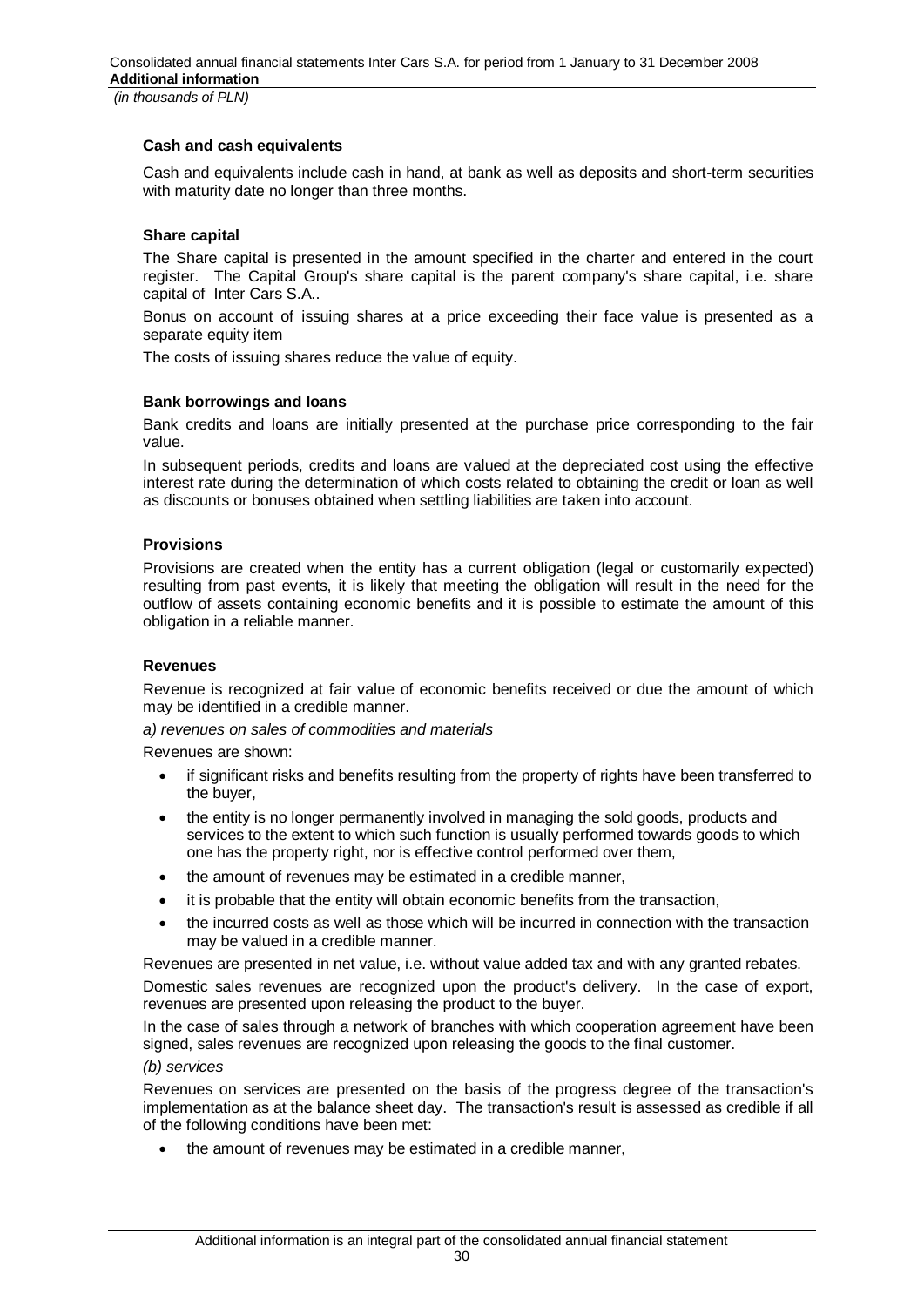### Cash and cash equivalents

Cash and equivalents include cash in hand, at bank as well as deposits and short-term securities with maturity date no longer than three months.

### Share capital

The Share capital is presented in the amount specified in the charter and entered in the court register. The Capital Group's share capital is the parent company's share capital, i.e. share capital of Inter Cars S.A..

Bonus on account of issuing shares at a price exceeding their face value is presented as a separate equity item

The costs of issuing shares reduce the value of equity.

### Bank borrowings and loans

Bank credits and loans are initially presented at the purchase price corresponding to the fair value.

In subsequent periods, credits and loans are valued at the depreciated cost using the effective interest rate during the determination of which costs related to obtaining the credit or loan as well as discounts or bonuses obtained when settling liabilities are taken into account.

### Provisions

Provisions are created when the entity has a current obligation (legal or customarily expected) resulting from past events, it is likely that meeting the obligation will result in the need for the outflow of assets containing economic benefits and it is possible to estimate the amount of this obligation in a reliable manner.

### Revenues

Revenue is recognized at fair value of economic benefits received or due the amount of which may be identified in a credible manner.

*a) revenues on sales of commodities and materials*

Revenues are shown:

- if significant risks and benefits resulting from the property of rights have been transferred to the buyer,
- the entity is no longer permanently involved in managing the sold goods, products and services to the extent to which such function is usually performed towards goods to which one has the property right, nor is effective control performed over them,
- the amount of revenues may be estimated in a credible manner,
- it is probable that the entity will obtain economic benefits from the transaction,
- the incurred costs as well as those which will be incurred in connection with the transaction may be valued in a credible manner.

Revenues are presented in net value, i.e. without value added tax and with any granted rebates.

Domestic sales revenues are recognized upon the product's delivery. In the case of export, revenues are presented upon releasing the product to the buyer.

In the case of sales through a network of branches with which cooperation agreement have been signed, sales revenues are recognized upon releasing the goods to the final customer.

*(b) services*

Revenues on services are presented on the basis of the progress degree of the transaction's implementation as at the balance sheet day. The transaction's result is assessed as credible if all of the following conditions have been met:

- the amount of revenues may be estimated in a credible manner,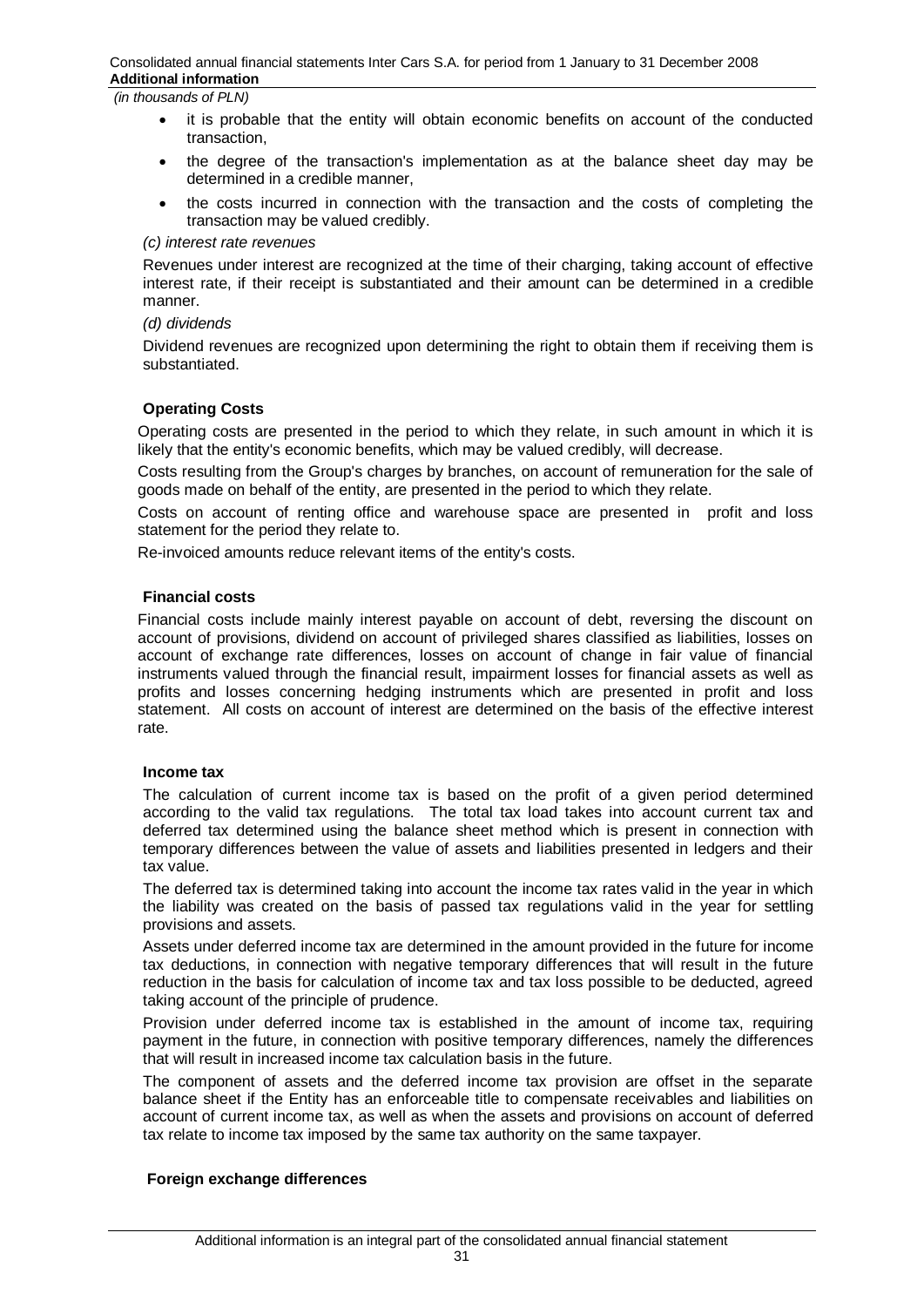- it is probable that the entity will obtain economic benefits on account of the conducted transaction,
- the degree of the transaction's implementation as at the balance sheet day may be determined in a credible manner,
- the costs incurred in connection with the transaction and the costs of completing the transaction may be valued credibly.

*(c) interest rate revenues*

Revenues under interest are recognized at the time of their charging, taking account of effective interest rate, if their receipt is substantiated and their amount can be determined in a credible manner.

*(d) dividends*

Dividend revenues are recognized upon determining the right to obtain them if receiving them is substantiated.

**Operating Costs**

Operating costs are presented in the period to which they relate, in such amount in which it is likely that the entity's economic benefits, which may be valued credibly, will decrease.

Costs resulting from the Group's charges by branches, on account of remuneration for the sale of goods made on behalf of the entity, are presented in the period to which they relate.

Costs on account of renting office and warehouse space are presented in profit and loss statement for the period they relate to.

Re-invoiced amounts reduce relevant items of the entity's costs.

**Financial costs**

Financial costs include mainly interest payable on account of debt, reversing the discount on account of provisions, dividend on account of privileged shares classified as liabilities, losses on account of exchange rate differences, losses on account of change in fair value of financial instruments valued through the financial result, impairment losses for financial assets as well as profits and losses concerning hedging instruments which are presented in profit and loss statement. All costs on account of interest are determined on the basis of the effective interest rate.

**Income tax**

The calculation of current income tax is based on the profit of a given period determined according to the valid tax regulations. The total tax load takes into account current tax and deferred tax determined using the balance sheet method which is present in connection with temporary differences between the value of assets and liabilities presented in ledgers and their tax value.

The deferred tax is determined taking into account the income tax rates valid in the year in which the liability was created on the basis of passed tax regulations valid in the year for settling provisions and assets.

Assets under deferred income tax are determined in the amount provided in the future for income tax deductions, in connection with negative temporary differences that will result in the future reduction in the basis for calculation of income tax and tax loss possible to be deducted, agreed taking account of the principle of prudence.

Provision under deferred income tax is established in the amount of income tax, requiring payment in the future, in connection with positive temporary differences, namely the differences that will result in increased income tax calculation basis in the future.

The component of assets and the deferred income tax provision are offset in the separate balance sheet if the Entity has an enforceable title to compensate receivables and liabilities on account of current income tax, as well as when the assets and provisions on account of deferred tax relate to income tax imposed by the same tax authority on the same taxpayer.

**Foreign exchange differences**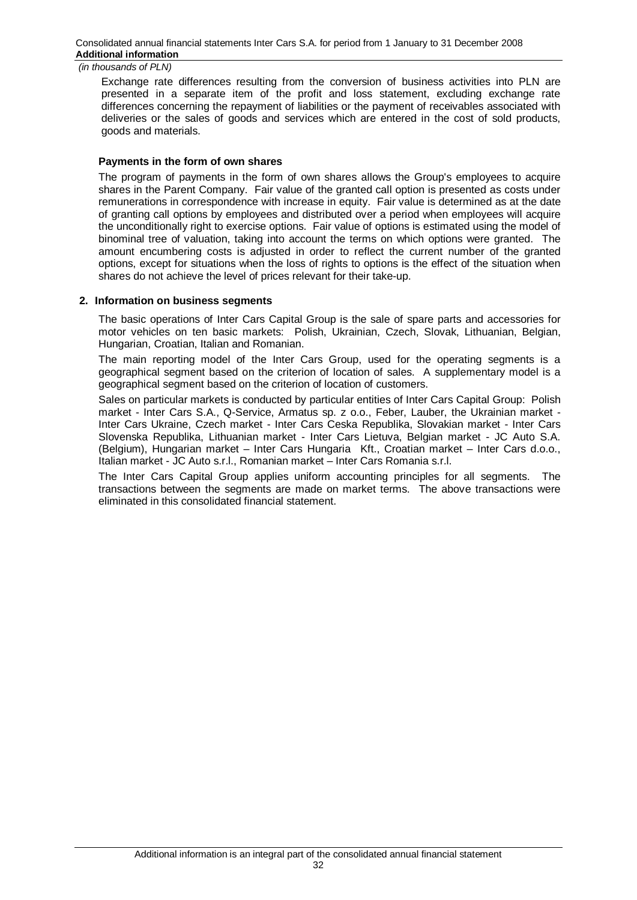Exchange rate differences resulting from the conversion of business activities into PLN are presented in a separate item of the profit and loss statement, excluding exchange rate differences concerning the repayment of liabilities or the payment of receivables associated with deliveries or the sales of goods and services which are entered in the cost of sold products, goods and materials.

**Payments in the form of own shares**

The program of payments in the form of own shares allows the Group's employees to acquire shares in the Parent Company. Fair value of the granted call option is presented as costs under remunerations in correspondence with increase in equity. Fair value is determined as at the date of granting call options by employees and distributed over a period when employees will acquire the unconditionally right to exercise options. Fair value of options is estimated using the model of binominal tree of valuation, taking into account the terms on which options were granted. The amount encumbering costs is adjusted in order to reflect the current number of the granted options, except for situations when the loss of rights to options is the effect of the situation when shares do not achieve the level of prices relevant for their take-up.

## 2. Information on business segments

The basic operations of Inter Cars Capital Group is the sale of spare parts and accessories for motor vehicles on ten basic markets: Polish, Ukrainian, Czech, Slovak, Lithuanian, Belgian, Hungarian, Croatian, Italian and Romanian.

The main reporting model of the Inter Cars Group, used for the operating segments is a geographical segment based on the criterion of location of sales. A supplementary model is a geographical segment based on the criterion of location of customers.

Sales on particular markets is conducted by particular entities of Inter Cars Capital Group: Polish market - Inter Cars S.A., Q-Service, Armatus sp. z o.o., Feber, Lauber, the Ukrainian market - Inter Cars Ukraine, Czech market - Inter Cars Ceska Republika, Slovakian market - Inter Cars Slovenska Republika, Lithuanian market - Inter Cars Lietuva, Belgian market - JC Auto S.A. (Belgium), Hungarian market – Inter Cars Hungaria Kft., Croatian market – Inter Cars d.o.o., Italian market - JC Auto s.r.l., Romanian market – Inter Cars Romania s.r.l.

The Inter Cars Capital Group applies uniform accounting principles for all segments. The transactions between the segments are made on market terms. The above transactions were eliminated in this consolidated financial statement.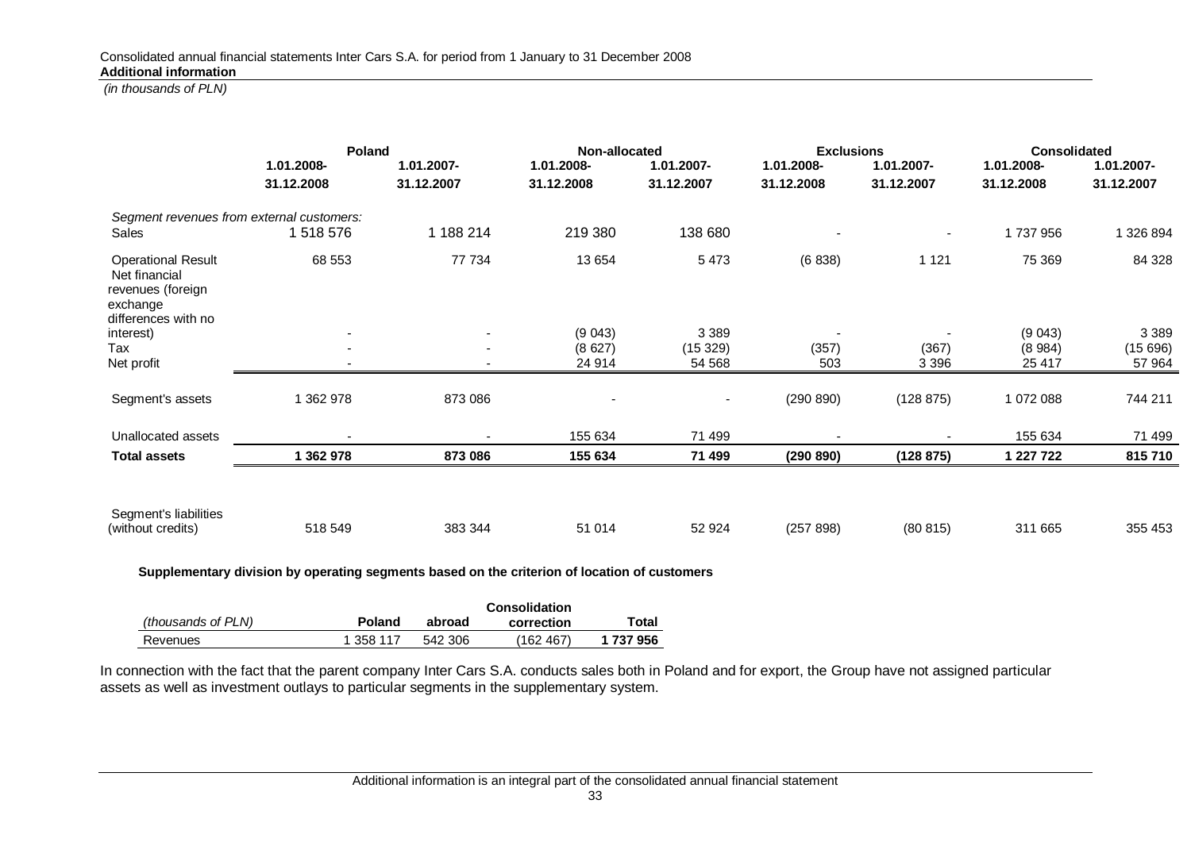Consolidated annual financial statements Inter Cars S.A. for period from 1 January to 31 December 2008
**Additional information**
*(in thousands of PLN)*

| | Poland | | Non-allocated | | Exclusions | | Consolidated | |
|---|---|---|---|---|---|---|---|---|
| | 1.01.2008-31.12.2008 | 1.01.2007-31.12.2007 | 1.01.2008-31.12.2008 | 1.01.2007-31.12.2007 | 1.01.2008-31.12.2008 | 1.01.2007-31.12.2007 | 1.01.2008-31.12.2008 | 1.01.2007-31.12.2007 |
| *Segment revenues from external customers:* | | | | | | | | |
| Sales | 1 518 576 | 1 188 214 | 219 380 | 138 680 | - | - | 1 737 956 | 1 326 894 |
| Operational Result | 68 553 | 77 734 | 13 654 | 5 473 | (6 838) | 1 121 | 75 369 | 84 328 |
| Net financial revenues (foreign exchange differences with no interest) | - | - | (9 043) | 3 389 | - | - | (9 043) | 3 389 |
| Tax | - | - | (8 627) | (15 329) | (357) | (367) | (8 984) | (15 696) |
| Net profit | - | - | 24 914 | 54 568 | 503 | 3 396 | 25 417 | 57 964 |
| Segment's assets | 1 362 978 | 873 086 | - | - | (290 890) | (128 875) | 1 072 088 | 744 211 |
| Unallocated assets | - | - | 155 634 | 71 499 | - | - | 155 634 | 71 499 |
| **Total assets** | **1 362 978** | **873 086** | **155 634** | **71 499** | **(290 890)** | **(128 875)** | **1 227 722** | **815 710** |
| Segment's liabilities (without credits) | 518 549 | 383 344 | 51 014 | 52 924 | (257 898) | (80 815) | 311 665 | 355 453 |

**Supplementary division by operating segments based on the criterion of location of customers**

| *(thousands of PLN)* | Poland | abroad | Consolidation correction | Total |
|---|---|---|---|---|
| Revenues | 1 358 117 | 542 306 | (162 467) | **1 737 956** |

In connection with the fact that the parent company Inter Cars S.A. conducts sales both in Poland and for export, the Group have not assigned particular assets as well as investment outlays to particular segments in the supplementary system.

Additional information is an integral part of the consolidated annual financial statement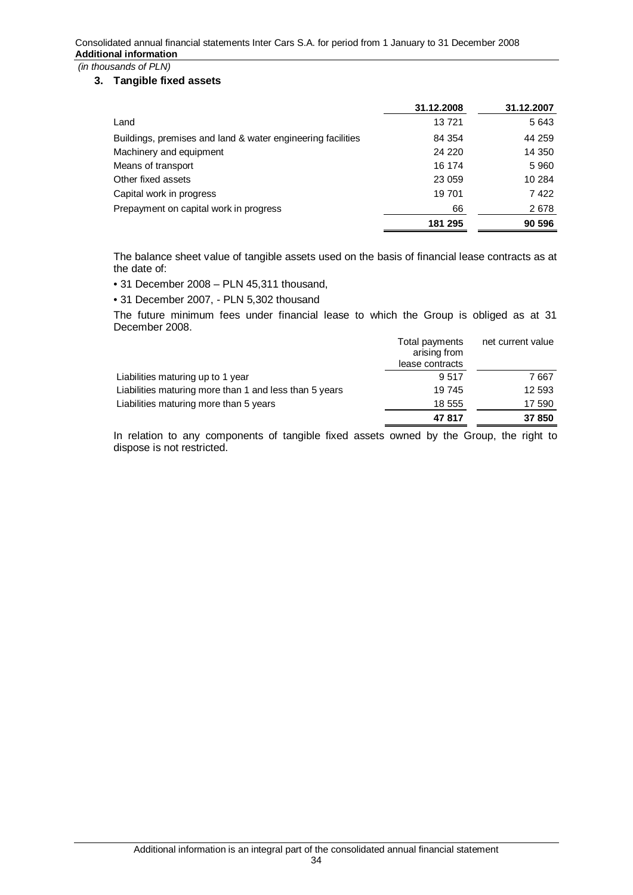*(in thousands of PLN)*

### 3. Tangible fixed assets

| | 31.12.2008 | 31.12.2007 |
|---|---|---|
| Land | 13 721 | 5 643 |
| Buildings, premises and land & water engineering facilities | 84 354 | 44 259 |
| Machinery and equipment | 24 220 | 14 350 |
| Means of transport | 16 174 | 5 960 |
| Other fixed assets | 23 059 | 10 284 |
| Capital work in progress | 19 701 | 7 422 |
| Prepayment on capital work in progress | 66 | 2 678 |
| | **181 295** | **90 596** |

The balance sheet value of tangible assets used on the basis of financial lease contracts as at the date of:

- 31 December 2008 – PLN 45,311 thousand,
- 31 December 2007, - PLN 5,302 thousand

The future minimum fees under financial lease to which the Group is obliged as at 31 December 2008.

| | Total payments arising from lease contracts | net current value |
|---|---|---|
| Liabilities maturing up to 1 year | 9 517 | 7 667 |
| Liabilities maturing more than 1 and less than 5 years | 19 745 | 12 593 |
| Liabilities maturing more than 5 years | 18 555 | 17 590 |
| | **47 817** | **37 850** |

In relation to any components of tangible fixed assets owned by the Group, the right to dispose is not restricted.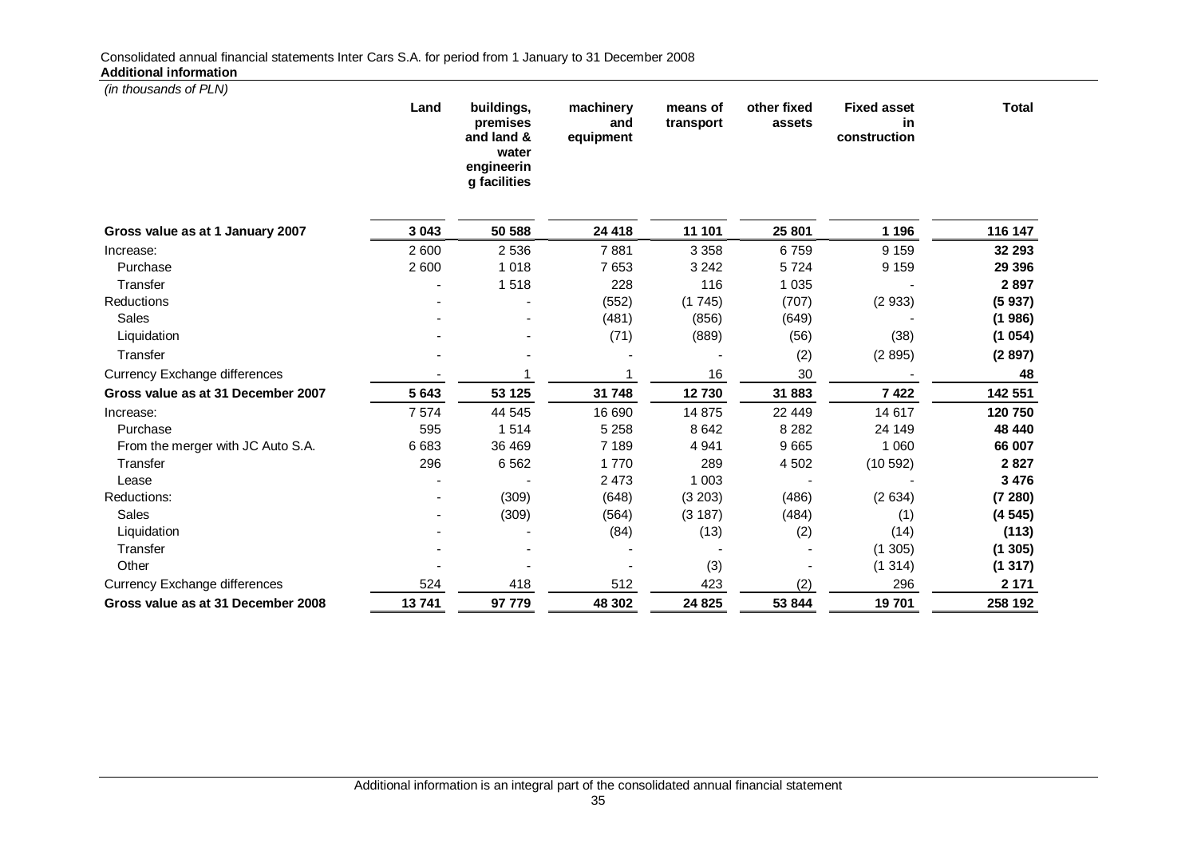Consolidated annual financial statements Inter Cars S.A. for period from 1 January to 31 December 2008
**Additional information**

*(in thousands of PLN)*

| | Land | buildings, premises and land & water engineering facilities | machinery and equipment | means of transport | other fixed assets | Fixed asset in construction | Total |
|---|---|---|---|---|---|---|---|
| **Gross value as at 1 January 2007** | **3 043** | **50 588** | **24 418** | **11 101** | **25 801** | **1 196** | **116 147** |
| Increase: | 2 600 | 2 536 | 7 881 | 3 358 | 6 759 | 9 159 | **32 293** |
| Purchase | 2 600 | 1 018 | 7 653 | 3 242 | 5 724 | 9 159 | **29 396** |
| Transfer | - | 1 518 | 228 | 116 | 1 035 | - | **2 897** |
| Reductions | - | - | (552) | (1 745) | (707) | (2 933) | **(5 937)** |
| Sales | - | - | (481) | (856) | (649) | - | **(1 986)** |
| Liquidation | - | - | (71) | (889) | (56) | (38) | **(1 054)** |
| Transfer | - | - | - | - | (2) | (2 895) | **(2 897)** |
| Currency Exchange differences | - | 1 | 1 | 16 | 30 | - | **48** |
| **Gross value as at 31 December 2007** | **5 643** | **53 125** | **31 748** | **12 730** | **31 883** | **7 422** | **142 551** |
| Increase: | 7 574 | 44 545 | 16 690 | 14 875 | 22 449 | 14 617 | **120 750** |
| Purchase | 595 | 1 514 | 5 258 | 8 642 | 8 282 | 24 149 | **48 440** |
| From the merger with JC Auto S.A. | 6 683 | 36 469 | 7 189 | 4 941 | 9 665 | 1 060 | **66 007** |
| Transfer | 296 | 6 562 | 1 770 | 289 | 4 502 | (10 592) | **2 827** |
| Lease | - | - | 2 473 | 1 003 | - | - | **3 476** |
| Reductions: | - | (309) | (648) | (3 203) | (486) | (2 634) | **(7 280)** |
| Sales | - | (309) | (564) | (3 187) | (484) | (1) | **(4 545)** |
| Liquidation | - | - | (84) | (13) | (2) | (14) | **(113)** |
| Transfer | - | - | - | - | - | (1 305) | **(1 305)** |
| Other | - | - | - | (3) | - | (1 314) | **(1 317)** |
| Currency Exchange differences | 524 | 418 | 512 | 423 | (2) | 296 | **2 171** |
| **Gross value as at 31 December 2008** | **13 741** | **97 779** | **48 302** | **24 825** | **53 844** | **19 701** | **258 192** |

Additional information is an integral part of the consolidated annual financial statement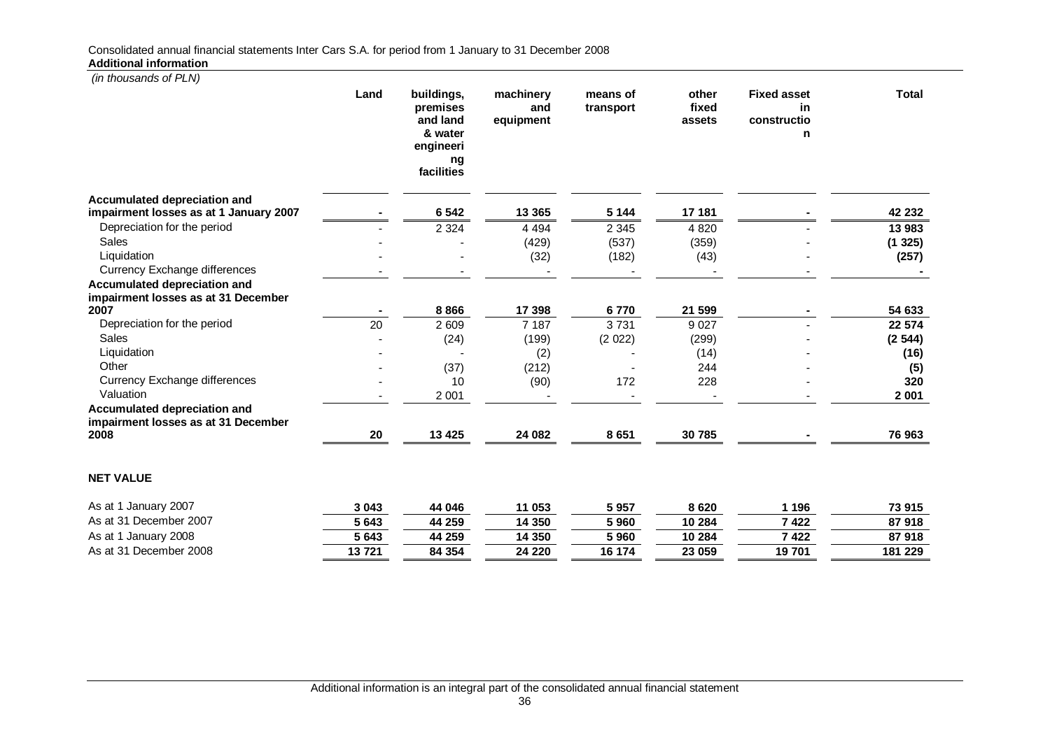Consolidated annual financial statements Inter Cars S.A. for period from 1 January to 31 December 2008
**Additional information**

*(in thousands of PLN)*

| | Land | buildings, premises and land & water engineering facilities | machinery and equipment | means of transport | other fixed assets | Fixed asset in construction | Total |
|---|---|---|---|---|---|---|---|
| **Accumulated depreciation and impairment losses as at 1 January 2007** | **-** | **6 542** | **13 365** | **5 144** | **17 181** | **-** | **42 232** |
| Depreciation for the period | - | 2 324 | 4 494 | 2 345 | 4 820 | - | **13 983** |
| Sales | - | - | (429) | (537) | (359) | - | **(1 325)** |
| Liquidation | - | - | (32) | (182) | (43) | - | **(257)** |
| Currency Exchange differences | - | - | - | - | - | - | **-** |
| **Accumulated depreciation and impairment losses as at 31 December 2007** | **-** | **8 866** | **17 398** | **6 770** | **21 599** | **-** | **54 633** |
| Depreciation for the period | 20 | 2 609 | 7 187 | 3 731 | 9 027 | - | **22 574** |
| Sales | - | (24) | (199) | (2 022) | (299) | - | **(2 544)** |
| Liquidation | - | - | (2) | - | (14) | - | **(16)** |
| Other | - | (37) | (212) | - | 244 | - | **(5)** |
| Currency Exchange differences | - | 10 | (90) | 172 | 228 | - | **320** |
| Valuation | - | 2 001 | - | - | - | - | **2 001** |
| **Accumulated depreciation and impairment losses as at 31 December 2008** | **20** | **13 425** | **24 082** | **8 651** | **30 785** | **-** | **76 963** |
| | | | | | | | |
| **NET VALUE** | | | | | | | |
| As at 1 January 2007 | **3 043** | **44 046** | **11 053** | **5 957** | **8 620** | **1 196** | **73 915** |
| As at 31 December 2007 | **5 643** | **44 259** | **14 350** | **5 960** | **10 284** | **7 422** | **87 918** |
| As at 1 January 2008 | **5 643** | **44 259** | **14 350** | **5 960** | **10 284** | **7 422** | **87 918** |
| As at 31 December 2008 | **13 721** | **84 354** | **24 220** | **16 174** | **23 059** | **19 701** | **181 229** |

Additional information is an integral part of the consolidated annual financial statement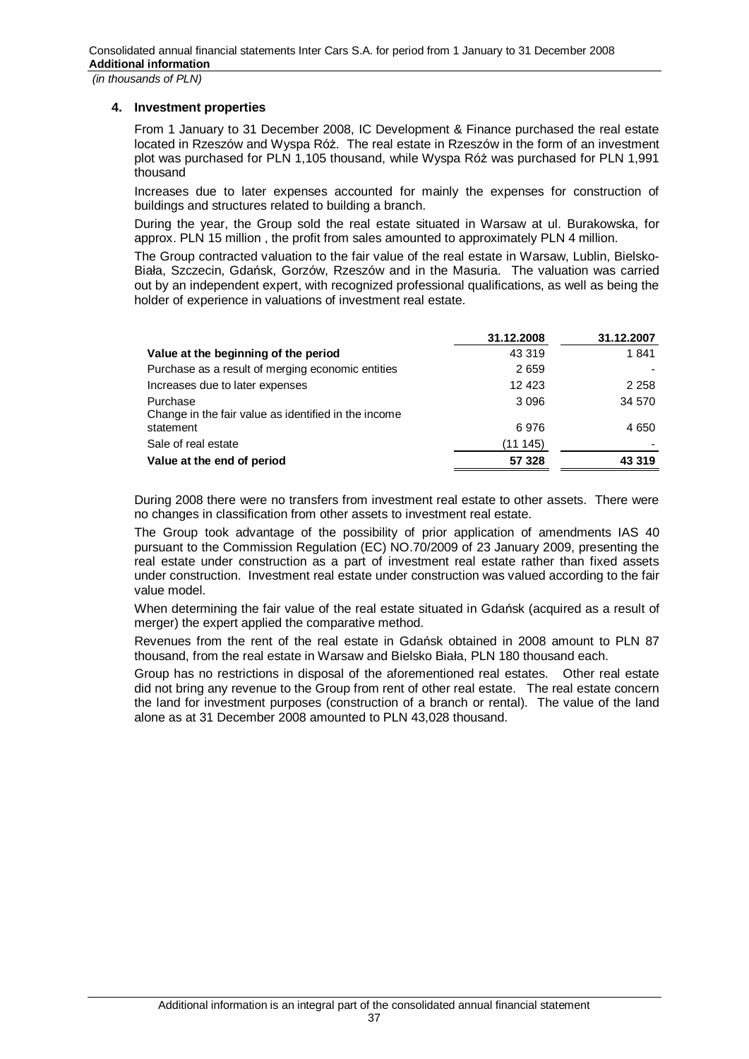*(in thousands of PLN)*

## 4. Investment properties

From 1 January to 31 December 2008, IC Development & Finance purchased the real estate located in Rzeszów and Wyspa Róż. The real estate in Rzeszów in the form of an investment plot was purchased for PLN 1,105 thousand, while Wyspa Róż was purchased for PLN 1,991 thousand

Increases due to later expenses accounted for mainly the expenses for construction of buildings and structures related to building a branch.

During the year, the Group sold the real estate situated in Warsaw at ul. Burakowska, for approx. PLN 15 million , the profit from sales amounted to approximately PLN 4 million.

The Group contracted valuation to the fair value of the real estate in Warsaw, Lublin, Bielsko-Biała, Szczecin, Gdańsk, Gorzów, Rzeszów and in the Masuria. The valuation was carried out by an independent expert, with recognized professional qualifications, as well as being the holder of experience in valuations of investment real estate.

| | 31.12.2008 | 31.12.2007 |
|---|---|---|
| **Value at the beginning of the period** | 43 319 | 1 841 |
| Purchase as a result of merging economic entities | 2 659 | - |
| Increases due to later expenses | 12 423 | 2 258 |
| Purchase | 3 096 | 34 570 |
| Change in the fair value as identified in the income statement | 6 976 | 4 650 |
| Sale of real estate | (11 145) | - |
| **Value at the end of period** | **57 328** | **43 319** |

During 2008 there were no transfers from investment real estate to other assets. There were no changes in classification from other assets to investment real estate.

The Group took advantage of the possibility of prior application of amendments IAS 40 pursuant to the Commission Regulation (EC) NO.70/2009 of 23 January 2009, presenting the real estate under construction as a part of investment real estate rather than fixed assets under construction. Investment real estate under construction was valued according to the fair value model.

When determining the fair value of the real estate situated in Gdańsk (acquired as a result of merger) the expert applied the comparative method.

Revenues from the rent of the real estate in Gdańsk obtained in 2008 amount to PLN 87 thousand, from the real estate in Warsaw and Bielsko Biała, PLN 180 thousand each.

Group has no restrictions in disposal of the aforementioned real estates. Other real estate did not bring any revenue to the Group from rent of other real estate. The real estate concern the land for investment purposes (construction of a branch or rental). The value of the land alone as at 31 December 2008 amounted to PLN 43,028 thousand.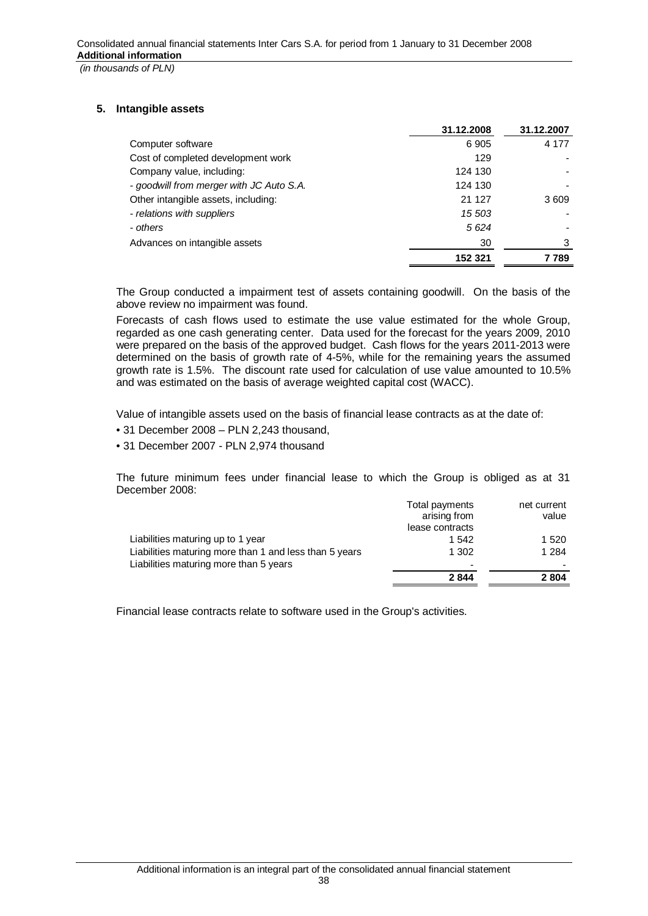## 5. Intangible assets

| | 31.12.2008 | 31.12.2007 |
|---|---|---|
| Computer software | 6 905 | 4 177 |
| Cost of completed development work | 129 | - |
| Company value, including: | 124 130 | - |
| *- goodwill from merger with JC Auto S.A.* | 124 130 | - |
| Other intangible assets, including: | 21 127 | 3 609 |
| *- relations with suppliers* | *15 503* | - |
| *- others* | *5 624* | - |
| Advances on intangible assets | 30 | 3 |
| | **152 321** | **7 789** |

The Group conducted a impairment test of assets containing goodwill. On the basis of the above review no impairment was found.

Forecasts of cash flows used to estimate the use value estimated for the whole Group, regarded as one cash generating center. Data used for the forecast for the years 2009, 2010 were prepared on the basis of the approved budget. Cash flows for the years 2011-2013 were determined on the basis of growth rate of 4-5%, while for the remaining years the assumed growth rate is 1.5%. The discount rate used for calculation of use value amounted to 10.5% and was estimated on the basis of average weighted capital cost (WACC).

Value of intangible assets used on the basis of financial lease contracts as at the date of:

- 31 December 2008 – PLN 2,243 thousand,
- 31 December 2007 - PLN 2,974 thousand

The future minimum fees under financial lease to which the Group is obliged as at 31 December 2008:

| | Total payments arising from lease contracts | net current value |
|---|---|---|
| Liabilities maturing up to 1 year | 1 542 | 1 520 |
| Liabilities maturing more than 1 and less than 5 years | 1 302 | 1 284 |
| Liabilities maturing more than 5 years | - | - |
| | **2 844** | **2 804** |

Financial lease contracts relate to software used in the Group's activities.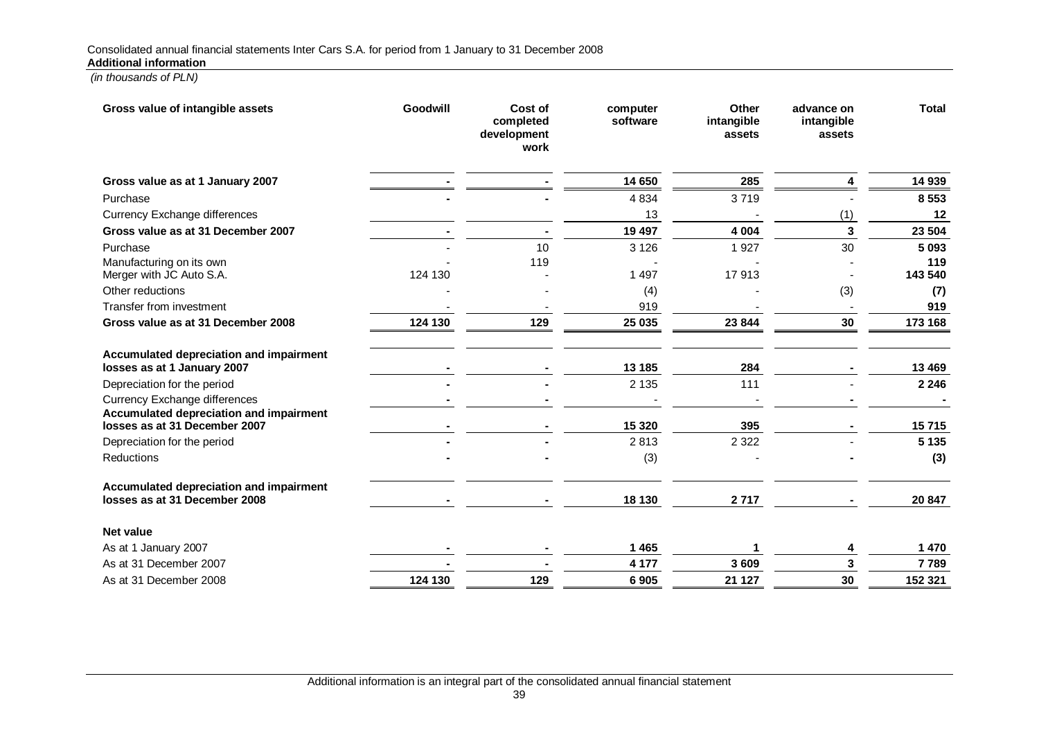Consolidated annual financial statements Inter Cars S.A. for period from 1 January to 31 December 2008

**Additional information**

*(in thousands of PLN)*

| Gross value of intangible assets | Goodwill | Cost of completed development work | computer software | Other intangible assets | advance on intangible assets | Total |
|---|---|---|---|---|---|---|
| **Gross value as at 1 January 2007** | **-** | **-** | **14 650** | **285** | **4** | **14 939** |
| Purchase | - | - | 4 834 | 3 719 | - | **8 553** |
| Currency Exchange differences | | | 13 | - | (1) | **12** |
| **Gross value as at 31 December 2007** | **-** | **-** | **19 497** | **4 004** | **3** | **23 504** |
| Purchase | - | 10 | 3 126 | 1 927 | 30 | **5 093** |
| Manufacturing on its own | - | 119 | - | - | - | **119** |
| Merger with JC Auto S.A. | 124 130 | - | 1 497 | 17 913 | - | **143 540** |
| Other reductions | - | - | (4) | - | (3) | **(7)** |
| Transfer from investment | - | - | 919 | - | - | **919** |
| **Gross value as at 31 December 2008** | **124 130** | **129** | **25 035** | **23 844** | **30** | **173 168** |
| **Accumulated depreciation and impairment losses as at 1 January 2007** | **-** | **-** | **13 185** | **284** | **-** | **13 469** |
| Depreciation for the period | - | - | 2 135 | 111 | - | **2 246** |
| Currency Exchange differences | - | - | - | - | - | **-** |
| **Accumulated depreciation and impairment losses as at 31 December 2007** | **-** | **-** | **15 320** | **395** | **-** | **15 715** |
| Depreciation for the period | - | - | 2 813 | 2 322 | - | **5 135** |
| Reductions | - | - | (3) | - | - | **(3)** |
| **Accumulated depreciation and impairment losses as at 31 December 2008** | **-** | **-** | **18 130** | **2 717** | **-** | **20 847** |
| **Net value** | | | | | | |
| As at 1 January 2007 | - | - | **1 465** | **1** | **4** | **1 470** |
| As at 31 December 2007 | - | - | **4 177** | **3 609** | **3** | **7 789** |
| As at 31 December 2008 | **124 130** | **129** | **6 905** | **21 127** | **30** | **152 321** |

Additional information is an integral part of the consolidated annual financial statement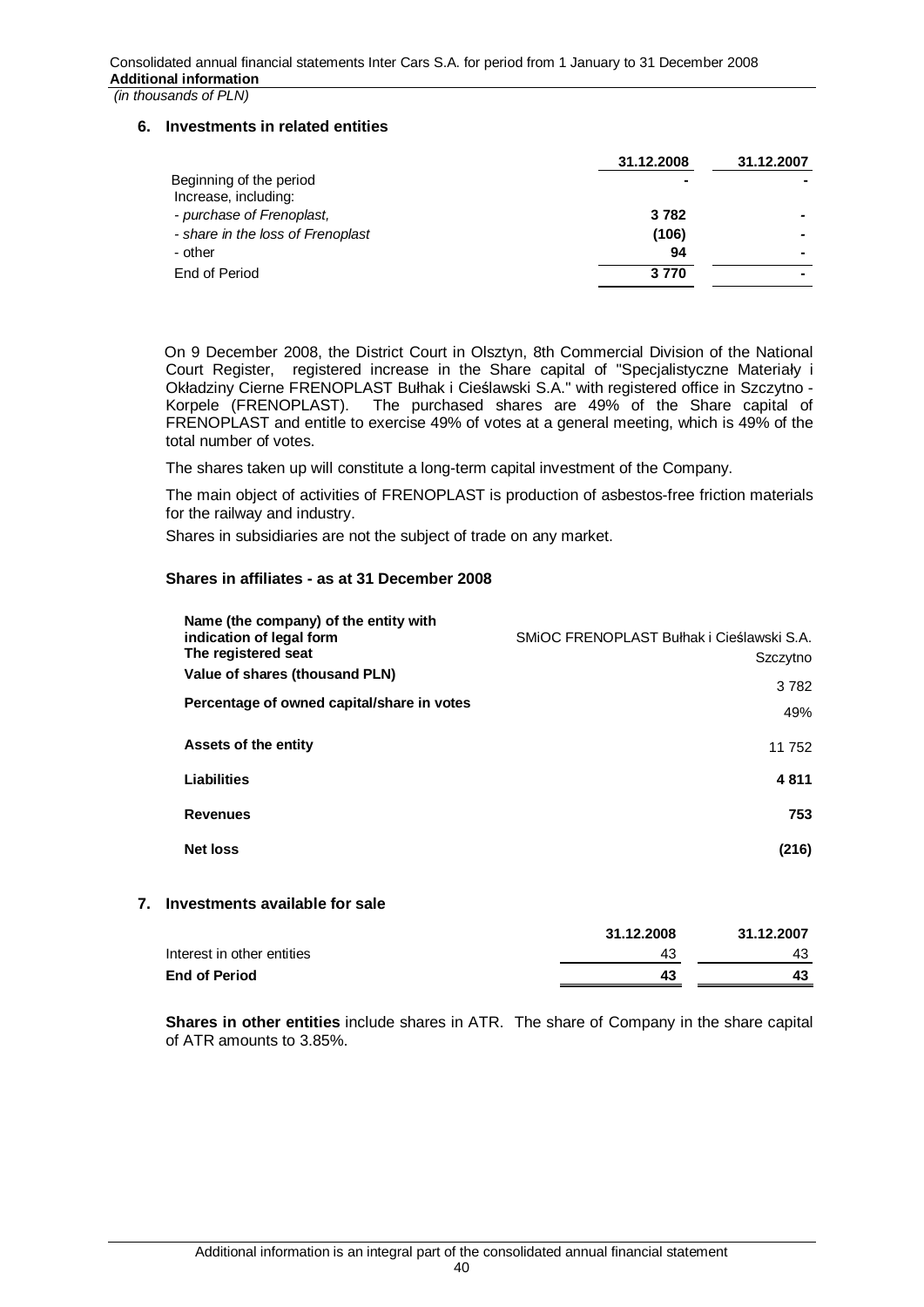## 6. Investments in related entities

| | 31.12.2008 | 31.12.2007 |
|---|---|---|
| Beginning of the period | - | - |
| Increase, including: | | |
| *- purchase of Frenoplast,* | 3 782 | - |
| *- share in the loss of Frenoplast* | (106) | - |
| - other | 94 | - |
| End of Period | 3 770 | - |

On 9 December 2008, the District Court in Olsztyn, 8th Commercial Division of the National Court Register, registered increase in the Share capital of "Specjalistyczne Materiały i Okładziny Cierne FRENOPLAST Bułhak i Cieślawski S.A." with registered office in Szczytno - Korpele (FRENOPLAST). The purchased shares are 49% of the Share capital of FRENOPLAST and entitle to exercise 49% of votes at a general meeting, which is 49% of the total number of votes.

The shares taken up will constitute a long-term capital investment of the Company.

The main object of activities of FRENOPLAST is production of asbestos-free friction materials for the railway and industry.

Shares in subsidiaries are not the subject of trade on any market.

### Shares in affiliates - as at 31 December 2008

| | |
|---|---|
| **Name (the company) of the entity with indication of legal form** | SMiOC FRENOPLAST Bułhak i Cieślawski S.A. |
| **The registered seat** | Szczytno |
| **Value of shares (thousand PLN)** | 3 782 |
| **Percentage of owned capital/share in votes** | 49% |
| **Assets of the entity** | 11 752 |
| **Liabilities** | **4 811** |
| **Revenues** | **753** |
| **Net loss** | **(216)** |

## 7. Investments available for sale

| | 31.12.2008 | 31.12.2007 |
|---|---|---|
| Interest in other entities | 43 | 43 |
| **End of Period** | **43** | **43** |

**Shares in other entities** include shares in ATR. The share of Company in the share capital of ATR amounts to 3.85%.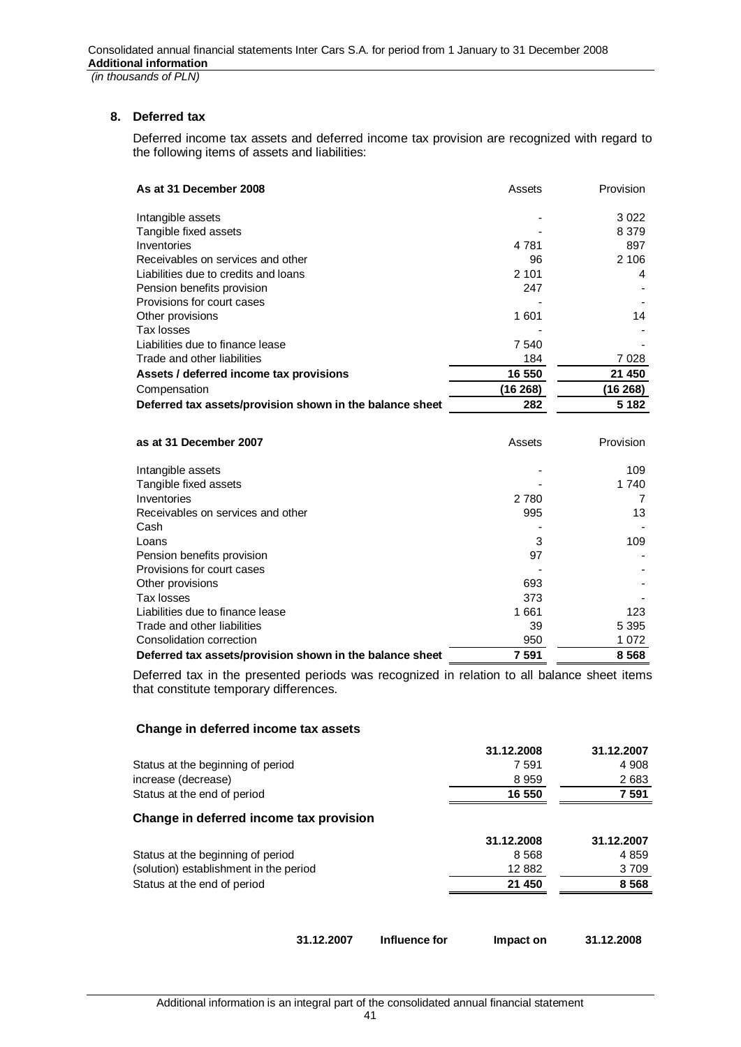## 8. Deferred tax

Deferred income tax assets and deferred income tax provision are recognized with regard to the following items of assets and liabilities:

| As at 31 December 2008 | Assets | Provision |
|---|---|---|
| Intangible assets | - | 3 022 |
| Tangible fixed assets | - | 8 379 |
| Inventories | 4 781 | 897 |
| Receivables on services and other | 96 | 2 106 |
| Liabilities due to credits and loans | 2 101 | 4 |
| Pension benefits provision | 247 | - |
| Provisions for court cases | - | - |
| Other provisions | 1 601 | 14 |
| Tax losses | - | - |
| Liabilities due to finance lease | 7 540 | - |
| Trade and other liabilities | 184 | 7 028 |
| **Assets / deferred income tax provisions** | **16 550** | **21 450** |
| Compensation | **(16 268)** | **(16 268)** |
| **Deferred tax assets/provision shown in the balance sheet** | **282** | **5 182** |

| as at 31 December 2007 | Assets | Provision |
|---|---|---|
| Intangible assets | - | 109 |
| Tangible fixed assets | - | 1 740 |
| Inventories | 2 780 | 7 |
| Receivables on services and other | 995 | 13 |
| Cash | - | - |
| Loans | 3 | 109 |
| Pension benefits provision | 97 | - |
| Provisions for court cases | - | - |
| Other provisions | 693 | - |
| Tax losses | 373 | - |
| Liabilities due to finance lease | 1 661 | 123 |
| Trade and other liabilities | 39 | 5 395 |
| Consolidation correction | 950 | 1 072 |
| **Deferred tax assets/provision shown in the balance sheet** | **7 591** | **8 568** |

Deferred tax in the presented periods was recognized in relation to all balance sheet items that constitute temporary differences.

### Change in deferred income tax assets

| | 31.12.2008 | 31.12.2007 |
|---|---|---|
| Status at the beginning of period | 7 591 | 4 908 |
| increase (decrease) | 8 959 | 2 683 |
| Status at the end of period | **16 550** | **7 591** |

### Change in deferred income tax provision

| | 31.12.2008 | 31.12.2007 |
|---|---|---|
| Status at the beginning of period | 8 568 | 4 859 |
| (solution) establishment in the period | 12 882 | 3 709 |
| Status at the end of period | **21 450** | **8 568** |

| | 31.12.2007 | Influence for | Impact on | 31.12.2008 |
|---|---|---|---|---|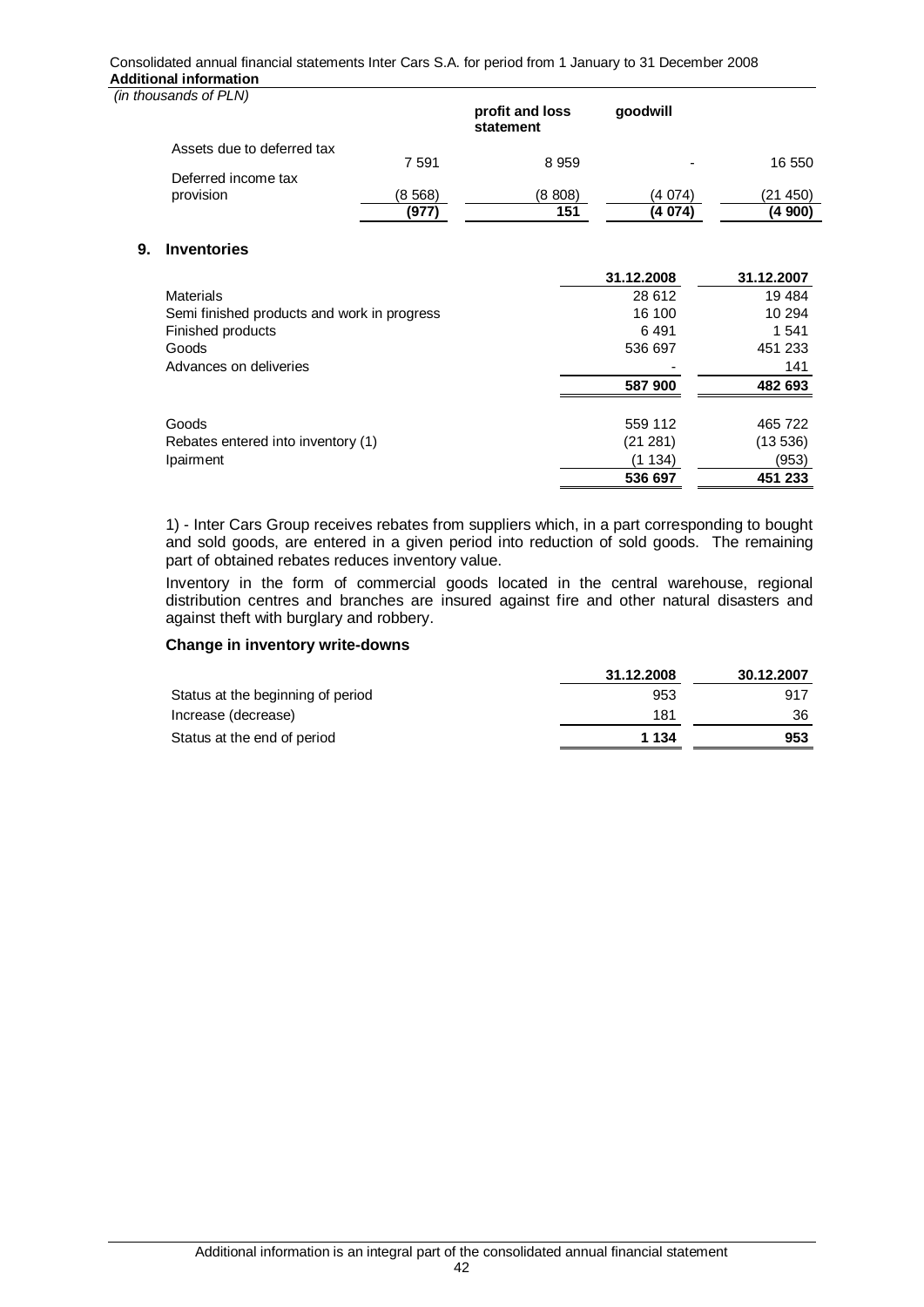*(in thousands of PLN)*

| | | profit and loss statement | goodwill | |
|---|---|---|---|---|
| Assets due to deferred tax | 7 591 | 8 959 | - | 16 550 |
| Deferred income tax provision | (8 568) | (8 808) | (4 074) | (21 450) |
| | **(977)** | **151** | **(4 074)** | **(4 900)** |

## 9. Inventories

| | 31.12.2008 | 31.12.2007 |
|---|---|---|
| Materials | 28 612 | 19 484 |
| Semi finished products and work in progress | 16 100 | 10 294 |
| Finished products | 6 491 | 1 541 |
| Goods | 536 697 | 451 233 |
| Advances on deliveries | - | 141 |
| | **587 900** | **482 693** |
| | | |
| Goods | 559 112 | 465 722 |
| Rebates entered into inventory (1) | (21 281) | (13 536) |
| Ipairment | (1 134) | (953) |
| | **536 697** | **451 233** |

1) - Inter Cars Group receives rebates from suppliers which, in a part corresponding to bought and sold goods, are entered in a given period into reduction of sold goods. The remaining part of obtained rebates reduces inventory value.

Inventory in the form of commercial goods located in the central warehouse, regional distribution centres and branches are insured against fire and other natural disasters and against theft with burglary and robbery.

### Change in inventory write-downs

| | 31.12.2008 | 30.12.2007 |
|---|---|---|
| Status at the beginning of period | 953 | 917 |
| Increase (decrease) | 181 | 36 |
| Status at the end of period | **1 134** | **953** |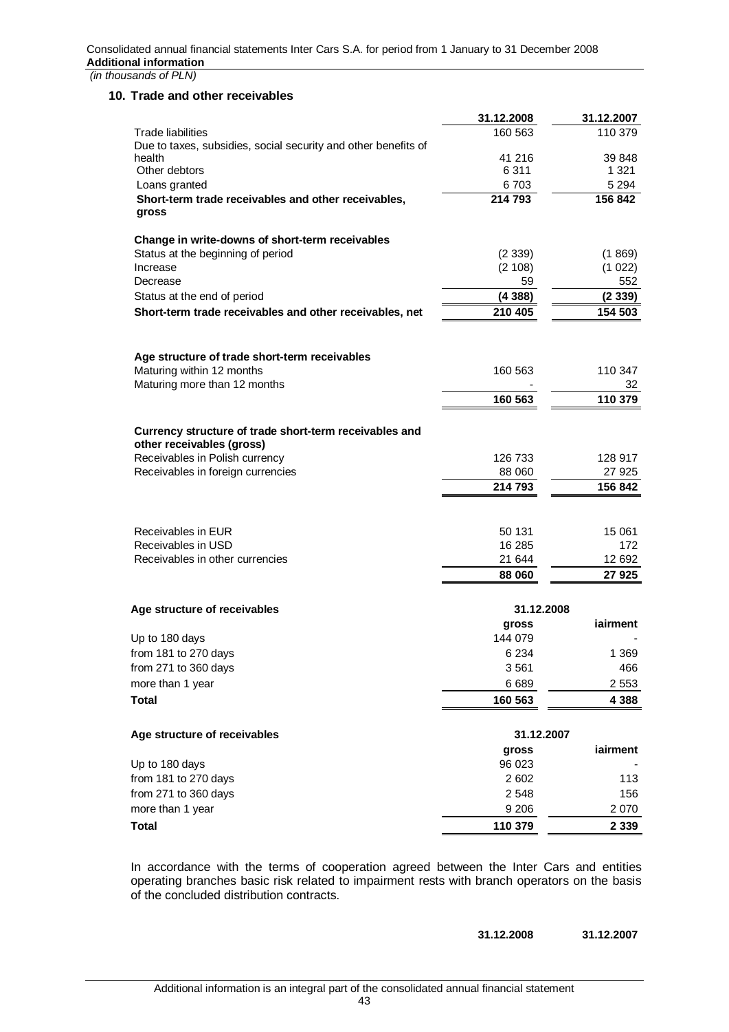## 10. Trade and other receivables

| | 31.12.2008 | 31.12.2007 |
|---|---|---|
| Trade liabilities | 160 563 | 110 379 |
| Due to taxes, subsidies, social security and other benefits of health | 41 216 | 39 848 |
| Other debtors | 6 311 | 1 321 |
| Loans granted | 6 703 | 5 294 |
| **Short-term trade receivables and other receivables, gross** | **214 793** | **156 842** |
| | | |
| **Change in write-downs of short-term receivables** | | |
| Status at the beginning of period | (2 339) | (1 869) |
| Increase | (2 108) | (1 022) |
| Decrease | 59 | 552 |
| Status at the end of period | **(4 388)** | **(2 339)** |
| **Short-term trade receivables and other receivables, net** | **210 405** | **154 503** |
| | | |
| **Age structure of trade short-term receivables** | | |
| Maturing within 12 months | 160 563 | 110 347 |
| Maturing more than 12 months | - | 32 |
| | **160 563** | **110 379** |
| | | |
| **Currency structure of trade short-term receivables and other receivables (gross)** | | |
| Receivables in Polish currency | 126 733 | 128 917 |
| Receivables in foreign currencies | 88 060 | 27 925 |
| | **214 793** | **156 842** |
| | | |
| Receivables in EUR | 50 131 | 15 061 |
| Receivables in USD | 16 285 | 172 |
| Receivables in other currencies | 21 644 | 12 692 |
| | **88 060** | **27 925** |

| **Age structure of receivables** | **31.12.2008** | |
|---|---|---|
| | **gross** | **iairment** |
| Up to 180 days | 144 079 | - |
| from 181 to 270 days | 6 234 | 1 369 |
| from 271 to 360 days | 3 561 | 466 |
| more than 1 year | 6 689 | 2 553 |
| **Total** | **160 563** | **4 388** |

| **Age structure of receivables** | **31.12.2007** | |
|---|---|---|
| | **gross** | **iairment** |
| Up to 180 days | 96 023 | - |
| from 181 to 270 days | 2 602 | 113 |
| from 271 to 360 days | 2 548 | 156 |
| more than 1 year | 9 206 | 2 070 |
| **Total** | **110 379** | **2 339** |

In accordance with the terms of cooperation agreed between the Inter Cars and entities operating branches basic risk related to impairment rests with branch operators on the basis of the concluded distribution contracts.

| | **31.12.2008** | **31.12.2007** |
|---|---|---|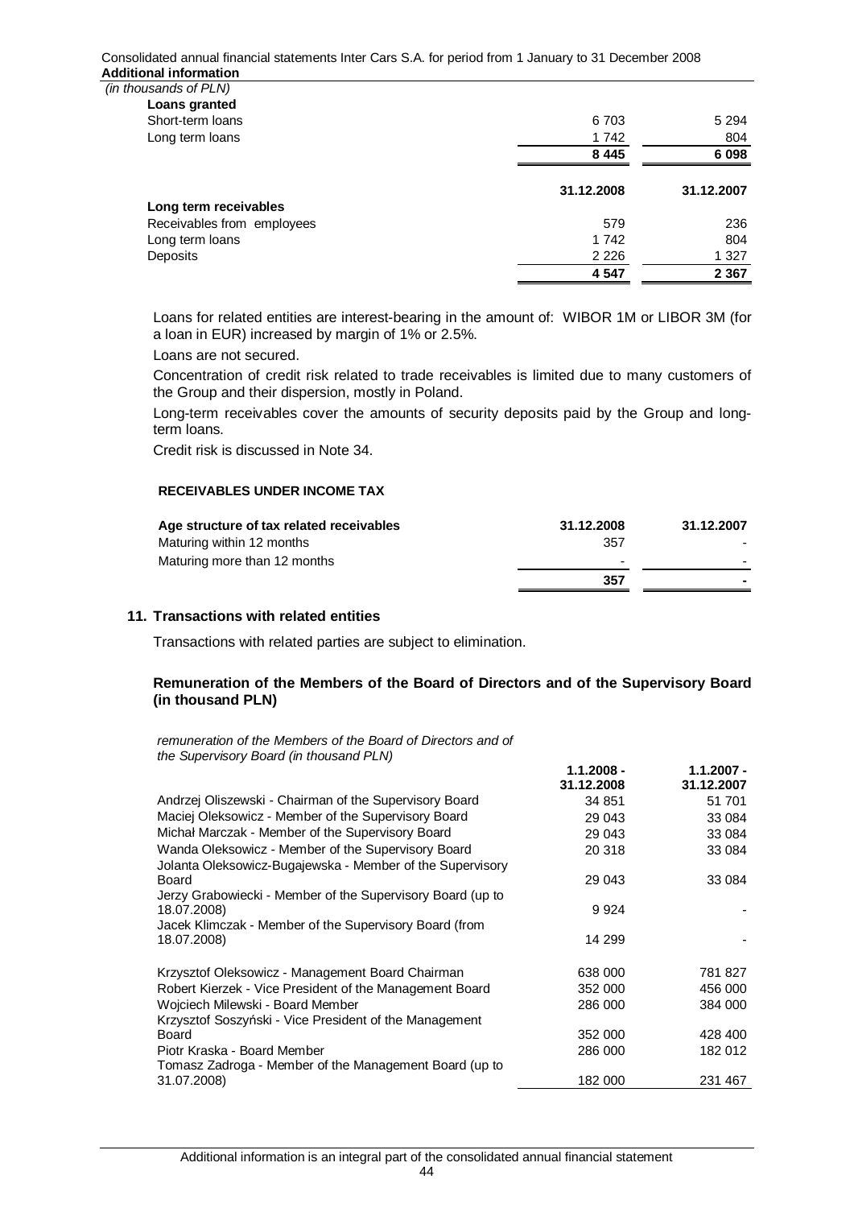*(in thousands of PLN)*

| | | |
|---|---|---|
| **Loans granted** | | |
| Short-term loans | 6 703 | 5 294 |
| Long term loans | 1 742 | 804 |
| | **8 445** | **6 098** |

| | **31.12.2008** | **31.12.2007** |
|---|---|---|
| **Long term receivables** | | |
| Receivables from employees | 579 | 236 |
| Long term loans | 1 742 | 804 |
| Deposits | 2 226 | 1 327 |
| | **4 547** | **2 367** |

Loans for related entities are interest-bearing in the amount of: WIBOR 1M or LIBOR 3M (for a loan in EUR) increased by margin of 1% or 2.5%.

Loans are not secured.

Concentration of credit risk related to trade receivables is limited due to many customers of the Group and their dispersion, mostly in Poland.

Long-term receivables cover the amounts of security deposits paid by the Group and long-term loans.

Credit risk is discussed in Note 34.

**RECEIVABLES UNDER INCOME TAX**

| **Age structure of tax related receivables** | **31.12.2008** | **31.12.2007** |
|---|---|---|
| Maturing within 12 months | 357 | - |
| Maturing more than 12 months | - | - |
| | **357** | **-** |

## 11. Transactions with related entities

Transactions with related parties are subject to elimination.

### Remuneration of the Members of the Board of Directors and of the Supervisory Board (in thousand PLN)

*remuneration of the Members of the Board of Directors and of the Supervisory Board (in thousand PLN)*

| | **1.1.2008 - 31.12.2008** | **1.1.2007 - 31.12.2007** |
|---|---|---|
| Andrzej Oliszewski - Chairman of the Supervisory Board | 34 851 | 51 701 |
| Maciej Oleksowicz - Member of the Supervisory Board | 29 043 | 33 084 |
| Michał Marczak - Member of the Supervisory Board | 29 043 | 33 084 |
| Wanda Oleksowicz - Member of the Supervisory Board | 20 318 | 33 084 |
| Jolanta Oleksowicz-Bugajewska - Member of the Supervisory Board | 29 043 | 33 084 |
| Jerzy Grabowiecki - Member of the Supervisory Board (up to 18.07.2008) | 9 924 | - |
| Jacek Klimczak - Member of the Supervisory Board (from 18.07.2008) | 14 299 | - |
| Krzysztof Oleksowicz - Management Board Chairman | 638 000 | 781 827 |
| Robert Kierzek - Vice President of the Management Board | 352 000 | 456 000 |
| Wojciech Milewski - Board Member | 286 000 | 384 000 |
| Krzysztof Soszyński - Vice President of the Management Board | 352 000 | 428 400 |
| Piotr Kraska - Board Member | 286 000 | 182 012 |
| Tomasz Zadroga - Member of the Management Board (up to 31.07.2008) | 182 000 | 231 467 |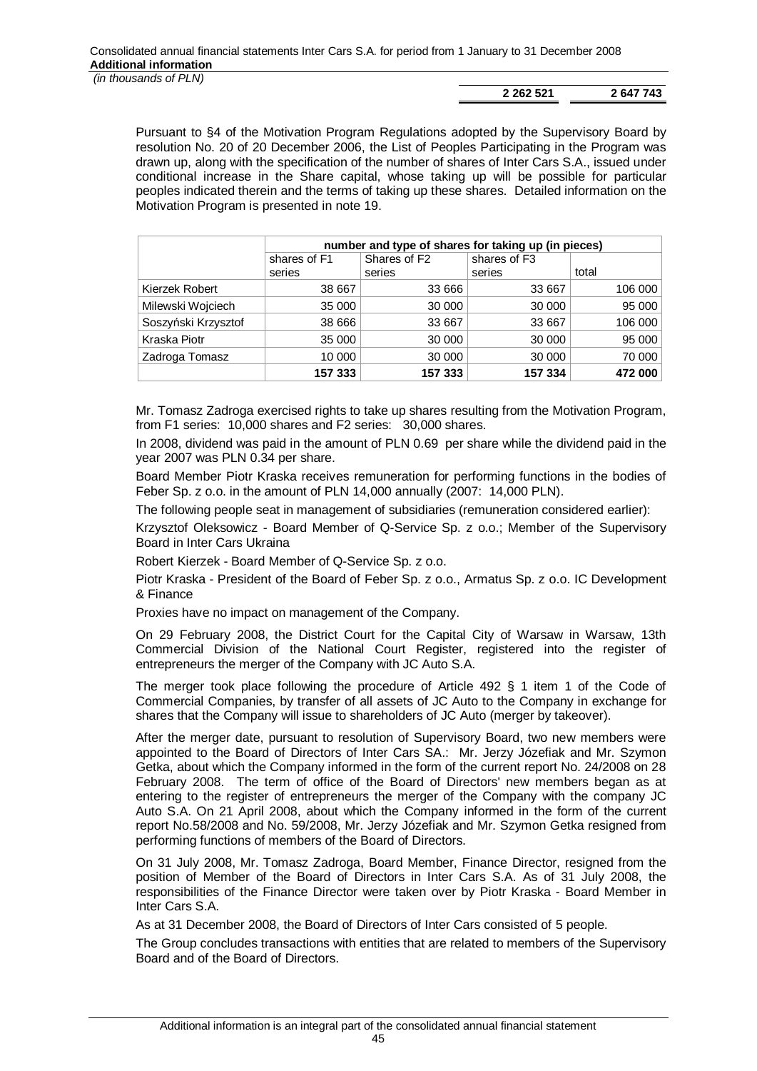| | 2 262 521 | 2 647 743 |
|---|---|---|

Pursuant to §4 of the Motivation Program Regulations adopted by the Supervisory Board by resolution No. 20 of 20 December 2006, the List of Peoples Participating in the Program was drawn up, along with the specification of the number of shares of Inter Cars S.A., issued under conditional increase in the Share capital, whose taking up will be possible for particular peoples indicated therein and the terms of taking up these shares. Detailed information on the Motivation Program is presented in note 19.

| | number and type of shares for taking up (in pieces) | | | |
|---|---|---|---|---|
| | shares of F1 series | Shares of F2 series | shares of F3 series | total |
| Kierzek Robert | 38 667 | 33 666 | 33 667 | 106 000 |
| Milewski Wojciech | 35 000 | 30 000 | 30 000 | 95 000 |
| Soszyński Krzysztof | 38 666 | 33 667 | 33 667 | 106 000 |
| Kraska Piotr | 35 000 | 30 000 | 30 000 | 95 000 |
| Zadroga Tomasz | 10 000 | 30 000 | 30 000 | 70 000 |
| | **157 333** | **157 333** | **157 334** | **472 000** |

Mr. Tomasz Zadroga exercised rights to take up shares resulting from the Motivation Program, from F1 series: 10,000 shares and F2 series: 30,000 shares.

In 2008, dividend was paid in the amount of PLN 0.69 per share while the dividend paid in the year 2007 was PLN 0.34 per share.

Board Member Piotr Kraska receives remuneration for performing functions in the bodies of Feber Sp. z o.o. in the amount of PLN 14,000 annually (2007: 14,000 PLN).

The following people seat in management of subsidiaries (remuneration considered earlier):

Krzysztof Oleksowicz - Board Member of Q-Service Sp. z o.o.; Member of the Supervisory Board in Inter Cars Ukraina

Robert Kierzek - Board Member of Q-Service Sp. z o.o.

Piotr Kraska - President of the Board of Feber Sp. z o.o., Armatus Sp. z o.o. IC Development & Finance

Proxies have no impact on management of the Company.

On 29 February 2008, the District Court for the Capital City of Warsaw in Warsaw, 13th Commercial Division of the National Court Register, registered into the register of entrepreneurs the merger of the Company with JC Auto S.A.

The merger took place following the procedure of Article 492 § 1 item 1 of the Code of Commercial Companies, by transfer of all assets of JC Auto to the Company in exchange for shares that the Company will issue to shareholders of JC Auto (merger by takeover).

After the merger date, pursuant to resolution of Supervisory Board, two new members were appointed to the Board of Directors of Inter Cars SA.: Mr. Jerzy Józefiak and Mr. Szymon Getka, about which the Company informed in the form of the current report No. 24/2008 on 28 February 2008. The term of office of the Board of Directors' new members began as at entering to the register of entrepreneurs the merger of the Company with the company JC Auto S.A. On 21 April 2008, about which the Company informed in the form of the current report No.58/2008 and No. 59/2008, Mr. Jerzy Józefiak and Mr. Szymon Getka resigned from performing functions of members of the Board of Directors.

On 31 July 2008, Mr. Tomasz Zadroga, Board Member, Finance Director, resigned from the position of Member of the Board of Directors in Inter Cars S.A. As of 31 July 2008, the responsibilities of the Finance Director were taken over by Piotr Kraska - Board Member in Inter Cars S.A.

As at 31 December 2008, the Board of Directors of Inter Cars consisted of 5 people.

The Group concludes transactions with entities that are related to members of the Supervisory Board and of the Board of Directors.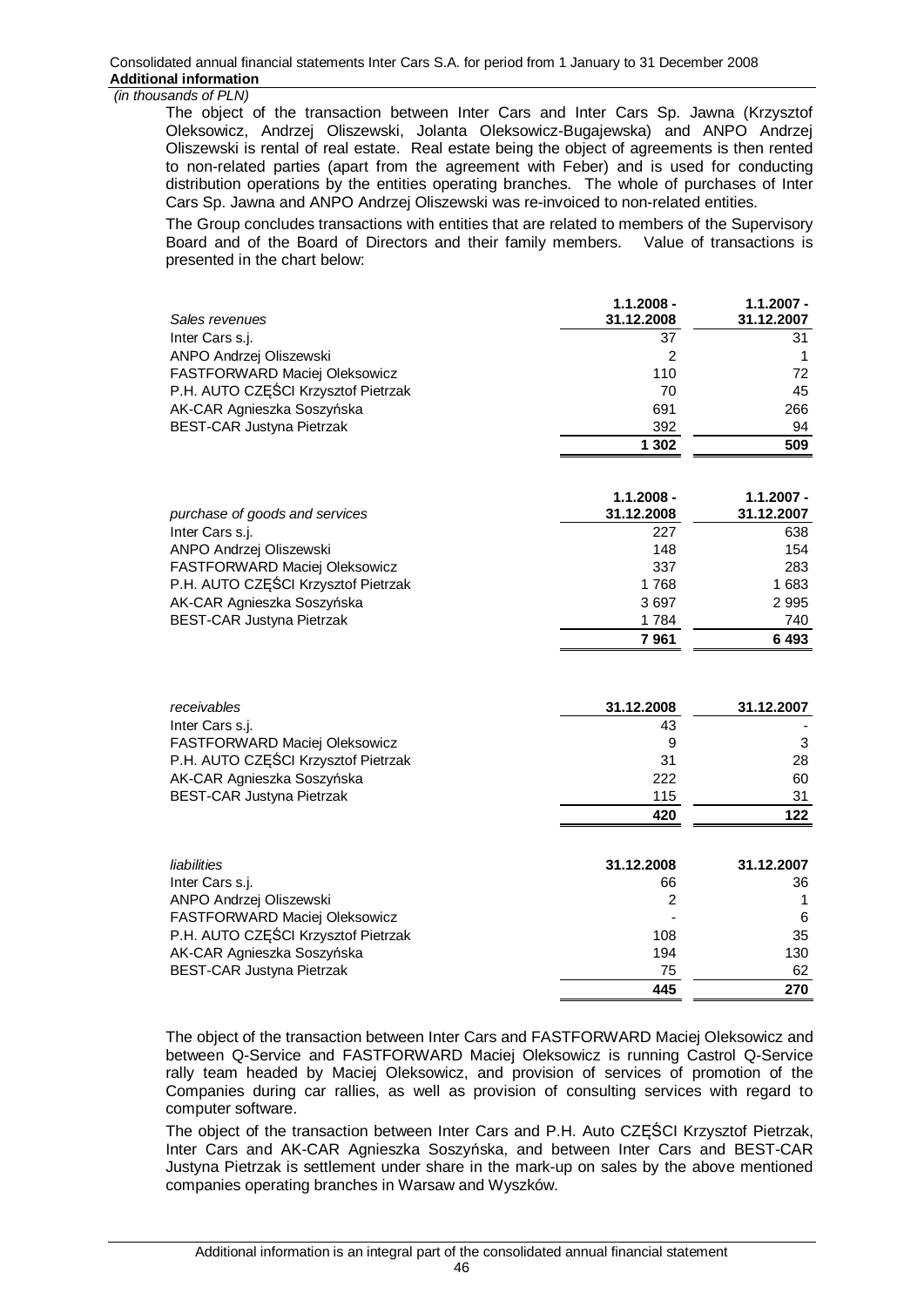*(in thousands of PLN)*

The object of the transaction between Inter Cars and Inter Cars Sp. Jawna (Krzysztof Oleksowicz, Andrzej Oliszewski, Jolanta Oleksowicz-Bugajewska) and ANPO Andrzej Oliszewski is rental of real estate. Real estate being the object of agreements is then rented to non-related parties (apart from the agreement with Feber) and is used for conducting distribution operations by the entities operating branches. The whole of purchases of Inter Cars Sp. Jawna and ANPO Andrzej Oliszewski was re-invoiced to non-related entities.

The Group concludes transactions with entities that are related to members of the Supervisory Board and of the Board of Directors and their family members. Value of transactions is presented in the chart below:

| *Sales revenues* | 1.1.2008 - 31.12.2008 | 1.1.2007 - 31.12.2007 |
|---|---|---|
| Inter Cars s.j. | 37 | 31 |
| ANPO Andrzej Oliszewski | 2 | 1 |
| FASTFORWARD Maciej Oleksowicz | 110 | 72 |
| P.H. AUTO CZĘŚCI Krzysztof Pietrzak | 70 | 45 |
| AK-CAR Agnieszka Soszyńska | 691 | 266 |
| BEST-CAR Justyna Pietrzak | 392 | 94 |
| | **1 302** | **509** |

| *purchase of goods and services* | 1.1.2008 - 31.12.2008 | 1.1.2007 - 31.12.2007 |
|---|---|---|
| Inter Cars s.j. | 227 | 638 |
| ANPO Andrzej Oliszewski | 148 | 154 |
| FASTFORWARD Maciej Oleksowicz | 337 | 283 |
| P.H. AUTO CZĘŚCI Krzysztof Pietrzak | 1 768 | 1 683 |
| AK-CAR Agnieszka Soszyńska | 3 697 | 2 995 |
| BEST-CAR Justyna Pietrzak | 1 784 | 740 |
| | **7 961** | **6 493** |

| *receivables* | 31.12.2008 | 31.12.2007 |
|---|---|---|
| Inter Cars s.j. | 43 | - |
| FASTFORWARD Maciej Oleksowicz | 9 | 3 |
| P.H. AUTO CZĘŚCI Krzysztof Pietrzak | 31 | 28 |
| AK-CAR Agnieszka Soszyńska | 222 | 60 |
| BEST-CAR Justyna Pietrzak | 115 | 31 |
| | **420** | **122** |

| *liabilities* | 31.12.2008 | 31.12.2007 |
|---|---|---|
| Inter Cars s.j. | 66 | 36 |
| ANPO Andrzej Oliszewski | 2 | 1 |
| FASTFORWARD Maciej Oleksowicz | - | 6 |
| P.H. AUTO CZĘŚCI Krzysztof Pietrzak | 108 | 35 |
| AK-CAR Agnieszka Soszyńska | 194 | 130 |
| BEST-CAR Justyna Pietrzak | 75 | 62 |
| | **445** | **270** |

The object of the transaction between Inter Cars and FASTFORWARD Maciej Oleksowicz and between Q-Service and FASTFORWARD Maciej Oleksowicz is running Castrol Q-Service rally team headed by Maciej Oleksowicz, and provision of services of promotion of the Companies during car rallies, as well as provision of consulting services with regard to computer software.

The object of the transaction between Inter Cars and P.H. Auto CZĘŚCI Krzysztof Pietrzak, Inter Cars and AK-CAR Agnieszka Soszyńska, and between Inter Cars and BEST-CAR Justyna Pietrzak is settlement under share in the mark-up on sales by the above mentioned companies operating branches in Warsaw and Wyszków.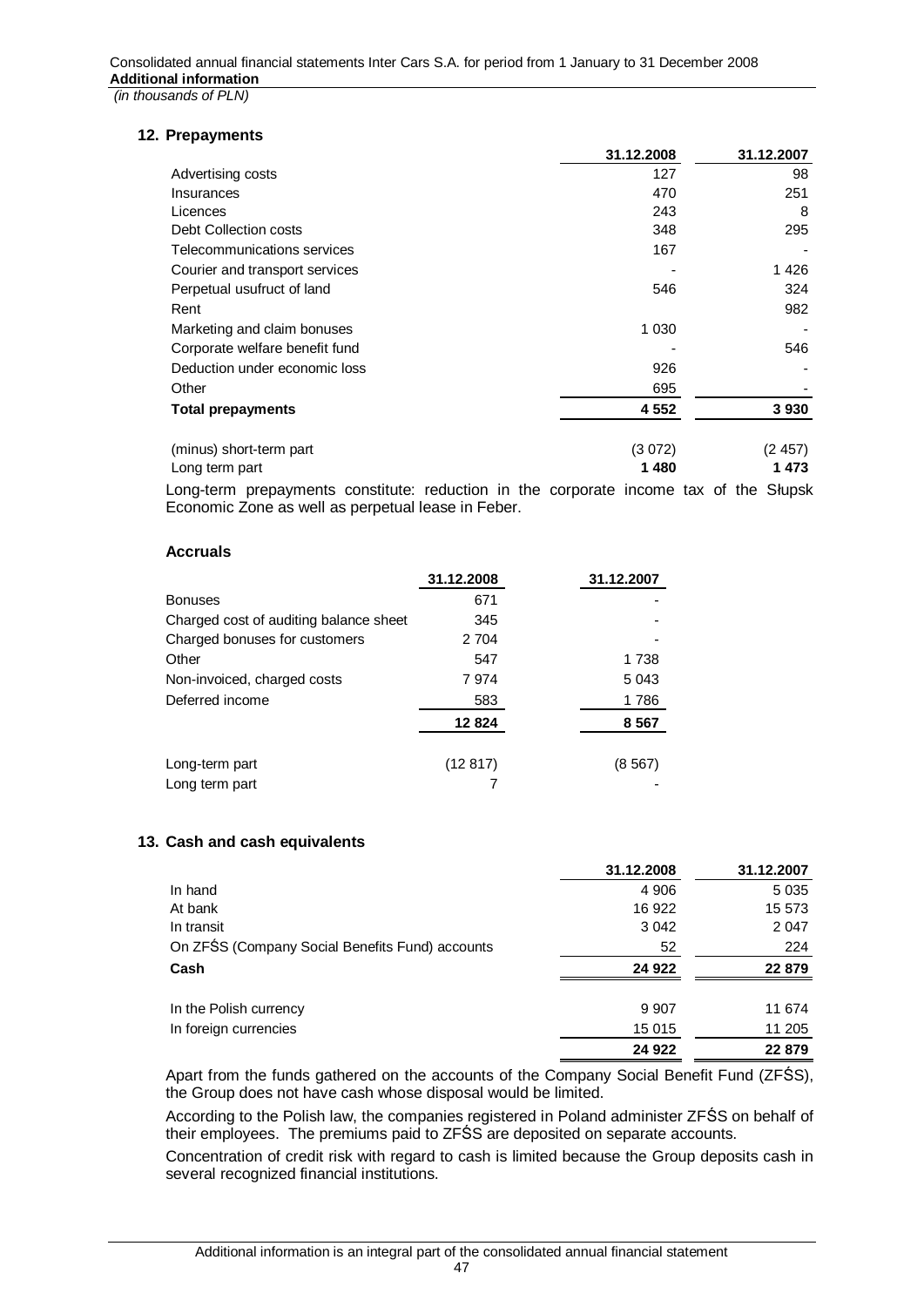## 12. Prepayments

| | 31.12.2008 | 31.12.2007 |
|---|---|---|
| Advertising costs | 127 | 98 |
| Insurances | 470 | 251 |
| Licences | 243 | 8 |
| Debt Collection costs | 348 | 295 |
| Telecommunications services | 167 | - |
| Courier and transport services | - | 1 426 |
| Perpetual usufruct of land | 546 | 324 |
| Rent | | 982 |
| Marketing and claim bonuses | 1 030 | - |
| Corporate welfare benefit fund | - | 546 |
| Deduction under economic loss | 926 | - |
| Other | 695 | - |
| **Total prepayments** | **4 552** | **3 930** |
| | | |
| (minus) short-term part | (3 072) | (2 457) |
| Long term part | **1 480** | **1 473** |

Long-term prepayments constitute: reduction in the corporate income tax of the Słupsk Economic Zone as well as perpetual lease in Feber.

### Accruals

| | 31.12.2008 | 31.12.2007 |
|---|---|---|
| Bonuses | 671 | - |
| Charged cost of auditing balance sheet | 345 | - |
| Charged bonuses for customers | 2 704 | - |
| Other | 547 | 1 738 |
| Non-invoiced, charged costs | 7 974 | 5 043 |
| Deferred income | 583 | 1 786 |
| | **12 824** | **8 567** |
| | | |
| Long-term part | (12 817) | (8 567) |
| Long term part | 7 | - |

## 13. Cash and cash equivalents

| | 31.12.2008 | 31.12.2007 |
|---|---|---|
| In hand | 4 906 | 5 035 |
| At bank | 16 922 | 15 573 |
| In transit | 3 042 | 2 047 |
| On ZFŚS (Company Social Benefits Fund) accounts | 52 | 224 |
| **Cash** | **24 922** | **22 879** |
| | | |
| In the Polish currency | 9 907 | 11 674 |
| In foreign currencies | 15 015 | 11 205 |
| | **24 922** | **22 879** |

Apart from the funds gathered on the accounts of the Company Social Benefit Fund (ZFŚS), the Group does not have cash whose disposal would be limited.

According to the Polish law, the companies registered in Poland administer ZFŚS on behalf of their employees. The premiums paid to ZFŚS are deposited on separate accounts.

Concentration of credit risk with regard to cash is limited because the Group deposits cash in several recognized financial institutions.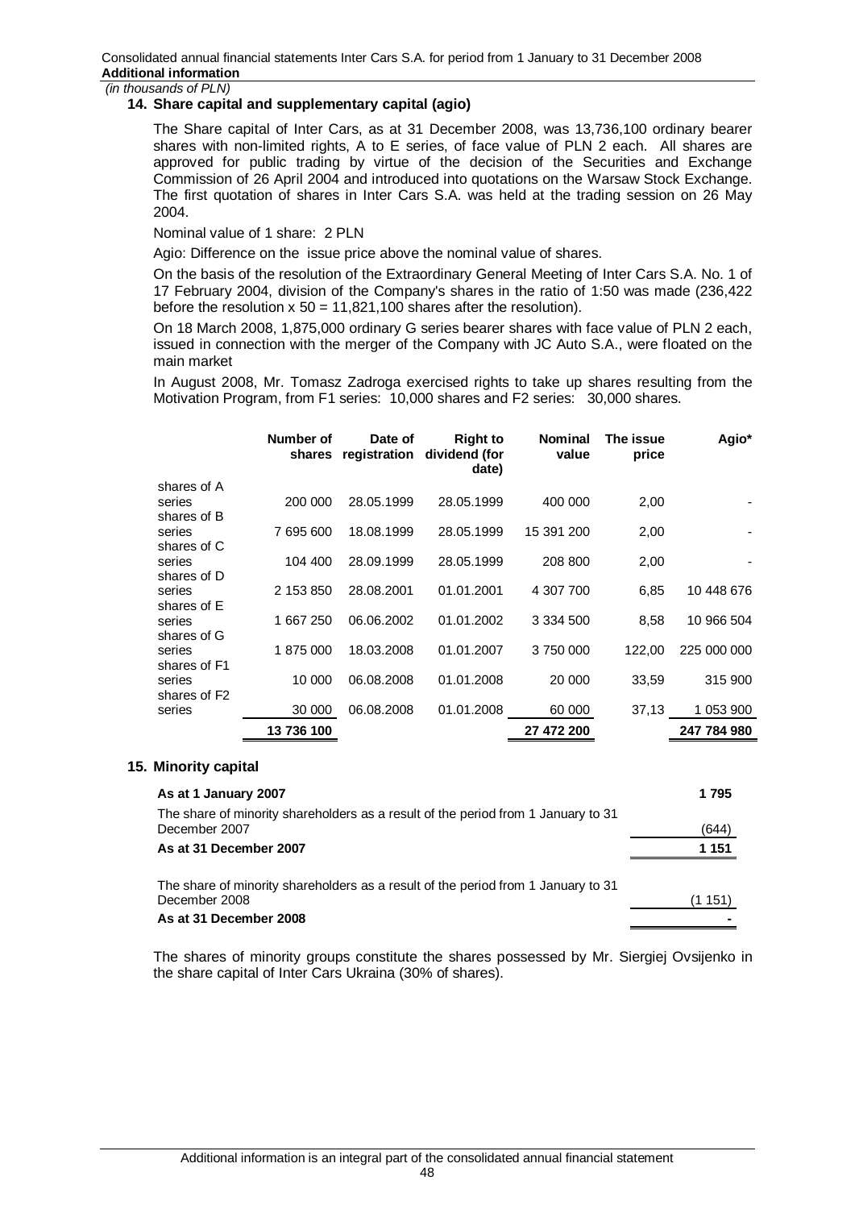*(in thousands of PLN)*

### 14. Share capital and supplementary capital (agio)

The Share capital of Inter Cars, as at 31 December 2008, was 13,736,100 ordinary bearer shares with non-limited rights, A to E series, of face value of PLN 2 each. All shares are approved for public trading by virtue of the decision of the Securities and Exchange Commission of 26 April 2004 and introduced into quotations on the Warsaw Stock Exchange. The first quotation of shares in Inter Cars S.A. was held at the trading session on 26 May 2004.

Nominal value of 1 share: 2 PLN

Agio: Difference on the issue price above the nominal value of shares.

On the basis of the resolution of the Extraordinary General Meeting of Inter Cars S.A. No. 1 of 17 February 2004, division of the Company's shares in the ratio of 1:50 was made (236,422 before the resolution x 50 = 11,821,100 shares after the resolution).

On 18 March 2008, 1,875,000 ordinary G series bearer shares with face value of PLN 2 each, issued in connection with the merger of the Company with JC Auto S.A., were floated on the main market

In August 2008, Mr. Tomasz Zadroga exercised rights to take up shares resulting from the Motivation Program, from F1 series: 10,000 shares and F2 series: 30,000 shares.

| | Number of shares | Date of registration | Right to dividend (for date) | Nominal value | The issue price | Agio* |
|---|---|---|---|---|---|---|
| shares of A series | 200 000 | 28.05.1999 | 28.05.1999 | 400 000 | 2,00 | - |
| shares of B series | 7 695 600 | 18.08.1999 | 28.05.1999 | 15 391 200 | 2,00 | - |
| shares of C series | 104 400 | 28.09.1999 | 28.05.1999 | 208 800 | 2,00 | - |
| shares of D series | 2 153 850 | 28.08.2001 | 01.01.2001 | 4 307 700 | 6,85 | 10 448 676 |
| shares of E series | 1 667 250 | 06.06.2002 | 01.01.2002 | 3 334 500 | 8,58 | 10 966 504 |
| shares of G series | 1 875 000 | 18.03.2008 | 01.01.2007 | 3 750 000 | 122,00 | 225 000 000 |
| shares of F1 series | 10 000 | 06.08.2008 | 01.01.2008 | 20 000 | 33,59 | 315 900 |
| shares of F2 series | 30 000 | 06.08.2008 | 01.01.2008 | 60 000 | 37,13 | 1 053 900 |
| | **13 736 100** | | | **27 472 200** | | **247 784 980** |

### 15. Minority capital

| | |
|---|---|
| **As at 1 January 2007** | **1 795** |
| The share of minority shareholders as a result of the period from 1 January to 31 December 2007 | (644) |
| **As at 31 December 2007** | **1 151** |
| The share of minority shareholders as a result of the period from 1 January to 31 December 2008 | (1 151) |
| **As at 31 December 2008** | **-** |

The shares of minority groups constitute the shares possessed by Mr. Siergiej Ovsijenko in the share capital of Inter Cars Ukraina (30% of shares).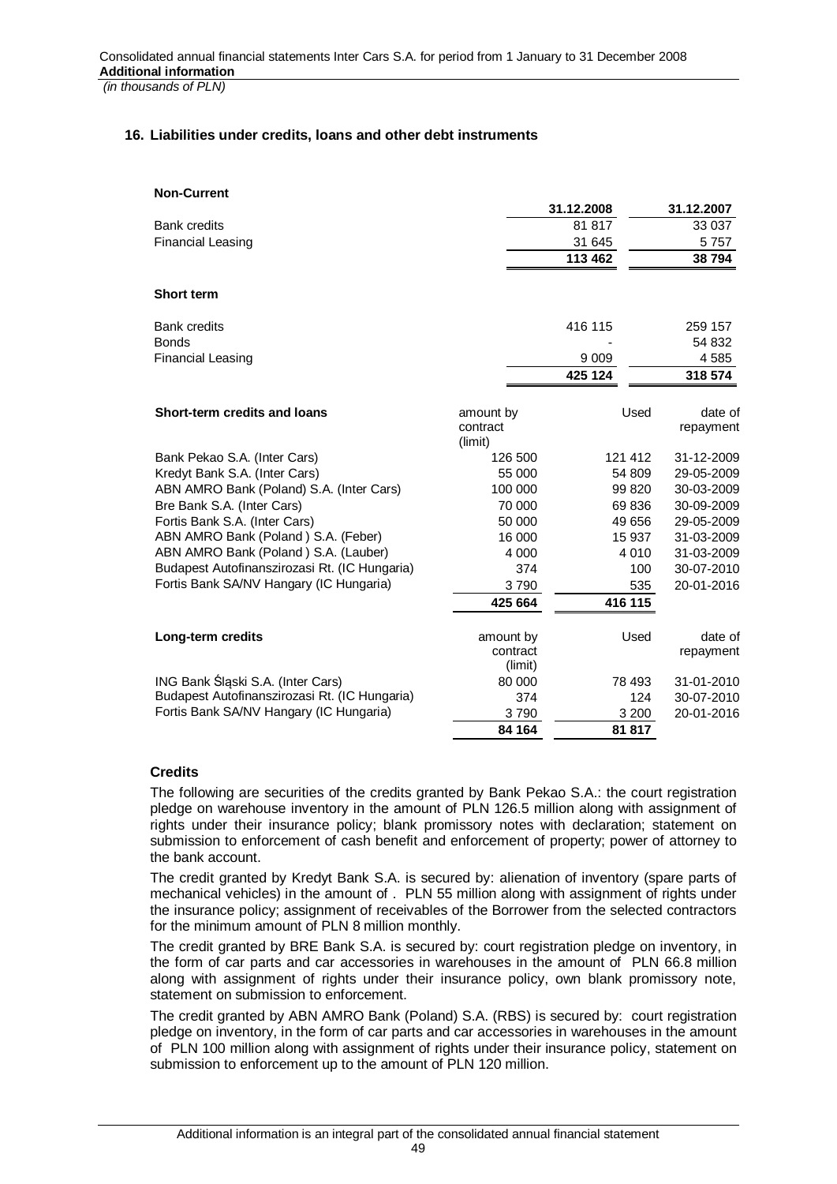## 16. Liabilities under credits, loans and other debt instruments

**Non-Current**

| | 31.12.2008 | 31.12.2007 |
|---|---|---|
| Bank credits | 81 817 | 33 037 |
| Financial Leasing | 31 645 | 5 757 |
| | **113 462** | **38 794** |

**Short term**

| | 31.12.2008 | 31.12.2007 |
|---|---|---|
| Bank credits | 416 115 | 259 157 |
| Bonds | - | 54 832 |
| Financial Leasing | 9 009 | 4 585 |
| | **425 124** | **318 574** |

| **Short-term credits and loans** | amount by contract (limit) | Used | date of repayment |
|---|---|---|---|
| Bank Pekao S.A. (Inter Cars) | 126 500 | 121 412 | 31-12-2009 |
| Kredyt Bank S.A. (Inter Cars) | 55 000 | 54 809 | 29-05-2009 |
| ABN AMRO Bank (Poland) S.A. (Inter Cars) | 100 000 | 99 820 | 30-03-2009 |
| Bre Bank S.A. (Inter Cars) | 70 000 | 69 836 | 30-09-2009 |
| Fortis Bank S.A. (Inter Cars) | 50 000 | 49 656 | 29-05-2009 |
| ABN AMRO Bank (Poland ) S.A. (Feber) | 16 000 | 15 937 | 31-03-2009 |
| ABN AMRO Bank (Poland ) S.A. (Lauber) | 4 000 | 4 010 | 31-03-2009 |
| Budapest Autofinanszirozasi Rt. (IC Hungaria) | 374 | 100 | 30-07-2010 |
| Fortis Bank SA/NV Hangary (IC Hungaria) | 3 790 | 535 | 20-01-2016 |
| | **425 664** | **416 115** | |

| **Long-term credits** | amount by contract (limit) | Used | date of repayment |
|---|---|---|---|
| ING Bank Śląski S.A. (Inter Cars) | 80 000 | 78 493 | 31-01-2010 |
| Budapest Autofinanszirozasi Rt. (IC Hungaria) | 374 | 124 | 30-07-2010 |
| Fortis Bank SA/NV Hangary (IC Hungaria) | 3 790 | 3 200 | 20-01-2016 |
| | **84 164** | **81 817** | |

### Credits

The following are securities of the credits granted by Bank Pekao S.A.: the court registration pledge on warehouse inventory in the amount of PLN 126.5 million along with assignment of rights under their insurance policy; blank promissory notes with declaration; statement on submission to enforcement of cash benefit and enforcement of property; power of attorney to the bank account.

The credit granted by Kredyt Bank S.A. is secured by: alienation of inventory (spare parts of mechanical vehicles) in the amount of . PLN 55 million along with assignment of rights under the insurance policy; assignment of receivables of the Borrower from the selected contractors for the minimum amount of PLN 8 million monthly.

The credit granted by BRE Bank S.A. is secured by: court registration pledge on inventory, in the form of car parts and car accessories in warehouses in the amount of PLN 66.8 million along with assignment of rights under their insurance policy, own blank promissory note, statement on submission to enforcement.

The credit granted by ABN AMRO Bank (Poland) S.A. (RBS) is secured by: court registration pledge on inventory, in the form of car parts and car accessories in warehouses in the amount of PLN 100 million along with assignment of rights under their insurance policy, statement on submission to enforcement up to the amount of PLN 120 million.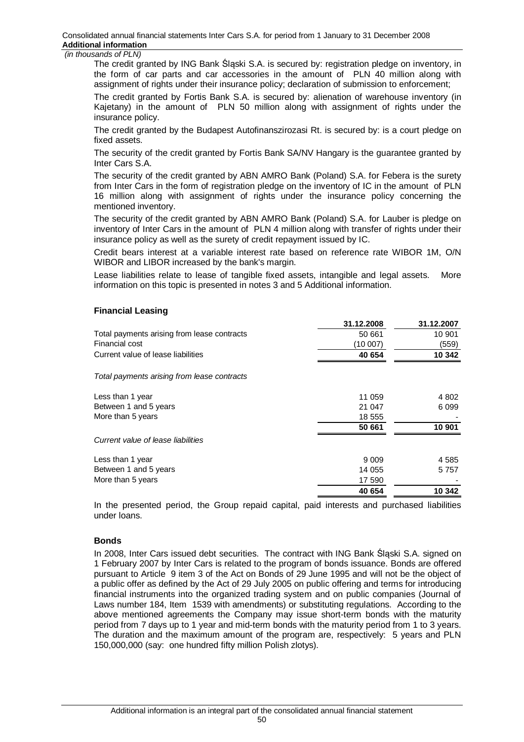*(in thousands of PLN)*

The credit granted by ING Bank Śląski S.A. is secured by: registration pledge on inventory, in the form of car parts and car accessories in the amount of PLN 40 million along with assignment of rights under their insurance policy; declaration of submission to enforcement;

The credit granted by Fortis Bank S.A. is secured by: alienation of warehouse inventory (in Kajetany) in the amount of PLN 50 million along with assignment of rights under the insurance policy.

The credit granted by the Budapest Autofinanszirozasi Rt. is secured by: is a court pledge on fixed assets.

The security of the credit granted by Fortis Bank SA/NV Hangary is the guarantee granted by Inter Cars S.A.

The security of the credit granted by ABN AMRO Bank (Poland) S.A. for Febera is the surety from Inter Cars in the form of registration pledge on the inventory of IC in the amount of PLN 16 million along with assignment of rights under the insurance policy concerning the mentioned inventory.

The security of the credit granted by ABN AMRO Bank (Poland) S.A. for Lauber is pledge on inventory of Inter Cars in the amount of PLN 4 million along with transfer of rights under their insurance policy as well as the surety of credit repayment issued by IC.

Credit bears interest at a variable interest rate based on reference rate WIBOR 1M, O/N WIBOR and LIBOR increased by the bank's margin.

Lease liabilities relate to lease of tangible fixed assets, intangible and legal assets. More information on this topic is presented in notes 3 and 5 Additional information.

### Financial Leasing

| | 31.12.2008 | 31.12.2007 |
|---|---|---|
| Total payments arising from lease contracts | 50 661 | 10 901 |
| Financial cost | (10 007) | (559) |
| Current value of lease liabilities | **40 654** | **10 342** |
| *Total payments arising from lease contracts* | | |
| Less than 1 year | 11 059 | 4 802 |
| Between 1 and 5 years | 21 047 | 6 099 |
| More than 5 years | 18 555 | - |
| | **50 661** | **10 901** |
| *Current value of lease liabilities* | | |
| Less than 1 year | 9 009 | 4 585 |
| Between 1 and 5 years | 14 055 | 5 757 |
| More than 5 years | 17 590 | - |
| | **40 654** | **10 342** |

In the presented period, the Group repaid capital, paid interests and purchased liabilities under loans.

### Bonds

In 2008, Inter Cars issued debt securities. The contract with ING Bank Śląski S.A. signed on 1 February 2007 by Inter Cars is related to the program of bonds issuance. Bonds are offered pursuant to Article 9 item 3 of the Act on Bonds of 29 June 1995 and will not be the object of a public offer as defined by the Act of 29 July 2005 on public offering and terms for introducing financial instruments into the organized trading system and on public companies (Journal of Laws number 184, Item 1539 with amendments) or substituting regulations. According to the above mentioned agreements the Company may issue short-term bonds with the maturity period from 7 days up to 1 year and mid-term bonds with the maturity period from 1 to 3 years. The duration and the maximum amount of the program are, respectively: 5 years and PLN 150,000,000 (say: one hundred fifty million Polish zlotys).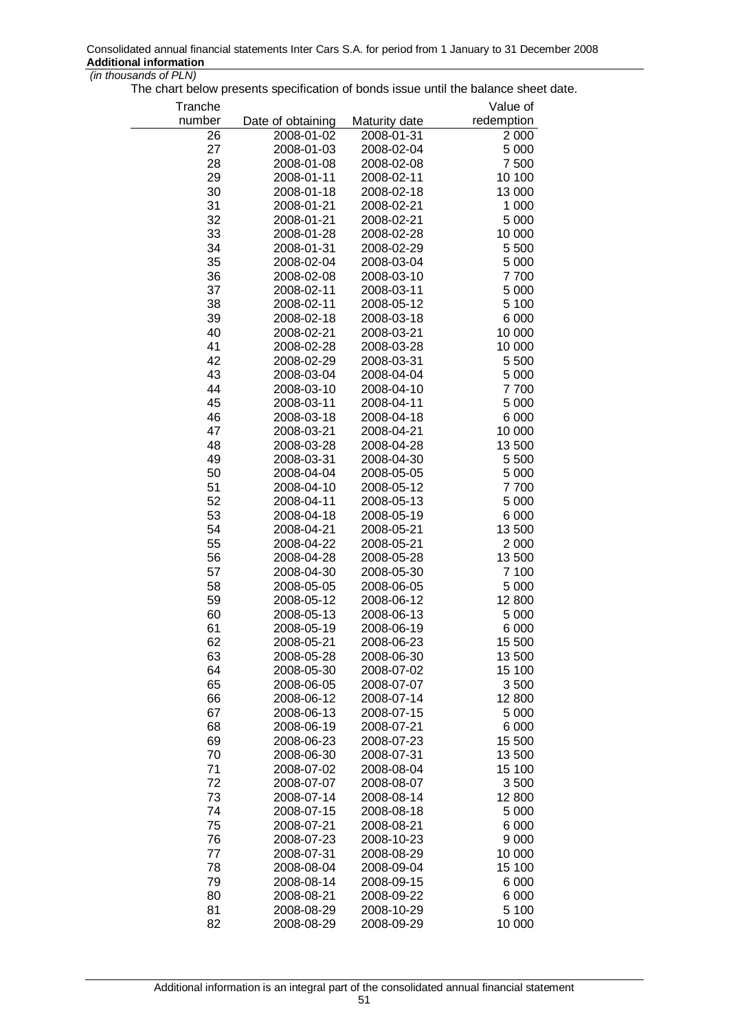*(in thousands of PLN)*

The chart below presents specification of bonds issue until the balance sheet date.

| Tranche number | Date of obtaining | Maturity date | Value of redemption |
|---|---|---|---|
| 26 | 2008-01-02 | 2008-01-31 | 2 000 |
| 27 | 2008-01-03 | 2008-02-04 | 5 000 |
| 28 | 2008-01-08 | 2008-02-08 | 7 500 |
| 29 | 2008-01-11 | 2008-02-11 | 10 100 |
| 30 | 2008-01-18 | 2008-02-18 | 13 000 |
| 31 | 2008-01-21 | 2008-02-21 | 1 000 |
| 32 | 2008-01-21 | 2008-02-21 | 5 000 |
| 33 | 2008-01-28 | 2008-02-28 | 10 000 |
| 34 | 2008-01-31 | 2008-02-29 | 5 500 |
| 35 | 2008-02-04 | 2008-03-04 | 5 000 |
| 36 | 2008-02-08 | 2008-03-10 | 7 700 |
| 37 | 2008-02-11 | 2008-03-11 | 5 000 |
| 38 | 2008-02-11 | 2008-05-12 | 5 100 |
| 39 | 2008-02-18 | 2008-03-18 | 6 000 |
| 40 | 2008-02-21 | 2008-03-21 | 10 000 |
| 41 | 2008-02-28 | 2008-03-28 | 10 000 |
| 42 | 2008-02-29 | 2008-03-31 | 5 500 |
| 43 | 2008-03-04 | 2008-04-04 | 5 000 |
| 44 | 2008-03-10 | 2008-04-10 | 7 700 |
| 45 | 2008-03-11 | 2008-04-11 | 5 000 |
| 46 | 2008-03-18 | 2008-04-18 | 6 000 |
| 47 | 2008-03-21 | 2008-04-21 | 10 000 |
| 48 | 2008-03-28 | 2008-04-28 | 13 500 |
| 49 | 2008-03-31 | 2008-04-30 | 5 500 |
| 50 | 2008-04-04 | 2008-05-05 | 5 000 |
| 51 | 2008-04-10 | 2008-05-12 | 7 700 |
| 52 | 2008-04-11 | 2008-05-13 | 5 000 |
| 53 | 2008-04-18 | 2008-05-19 | 6 000 |
| 54 | 2008-04-21 | 2008-05-21 | 13 500 |
| 55 | 2008-04-22 | 2008-05-21 | 2 000 |
| 56 | 2008-04-28 | 2008-05-28 | 13 500 |
| 57 | 2008-04-30 | 2008-05-30 | 7 100 |
| 58 | 2008-05-05 | 2008-06-05 | 5 000 |
| 59 | 2008-05-12 | 2008-06-12 | 12 800 |
| 60 | 2008-05-13 | 2008-06-13 | 5 000 |
| 61 | 2008-05-19 | 2008-06-19 | 6 000 |
| 62 | 2008-05-21 | 2008-06-23 | 15 500 |
| 63 | 2008-05-28 | 2008-06-30 | 13 500 |
| 64 | 2008-05-30 | 2008-07-02 | 15 100 |
| 65 | 2008-06-05 | 2008-07-07 | 3 500 |
| 66 | 2008-06-12 | 2008-07-14 | 12 800 |
| 67 | 2008-06-13 | 2008-07-15 | 5 000 |
| 68 | 2008-06-19 | 2008-07-21 | 6 000 |
| 69 | 2008-06-23 | 2008-07-23 | 15 500 |
| 70 | 2008-06-30 | 2008-07-31 | 13 500 |
| 71 | 2008-07-02 | 2008-08-04 | 15 100 |
| 72 | 2008-07-07 | 2008-08-07 | 3 500 |
| 73 | 2008-07-14 | 2008-08-14 | 12 800 |
| 74 | 2008-07-15 | 2008-08-18 | 5 000 |
| 75 | 2008-07-21 | 2008-08-21 | 6 000 |
| 76 | 2008-07-23 | 2008-10-23 | 9 000 |
| 77 | 2008-07-31 | 2008-08-29 | 10 000 |
| 78 | 2008-08-04 | 2008-09-04 | 15 100 |
| 79 | 2008-08-14 | 2008-09-15 | 6 000 |
| 80 | 2008-08-21 | 2008-09-22 | 6 000 |
| 81 | 2008-08-29 | 2008-10-29 | 5 100 |
| 82 | 2008-08-29 | 2008-09-29 | 10 000 |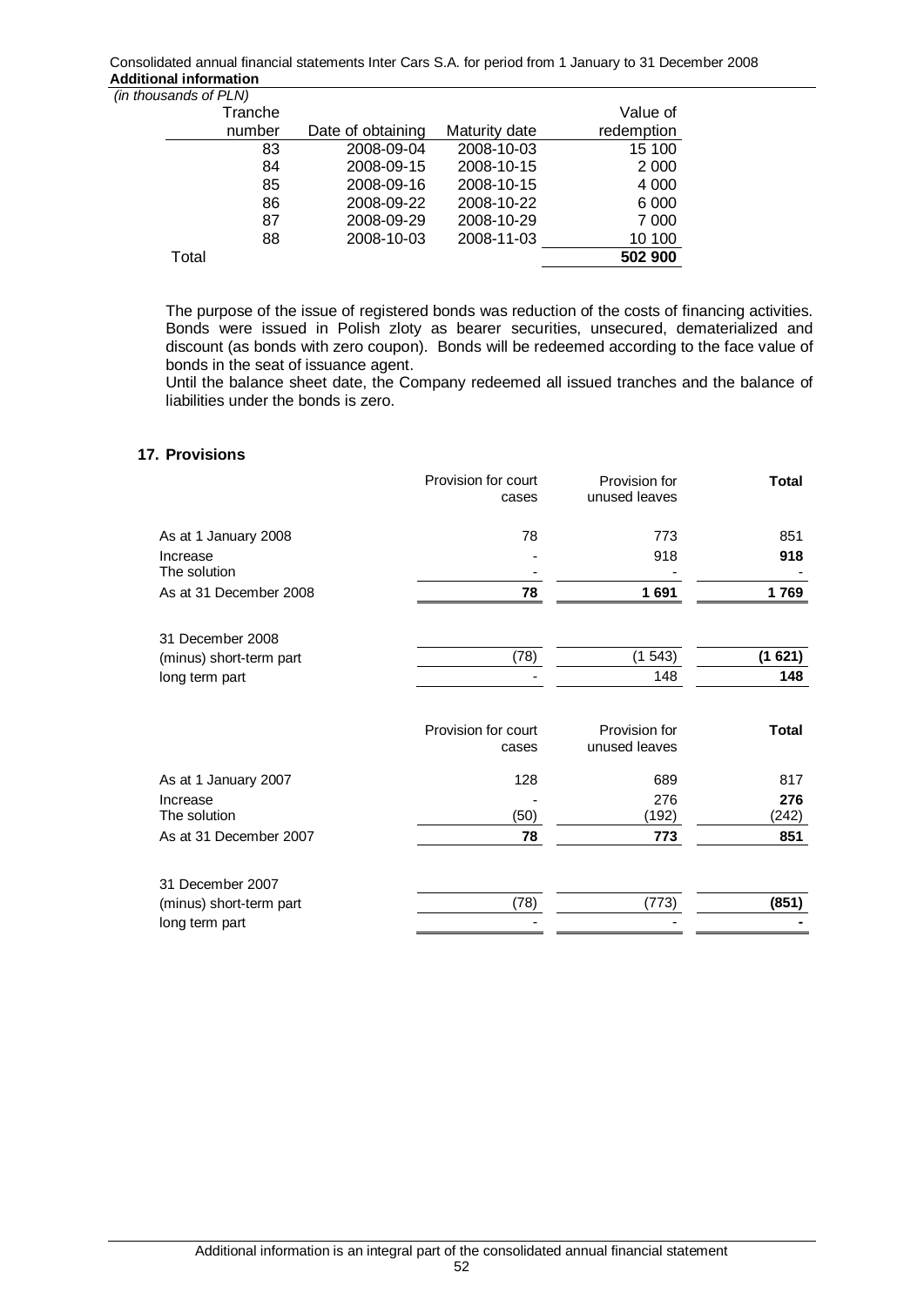*(in thousands of PLN)*

| Tranche number | Date of obtaining | Maturity date | Value of redemption |
|---|---|---|---|
| 83 | 2008-09-04 | 2008-10-03 | 15 100 |
| 84 | 2008-09-15 | 2008-10-15 | 2 000 |
| 85 | 2008-09-16 | 2008-10-15 | 4 000 |
| 86 | 2008-09-22 | 2008-10-22 | 6 000 |
| 87 | 2008-09-29 | 2008-10-29 | 7 000 |
| 88 | 2008-10-03 | 2008-11-03 | 10 100 |
| Total | | | **502 900** |

The purpose of the issue of registered bonds was reduction of the costs of financing activities. Bonds were issued in Polish zloty as bearer securities, unsecured, dematerialized and discount (as bonds with zero coupon). Bonds will be redeemed according to the face value of bonds in the seat of issuance agent.

Until the balance sheet date, the Company redeemed all issued tranches and the balance of liabilities under the bonds is zero.

## 17. Provisions

| | Provision for court cases | Provision for unused leaves | **Total** |
|---|---|---|---|
| As at 1 January 2008 | 78 | 773 | 851 |
| Increase | - | 918 | **918** |
| The solution | - | - | - |
| As at 31 December 2008 | **78** | **1 691** | **1 769** |
| | | | |
| 31 December 2008 | | | |
| (minus) short-term part | (78) | (1 543) | **(1 621)** |
| long term part | - | 148 | **148** |

| | Provision for court cases | Provision for unused leaves | **Total** |
|---|---|---|---|
| As at 1 January 2007 | 128 | 689 | 817 |
| Increase | - | 276 | **276** |
| The solution | (50) | (192) | (242) |
| As at 31 December 2007 | **78** | **773** | **851** |
| | | | |
| 31 December 2007 | | | |
| (minus) short-term part | (78) | (773) | **(851)** |
| long term part | - | - | **-** |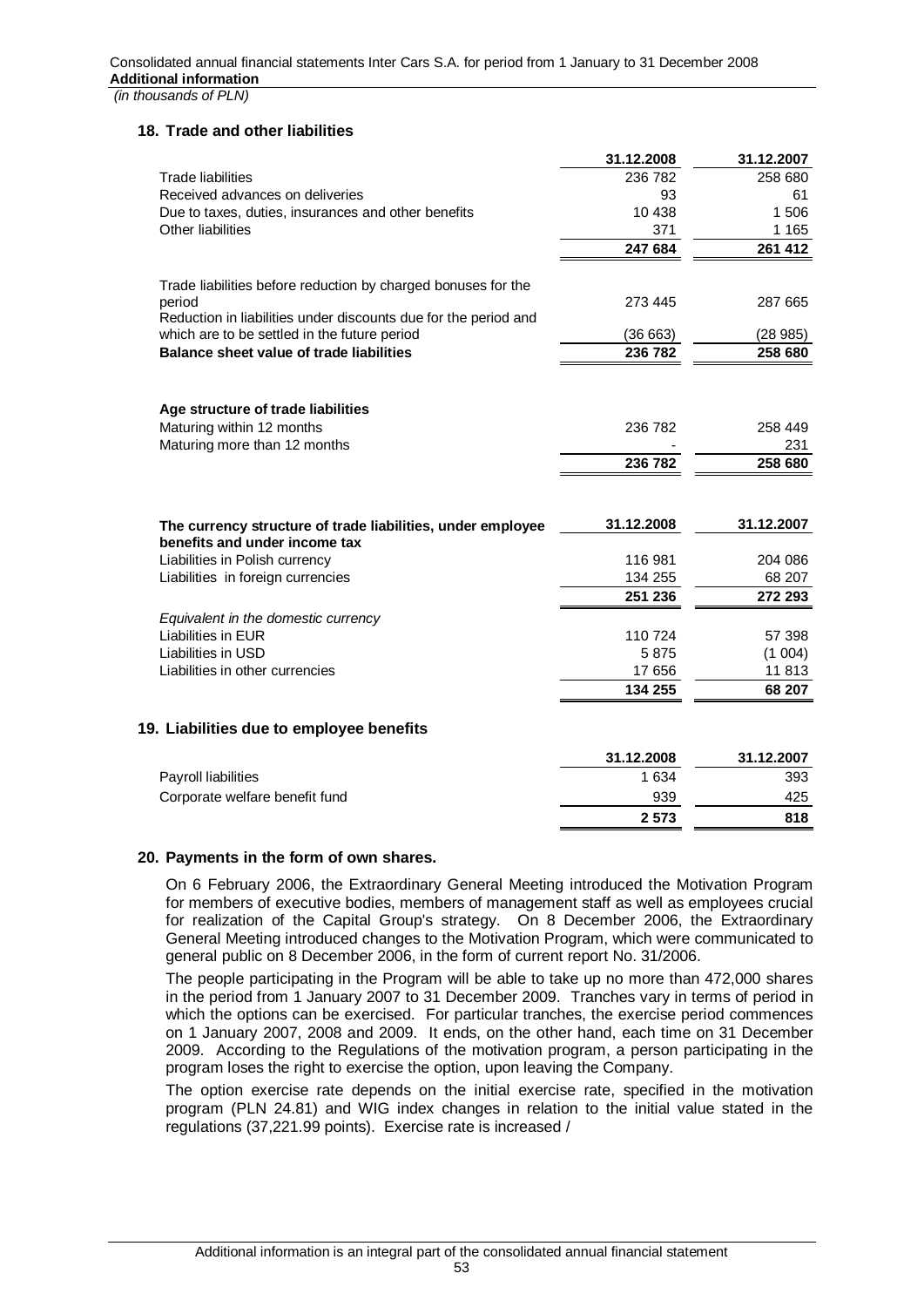## 18. Trade and other liabilities

| | 31.12.2008 | 31.12.2007 |
|---|---|---|
| Trade liabilities | 236 782 | 258 680 |
| Received advances on deliveries | 93 | 61 |
| Due to taxes, duties, insurances and other benefits | 10 438 | 1 506 |
| Other liabilities | 371 | 1 165 |
| | **247 684** | **261 412** |
| Trade liabilities before reduction by charged bonuses for the period | 273 445 | 287 665 |
| Reduction in liabilities under discounts due for the period and which are to be settled in the future period | (36 663) | (28 985) |
| **Balance sheet value of trade liabilities** | **236 782** | **258 680** |
| **Age structure of trade liabilities** | | |
| Maturing within 12 months | 236 782 | 258 449 |
| Maturing more than 12 months | - | 231 |
| | **236 782** | **258 680** |

| **The currency structure of trade liabilities, under employee benefits and under income tax** | **31.12.2008** | **31.12.2007** |
|---|---|---|
| Liabilities in Polish currency | 116 981 | 204 086 |
| Liabilities in foreign currencies | 134 255 | 68 207 |
| | **251 236** | **272 293** |
| *Equivalent in the domestic currency* | | |
| Liabilities in EUR | 110 724 | 57 398 |
| Liabilities in USD | 5 875 | (1 004) |
| Liabilities in other currencies | 17 656 | 11 813 |
| | **134 255** | **68 207** |

## 19. Liabilities due to employee benefits

| | 31.12.2008 | 31.12.2007 |
|---|---|---|
| Payroll liabilities | 1 634 | 393 |
| Corporate welfare benefit fund | 939 | 425 |
| | **2 573** | **818** |

## 20. Payments in the form of own shares.

On 6 February 2006, the Extraordinary General Meeting introduced the Motivation Program for members of executive bodies, members of management staff as well as employees crucial for realization of the Capital Group's strategy. On 8 December 2006, the Extraordinary General Meeting introduced changes to the Motivation Program, which were communicated to general public on 8 December 2006, in the form of current report No. 31/2006.

The people participating in the Program will be able to take up no more than 472,000 shares in the period from 1 January 2007 to 31 December 2009. Tranches vary in terms of period in which the options can be exercised. For particular tranches, the exercise period commences on 1 January 2007, 2008 and 2009. It ends, on the other hand, each time on 31 December 2009. According to the Regulations of the motivation program, a person participating in the program loses the right to exercise the option, upon leaving the Company.

The option exercise rate depends on the initial exercise rate, specified in the motivation program (PLN 24.81) and WIG index changes in relation to the initial value stated in the regulations (37,221.99 points). Exercise rate is increased /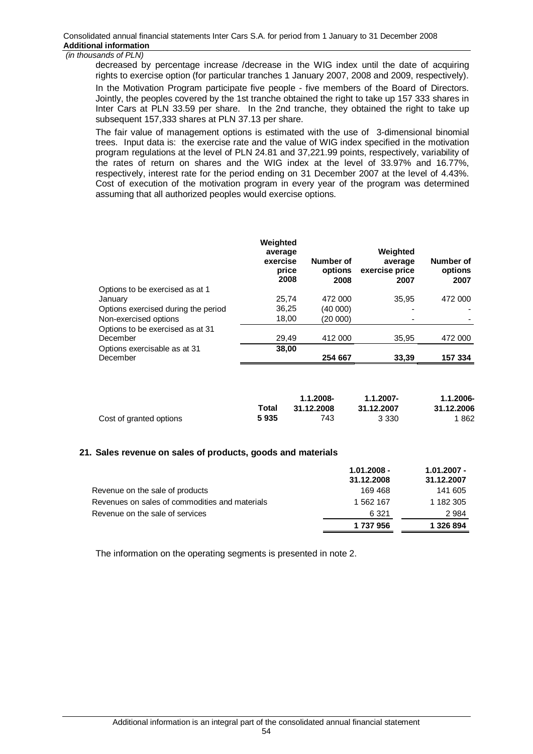decreased by percentage increase /decrease in the WIG index until the date of acquiring rights to exercise option (for particular tranches 1 January 2007, 2008 and 2009, respectively).

In the Motivation Program participate five people - five members of the Board of Directors. Jointly, the peoples covered by the 1st tranche obtained the right to take up 157 333 shares in Inter Cars at PLN 33.59 per share. In the 2nd tranche, they obtained the right to take up subsequent 157,333 shares at PLN 37.13 per share.

The fair value of management options is estimated with the use of 3-dimensional binomial trees. Input data is: the exercise rate and the value of WIG index specified in the motivation program regulations at the level of PLN 24.81 and 37,221.99 points, respectively, variability of the rates of return on shares and the WIG index at the level of 33.97% and 16.77%, respectively, interest rate for the period ending on 31 December 2007 at the level of 4.43%. Cost of execution of the motivation program in every year of the program was determined assuming that all authorized peoples would exercise options.

| | Weighted average exercise price 2008 | Number of options 2008 | Weighted average exercise price 2007 | Number of options 2007 |
|---|---|---|---|---|
| Options to be exercised as at 1 January | 25,74 | 472 000 | 35,95 | 472 000 |
| Options exercised during the period | 36,25 | (40 000) | - | - |
| Non-exercised options | 18,00 | (20 000) | - | - |
| Options to be exercised as at 31 December | 29,49 | 412 000 | 35,95 | 472 000 |
| Options exercisable as at 31 December | **38,00** | **254 667** | **33,39** | **157 334** |

| | Total | 1.1.2008-31.12.2008 | 1.1.2007-31.12.2007 | 1.1.2006-31.12.2006 |
|---|---|---|---|---|
| Cost of granted options | **5 935** | 743 | 3 330 | 1 862 |

## 21. Sales revenue on sales of products, goods and materials

| | 1.01.2008 - 31.12.2008 | 1.01.2007 - 31.12.2007 |
|---|---|---|
| Revenue on the sale of products | 169 468 | 141 605 |
| Revenues on sales of commodities and materials | 1 562 167 | 1 182 305 |
| Revenue on the sale of services | 6 321 | 2 984 |
| | **1 737 956** | **1 326 894** |

The information on the operating segments is presented in note 2.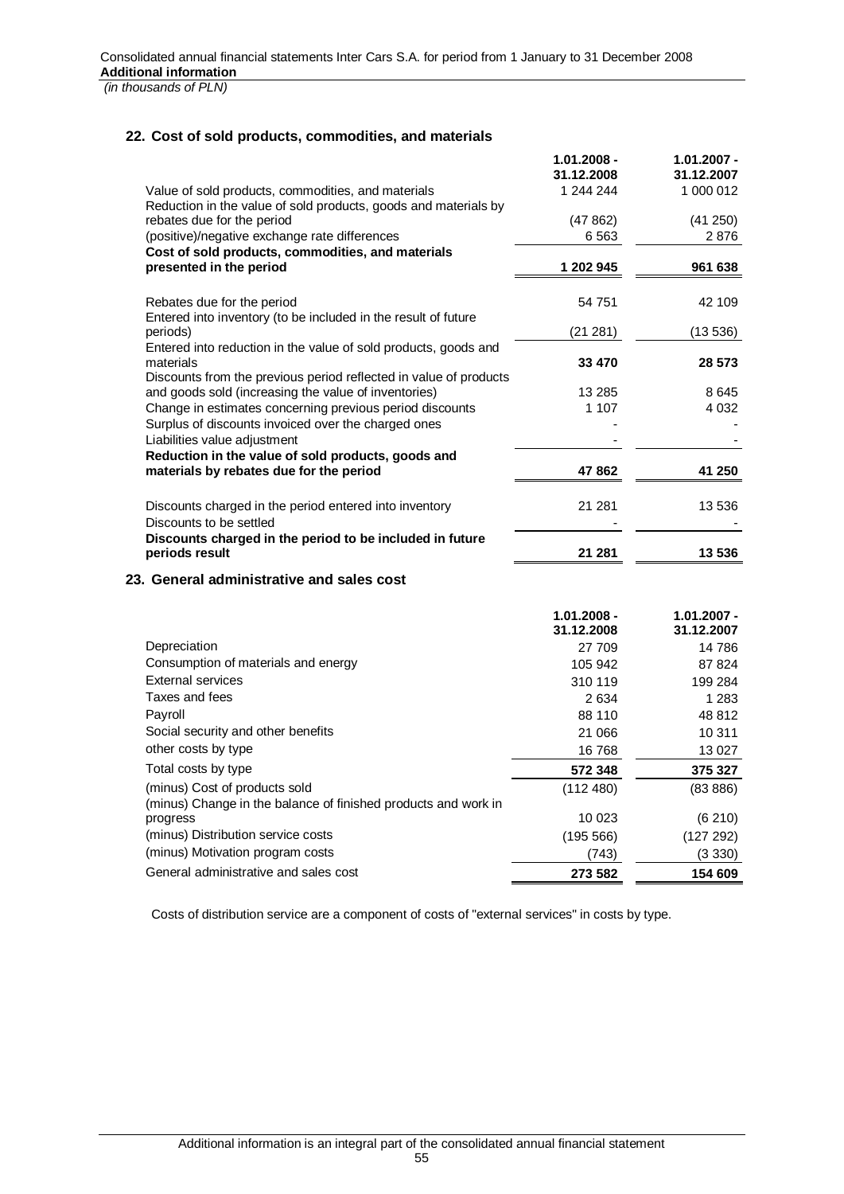## 22. Cost of sold products, commodities, and materials

| | 1.01.2008 - 31.12.2008 | 1.01.2007 - 31.12.2007 |
|---|---|---|
| Value of sold products, commodities, and materials | 1 244 244 | 1 000 012 |
| Reduction in the value of sold products, goods and materials by rebates due for the period | (47 862) | (41 250) |
| (positive)/negative exchange rate differences | 6 563 | 2 876 |
| **Cost of sold products, commodities, and materials presented in the period** | **1 202 945** | **961 638** |
| | | |
| Rebates due for the period | 54 751 | 42 109 |
| Entered into inventory (to be included in the result of future periods) | (21 281) | (13 536) |
| Entered into reduction in the value of sold products, goods and materials | **33 470** | **28 573** |
| Discounts from the previous period reflected in value of products and goods sold (increasing the value of inventories) | 13 285 | 8 645 |
| Change in estimates concerning previous period discounts | 1 107 | 4 032 |
| Surplus of discounts invoiced over the charged ones | - | - |
| Liabilities value adjustment | - | - |
| **Reduction in the value of sold products, goods and materials by rebates due for the period** | **47 862** | **41 250** |
| | | |
| Discounts charged in the period entered into inventory | 21 281 | 13 536 |
| Discounts to be settled | - | - |
| **Discounts charged in the period to be included in future periods result** | **21 281** | **13 536** |

## 23. General administrative and sales cost

| | 1.01.2008 - 31.12.2008 | 1.01.2007 - 31.12.2007 |
|---|---|---|
| Depreciation | 27 709 | 14 786 |
| Consumption of materials and energy | 105 942 | 87 824 |
| External services | 310 119 | 199 284 |
| Taxes and fees | 2 634 | 1 283 |
| Payroll | 88 110 | 48 812 |
| Social security and other benefits | 21 066 | 10 311 |
| other costs by type | 16 768 | 13 027 |
| Total costs by type | **572 348** | **375 327** |
| (minus) Cost of products sold | (112 480) | (83 886) |
| (minus) Change in the balance of finished products and work in progress | 10 023 | (6 210) |
| (minus) Distribution service costs | (195 566) | (127 292) |
| (minus) Motivation program costs | (743) | (3 330) |
| General administrative and sales cost | **273 582** | **154 609** |

Costs of distribution service are a component of costs of "external services" in costs by type.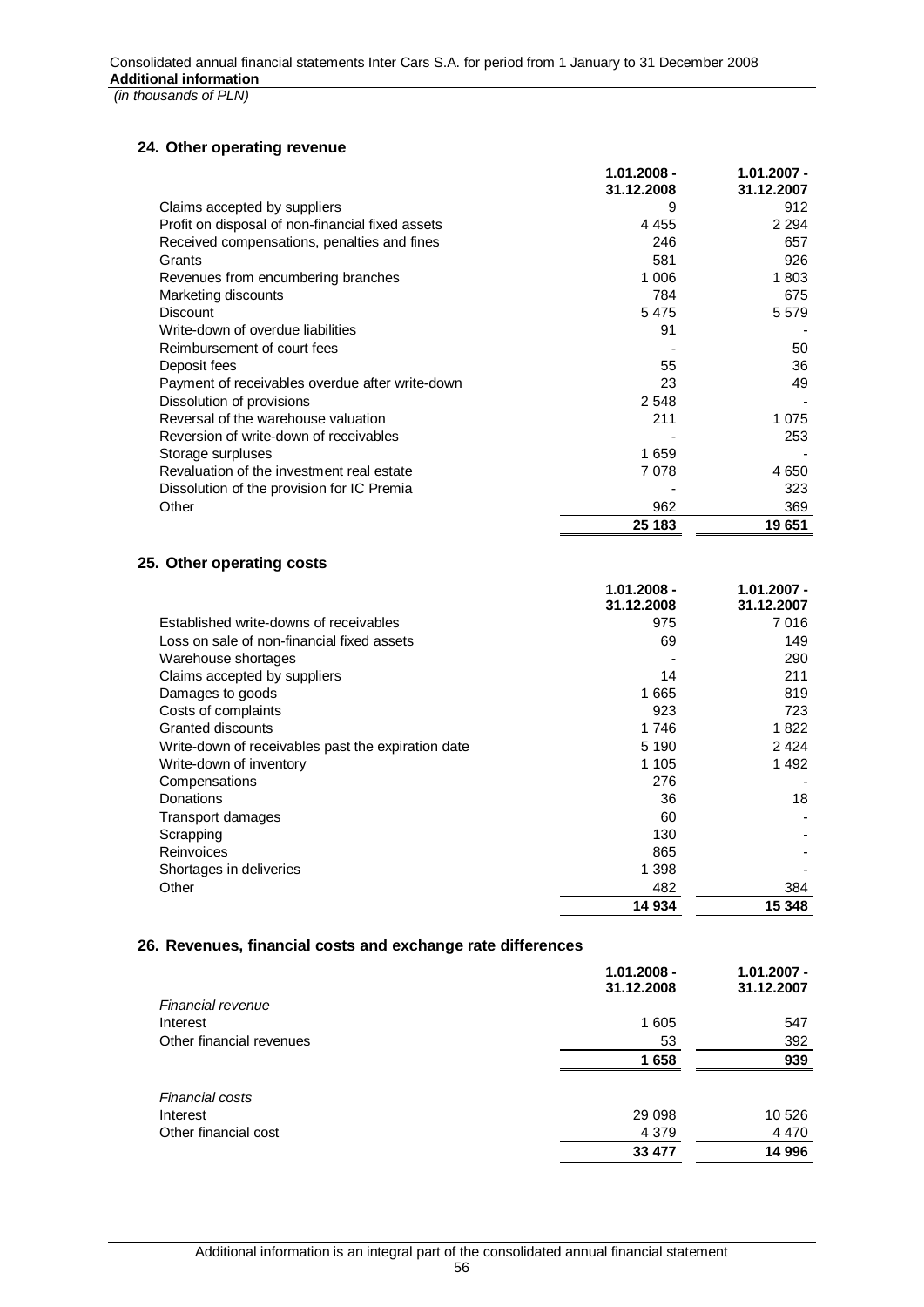## 24. Other operating revenue

| | 1.01.2008 - 31.12.2008 | 1.01.2007 - 31.12.2007 |
|---|---|---|
| Claims accepted by suppliers | 9 | 912 |
| Profit on disposal of non-financial fixed assets | 4 455 | 2 294 |
| Received compensations, penalties and fines | 246 | 657 |
| Grants | 581 | 926 |
| Revenues from encumbering branches | 1 006 | 1 803 |
| Marketing discounts | 784 | 675 |
| Discount | 5 475 | 5 579 |
| Write-down of overdue liabilities | 91 | - |
| Reimbursement of court fees | - | 50 |
| Deposit fees | 55 | 36 |
| Payment of receivables overdue after write-down | 23 | 49 |
| Dissolution of provisions | 2 548 | - |
| Reversal of the warehouse valuation | 211 | 1 075 |
| Reversion of write-down of receivables | - | 253 |
| Storage surpluses | 1 659 | - |
| Revaluation of the investment real estate | 7 078 | 4 650 |
| Dissolution of the provision for IC Premia | - | 323 |
| Other | 962 | 369 |
| | **25 183** | **19 651** |

## 25. Other operating costs

| | 1.01.2008 - 31.12.2008 | 1.01.2007 - 31.12.2007 |
|---|---|---|
| Established write-downs of receivables | 975 | 7 016 |
| Loss on sale of non-financial fixed assets | 69 | 149 |
| Warehouse shortages | - | 290 |
| Claims accepted by suppliers | 14 | 211 |
| Damages to goods | 1 665 | 819 |
| Costs of complaints | 923 | 723 |
| Granted discounts | 1 746 | 1 822 |
| Write-down of receivables past the expiration date | 5 190 | 2 424 |
| Write-down of inventory | 1 105 | 1 492 |
| Compensations | 276 | - |
| Donations | 36 | 18 |
| Transport damages | 60 | - |
| Scrapping | 130 | - |
| Reinvoices | 865 | - |
| Shortages in deliveries | 1 398 | - |
| Other | 482 | 384 |
| | **14 934** | **15 348** |

## 26. Revenues, financial costs and exchange rate differences

| | 1.01.2008 - 31.12.2008 | 1.01.2007 - 31.12.2007 |
|---|---|---|
| *Financial revenue* | | |
| Interest | 1 605 | 547 |
| Other financial revenues | 53 | 392 |
| | **1 658** | **939** |
| | | |
| *Financial costs* | | |
| Interest | 29 098 | 10 526 |
| Other financial cost | 4 379 | 4 470 |
| | **33 477** | **14 996** |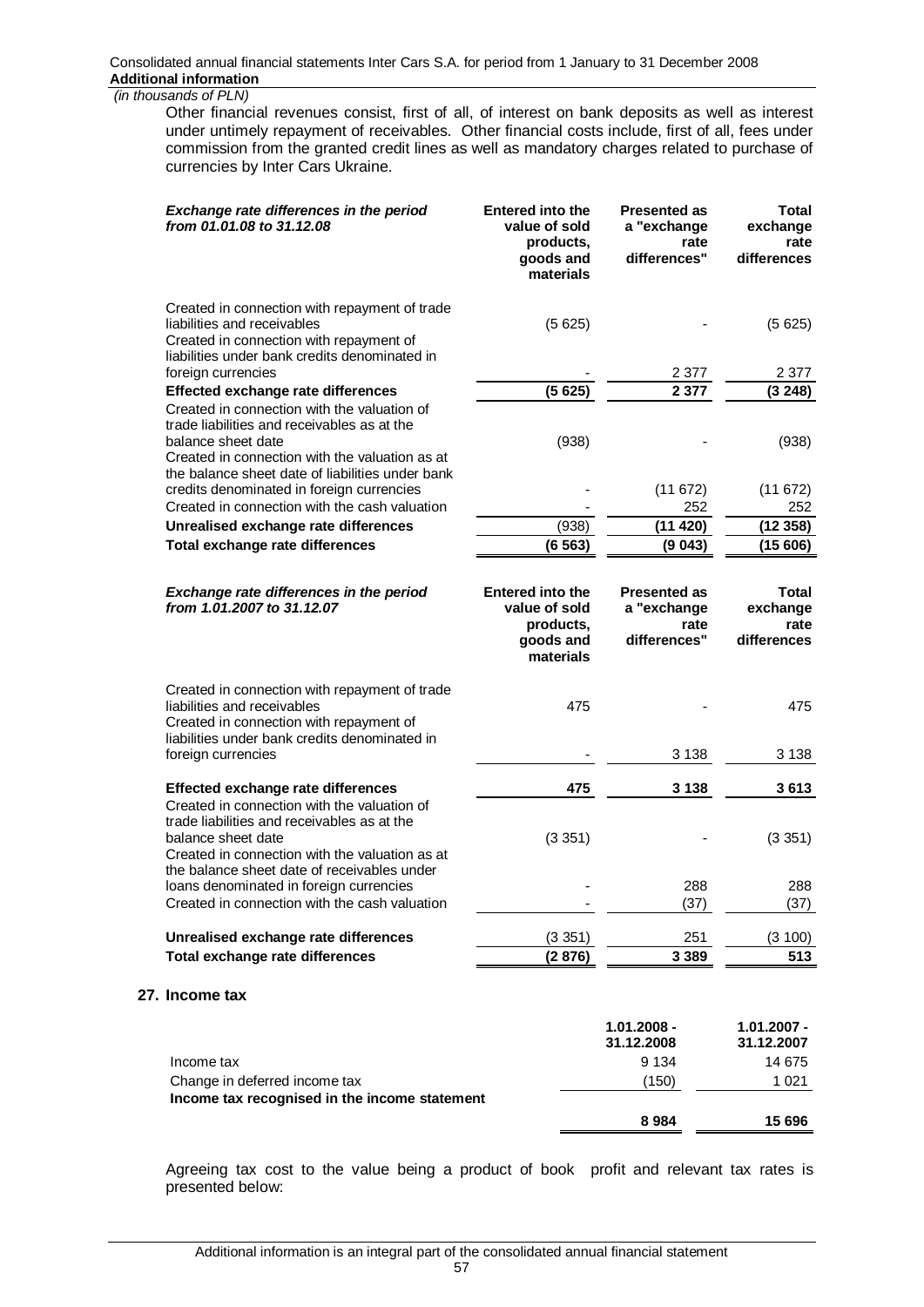*(in thousands of PLN)*

Other financial revenues consist, first of all, of interest on bank deposits as well as interest under untimely repayment of receivables. Other financial costs include, first of all, fees under commission from the granted credit lines as well as mandatory charges related to purchase of currencies by Inter Cars Ukraine.

| *Exchange rate differences in the period from 01.01.08 to 31.12.08* | Entered into the value of sold products, goods and materials | Presented as a "exchange rate differences" | Total exchange rate differences |
|---|---|---|---|
| Created in connection with repayment of trade liabilities and receivables | (5 625) | - | (5 625) |
| Created in connection with repayment of liabilities under bank credits denominated in foreign currencies | - | 2 377 | 2 377 |
| **Effected exchange rate differences** | **(5 625)** | **2 377** | **(3 248)** |
| Created in connection with the valuation of trade liabilities and receivables as at the balance sheet date | (938) | - | (938) |
| Created in connection with the valuation as at the balance sheet date of liabilities under bank credits denominated in foreign currencies | - | (11 672) | (11 672) |
| Created in connection with the cash valuation | - | 252 | 252 |
| **Unrealised exchange rate differences** | (938) | **(11 420)** | **(12 358)** |
| **Total exchange rate differences** | **(6 563)** | **(9 043)** | **(15 606)** |

| *Exchange rate differences in the period from 1.01.2007 to 31.12.07* | Entered into the value of sold products, goods and materials | Presented as a "exchange rate differences" | Total exchange rate differences |
|---|---|---|---|
| Created in connection with repayment of trade liabilities and receivables | 475 | - | 475 |
| Created in connection with repayment of liabilities under bank credits denominated in foreign currencies | - | 3 138 | 3 138 |
| **Effected exchange rate differences** | **475** | **3 138** | **3 613** |
| Created in connection with the valuation of trade liabilities and receivables as at the balance sheet date | (3 351) | - | (3 351) |
| Created in connection with the valuation as at the balance sheet date of receivables under loans denominated in foreign currencies | - | 288 | 288 |
| Created in connection with the cash valuation | - | (37) | (37) |
| **Unrealised exchange rate differences** | (3 351) | 251 | (3 100) |
| **Total exchange rate differences** | **(2 876)** | **3 389** | **513** |

## 27. Income tax

| | 1.01.2008 - 31.12.2008 | 1.01.2007 - 31.12.2007 |
|---|---|---|
| Income tax | 9 134 | 14 675 |
| Change in deferred income tax | (150) | 1 021 |
| **Income tax recognised in the income statement** | **8 984** | **15 696** |

Agreeing tax cost to the value being a product of book profit and relevant tax rates is presented below: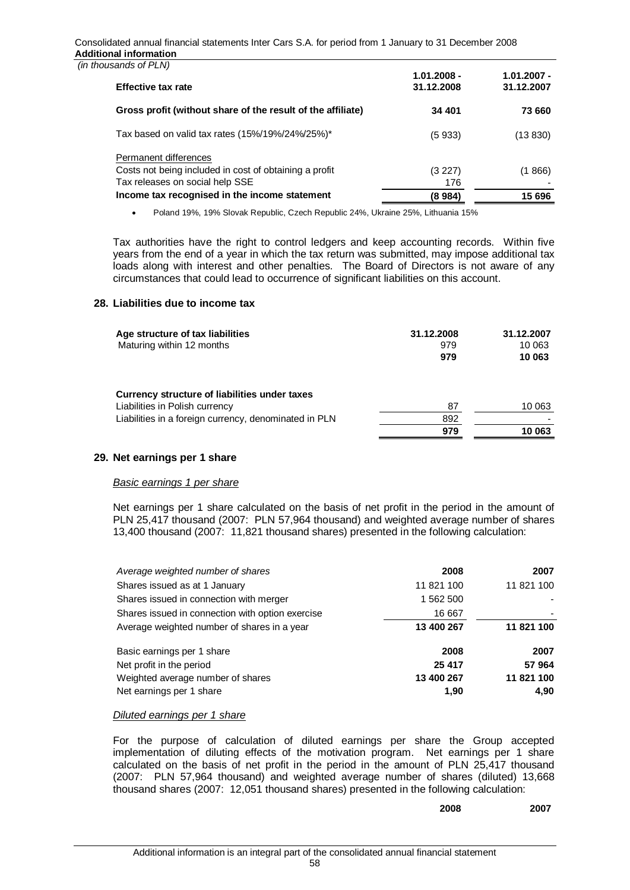*(in thousands of PLN)*

| Effective tax rate | 1.01.2008 - 31.12.2008 | 1.01.2007 - 31.12.2007 |
|---|---|---|
| **Gross profit (without share of the result of the affiliate)** | **34 401** | **73 660** |
| Tax based on valid tax rates (15%/19%/24%/25%)* | (5 933) | (13 830) |
| Permanent differences | | |
| Costs not being included in cost of obtaining a profit | (3 227) | (1 866) |
| Tax releases on social help SSE | 176 | - |
| **Income tax recognised in the income statement** | **(8 984)** | **15 696** |

- Poland 19%, 19% Slovak Republic, Czech Republic 24%, Ukraine 25%, Lithuania 15%

Tax authorities have the right to control ledgers and keep accounting records. Within five years from the end of a year in which the tax return was submitted, may impose additional tax loads along with interest and other penalties. The Board of Directors is not aware of any circumstances that could lead to occurrence of significant liabilities on this account.

## 28. Liabilities due to income tax

| **Age structure of tax liabilities** | **31.12.2008** | **31.12.2007** |
|---|---|---|
| Maturing within 12 months | 979 | 10 063 |
| | **979** | **10 063** |

| **Currency structure of liabilities under taxes** | | |
|---|---|---|
| Liabilities in Polish currency | 87 | 10 063 |
| Liabilities in a foreign currency, denominated in PLN | 892 | - |
| | **979** | **10 063** |

## 29. Net earnings per 1 share

*Basic earnings 1 per share*

Net earnings per 1 share calculated on the basis of net profit in the period in the amount of PLN 25,417 thousand (2007: PLN 57,964 thousand) and weighted average number of shares 13,400 thousand (2007: 11,821 thousand shares) presented in the following calculation:

| *Average weighted number of shares* | **2008** | **2007** |
|---|---|---|
| Shares issued as at 1 January | 11 821 100 | 11 821 100 |
| Shares issued in connection with merger | 1 562 500 | - |
| Shares issued in connection with option exercise | 16 667 | - |
| Average weighted number of shares in a year | **13 400 267** | **11 821 100** |

| Basic earnings per 1 share | **2008** | **2007** |
|---|---|---|
| Net profit in the period | **25 417** | **57 964** |
| Weighted average number of shares | **13 400 267** | **11 821 100** |
| Net earnings per 1 share | **1,90** | **4,90** |

*Diluted earnings per 1 share*

For the purpose of calculation of diluted earnings per share the Group accepted implementation of diluting effects of the motivation program. Net earnings per 1 share calculated on the basis of net profit in the period in the amount of PLN 25,417 thousand (2007: PLN 57,964 thousand) and weighted average number of shares (diluted) 13,668 thousand shares (2007: 12,051 thousand shares) presented in the following calculation:

| | **2008** | **2007** |
|---|---|---|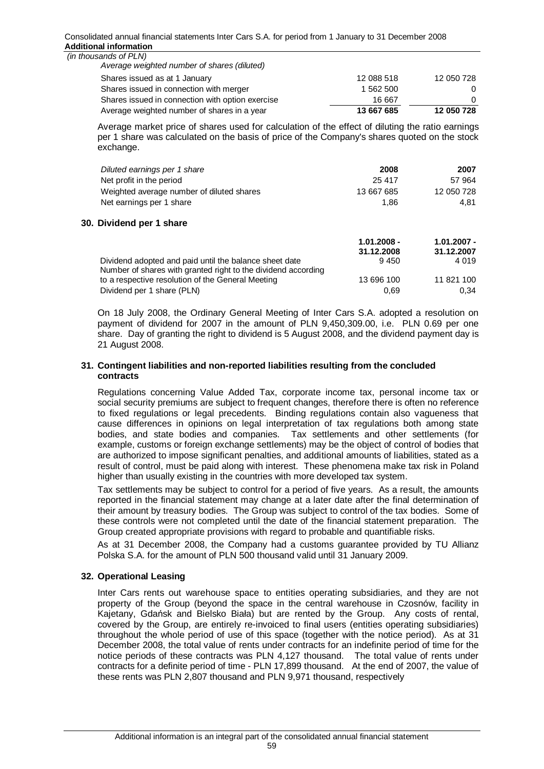*(in thousands of PLN)*

| *Average weighted number of shares (diluted)* | | |
|---|---|---|
| Shares issued as at 1 January | 12 088 518 | 12 050 728 |
| Shares issued in connection with merger | 1 562 500 | 0 |
| Shares issued in connection with option exercise | 16 667 | 0 |
| Average weighted number of shares in a year | **13 667 685** | **12 050 728** |

Average market price of shares used for calculation of the effect of diluting the ratio earnings per 1 share was calculated on the basis of price of the Company's shares quoted on the stock exchange.

| *Diluted earnings per 1 share* | **2008** | **2007** |
|---|---|---|
| Net profit in the period | 25 417 | 57 964 |
| Weighted average number of diluted shares | 13 667 685 | 12 050 728 |
| Net earnings per 1 share | 1,86 | 4,81 |

## 30. Dividend per 1 share

| | **1.01.2008 - 31.12.2008** | **1.01.2007 - 31.12.2007** |
|---|---|---|
| Dividend adopted and paid until the balance sheet date | 9 450 | 4 019 |
| Number of shares with granted right to the dividend according to a respective resolution of the General Meeting | 13 696 100 | 11 821 100 |
| Dividend per 1 share (PLN) | 0,69 | 0,34 |

On 18 July 2008, the Ordinary General Meeting of Inter Cars S.A. adopted a resolution on payment of dividend for 2007 in the amount of PLN 9,450,309.00, i.e. PLN 0.69 per one share. Day of granting the right to dividend is 5 August 2008, and the dividend payment day is 21 August 2008.

## 31. Contingent liabilities and non-reported liabilities resulting from the concluded contracts

Regulations concerning Value Added Tax, corporate income tax, personal income tax or social security premiums are subject to frequent changes, therefore there is often no reference to fixed regulations or legal precedents. Binding regulations contain also vagueness that cause differences in opinions on legal interpretation of tax regulations both among state bodies, and state bodies and companies. Tax settlements and other settlements (for example, customs or foreign exchange settlements) may be the object of control of bodies that are authorized to impose significant penalties, and additional amounts of liabilities, stated as a result of control, must be paid along with interest. These phenomena make tax risk in Poland higher than usually existing in the countries with more developed tax system.

Tax settlements may be subject to control for a period of five years. As a result, the amounts reported in the financial statement may change at a later date after the final determination of their amount by treasury bodies. The Group was subject to control of the tax bodies. Some of these controls were not completed until the date of the financial statement preparation. The Group created appropriate provisions with regard to probable and quantifiable risks.

As at 31 December 2008, the Company had a customs guarantee provided by TU Allianz Polska S.A. for the amount of PLN 500 thousand valid until 31 January 2009.

## 32. Operational Leasing

Inter Cars rents out warehouse space to entities operating subsidiaries, and they are not property of the Group (beyond the space in the central warehouse in Czosnów, facility in Kajetany, Gdańsk and Bielsko Biała) but are rented by the Group. Any costs of rental, covered by the Group, are entirely re-invoiced to final users (entities operating subsidiaries) throughout the whole period of use of this space (together with the notice period). As at 31 December 2008, the total value of rents under contracts for an indefinite period of time for the notice periods of these contracts was PLN 4,127 thousand. The total value of rents under contracts for a definite period of time - PLN 17,899 thousand. At the end of 2007, the value of these rents was PLN 2,807 thousand and PLN 9,971 thousand, respectively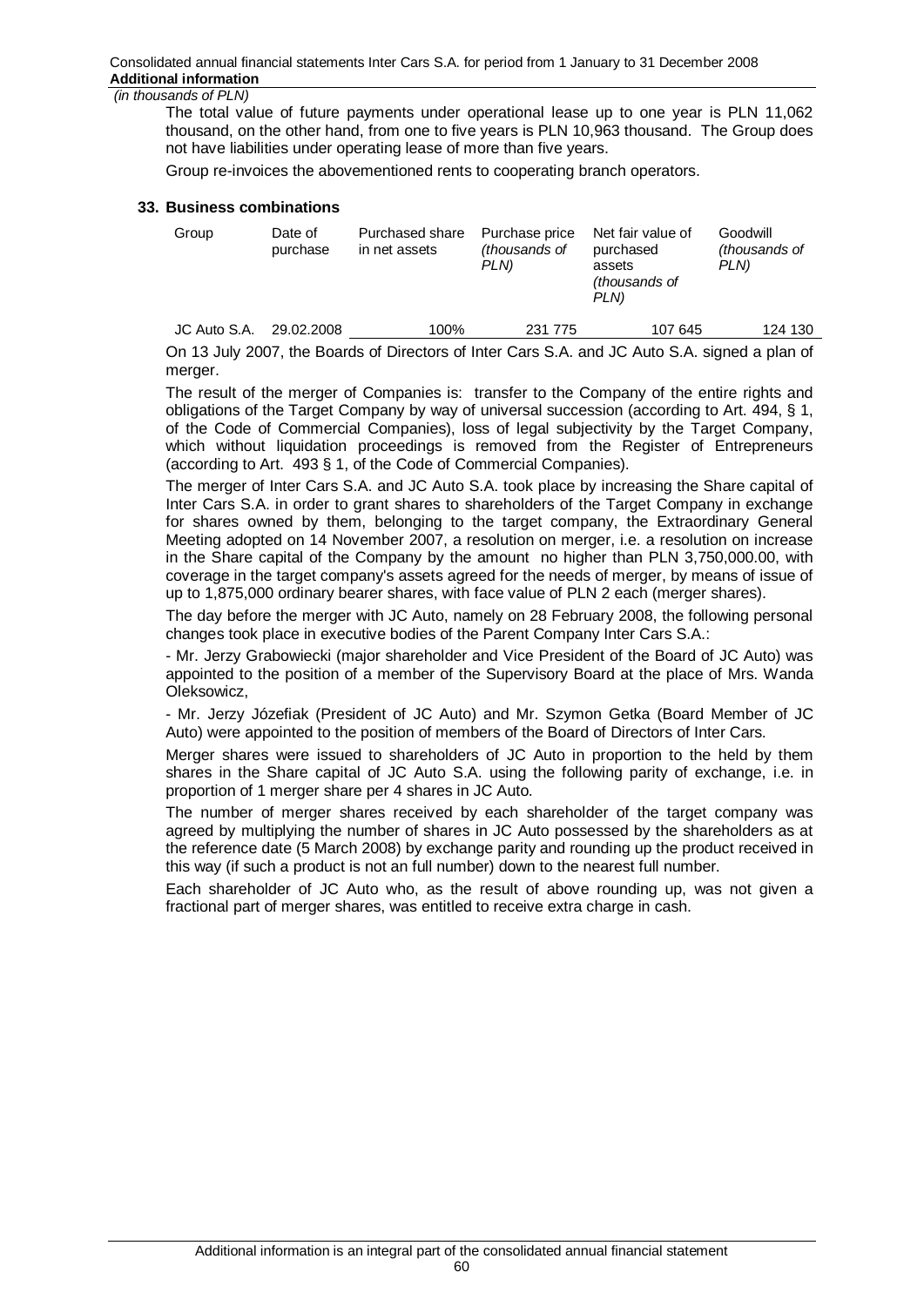The total value of future payments under operational lease up to one year is PLN 11,062 thousand, on the other hand, from one to five years is PLN 10,963 thousand. The Group does not have liabilities under operating lease of more than five years.

Group re-invoices the abovementioned rents to cooperating branch operators.

## 33. Business combinations

| Group | Date of purchase | Purchased share in net assets | Purchase price *(thousands of PLN)* | Net fair value of purchased assets *(thousands of PLN)* | Goodwill *(thousands of PLN)* |
|---|---|---|---|---|---|
| JC Auto S.A. | 29.02.2008 | 100% | 231 775 | 107 645 | 124 130 |

On 13 July 2007, the Boards of Directors of Inter Cars S.A. and JC Auto S.A. signed a plan of merger.

The result of the merger of Companies is: transfer to the Company of the entire rights and obligations of the Target Company by way of universal succession (according to Art. 494, § 1, of the Code of Commercial Companies), loss of legal subjectivity by the Target Company, which without liquidation proceedings is removed from the Register of Entrepreneurs (according to Art. 493 § 1, of the Code of Commercial Companies).

The merger of Inter Cars S.A. and JC Auto S.A. took place by increasing the Share capital of Inter Cars S.A. in order to grant shares to shareholders of the Target Company in exchange for shares owned by them, belonging to the target company, the Extraordinary General Meeting adopted on 14 November 2007, a resolution on merger, i.e. a resolution on increase in the Share capital of the Company by the amount no higher than PLN 3,750,000.00, with coverage in the target company's assets agreed for the needs of merger, by means of issue of up to 1,875,000 ordinary bearer shares, with face value of PLN 2 each (merger shares).

The day before the merger with JC Auto, namely on 28 February 2008, the following personal changes took place in executive bodies of the Parent Company Inter Cars S.A.:

- Mr. Jerzy Grabowiecki (major shareholder and Vice President of the Board of JC Auto) was appointed to the position of a member of the Supervisory Board at the place of Mrs. Wanda Oleksowicz,

- Mr. Jerzy Józefiak (President of JC Auto) and Mr. Szymon Getka (Board Member of JC Auto) were appointed to the position of members of the Board of Directors of Inter Cars.

Merger shares were issued to shareholders of JC Auto in proportion to the held by them shares in the Share capital of JC Auto S.A. using the following parity of exchange, i.e. in proportion of 1 merger share per 4 shares in JC Auto.

The number of merger shares received by each shareholder of the target company was agreed by multiplying the number of shares in JC Auto possessed by the shareholders as at the reference date (5 March 2008) by exchange parity and rounding up the product received in this way (if such a product is not an full number) down to the nearest full number.

Each shareholder of JC Auto who, as the result of above rounding up, was not given a fractional part of merger shares, was entitled to receive extra charge in cash.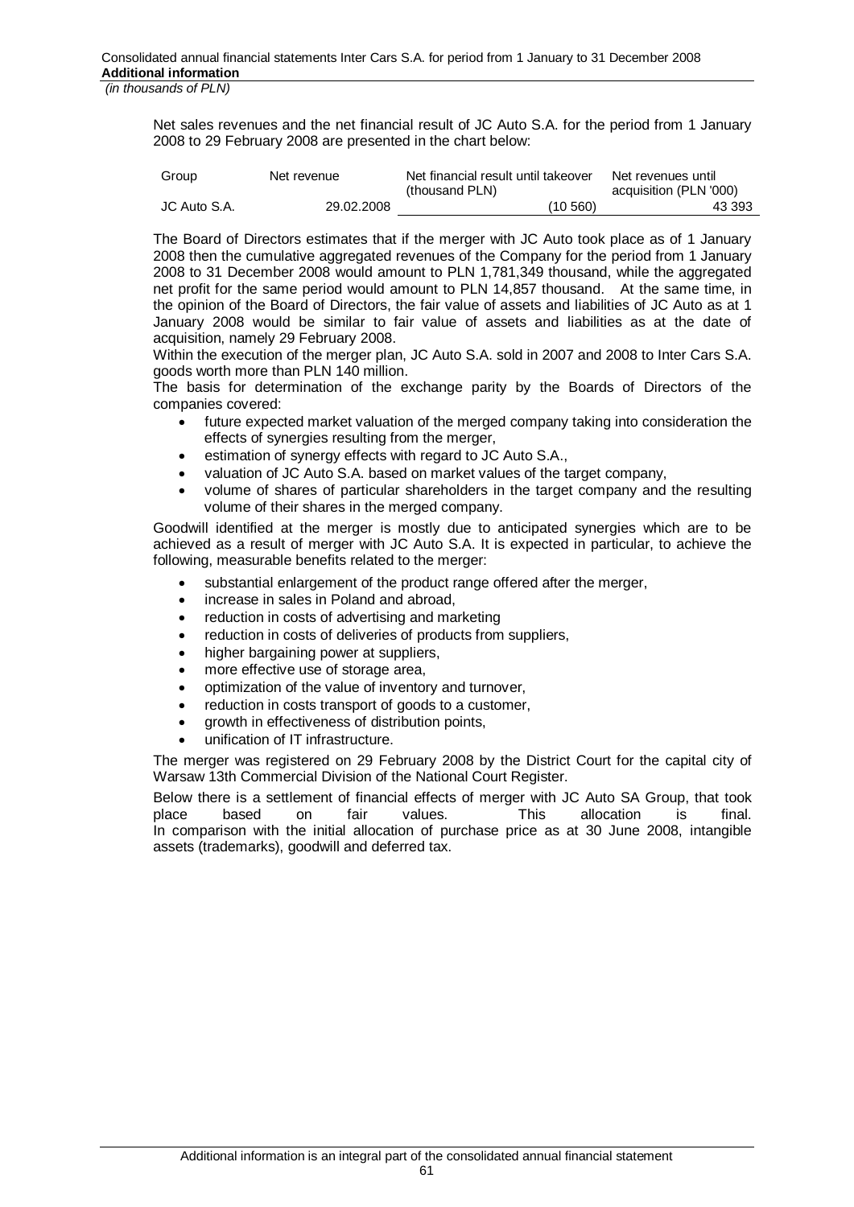Net sales revenues and the net financial result of JC Auto S.A. for the period from 1 January 2008 to 29 February 2008 are presented in the chart below:

| Group | Net revenue | Net financial result until takeover (thousand PLN) | Net revenues until acquisition (PLN '000) |
|---|---|---|---|
| JC Auto S.A. | 29.02.2008 | (10 560) | 43 393 |

The Board of Directors estimates that if the merger with JC Auto took place as of 1 January 2008 then the cumulative aggregated revenues of the Company for the period from 1 January 2008 to 31 December 2008 would amount to PLN 1,781,349 thousand, while the aggregated net profit for the same period would amount to PLN 14,857 thousand. At the same time, in the opinion of the Board of Directors, the fair value of assets and liabilities of JC Auto as at 1 January 2008 would be similar to fair value of assets and liabilities as at the date of acquisition, namely 29 February 2008.

Within the execution of the merger plan, JC Auto S.A. sold in 2007 and 2008 to Inter Cars S.A. goods worth more than PLN 140 million.

The basis for determination of the exchange parity by the Boards of Directors of the companies covered:

- future expected market valuation of the merged company taking into consideration the effects of synergies resulting from the merger,
- estimation of synergy effects with regard to JC Auto S.A.,
- valuation of JC Auto S.A. based on market values of the target company,
- volume of shares of particular shareholders in the target company and the resulting volume of their shares in the merged company.

Goodwill identified at the merger is mostly due to anticipated synergies which are to be achieved as a result of merger with JC Auto S.A. It is expected in particular, to achieve the following, measurable benefits related to the merger:

- substantial enlargement of the product range offered after the merger,
- increase in sales in Poland and abroad,
- reduction in costs of advertising and marketing
- reduction in costs of deliveries of products from suppliers,
- higher bargaining power at suppliers,
- more effective use of storage area,
- optimization of the value of inventory and turnover,
- reduction in costs transport of goods to a customer,
- growth in effectiveness of distribution points,
- unification of IT infrastructure.

The merger was registered on 29 February 2008 by the District Court for the capital city of Warsaw 13th Commercial Division of the National Court Register.

Below there is a settlement of financial effects of merger with JC Auto SA Group, that took place based on fair values. This allocation is final. In comparison with the initial allocation of purchase price as at 30 June 2008, intangible assets (trademarks), goodwill and deferred tax.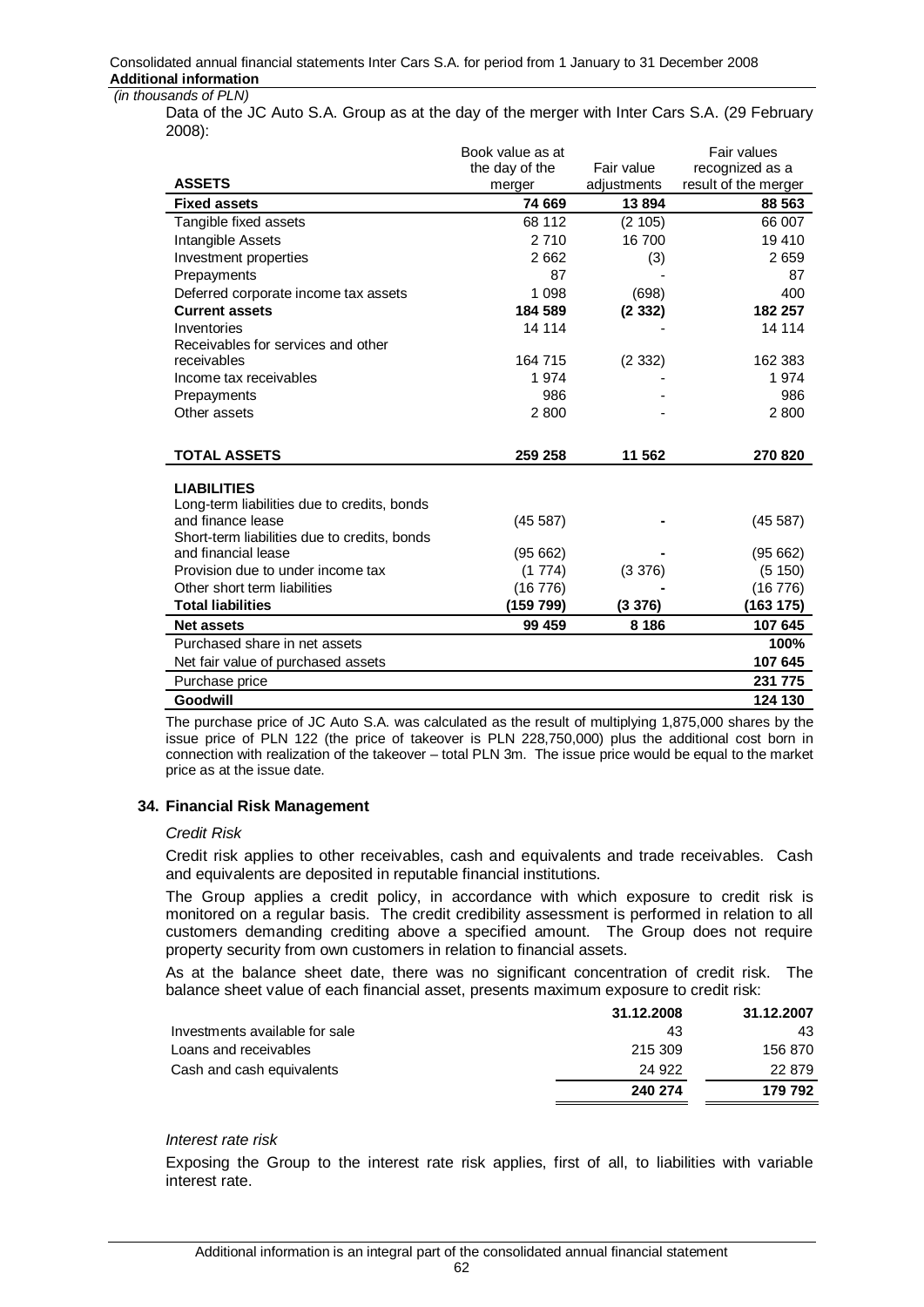*(in thousands of PLN)*

Data of the JC Auto S.A. Group as at the day of the merger with Inter Cars S.A. (29 February 2008):

| ASSETS | Book value as at the day of the merger | Fair value adjustments | Fair values recognized as a result of the merger |
|---|---|---|---|
| **Fixed assets** | **74 669** | **13 894** | **88 563** |
| Tangible fixed assets | 68 112 | (2 105) | 66 007 |
| Intangible Assets | 2 710 | 16 700 | 19 410 |
| Investment properties | 2 662 | (3) | 2 659 |
| Prepayments | 87 | - | 87 |
| Deferred corporate income tax assets | 1 098 | (698) | 400 |
| **Current assets** | **184 589** | **(2 332)** | **182 257** |
| Inventories | 14 114 | - | 14 114 |
| Receivables for services and other receivables | 164 715 | (2 332) | 162 383 |
| Income tax receivables | 1 974 | - | 1 974 |
| Prepayments | 986 | - | 986 |
| Other assets | 2 800 | - | 2 800 |
| **TOTAL ASSETS** | **259 258** | **11 562** | **270 820** |
| **LIABILITIES** | | | |
| Long-term liabilities due to credits, bonds and finance lease | (45 587) | - | (45 587) |
| Short-term liabilities due to credits, bonds and financial lease | (95 662) | - | (95 662) |
| Provision due to under income tax | (1 774) | (3 376) | (5 150) |
| Other short term liabilities | (16 776) | - | (16 776) |
| **Total liabilities** | **(159 799)** | **(3 376)** | **(163 175)** |
| **Net assets** | **99 459** | **8 186** | **107 645** |
| Purchased share in net assets | | | **100%** |
| Net fair value of purchased assets | | | **107 645** |
| Purchase price | | | **231 775** |
| **Goodwill** | | | **124 130** |

The purchase price of JC Auto S.A. was calculated as the result of multiplying 1,875,000 shares by the issue price of PLN 122 (the price of takeover is PLN 228,750,000) plus the additional cost born in connection with realization of the takeover – total PLN 3m. The issue price would be equal to the market price as at the issue date.

## 34. Financial Risk Management

*Credit Risk*

Credit risk applies to other receivables, cash and equivalents and trade receivables. Cash and equivalents are deposited in reputable financial institutions.

The Group applies a credit policy, in accordance with which exposure to credit risk is monitored on a regular basis. The credit credibility assessment is performed in relation to all customers demanding crediting above a specified amount. The Group does not require property security from own customers in relation to financial assets.

As at the balance sheet date, there was no significant concentration of credit risk. The balance sheet value of each financial asset, presents maximum exposure to credit risk:

| | 31.12.2008 | 31.12.2007 |
|---|---|---|
| Investments available for sale | 43 | 43 |
| Loans and receivables | 215 309 | 156 870 |
| Cash and cash equivalents | 24 922 | 22 879 |
| | **240 274** | **179 792** |

*Interest rate risk*

Exposing the Group to the interest rate risk applies, first of all, to liabilities with variable interest rate.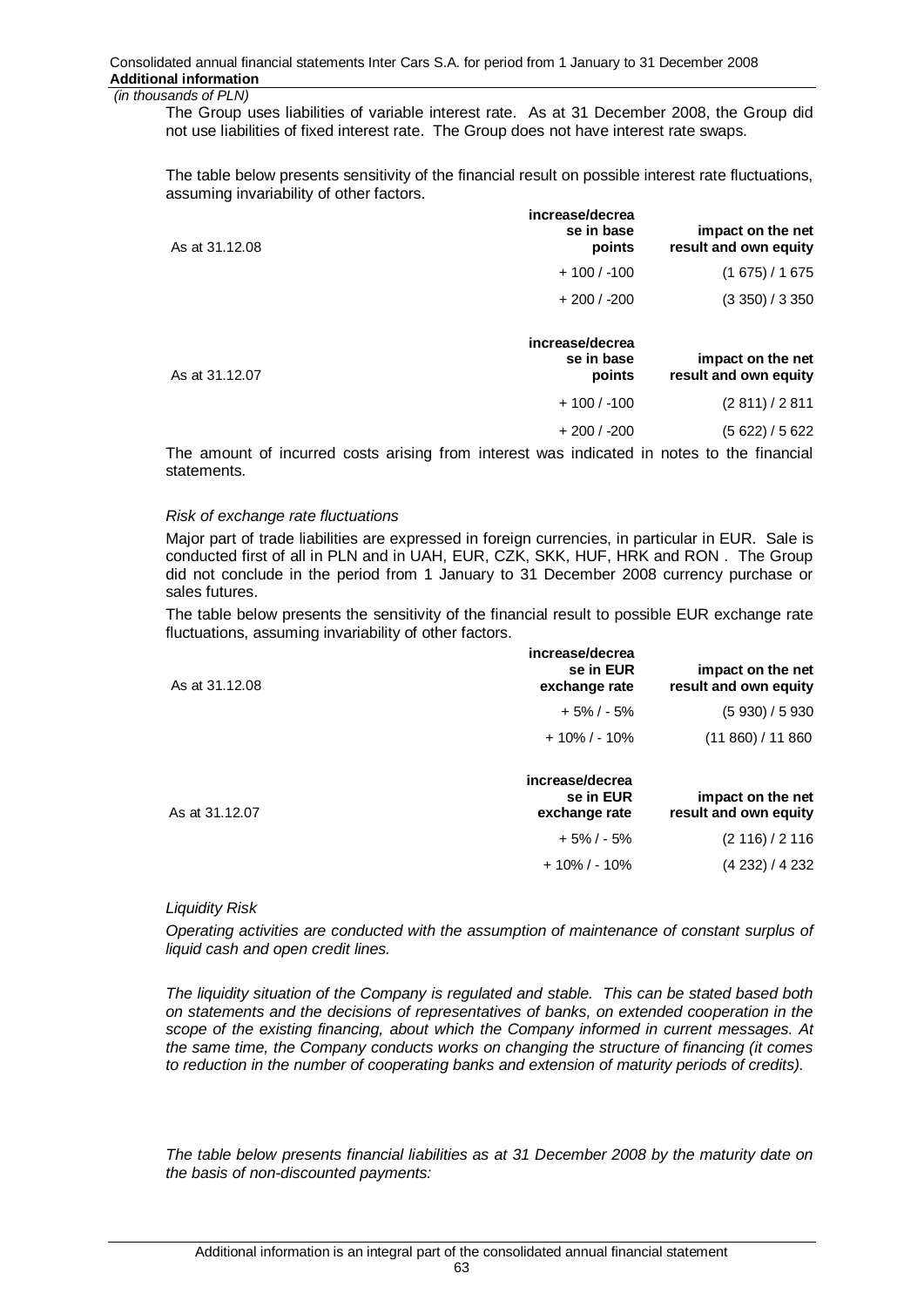*(in thousands of PLN)*

The Group uses liabilities of variable interest rate. As at 31 December 2008, the Group did not use liabilities of fixed interest rate. The Group does not have interest rate swaps.

The table below presents sensitivity of the financial result on possible interest rate fluctuations, assuming invariability of other factors.

| As at 31.12.08 | increase/decrease in base points | impact on the net result and own equity |
|---|---|---|
| | + 100 / -100 | (1 675) / 1 675 |
| | + 200 / -200 | (3 350) / 3 350 |

| As at 31.12.07 | increase/decrease in base points | impact on the net result and own equity |
|---|---|---|
| | + 100 / -100 | (2 811) / 2 811 |
| | + 200 / -200 | (5 622) / 5 622 |

The amount of incurred costs arising from interest was indicated in notes to the financial statements.

*Risk of exchange rate fluctuations*

Major part of trade liabilities are expressed in foreign currencies, in particular in EUR. Sale is conducted first of all in PLN and in UAH, EUR, CZK, SKK, HUF, HRK and RON . The Group did not conclude in the period from 1 January to 31 December 2008 currency purchase or sales futures.

The table below presents the sensitivity of the financial result to possible EUR exchange rate fluctuations, assuming invariability of other factors.

| As at 31.12.08 | increase/decrease in EUR exchange rate | impact on the net result and own equity |
|---|---|---|
| | + 5% / - 5% | (5 930) / 5 930 |
| | + 10% / - 10% | (11 860) / 11 860 |

| As at 31.12.07 | increase/decrease in EUR exchange rate | impact on the net result and own equity |
|---|---|---|
| | + 5% / - 5% | (2 116) / 2 116 |
| | + 10% / - 10% | (4 232) / 4 232 |

*Liquidity Risk*

*Operating activities are conducted with the assumption of maintenance of constant surplus of liquid cash and open credit lines.*

*The liquidity situation of the Company is regulated and stable. This can be stated based both on statements and the decisions of representatives of banks, on extended cooperation in the scope of the existing financing, about which the Company informed in current messages. At the same time, the Company conducts works on changing the structure of financing (it comes to reduction in the number of cooperating banks and extension of maturity periods of credits).*

*The table below presents financial liabilities as at 31 December 2008 by the maturity date on the basis of non-discounted payments:*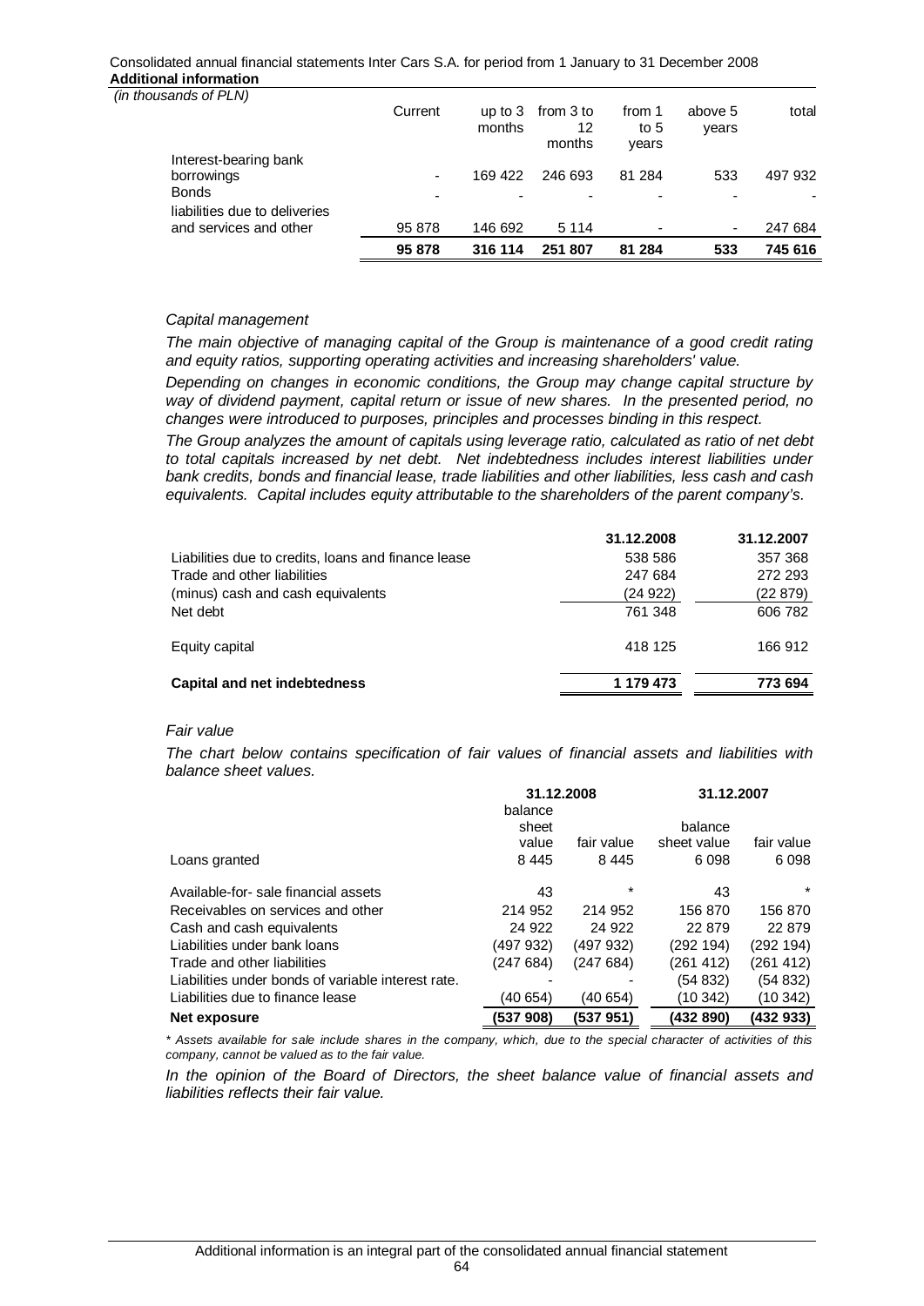*(in thousands of PLN)*

| | Current | up to 3 months | from 3 to 12 months | from 1 to 5 years | above 5 years | total |
|---|---|---|---|---|---|---|
| Interest-bearing bank borrowings | - | 169 422 | 246 693 | 81 284 | 533 | 497 932 |
| Bonds | - | - | - | - | - | - |
| liabilities due to deliveries and services and other | 95 878 | 146 692 | 5 114 | - | - | 247 684 |
| | **95 878** | **316 114** | **251 807** | **81 284** | **533** | **745 616** |

*Capital management*

*The main objective of managing capital of the Group is maintenance of a good credit rating and equity ratios, supporting operating activities and increasing shareholders' value.*

*Depending on changes in economic conditions, the Group may change capital structure by way of dividend payment, capital return or issue of new shares. In the presented period, no changes were introduced to purposes, principles and processes binding in this respect.*

*The Group analyzes the amount of capitals using leverage ratio, calculated as ratio of net debt to total capitals increased by net debt. Net indebtedness includes interest liabilities under bank credits, bonds and financial lease, trade liabilities and other liabilities, less cash and cash equivalents. Capital includes equity attributable to the shareholders of the parent company's.*

| | 31.12.2008 | 31.12.2007 |
|---|---|---|
| Liabilities due to credits, loans and finance lease | 538 586 | 357 368 |
| Trade and other liabilities | 247 684 | 272 293 |
| (minus) cash and cash equivalents | (24 922) | (22 879) |
| Net debt | 761 348 | 606 782 |
| Equity capital | 418 125 | 166 912 |
| **Capital and net indebtedness** | **1 179 473** | **773 694** |

*Fair value*

*The chart below contains specification of fair values of financial assets and liabilities with balance sheet values.*

| | 31.12.2008 | | 31.12.2007 | |
|---|---|---|---|---|
| | balance sheet value | fair value | balance sheet value | fair value |
| Loans granted | 8 445 | 8 445 | 6 098 | 6 098 |
| Available-for- sale financial assets | 43 | * | 43 | * |
| Receivables on services and other | 214 952 | 214 952 | 156 870 | 156 870 |
| Cash and cash equivalents | 24 922 | 24 922 | 22 879 | 22 879 |
| Liabilities under bank loans | (497 932) | (497 932) | (292 194) | (292 194) |
| Trade and other liabilities | (247 684) | (247 684) | (261 412) | (261 412) |
| Liabilities under bonds of variable interest rate. | - | - | (54 832) | (54 832) |
| Liabilities due to finance lease | (40 654) | (40 654) | (10 342) | (10 342) |
| **Net exposure** | **(537 908)** | **(537 951)** | **(432 890)** | **(432 933)** |

*\* Assets available for sale include shares in the company, which, due to the special character of activities of this company, cannot be valued as to the fair value.*

*In the opinion of the Board of Directors, the sheet balance value of financial assets and liabilities reflects their fair value.*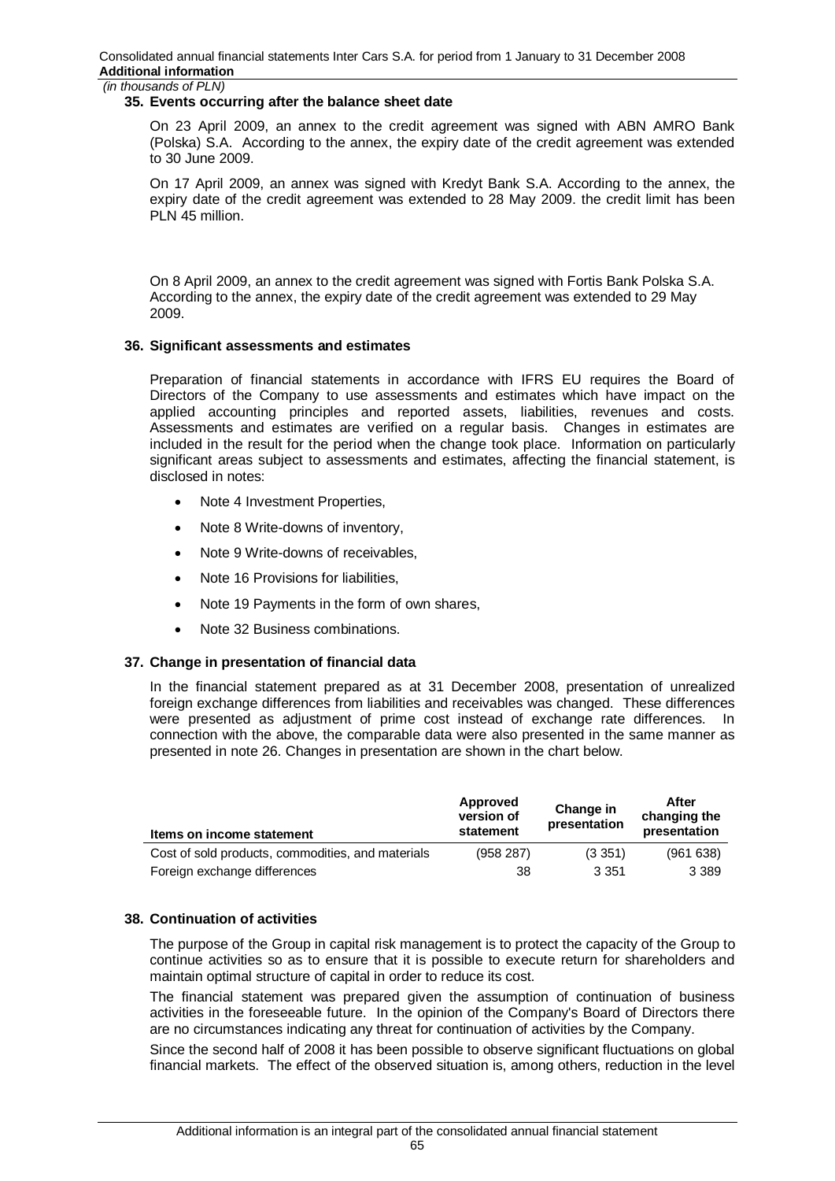## 35. Events occurring after the balance sheet date

On 23 April 2009, an annex to the credit agreement was signed with ABN AMRO Bank (Polska) S.A. According to the annex, the expiry date of the credit agreement was extended to 30 June 2009.

On 17 April 2009, an annex was signed with Kredyt Bank S.A. According to the annex, the expiry date of the credit agreement was extended to 28 May 2009. the credit limit has been PLN 45 million.

On 8 April 2009, an annex to the credit agreement was signed with Fortis Bank Polska S.A. According to the annex, the expiry date of the credit agreement was extended to 29 May 2009.

## 36. Significant assessments and estimates

Preparation of financial statements in accordance with IFRS EU requires the Board of Directors of the Company to use assessments and estimates which have impact on the applied accounting principles and reported assets, liabilities, revenues and costs. Assessments and estimates are verified on a regular basis. Changes in estimates are included in the result for the period when the change took place. Information on particularly significant areas subject to assessments and estimates, affecting the financial statement, is disclosed in notes:

- Note 4 Investment Properties,
- Note 8 Write-downs of inventory,
- Note 9 Write-downs of receivables,
- Note 16 Provisions for liabilities,
- Note 19 Payments in the form of own shares,
- Note 32 Business combinations.

## 37. Change in presentation of financial data

In the financial statement prepared as at 31 December 2008, presentation of unrealized foreign exchange differences from liabilities and receivables was changed. These differences were presented as adjustment of prime cost instead of exchange rate differences. In connection with the above, the comparable data were also presented in the same manner as presented in note 26. Changes in presentation are shown in the chart below.

| Items on income statement | Approved version of statement | Change in presentation | After changing the presentation |
|---|---|---|---|
| Cost of sold products, commodities, and materials | (958 287) | (3 351) | (961 638) |
| Foreign exchange differences | 38 | 3 351 | 3 389 |

## 38. Continuation of activities

The purpose of the Group in capital risk management is to protect the capacity of the Group to continue activities so as to ensure that it is possible to execute return for shareholders and maintain optimal structure of capital in order to reduce its cost.

The financial statement was prepared given the assumption of continuation of business activities in the foreseeable future. In the opinion of the Company's Board of Directors there are no circumstances indicating any threat for continuation of activities by the Company.

Since the second half of 2008 it has been possible to observe significant fluctuations on global financial markets. The effect of the observed situation is, among others, reduction in the level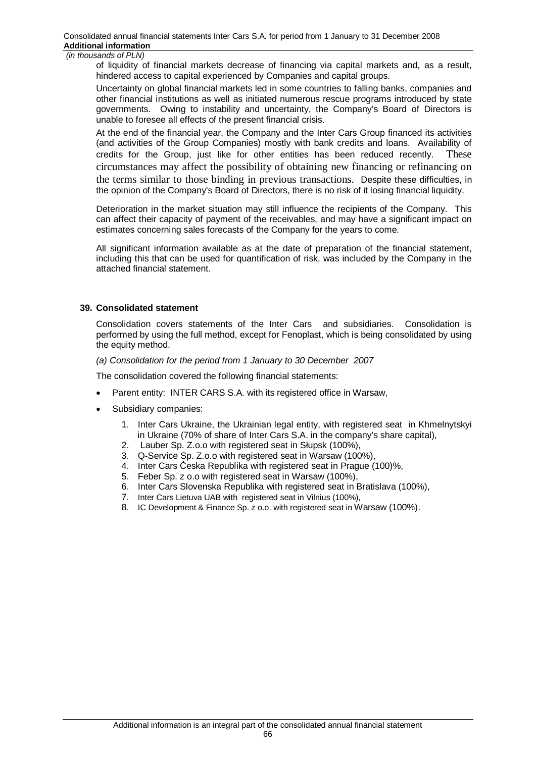of liquidity of financial markets decrease of financing via capital markets and, as a result, hindered access to capital experienced by Companies and capital groups.

Uncertainty on global financial markets led in some countries to falling banks, companies and other financial institutions as well as initiated numerous rescue programs introduced by state governments. Owing to instability and uncertainty, the Company's Board of Directors is unable to foresee all effects of the present financial crisis.

At the end of the financial year, the Company and the Inter Cars Group financed its activities (and activities of the Group Companies) mostly with bank credits and loans. Availability of credits for the Group, just like for other entities has been reduced recently. These circumstances may affect the possibility of obtaining new financing or refinancing on the terms similar to those binding in previous transactions. Despite these difficulties, in the opinion of the Company's Board of Directors, there is no risk of it losing financial liquidity.

Deterioration in the market situation may still influence the recipients of the Company. This can affect their capacity of payment of the receivables, and may have a significant impact on estimates concerning sales forecasts of the Company for the years to come.

All significant information available as at the date of preparation of the financial statement, including this that can be used for quantification of risk, was included by the Company in the attached financial statement.

## 39. Consolidated statement

Consolidation covers statements of the Inter Cars and subsidiaries. Consolidation is performed by using the full method, except for Fenoplast, which is being consolidated by using the equity method.

*(a) Consolidation for the period from 1 January to 30 December 2007*

The consolidation covered the following financial statements:

- Parent entity: INTER CARS S.A. with its registered office in Warsaw,
- Subsidiary companies:
    1. Inter Cars Ukraine, the Ukrainian legal entity, with registered seat in Khmelnytskyi in Ukraine (70% of share of Inter Cars S.A. in the company's share capital),
    2. Lauber Sp. Z.o.o with registered seat in Słupsk (100%),
    3. Q-Service Sp. Z.o.o with registered seat in Warsaw (100%),
    4. Inter Cars Ćeska Republika with registered seat in Prague (100)%,
    5. Feber Sp. z o.o with registered seat in Warsaw (100%),
    6. Inter Cars Slovenska Republika with registered seat in Bratislava (100%),
    7. Inter Cars Lietuva UAB with registered seat in Vilnius (100%),
    8. IC Development & Finance Sp. z o.o. with registered seat in Warsaw (100%).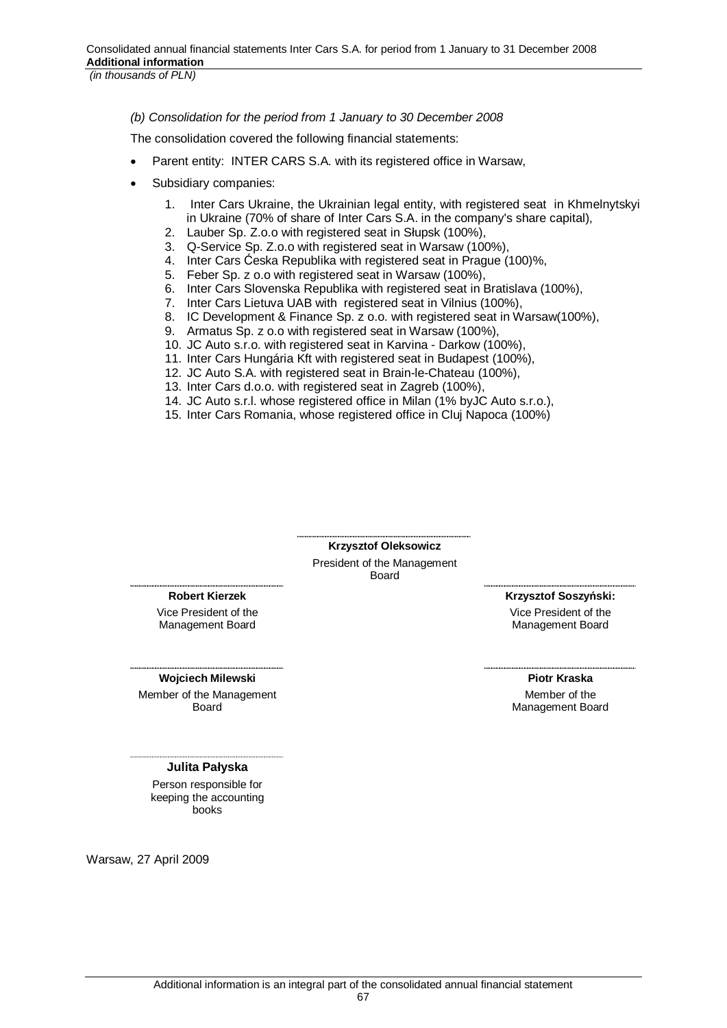*(b) Consolidation for the period from 1 January to 30 December 2008*

The consolidation covered the following financial statements:

- Parent entity: INTER CARS S.A. with its registered office in Warsaw,
- Subsidiary companies:
  1. Inter Cars Ukraine, the Ukrainian legal entity, with registered seat in Khmelnytskyi in Ukraine (70% of share of Inter Cars S.A. in the company's share capital),
  2. Lauber Sp. Z.o.o with registered seat in Słupsk (100%),
  3. Q-Service Sp. Z.o.o with registered seat in Warsaw (100%),
  4. Inter Cars Ćeska Republika with registered seat in Prague (100)%,
  5. Feber Sp. z o.o with registered seat in Warsaw (100%),
  6. Inter Cars Slovenska Republika with registered seat in Bratislava (100%),
  7. Inter Cars Lietuva UAB with registered seat in Vilnius (100%),
  8. IC Development & Finance Sp. z o.o. with registered seat in Warsaw(100%),
  9. Armatus Sp. z o.o with registered seat in Warsaw (100%),
  10. JC Auto s.r.o. with registered seat in Karvina - Darkow (100%),
  11. Inter Cars Hungária Kft with registered seat in Budapest (100%),
  12. JC Auto S.A. with registered seat in Brain-le-Chateau (100%),
  13. Inter Cars d.o.o. with registered seat in Zagreb (100%),
  14. JC Auto s.r.l. whose registered office in Milan (1% byJC Auto s.r.o.),
  15. Inter Cars Romania, whose registered office in Cluj Napoca (100%)

**Krzysztof Oleksowicz**
President of the Management Board

**Robert Kierzek**
Vice President of the Management Board

**Krzysztof Soszyński:**
Vice President of the Management Board

**Wojciech Milewski**
Member of the Management Board

**Piotr Kraska**
Member of the Management Board

**Julita Pałyska**
Person responsible for keeping the accounting books

Warsaw, 27 April 2009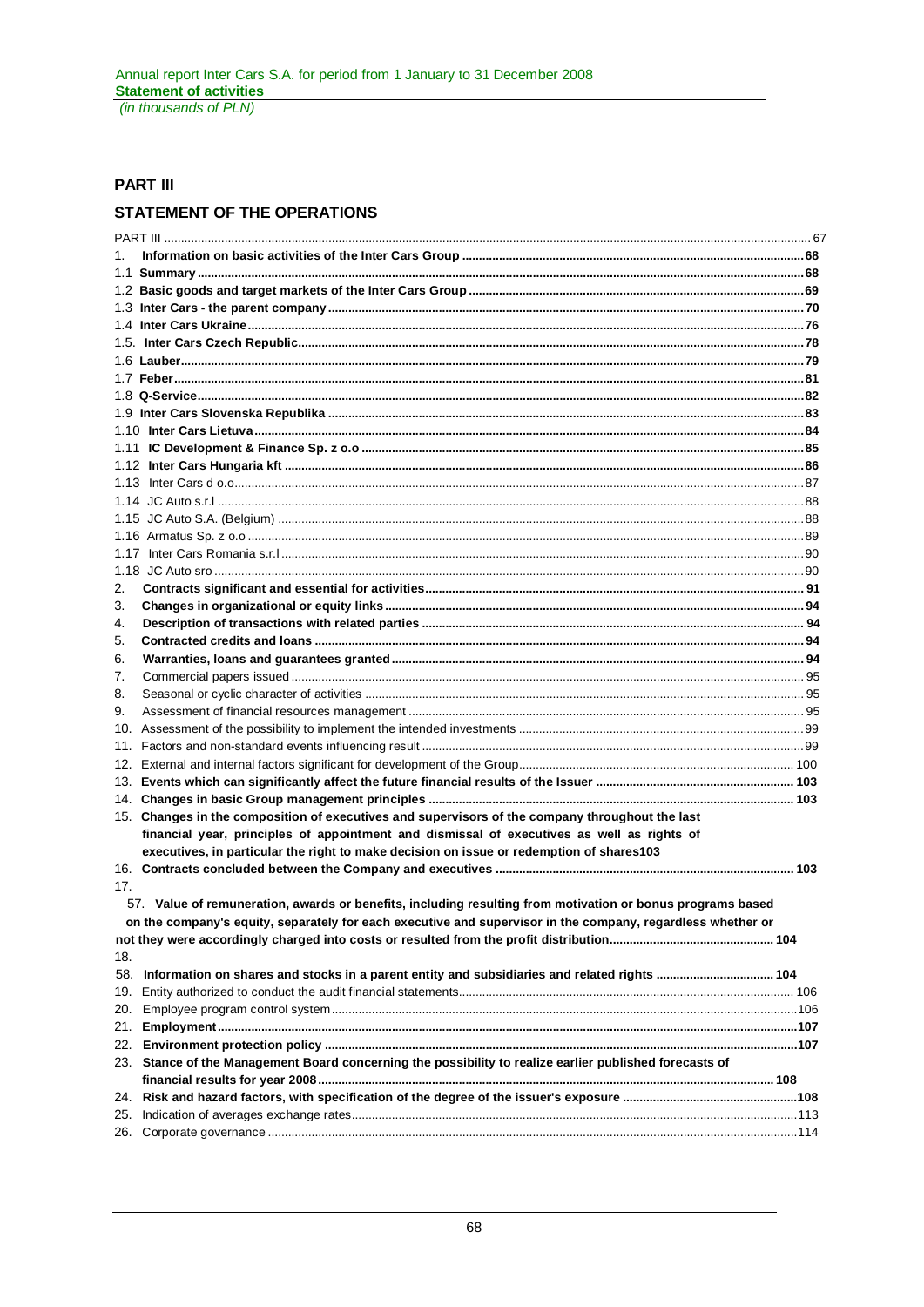# PART III

## STATEMENT OF THE OPERATIONS

PART III ........................................................................................................................................................................ 67

1. **Information on basic activities of the Inter Cars Group** ........................................................................ 68

1.1 **Summary** ....................................................................................................................................................... 68

1.2 **Basic goods and target markets of the Inter Cars Group** ........................................................................ 69

1.3 **Inter Cars - the parent company** .................................................................................................................. 70

1.4 **Inter Cars Ukraine** ......................................................................................................................................... 76

1.5. **Inter Cars Czech Republic** ............................................................................................................................ 78

1.6 **Lauber** ............................................................................................................................................................. 79

1.7 **Feber** ............................................................................................................................................................... 81

1.8 **Q-Service** ......................................................................................................................................................... 82

1.9 **Inter Cars Slovenska Republika** .................................................................................................................... 83

1.10 **Inter Cars Lietuva** ........................................................................................................................................ 84

1.11 **IC Development & Finance Sp. z o.o** .......................................................................................................... 85

1.12 **Inter Cars Hungaria kft** ............................................................................................................................... 86

1.13 Inter Cars d o.o.................................................................................................................................................. 87

1.14 JC Auto s.r.l ...................................................................................................................................................... 88

1.15 JC Auto S.A. (Belgium) .................................................................................................................................... 88

1.16 Armatus Sp. z o.o ............................................................................................................................................. 89

1.17 Inter Cars Romania s.r.l .................................................................................................................................... 90

1.18 JC Auto sro ........................................................................................................................................................ 90

2. **Contracts significant and essential for activities** ........................................................................................ 91

3. **Changes in organizational or equity links** .................................................................................................... 94

4. **Description of transactions with related parties** ........................................................................................ 94

5. **Contracted credits and loans** ........................................................................................................................ 94

6. **Warranties, loans and guarantees granted** ................................................................................................... 94

7. Commercial papers issued .................................................................................................................................. 95

8. Seasonal or cyclic character of activities ........................................................................................................... 95

9. Assessment of financial resources management ................................................................................................ 95

10. Assessment of the possibility to implement the intended investments ........................................................... 99

11. Factors and non-standard events influencing result ........................................................................................ 99

12. External and internal factors significant for development of the Group ......................................................... 100

13. **Events which can significantly affect the future financial results of the Issuer** ........................................ 103

14. **Changes in basic Group management principles** ........................................................................................ 103

15. **Changes in the composition of executives and supervisors of the company throughout the last financial year, principles of appointment and dismissal of executives as well as rights of executives, in particular the right to make decision on issue or redemption of shares**103

16. **Contracts concluded between the Company and executives** ..................................................................... 103

17.

57. **Value of remuneration, awards or benefits, including resulting from motivation or bonus programs based on the company's equity, separately for each executive and supervisor in the company, regardless whether or not they were accordingly charged into costs or resulted from the profit distribution** ................................................ 104

18.

58. **Information on shares and stocks in a parent entity and subsidiaries and related rights** .......................... 104

19. Entity authorized to conduct the audit financial statements ............................................................................. 106

20. Employee program control system ...................................................................................................................... 106

21. **Employment** ...................................................................................................................................................... 107

22. **Environment protection policy** ......................................................................................................................... 107

23. **Stance of the Management Board concerning the possibility to realize earlier published forecasts of financial results for year 2008** ............................................................................................................................. 108

24. **Risk and hazard factors, with specification of the degree of the issuer's exposure** ..................................... 108

25. Indication of averages exchange rates .................................................................................................................. 113

26. Corporate governance ........................................................................................................................................... 114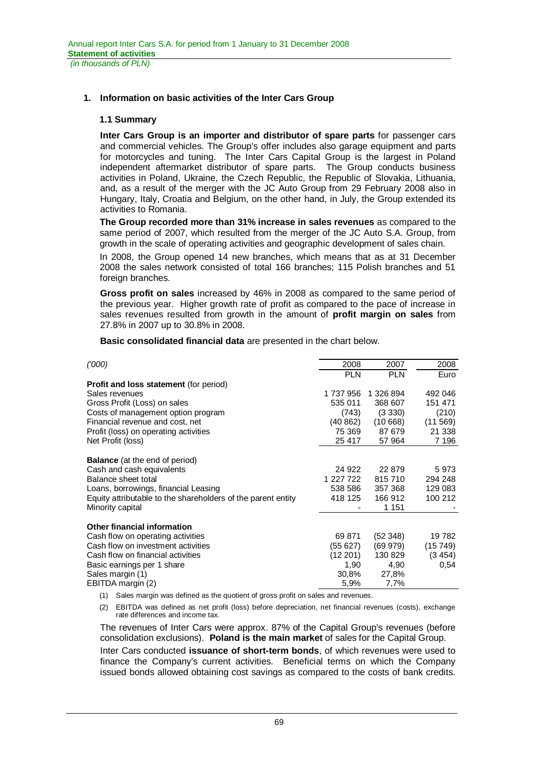## 1. Information on basic activities of the Inter Cars Group

### 1.1 Summary

**Inter Cars Group is an importer and distributor of spare parts** for passenger cars and commercial vehicles. The Group's offer includes also garage equipment and parts for motorcycles and tuning. The Inter Cars Capital Group is the largest in Poland independent aftermarket distributor of spare parts. The Group conducts business activities in Poland, Ukraine, the Czech Republic, the Republic of Slovakia, Lithuania, and, as a result of the merger with the JC Auto Group from 29 February 2008 also in Hungary, Italy, Croatia and Belgium, on the other hand, in July, the Group extended its activities to Romania.

**The Group recorded more than 31% increase in sales revenues** as compared to the same period of 2007, which resulted from the merger of the JC Auto S.A. Group, from growth in the scale of operating activities and geographic development of sales chain.

In 2008, the Group opened 14 new branches, which means that as at 31 December 2008 the sales network consisted of total 166 branches; 115 Polish branches and 51 foreign branches.

**Gross profit on sales** increased by 46% in 2008 as compared to the same period of the previous year. Higher growth rate of profit as compared to the pace of increase in sales revenues resulted from growth in the amount of **profit margin on sales** from 27.8% in 2007 up to 30.8% in 2008.

**Basic consolidated financial data** are presented in the chart below.

| *('000)* | 2008 | 2007 | 2008 |
|---|---|---|---|
| | PLN | PLN | Euro |
| **Profit and loss statement** (for period) | | | |
| Sales revenues | 1 737 956 | 1 326 894 | 492 046 |
| Gross Profit (Loss) on sales | 535 011 | 368 607 | 151 471 |
| Costs of management option program | (743) | (3 330) | (210) |
| Financial revenue and cost, net | (40 862) | (10 668) | (11 569) |
| Profit (loss) on operating activities | 75 369 | 87 679 | 21 338 |
| Net Profit (loss) | 25 417 | 57 964 | 7 196 |
| **Balance** (at the end of period) | | | |
| Cash and cash equivalents | 24 922 | 22 879 | 5 973 |
| Balance sheet total | 1 227 722 | 815 710 | 294 248 |
| Loans, borrowings, financial Leasing | 538 586 | 357 368 | 129 083 |
| Equity attributable to the shareholders of the parent entity | 418 125 | 166 912 | 100 212 |
| Minority capital | - | 1 151 | - |
| **Other financial information** | | | |
| Cash flow on operating activities | 69 871 | (52 348) | 19 782 |
| Cash flow on investment activities | (55 627) | (69 979) | (15 749) |
| Cash flow on financial activities | (12 201) | 130 829 | (3 454) |
| Basic earnings per 1 share | 1,90 | 4,90 | 0,54 |
| Sales margin (1) | 30,8% | 27,8% | |
| EBITDA margin (2) | 5,9% | 7,7% | |

(1) Sales margin was defined as the quotient of gross profit on sales and revenues.

(2) EBITDA was defined as net profit (loss) before depreciation, net financial revenues (costs), exchange rate differences and income tax.

The revenues of Inter Cars were approx. 87% of the Capital Group's revenues (before consolidation exclusions). **Poland is the main market** of sales for the Capital Group.

Inter Cars conducted **issuance of short-term bonds**, of which revenues were used to finance the Company's current activities. Beneficial terms on which the Company issued bonds allowed obtaining cost savings as compared to the costs of bank credits.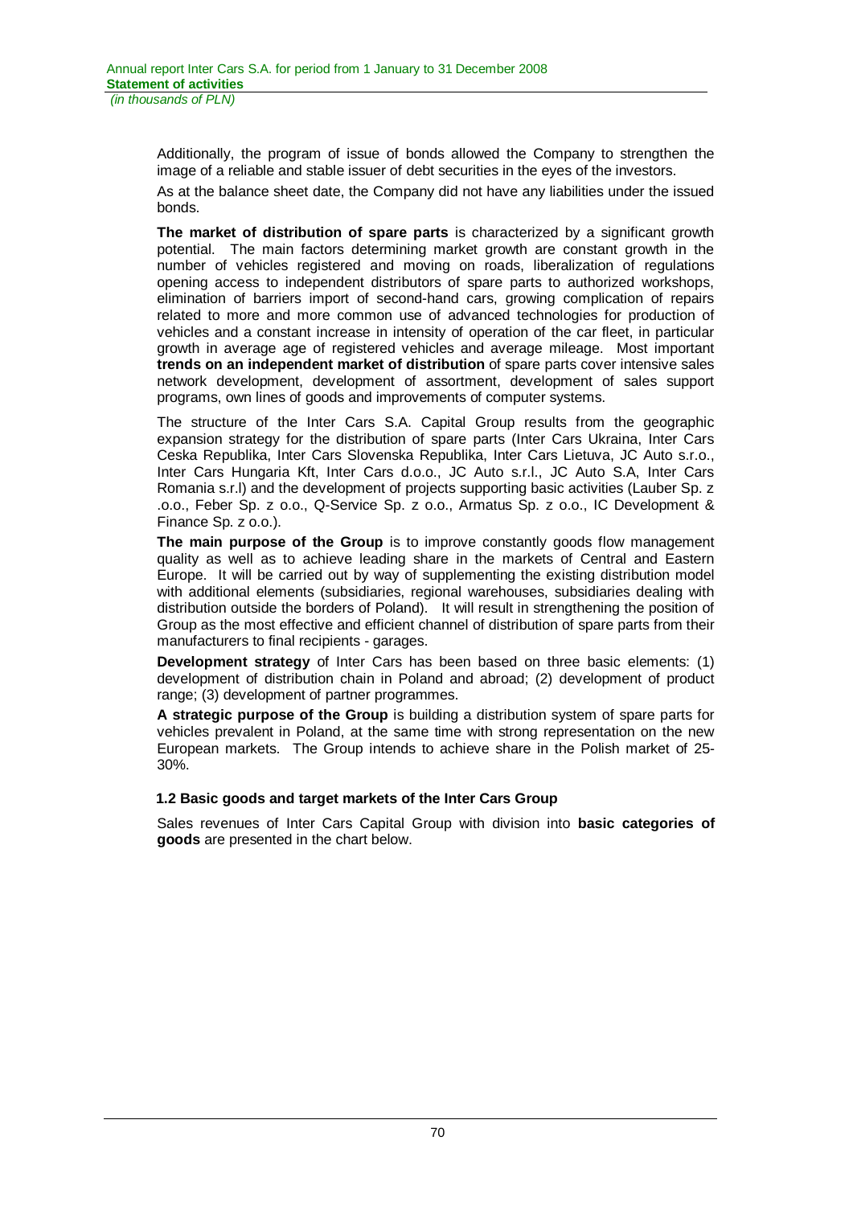Additionally, the program of issue of bonds allowed the Company to strengthen the image of a reliable and stable issuer of debt securities in the eyes of the investors.

As at the balance sheet date, the Company did not have any liabilities under the issued bonds.

**The market of distribution of spare parts** is characterized by a significant growth potential. The main factors determining market growth are constant growth in the number of vehicles registered and moving on roads, liberalization of regulations opening access to independent distributors of spare parts to authorized workshops, elimination of barriers import of second-hand cars, growing complication of repairs related to more and more common use of advanced technologies for production of vehicles and a constant increase in intensity of operation of the car fleet, in particular growth in average age of registered vehicles and average mileage. Most important **trends on an independent market of distribution** of spare parts cover intensive sales network development, development of assortment, development of sales support programs, own lines of goods and improvements of computer systems.

The structure of the Inter Cars S.A. Capital Group results from the geographic expansion strategy for the distribution of spare parts (Inter Cars Ukraina, Inter Cars Ceska Republika, Inter Cars Slovenska Republika, Inter Cars Lietuva, JC Auto s.r.o., Inter Cars Hungaria Kft, Inter Cars d.o.o., JC Auto s.r.l., JC Auto S.A, Inter Cars Romania s.r.l) and the development of projects supporting basic activities (Lauber Sp. z .o.o., Feber Sp. z o.o., Q-Service Sp. z o.o., Armatus Sp. z o.o., IC Development & Finance Sp. z o.o.).

**The main purpose of the Group** is to improve constantly goods flow management quality as well as to achieve leading share in the markets of Central and Eastern Europe. It will be carried out by way of supplementing the existing distribution model with additional elements (subsidiaries, regional warehouses, subsidiaries dealing with distribution outside the borders of Poland). It will result in strengthening the position of Group as the most effective and efficient channel of distribution of spare parts from their manufacturers to final recipients - garages.

**Development strategy** of Inter Cars has been based on three basic elements: (1) development of distribution chain in Poland and abroad; (2) development of product range; (3) development of partner programmes.

**A strategic purpose of the Group** is building a distribution system of spare parts for vehicles prevalent in Poland, at the same time with strong representation on the new European markets. The Group intends to achieve share in the Polish market of 25-30%.

### 1.2 Basic goods and target markets of the Inter Cars Group

Sales revenues of Inter Cars Capital Group with division into **basic categories of goods** are presented in the chart below.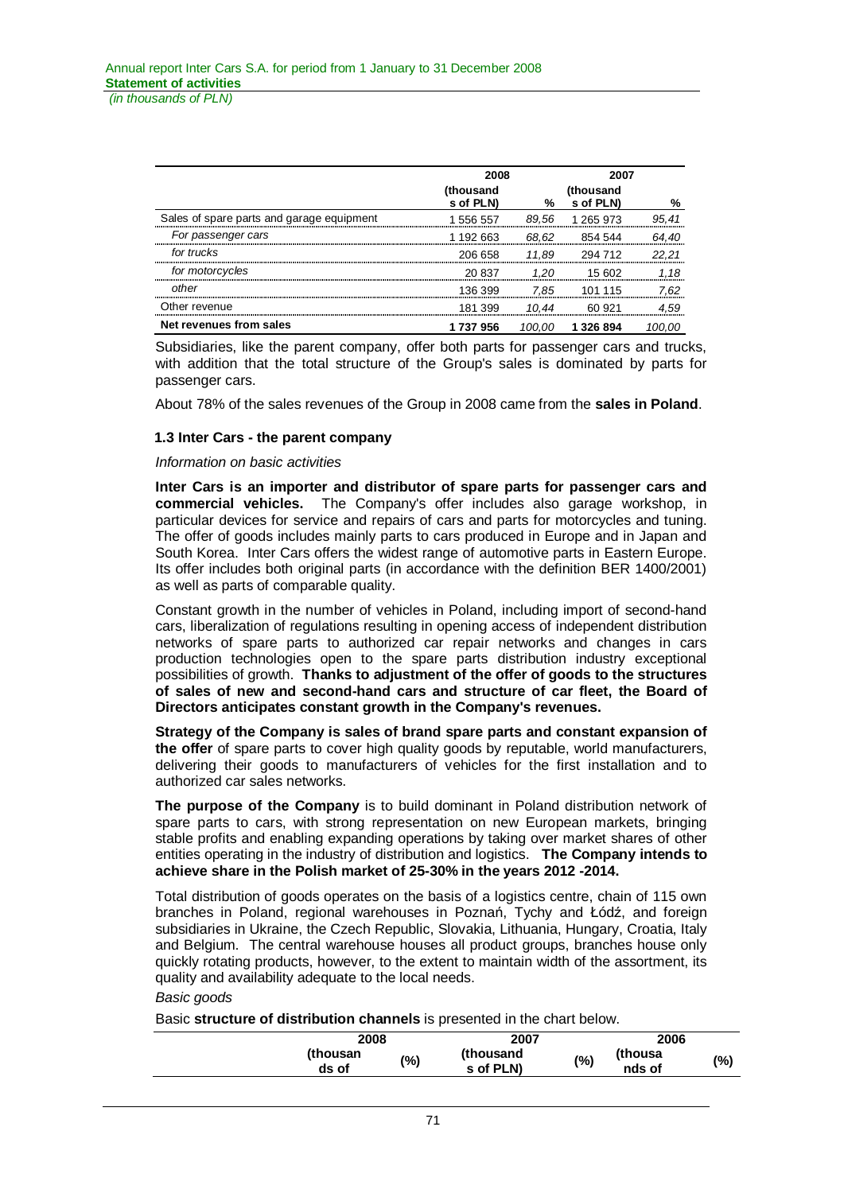| | 2008 | | 2007 | |
|---|---|---|---|---|
| | (thousands of PLN) | % | (thousands of PLN) | % |
| Sales of spare parts and garage equipment | 1 556 557 | *89,56* | 1 265 973 | *95,41* |
| *For passenger cars* | 1 192 663 | *68,62* | 854 544 | *64,40* |
| *for trucks* | 206 658 | *11,89* | 294 712 | *22,21* |
| *for motorcycles* | 20 837 | *1,20* | 15 602 | *1,18* |
| *other* | 136 399 | *7,85* | 101 115 | *7,62* |
| Other revenue | 181 399 | *10,44* | 60 921 | *4,59* |
| **Net revenues from sales** | **1 737 956** | *100,00* | **1 326 894** | *100,00* |

Subsidiaries, like the parent company, offer both parts for passenger cars and trucks, with addition that the total structure of the Group's sales is dominated by parts for passenger cars.

About 78% of the sales revenues of the Group in 2008 came from the **sales in Poland**.

### 1.3 Inter Cars - the parent company

*Information on basic activities*

**Inter Cars is an importer and distributor of spare parts for passenger cars and commercial vehicles.** The Company's offer includes also garage workshop, in particular devices for service and repairs of cars and parts for motorcycles and tuning. The offer of goods includes mainly parts to cars produced in Europe and in Japan and South Korea. Inter Cars offers the widest range of automotive parts in Eastern Europe. Its offer includes both original parts (in accordance with the definition BER 1400/2001) as well as parts of comparable quality.

Constant growth in the number of vehicles in Poland, including import of second-hand cars, liberalization of regulations resulting in opening access of independent distribution networks of spare parts to authorized car repair networks and changes in cars production technologies open to the spare parts distribution industry exceptional possibilities of growth. **Thanks to adjustment of the offer of goods to the structures of sales of new and second-hand cars and structure of car fleet, the Board of Directors anticipates constant growth in the Company's revenues.**

**Strategy of the Company is sales of brand spare parts and constant expansion of the offer** of spare parts to cover high quality goods by reputable, world manufacturers, delivering their goods to manufacturers of vehicles for the first installation and to authorized car sales networks.

**The purpose of the Company** is to build dominant in Poland distribution network of spare parts to cars, with strong representation on new European markets, bringing stable profits and enabling expanding operations by taking over market shares of other entities operating in the industry of distribution and logistics. **The Company intends to achieve share in the Polish market of 25-30% in the years 2012 -2014.**

Total distribution of goods operates on the basis of a logistics centre, chain of 115 own branches in Poland, regional warehouses in Poznań, Tychy and Łódź, and foreign subsidiaries in Ukraine, the Czech Republic, Slovakia, Lithuania, Hungary, Croatia, Italy and Belgium. The central warehouse houses all product groups, branches house only quickly rotating products, however, to the extent to maintain width of the assortment, its quality and availability adequate to the local needs.

*Basic goods*

Basic **structure of distribution channels** is presented in the chart below.

| | 2008 | | 2007 | | 2006 | |
|---|---|---|---|---|---|---|
| | (thousands of | (%) | (thousands of PLN) | (%) | (thousands of | (%) |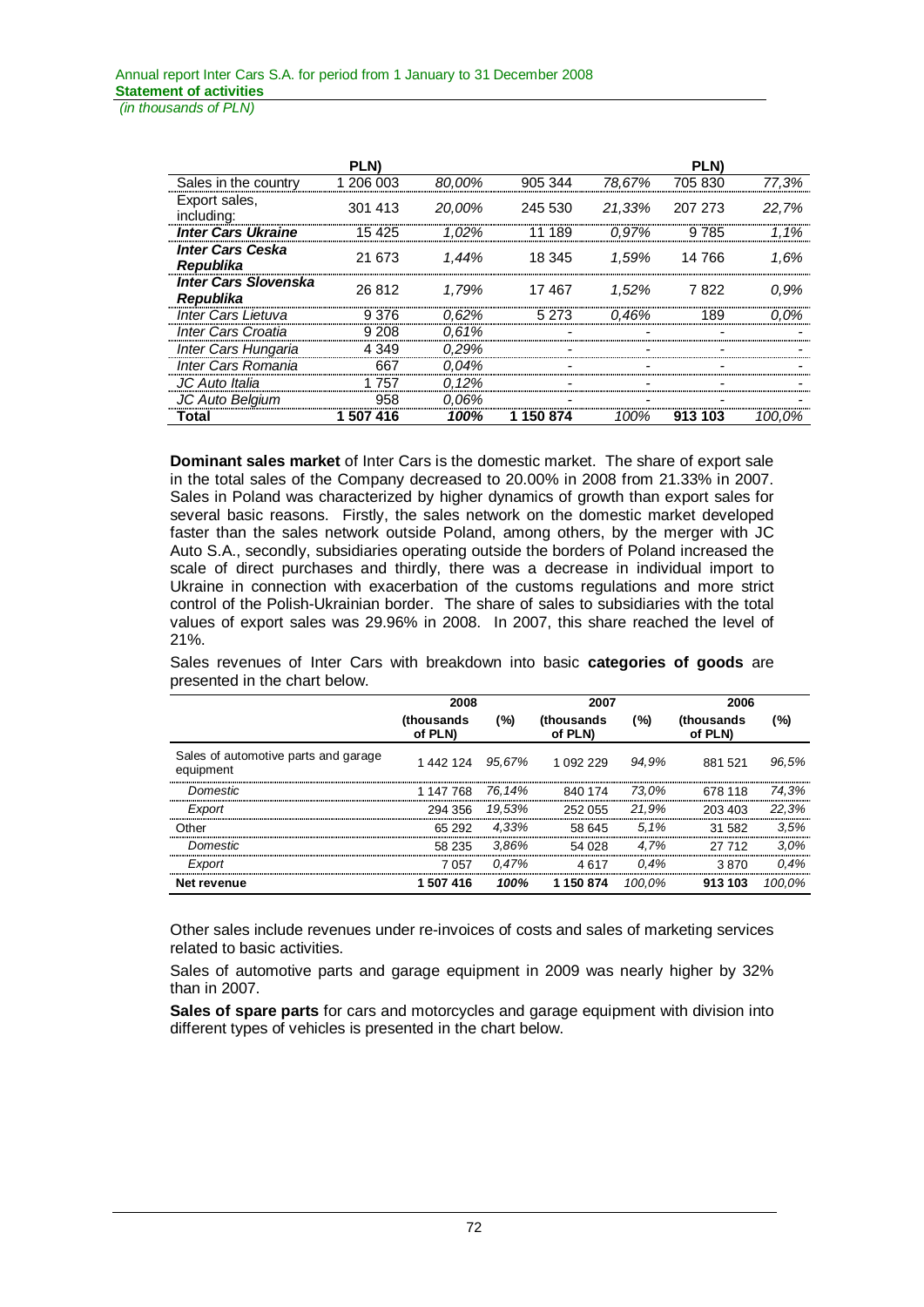| | PLN) | | | | PLN) | |
|---|---|---|---|---|---|---|
| Sales in the country | 1 206 003 | *80,00%* | 905 344 | *78,67%* | 705 830 | *77,3%* |
| Export sales, including: | 301 413 | *20,00%* | 245 530 | *21,33%* | 207 273 | *22,7%* |
| ***Inter Cars Ukraine*** | 15 425 | *1,02%* | 11 189 | *0,97%* | 9 785 | *1,1%* |
| ***Inter Cars Ceska Republika*** | 21 673 | *1,44%* | 18 345 | *1,59%* | 14 766 | *1,6%* |
| ***Inter Cars Slovenska Republika*** | 26 812 | *1,79%* | 17 467 | *1,52%* | 7 822 | *0,9%* |
| *Inter Cars Lietuva* | 9 376 | *0,62%* | 5 273 | *0,46%* | 189 | *0,0%* |
| *Inter Cars Croatia* | 9 208 | *0,61%* | - | - | - | - |
| *Inter Cars Hungaria* | 4 349 | *0,29%* | - | - | - | - |
| *Inter Cars Romania* | 667 | *0,04%* | - | - | - | - |
| *JC Auto Italia* | 1 757 | *0,12%* | - | - | - | - |
| *JC Auto Belgium* | 958 | *0,06%* | - | - | - | - |
| **Total** | **1 507 416** | ***100%*** | **1 150 874** | *100%* | **913 103** | *100,0%* |

**Dominant sales market** of Inter Cars is the domestic market. The share of export sale in the total sales of the Company decreased to 20.00% in 2008 from 21.33% in 2007. Sales in Poland was characterized by higher dynamics of growth than export sales for several basic reasons. Firstly, the sales network on the domestic market developed faster than the sales network outside Poland, among others, by the merger with JC Auto S.A., secondly, subsidiaries operating outside the borders of Poland increased the scale of direct purchases and thirdly, there was a decrease in individual import to Ukraine in connection with exacerbation of the customs regulations and more strict control of the Polish-Ukrainian border. The share of sales to subsidiaries with the total values of export sales was 29.96% in 2008. In 2007, this share reached the level of 21%.

Sales revenues of Inter Cars with breakdown into basic **categories of goods** are presented in the chart below.

| | 2008 | | 2007 | | 2006 | |
|---|---|---|---|---|---|---|
| | (thousands of PLN) | (%) | (thousands of PLN) | (%) | (thousands of PLN) | (%) |
| Sales of automotive parts and garage equipment | 1 442 124 | *95,67%* | 1 092 229 | *94,9%* | 881 521 | *96,5%* |
| *Domestic* | 1 147 768 | *76,14%* | 840 174 | *73,0%* | 678 118 | *74,3%* |
| *Export* | 294 356 | *19,53%* | 252 055 | *21,9%* | 203 403 | *22,3%* |
| Other | 65 292 | *4,33%* | 58 645 | *5,1%* | 31 582 | *3,5%* |
| *Domestic* | 58 235 | *3,86%* | 54 028 | *4,7%* | 27 712 | *3,0%* |
| *Export* | 7 057 | *0,47%* | 4 617 | *0,4%* | 3 870 | *0,4%* |
| **Net revenue** | **1 507 416** | ***100%*** | **1 150 874** | *100,0%* | **913 103** | *100,0%* |

Other sales include revenues under re-invoices of costs and sales of marketing services related to basic activities.

Sales of automotive parts and garage equipment in 2009 was nearly higher by 32% than in 2007.

**Sales of spare parts** for cars and motorcycles and garage equipment with division into different types of vehicles is presented in the chart below.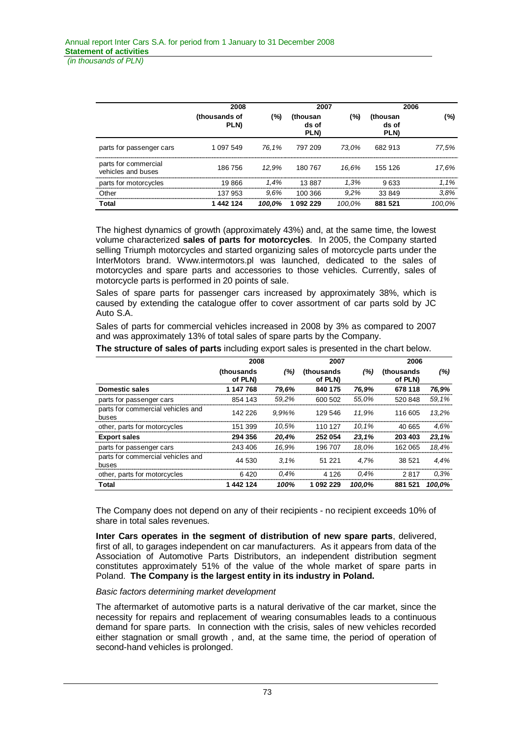| | 2008 | | 2007 | | 2006 | |
|---|---|---|---|---|---|---|
| | (thousands of PLN) | (%) | (thousands of PLN) | (%) | (thousands of PLN) | (%) |
| parts for passenger cars | 1 097 549 | *76,1%* | 797 209 | *73,0%* | 682 913 | *77,5%* |
| parts for commercial vehicles and buses | 186 756 | *12,9%* | 180 767 | *16,6%* | 155 126 | *17,6%* |
| parts for motorcycles | 19 866 | *1,4%* | 13 887 | *1,3%* | 9 633 | *1,1%* |
| Other | 137 953 | *9,6%* | 100 366 | *9,2%* | 33 849 | *3,8%* |
| **Total** | **1 442 124** | ***100,0%*** | **1 092 229** | *100,0%* | **881 521** | *100,0%* |

The highest dynamics of growth (approximately 43%) and, at the same time, the lowest volume characterized **sales of parts for motorcycles**. In 2005, the Company started selling Triumph motorcycles and started organizing sales of motorcycle parts under the InterMotors brand. Www.intermotors.pl was launched, dedicated to the sales of motorcycles and spare parts and accessories to those vehicles. Currently, sales of motorcycle parts is performed in 20 points of sale.

Sales of spare parts for passenger cars increased by approximately 38%, which is caused by extending the catalogue offer to cover assortment of car parts sold by JC Auto S.A.

Sales of parts for commercial vehicles increased in 2008 by 3% as compared to 2007 and was approximately 13% of total sales of spare parts by the Company.

**The structure of sales of parts** including export sales is presented in the chart below.

| | 2008 | | 2007 | | 2006 | |
|---|---|---|---|---|---|---|
| | (thousands of PLN) | *(%)* | (thousands of PLN) | *(%)* | (thousands of PLN) | *(%)* |
| **Domestic sales** | **1 147 768** | ***79,6%*** | **840 175** | ***76,9%*** | **678 118** | ***76,9%*** |
| parts for passenger cars | 854 143 | *59,2%* | 600 502 | *55,0%* | 520 848 | *59,1%* |
| parts for commercial vehicles and buses | 142 226 | *9,9%%* | 129 546 | *11,9%* | 116 605 | *13,2%* |
| other, parts for motorcycles | 151 399 | *10,5%* | 110 127 | *10,1%* | 40 665 | *4,6%* |
| **Export sales** | **294 356** | ***20,4%*** | **252 054** | ***23,1%*** | **203 403** | ***23,1%*** |
| parts for passenger cars | 243 406 | *16,9%* | 196 707 | *18,0%* | 162 065 | *18,4%* |
| parts for commercial vehicles and buses | 44 530 | *3,1%* | 51 221 | *4,7%* | 38 521 | *4,4%* |
| other, parts for motorcycles | 6 420 | *0,4%* | 4 126 | *0,4%* | 2 817 | *0,3%* |
| **Total** | **1 442 124** | ***100%*** | **1 092 229** | ***100,0%*** | **881 521** | ***100,0%*** |

The Company does not depend on any of their recipients - no recipient exceeds 10% of share in total sales revenues.

**Inter Cars operates in the segment of distribution of new spare parts**, delivered, first of all, to garages independent on car manufacturers. As it appears from data of the Association of Automotive Parts Distributors, an independent distribution segment constitutes approximately 51% of the value of the whole market of spare parts in Poland. **The Company is the largest entity in its industry in Poland.**

*Basic factors determining market development*

The aftermarket of automotive parts is a natural derivative of the car market, since the necessity for repairs and replacement of wearing consumables leads to a continuous demand for spare parts. In connection with the crisis, sales of new vehicles recorded either stagnation or small growth , and, at the same time, the period of operation of second-hand vehicles is prolonged.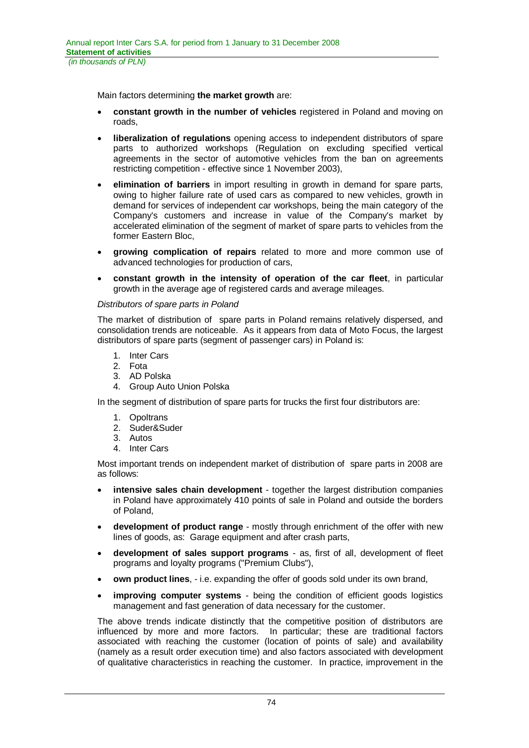Main factors determining **the market growth** are:

- **constant growth in the number of vehicles** registered in Poland and moving on roads,
- **liberalization of regulations** opening access to independent distributors of spare parts to authorized workshops (Regulation on excluding specified vertical agreements in the sector of automotive vehicles from the ban on agreements restricting competition - effective since 1 November 2003),
- **elimination of barriers** in import resulting in growth in demand for spare parts, owing to higher failure rate of used cars as compared to new vehicles, growth in demand for services of independent car workshops, being the main category of the Company's customers and increase in value of the Company's market by accelerated elimination of the segment of market of spare parts to vehicles from the former Eastern Bloc,
- **growing complication of repairs** related to more and more common use of advanced technologies for production of cars,
- **constant growth in the intensity of operation of the car fleet**, in particular growth in the average age of registered cards and average mileages.

*Distributors of spare parts in Poland*

The market of distribution of spare parts in Poland remains relatively dispersed, and consolidation trends are noticeable. As it appears from data of Moto Focus, the largest distributors of spare parts (segment of passenger cars) in Poland is:

1. Inter Cars
2. Fota
3. AD Polska
4. Group Auto Union Polska

In the segment of distribution of spare parts for trucks the first four distributors are:

1. Opoltrans
2. Suder&Suder
3. Autos
4. Inter Cars

Most important trends on independent market of distribution of spare parts in 2008 are as follows:

- **intensive sales chain development** - together the largest distribution companies in Poland have approximately 410 points of sale in Poland and outside the borders of Poland,
- **development of product range** - mostly through enrichment of the offer with new lines of goods, as: Garage equipment and after crash parts,
- **development of sales support programs** - as, first of all, development of fleet programs and loyalty programs ("Premium Clubs"),
- **own product lines**, - i.e. expanding the offer of goods sold under its own brand,
- **improving computer systems** - being the condition of efficient goods logistics management and fast generation of data necessary for the customer.

The above trends indicate distinctly that the competitive position of distributors are influenced by more and more factors. In particular; these are traditional factors associated with reaching the customer (location of points of sale) and availability (namely as a result order execution time) and also factors associated with development of qualitative characteristics in reaching the customer. In practice, improvement in the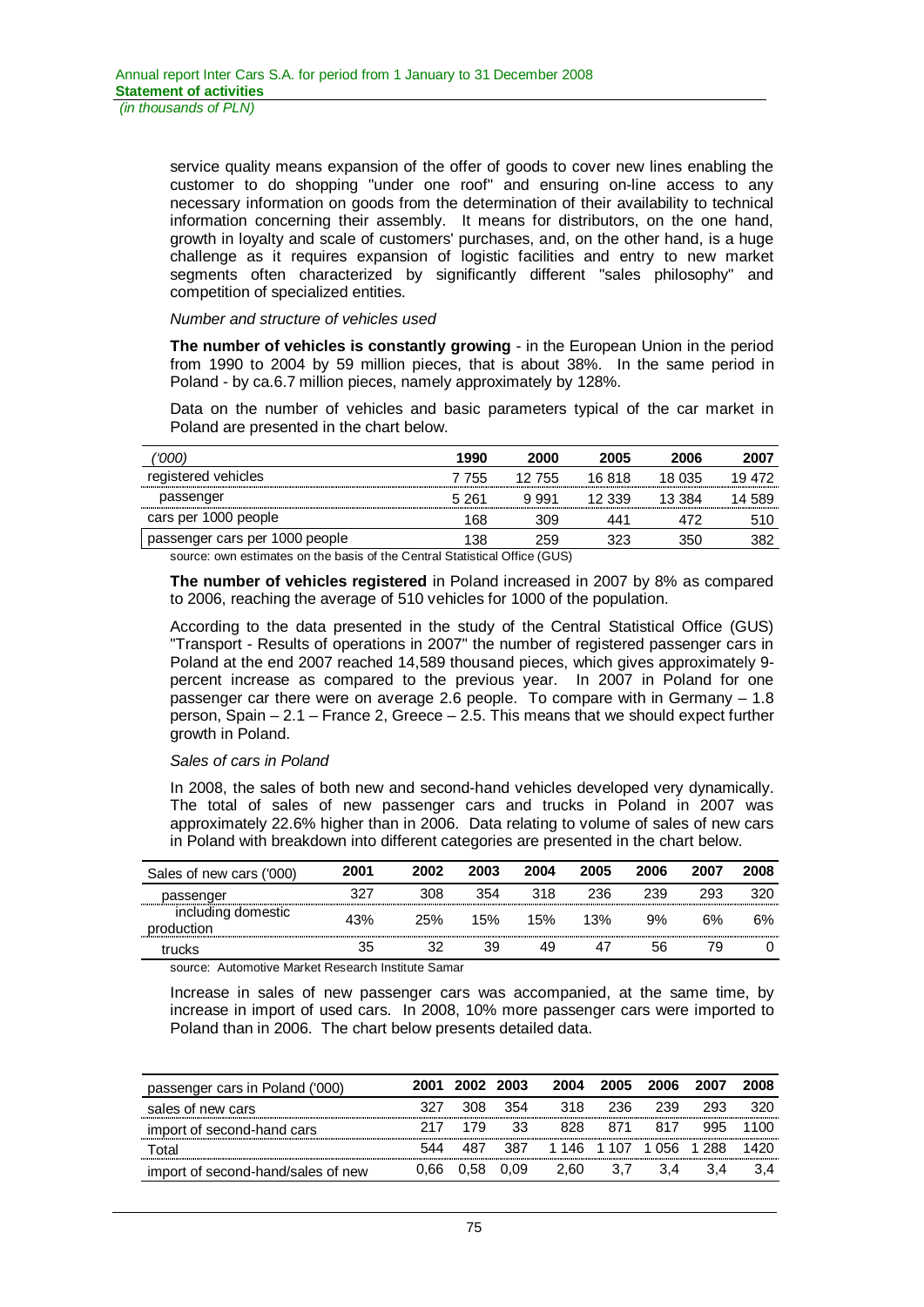service quality means expansion of the offer of goods to cover new lines enabling the customer to do shopping "under one roof" and ensuring on-line access to any necessary information on goods from the determination of their availability to technical information concerning their assembly. It means for distributors, on the one hand, growth in loyalty and scale of customers' purchases, and, on the other hand, is a huge challenge as it requires expansion of logistic facilities and entry to new market segments often characterized by significantly different "sales philosophy" and competition of specialized entities.

*Number and structure of vehicles used*

**The number of vehicles is constantly growing** - in the European Union in the period from 1990 to 2004 by 59 million pieces, that is about 38%. In the same period in Poland - by ca.6.7 million pieces, namely approximately by 128%.

Data on the number of vehicles and basic parameters typical of the car market in Poland are presented in the chart below.

| ('000) | 1990 | 2000 | 2005 | 2006 | 2007 |
|---|---|---|---|---|---|
| registered vehicles | 7 755 | 12 755 | 16 818 | 18 035 | 19 472 |
| passenger | 5 261 | 9 991 | 12 339 | 13 384 | 14 589 |
| cars per 1000 people | 168 | 309 | 441 | 472 | 510 |
| passenger cars per 1000 people | 138 | 259 | 323 | 350 | 382 |

source: own estimates on the basis of the Central Statistical Office (GUS)

**The number of vehicles registered** in Poland increased in 2007 by 8% as compared to 2006, reaching the average of 510 vehicles for 1000 of the population.

According to the data presented in the study of the Central Statistical Office (GUS) "Transport - Results of operations in 2007" the number of registered passenger cars in Poland at the end 2007 reached 14,589 thousand pieces, which gives approximately 9-percent increase as compared to the previous year. In 2007 in Poland for one passenger car there were on average 2.6 people. To compare with in Germany – 1.8 person, Spain – 2.1 – France 2, Greece – 2.5. This means that we should expect further growth in Poland.

*Sales of cars in Poland*

In 2008, the sales of both new and second-hand vehicles developed very dynamically. The total of sales of new passenger cars and trucks in Poland in 2007 was approximately 22.6% higher than in 2006. Data relating to volume of sales of new cars in Poland with breakdown into different categories are presented in the chart below.

| Sales of new cars ('000) | 2001 | 2002 | 2003 | 2004 | 2005 | 2006 | 2007 | 2008 |
|---|---|---|---|---|---|---|---|---|
| passenger | 327 | 308 | 354 | 318 | 236 | 239 | 293 | 320 |
| including domestic production | 43% | 25% | 15% | 15% | 13% | 9% | 6% | 6% |
| trucks | 35 | 32 | 39 | 49 | 47 | 56 | 79 | 0 |

source: Automotive Market Research Institute Samar

Increase in sales of new passenger cars was accompanied, at the same time, by increase in import of used cars. In 2008, 10% more passenger cars were imported to Poland than in 2006. The chart below presents detailed data.

| passenger cars in Poland ('000) | 2001 | 2002 | 2003 | 2004 | 2005 | 2006 | 2007 | 2008 |
|---|---|---|---|---|---|---|---|---|
| sales of new cars | 327 | 308 | 354 | 318 | 236 | 239 | 293 | 320 |
| import of second-hand cars | 217 | 179 | 33 | 828 | 871 | 817 | 995 | 1100 |
| Total | 544 | 487 | 387 | 1 146 | 1 107 | 1 056 | 1 288 | 1420 |
| import of second-hand/sales of new | 0,66 | 0,58 | 0,09 | 2,60 | 3,7 | 3,4 | 3,4 | 3,4 |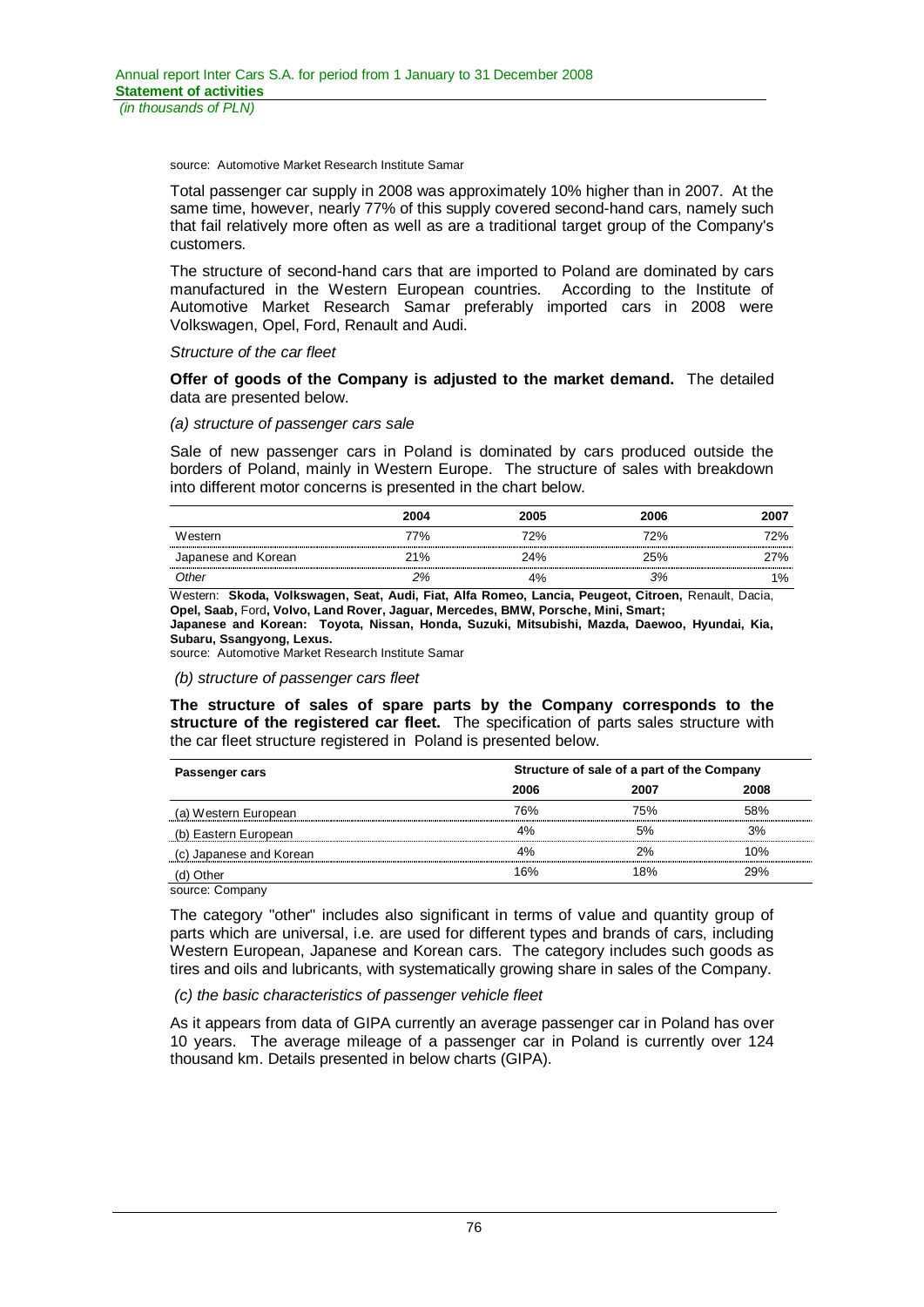source: Automotive Market Research Institute Samar

Total passenger car supply in 2008 was approximately 10% higher than in 2007. At the same time, however, nearly 77% of this supply covered second-hand cars, namely such that fail relatively more often as well as are a traditional target group of the Company's customers.

The structure of second-hand cars that are imported to Poland are dominated by cars manufactured in the Western European countries. According to the Institute of Automotive Market Research Samar preferably imported cars in 2008 were Volkswagen, Opel, Ford, Renault and Audi.

*Structure of the car fleet*

**Offer of goods of the Company is adjusted to the market demand.** The detailed data are presented below.

*(a) structure of passenger cars sale*

Sale of new passenger cars in Poland is dominated by cars produced outside the borders of Poland, mainly in Western Europe. The structure of sales with breakdown into different motor concerns is presented in the chart below.

| | 2004 | 2005 | 2006 | 2007 |
|---|---|---|---|---|
| Western | 77% | 72% | 72% | 72% |
| Japanese and Korean | 21% | 24% | 25% | 27% |
| *Other* | *2%* | 4% | *3%* | 1% |

Western: **Skoda, Volkswagen, Seat, Audi, Fiat, Alfa Romeo, Lancia, Peugeot, Citroen,** Renault, Dacia, **Opel, Saab,** Ford**, Volvo, Land Rover, Jaguar, Mercedes, BMW, Porsche, Mini, Smart;**
**Japanese and Korean: Toyota, Nissan, Honda, Suzuki, Mitsubishi, Mazda, Daewoo, Hyundai, Kia, Subaru, Ssangyong, Lexus.**
source: Automotive Market Research Institute Samar

*(b) structure of passenger cars fleet*

**The structure of sales of spare parts by the Company corresponds to the structure of the registered car fleet.** The specification of parts sales structure with the car fleet structure registered in Poland is presented below.

| Passenger cars | Structure of sale of a part of the Company | | |
|---|---|---|---|
| | 2006 | 2007 | 2008 |
| (a) Western European | 76% | 75% | 58% |
| (b) Eastern European | 4% | 5% | 3% |
| (c) Japanese and Korean | 4% | 2% | 10% |
| (d) Other | 16% | 18% | 29% |

source: Company

The category "other" includes also significant in terms of value and quantity group of parts which are universal, i.e. are used for different types and brands of cars, including Western European, Japanese and Korean cars. The category includes such goods as tires and oils and lubricants, with systematically growing share in sales of the Company.

*(c) the basic characteristics of passenger vehicle fleet*

As it appears from data of GIPA currently an average passenger car in Poland has over 10 years. The average mileage of a passenger car in Poland is currently over 124 thousand km. Details presented in below charts (GIPA).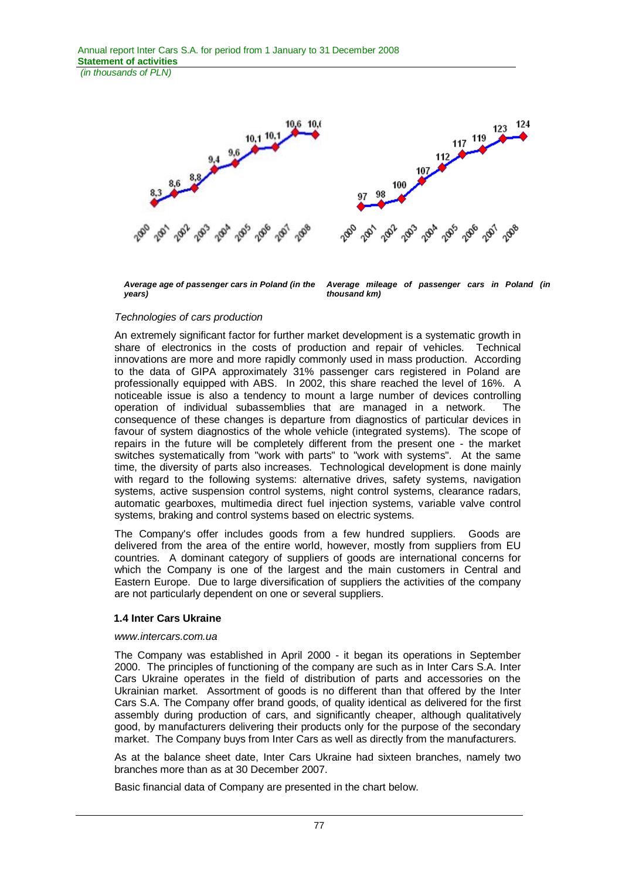Average age of passenger cars in Poland (in the years)

| 2000 | 2001 | 2002 | 2003 | 2004 | 2005 | 2006 | 2007 | 2008 |
|---|---|---|---|---|---|---|---|---|
| 8,3 | 8,6 | 8,8 | 9,4 | 9,6 | 10,1 | 10,1 | 10,6 | 10,( |

Average mileage of passenger cars in Poland (in thousand km)

| 2000 | 2001 | 2002 | 2003 | 2004 | 2005 | 2006 | 2007 | 2008 |
|---|---|---|---|---|---|---|---|---|
| 97 | 98 | 100 | 107 | 112 | 117 | 119 | 123 | 124 |

*Average age of passenger cars in Poland (in the years)*

*Average mileage of passenger cars in Poland (in thousand km)*

*Technologies of cars production*

An extremely significant factor for further market development is a systematic growth in share of electronics in the costs of production and repair of vehicles. Technical innovations are more and more rapidly commonly used in mass production. According to the data of GIPA approximately 31% passenger cars registered in Poland are professionally equipped with ABS. In 2002, this share reached the level of 16%. A noticeable issue is also a tendency to mount a large number of devices controlling operation of individual subassemblies that are managed in a network. The consequence of these changes is departure from diagnostics of particular devices in favour of system diagnostics of the whole vehicle (integrated systems). The scope of repairs in the future will be completely different from the present one - the market switches systematically from "work with parts" to "work with systems". At the same time, the diversity of parts also increases. Technological development is done mainly with regard to the following systems: alternative drives, safety systems, navigation systems, active suspension control systems, night control systems, clearance radars, automatic gearboxes, multimedia direct fuel injection systems, variable valve control systems, braking and control systems based on electric systems.

The Company's offer includes goods from a few hundred suppliers. Goods are delivered from the area of the entire world, however, mostly from suppliers from EU countries. A dominant category of suppliers of goods are international concerns for which the Company is one of the largest and the main customers in Central and Eastern Europe. Due to large diversification of suppliers the activities of the company are not particularly dependent on one or several suppliers.

### 1.4 Inter Cars Ukraine

*www.intercars.com.ua*

The Company was established in April 2000 - it began its operations in September 2000. The principles of functioning of the company are such as in Inter Cars S.A. Inter Cars Ukraine operates in the field of distribution of parts and accessories on the Ukrainian market. Assortment of goods is no different than that offered by the Inter Cars S.A. The Company offer brand goods, of quality identical as delivered for the first assembly during production of cars, and significantly cheaper, although qualitatively good, by manufacturers delivering their products only for the purpose of the secondary market. The Company buys from Inter Cars as well as directly from the manufacturers.

As at the balance sheet date, Inter Cars Ukraine had sixteen branches, namely two branches more than as at 30 December 2007.

Basic financial data of Company are presented in the chart below.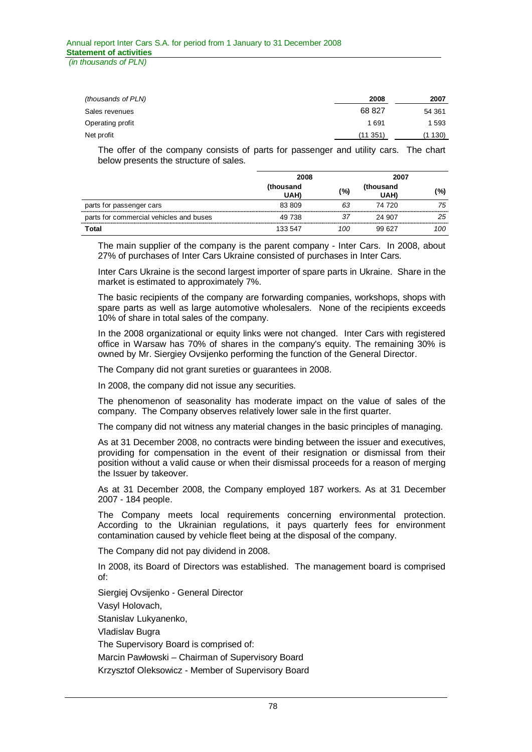| (thousands of PLN) | 2008 | 2007 |
| --- | --- | --- |
| Sales revenues | 68 827 | 54 361 |
| Operating profit | 1 691 | 1 593 |
| Net profit | (11 351) | (1 130) |

The offer of the company consists of parts for passenger and utility cars. The chart below presents the structure of sales.

| | 2008 | | 2007 | |
| --- | --- | --- | --- | --- |
| | (thousand UAH) | (%) | (thousand UAH) | (%) |
| parts for passenger cars | 83 809 | 63 | 74 720 | 75 |
| parts for commercial vehicles and buses | 49 738 | 37 | 24 907 | 25 |
| **Total** | 133 547 | 100 | 99 627 | 100 |

The main supplier of the company is the parent company - Inter Cars. In 2008, about 27% of purchases of Inter Cars Ukraine consisted of purchases in Inter Cars.

Inter Cars Ukraine is the second largest importer of spare parts in Ukraine. Share in the market is estimated to approximately 7%.

The basic recipients of the company are forwarding companies, workshops, shops with spare parts as well as large automotive wholesalers. None of the recipients exceeds 10% of share in total sales of the company.

In the 2008 organizational or equity links were not changed. Inter Cars with registered office in Warsaw has 70% of shares in the company's equity. The remaining 30% is owned by Mr. Siergiey Ovsijenko performing the function of the General Director.

The Company did not grant sureties or guarantees in 2008.

In 2008, the company did not issue any securities.

The phenomenon of seasonality has moderate impact on the value of sales of the company. The Company observes relatively lower sale in the first quarter.

The company did not witness any material changes in the basic principles of managing.

As at 31 December 2008, no contracts were binding between the issuer and executives, providing for compensation in the event of their resignation or dismissal from their position without a valid cause or when their dismissal proceeds for a reason of merging the Issuer by takeover.

As at 31 December 2008, the Company employed 187 workers. As at 31 December 2007 - 184 people.

The Company meets local requirements concerning environmental protection. According to the Ukrainian regulations, it pays quarterly fees for environment contamination caused by vehicle fleet being at the disposal of the company.

The Company did not pay dividend in 2008.

In 2008, its Board of Directors was established. The management board is comprised of:

Siergiej Ovsijenko - General Director

Vasyl Holovach,

Stanislav Lukyanenko,

Vladislav Bugra

The Supervisory Board is comprised of:

Marcin Pawłowski – Chairman of Supervisory Board

Krzysztof Oleksowicz - Member of Supervisory Board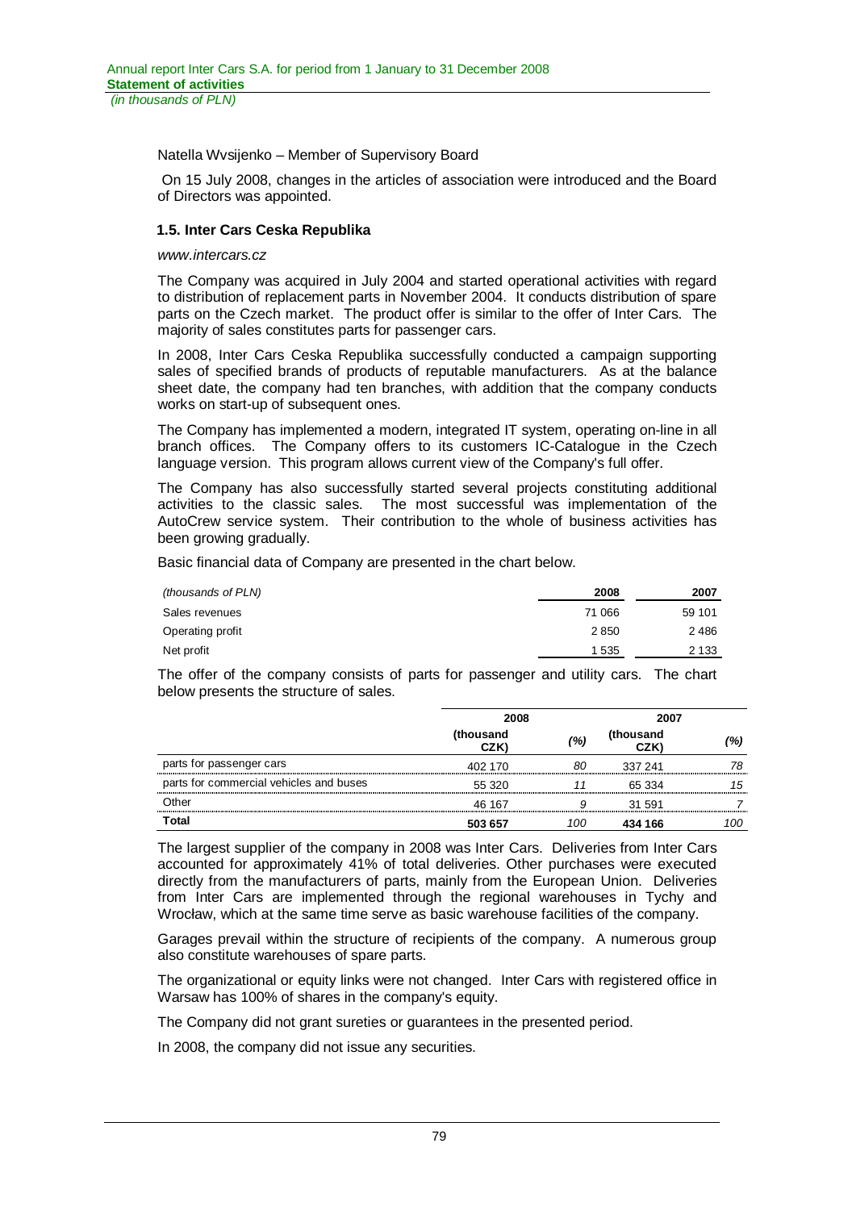Natella Wvsijenko – Member of Supervisory Board

On 15 July 2008, changes in the articles of association were introduced and the Board of Directors was appointed.

### 1.5. Inter Cars Ceska Republika

*www.intercars.cz*

The Company was acquired in July 2004 and started operational activities with regard to distribution of replacement parts in November 2004. It conducts distribution of spare parts on the Czech market. The product offer is similar to the offer of Inter Cars. The majority of sales constitutes parts for passenger cars.

In 2008, Inter Cars Ceska Republika successfully conducted a campaign supporting sales of specified brands of products of reputable manufacturers. As at the balance sheet date, the company had ten branches, with addition that the company conducts works on start-up of subsequent ones.

The Company has implemented a modern, integrated IT system, operating on-line in all branch offices. The Company offers to its customers IC-Catalogue in the Czech language version. This program allows current view of the Company's full offer.

The Company has also successfully started several projects constituting additional activities to the classic sales. The most successful was implementation of the AutoCrew service system. Their contribution to the whole of business activities has been growing gradually.

Basic financial data of Company are presented in the chart below.

| *(thousands of PLN)* | 2008 | 2007 |
|---|---|---|
| Sales revenues | 71 066 | 59 101 |
| Operating profit | 2 850 | 2 486 |
| Net profit | 1 535 | 2 133 |

The offer of the company consists of parts for passenger and utility cars. The chart below presents the structure of sales.

| | 2008 | | 2007 | |
|---|---|---|---|---|
| | (thousand CZK) | *(%)* | (thousand CZK) | *(%)* |
| parts for passenger cars | 402 170 | *80* | 337 241 | *78* |
| parts for commercial vehicles and buses | 55 320 | *11* | 65 334 | *15* |
| Other | 46 167 | *9* | 31 591 | *7* |
| **Total** | **503 657** | *100* | **434 166** | *100* |

The largest supplier of the company in 2008 was Inter Cars. Deliveries from Inter Cars accounted for approximately 41% of total deliveries. Other purchases were executed directly from the manufacturers of parts, mainly from the European Union. Deliveries from Inter Cars are implemented through the regional warehouses in Tychy and Wrocław, which at the same time serve as basic warehouse facilities of the company.

Garages prevail within the structure of recipients of the company. A numerous group also constitute warehouses of spare parts.

The organizational or equity links were not changed. Inter Cars with registered office in Warsaw has 100% of shares in the company's equity.

The Company did not grant sureties or guarantees in the presented period.

In 2008, the company did not issue any securities.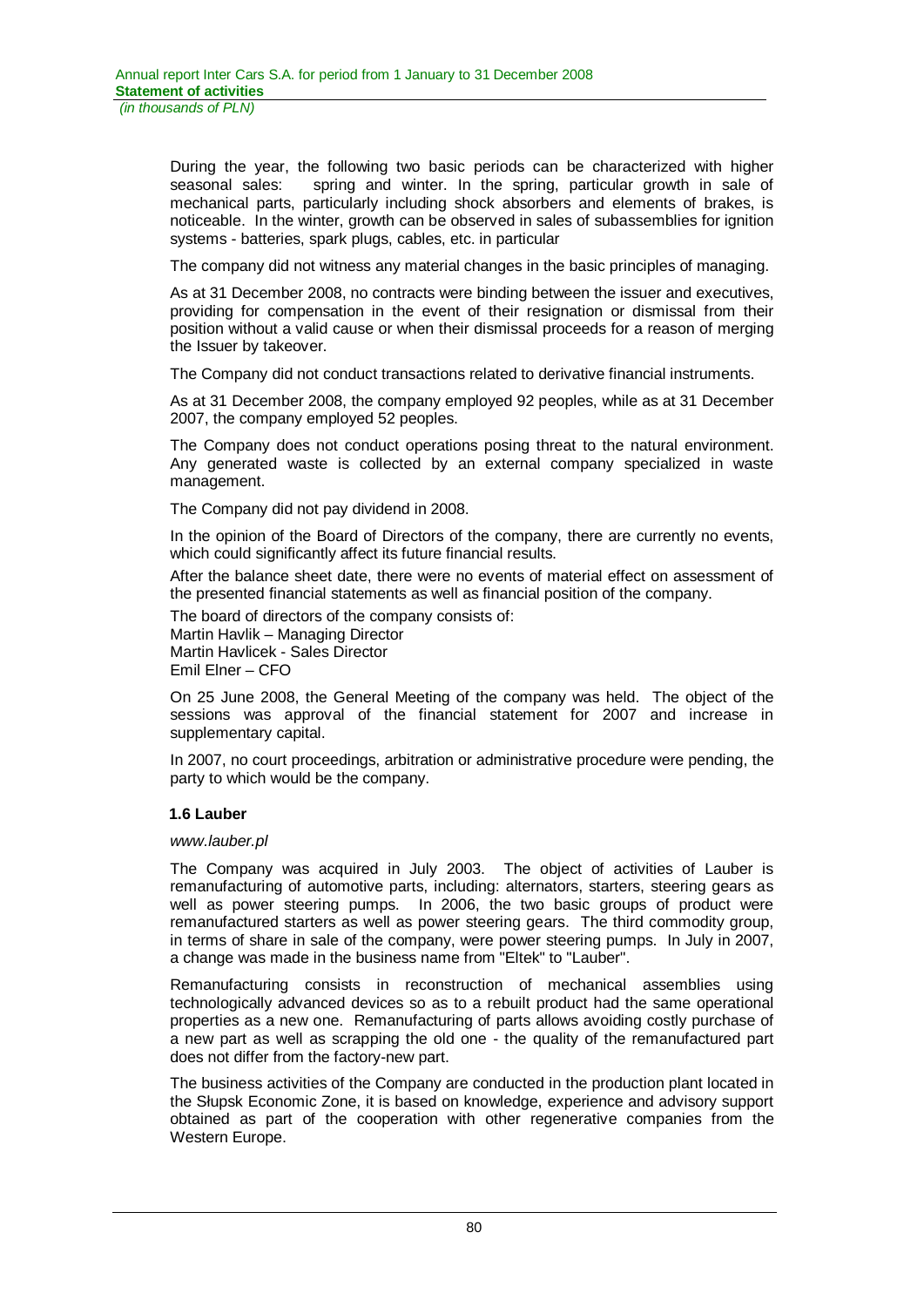During the year, the following two basic periods can be characterized with higher seasonal sales: spring and winter. In the spring, particular growth in sale of mechanical parts, particularly including shock absorbers and elements of brakes, is noticeable. In the winter, growth can be observed in sales of subassemblies for ignition systems - batteries, spark plugs, cables, etc. in particular

The company did not witness any material changes in the basic principles of managing.

As at 31 December 2008, no contracts were binding between the issuer and executives, providing for compensation in the event of their resignation or dismissal from their position without a valid cause or when their dismissal proceeds for a reason of merging the Issuer by takeover.

The Company did not conduct transactions related to derivative financial instruments.

As at 31 December 2008, the company employed 92 peoples, while as at 31 December 2007, the company employed 52 peoples.

The Company does not conduct operations posing threat to the natural environment. Any generated waste is collected by an external company specialized in waste management.

The Company did not pay dividend in 2008.

In the opinion of the Board of Directors of the company, there are currently no events, which could significantly affect its future financial results.

After the balance sheet date, there were no events of material effect on assessment of the presented financial statements as well as financial position of the company.

The board of directors of the company consists of:
Martin Havlik – Managing Director
Martin Havlicek - Sales Director
Emil Elner – CFO

On 25 June 2008, the General Meeting of the company was held. The object of the sessions was approval of the financial statement for 2007 and increase in supplementary capital.

In 2007, no court proceedings, arbitration or administrative procedure were pending, the party to which would be the company.

### 1.6 Lauber

*www.lauber.pl*

The Company was acquired in July 2003. The object of activities of Lauber is remanufacturing of automotive parts, including: alternators, starters, steering gears as well as power steering pumps. In 2006, the two basic groups of product were remanufactured starters as well as power steering gears. The third commodity group, in terms of share in sale of the company, were power steering pumps. In July in 2007, a change was made in the business name from "Eltek" to "Lauber".

Remanufacturing consists in reconstruction of mechanical assemblies using technologically advanced devices so as to a rebuilt product had the same operational properties as a new one. Remanufacturing of parts allows avoiding costly purchase of a new part as well as scrapping the old one - the quality of the remanufactured part does not differ from the factory-new part.

The business activities of the Company are conducted in the production plant located in the Słupsk Economic Zone, it is based on knowledge, experience and advisory support obtained as part of the cooperation with other regenerative companies from the Western Europe.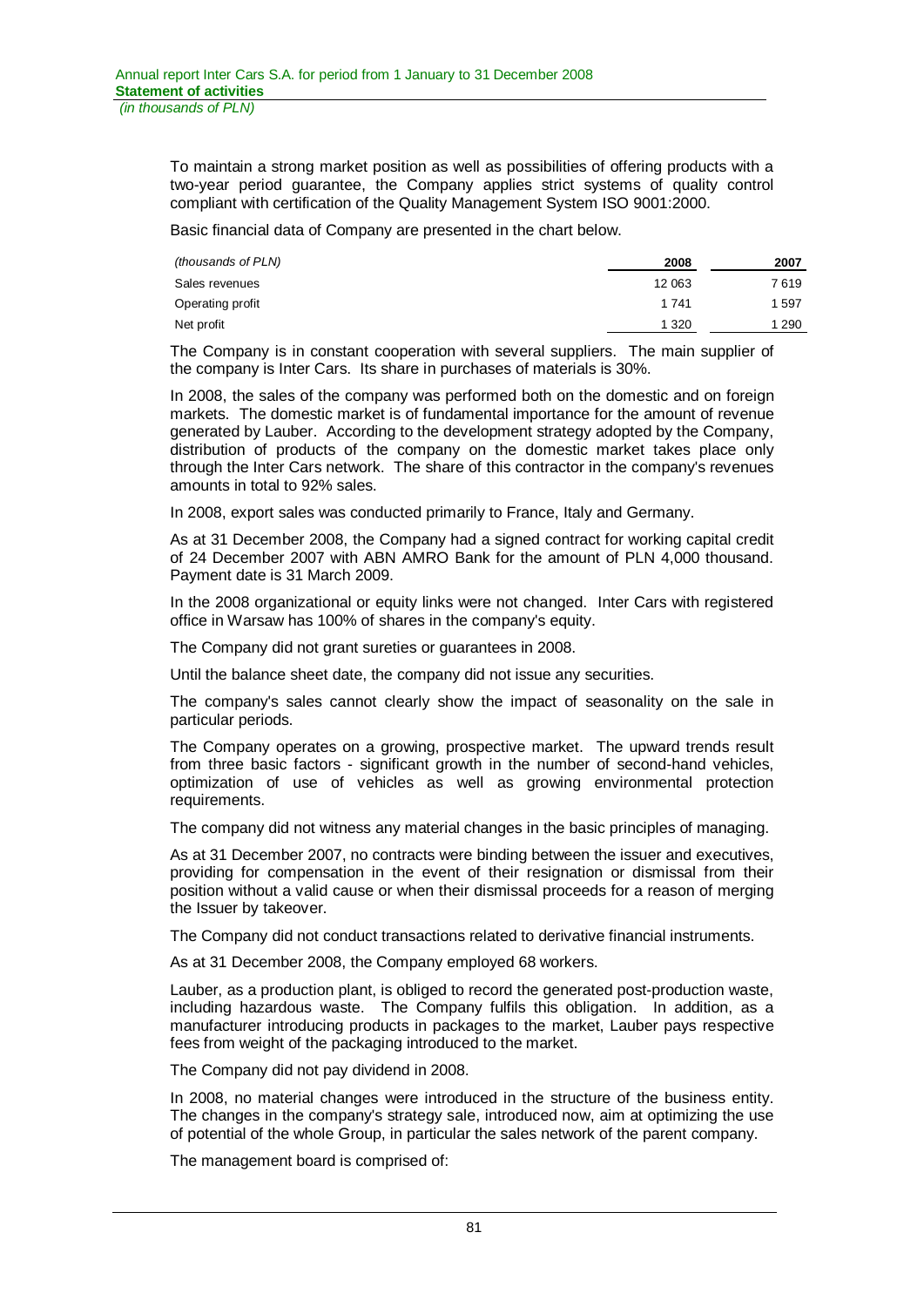To maintain a strong market position as well as possibilities of offering products with a two-year period guarantee, the Company applies strict systems of quality control compliant with certification of the Quality Management System ISO 9001:2000.

Basic financial data of Company are presented in the chart below.

| *(thousands of PLN)* | 2008 | 2007 |
|---|---|---|
| Sales revenues | 12 063 | 7 619 |
| Operating profit | 1 741 | 1 597 |
| Net profit | 1 320 | 1 290 |

The Company is in constant cooperation with several suppliers. The main supplier of the company is Inter Cars. Its share in purchases of materials is 30%.

In 2008, the sales of the company was performed both on the domestic and on foreign markets. The domestic market is of fundamental importance for the amount of revenue generated by Lauber. According to the development strategy adopted by the Company, distribution of products of the company on the domestic market takes place only through the Inter Cars network. The share of this contractor in the company's revenues amounts in total to 92% sales.

In 2008, export sales was conducted primarily to France, Italy and Germany.

As at 31 December 2008, the Company had a signed contract for working capital credit of 24 December 2007 with ABN AMRO Bank for the amount of PLN 4,000 thousand. Payment date is 31 March 2009.

In the 2008 organizational or equity links were not changed. Inter Cars with registered office in Warsaw has 100% of shares in the company's equity.

The Company did not grant sureties or guarantees in 2008.

Until the balance sheet date, the company did not issue any securities.

The company's sales cannot clearly show the impact of seasonality on the sale in particular periods.

The Company operates on a growing, prospective market. The upward trends result from three basic factors - significant growth in the number of second-hand vehicles, optimization of use of vehicles as well as growing environmental protection requirements.

The company did not witness any material changes in the basic principles of managing.

As at 31 December 2007, no contracts were binding between the issuer and executives, providing for compensation in the event of their resignation or dismissal from their position without a valid cause or when their dismissal proceeds for a reason of merging the Issuer by takeover.

The Company did not conduct transactions related to derivative financial instruments.

As at 31 December 2008, the Company employed 68 workers.

Lauber, as a production plant, is obliged to record the generated post-production waste, including hazardous waste. The Company fulfils this obligation. In addition, as a manufacturer introducing products in packages to the market, Lauber pays respective fees from weight of the packaging introduced to the market.

The Company did not pay dividend in 2008.

In 2008, no material changes were introduced in the structure of the business entity. The changes in the company's strategy sale, introduced now, aim at optimizing the use of potential of the whole Group, in particular the sales network of the parent company.

The management board is comprised of: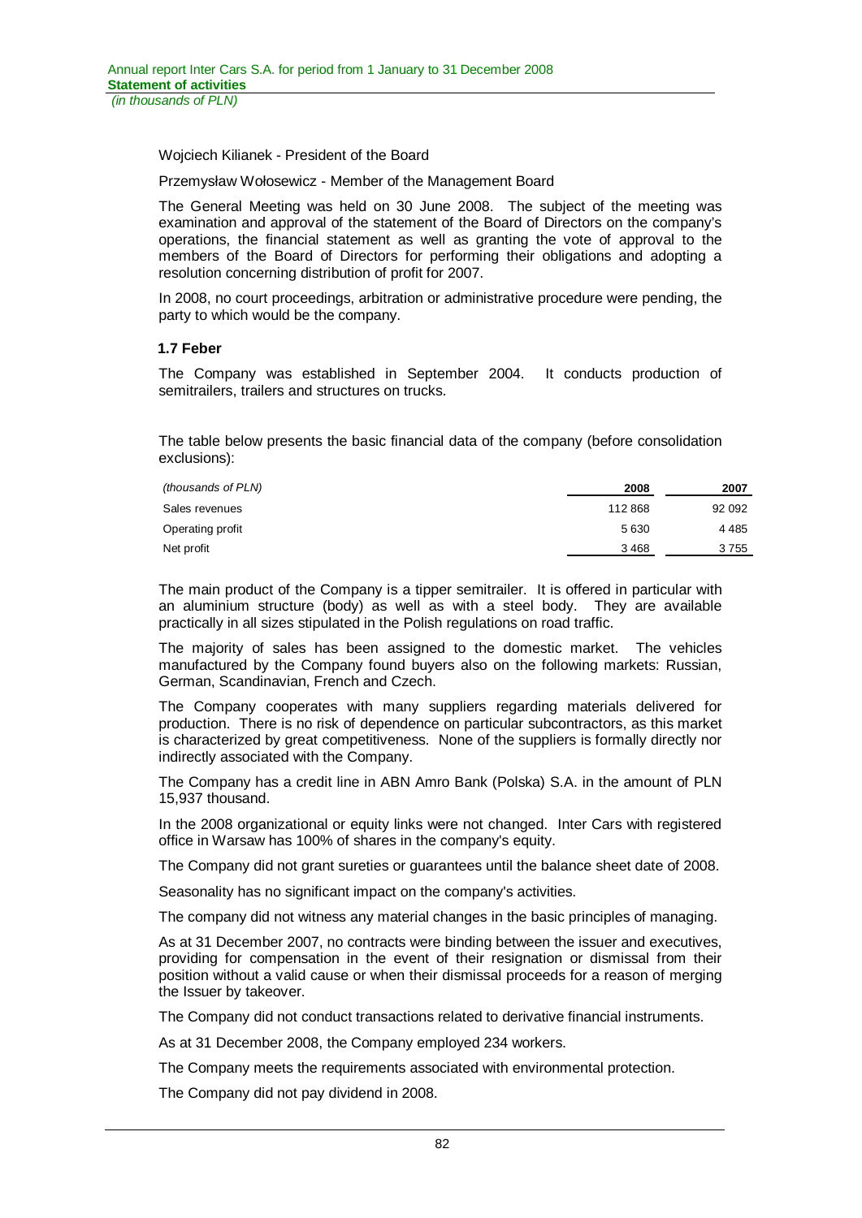Wojciech Kilianek - President of the Board

Przemysław Wołosewicz - Member of the Management Board

The General Meeting was held on 30 June 2008. The subject of the meeting was examination and approval of the statement of the Board of Directors on the company's operations, the financial statement as well as granting the vote of approval to the members of the Board of Directors for performing their obligations and adopting a resolution concerning distribution of profit for 2007.

In 2008, no court proceedings, arbitration or administrative procedure were pending, the party to which would be the company.

### 1.7 Feber

The Company was established in September 2004. It conducts production of semitrailers, trailers and structures on trucks.

The table below presents the basic financial data of the company (before consolidation exclusions):

| *(thousands of PLN)* | 2008 | 2007 |
|---|---|---|
| Sales revenues | 112 868 | 92 092 |
| Operating profit | 5 630 | 4 485 |
| Net profit | 3 468 | 3 755 |

The main product of the Company is a tipper semitrailer. It is offered in particular with an aluminium structure (body) as well as with a steel body. They are available practically in all sizes stipulated in the Polish regulations on road traffic.

The majority of sales has been assigned to the domestic market. The vehicles manufactured by the Company found buyers also on the following markets: Russian, German, Scandinavian, French and Czech.

The Company cooperates with many suppliers regarding materials delivered for production. There is no risk of dependence on particular subcontractors, as this market is characterized by great competitiveness. None of the suppliers is formally directly nor indirectly associated with the Company.

The Company has a credit line in ABN Amro Bank (Polska) S.A. in the amount of PLN 15,937 thousand.

In the 2008 organizational or equity links were not changed. Inter Cars with registered office in Warsaw has 100% of shares in the company's equity.

The Company did not grant sureties or guarantees until the balance sheet date of 2008.

Seasonality has no significant impact on the company's activities.

The company did not witness any material changes in the basic principles of managing.

As at 31 December 2007, no contracts were binding between the issuer and executives, providing for compensation in the event of their resignation or dismissal from their position without a valid cause or when their dismissal proceeds for a reason of merging the Issuer by takeover.

The Company did not conduct transactions related to derivative financial instruments.

As at 31 December 2008, the Company employed 234 workers.

The Company meets the requirements associated with environmental protection.

The Company did not pay dividend in 2008.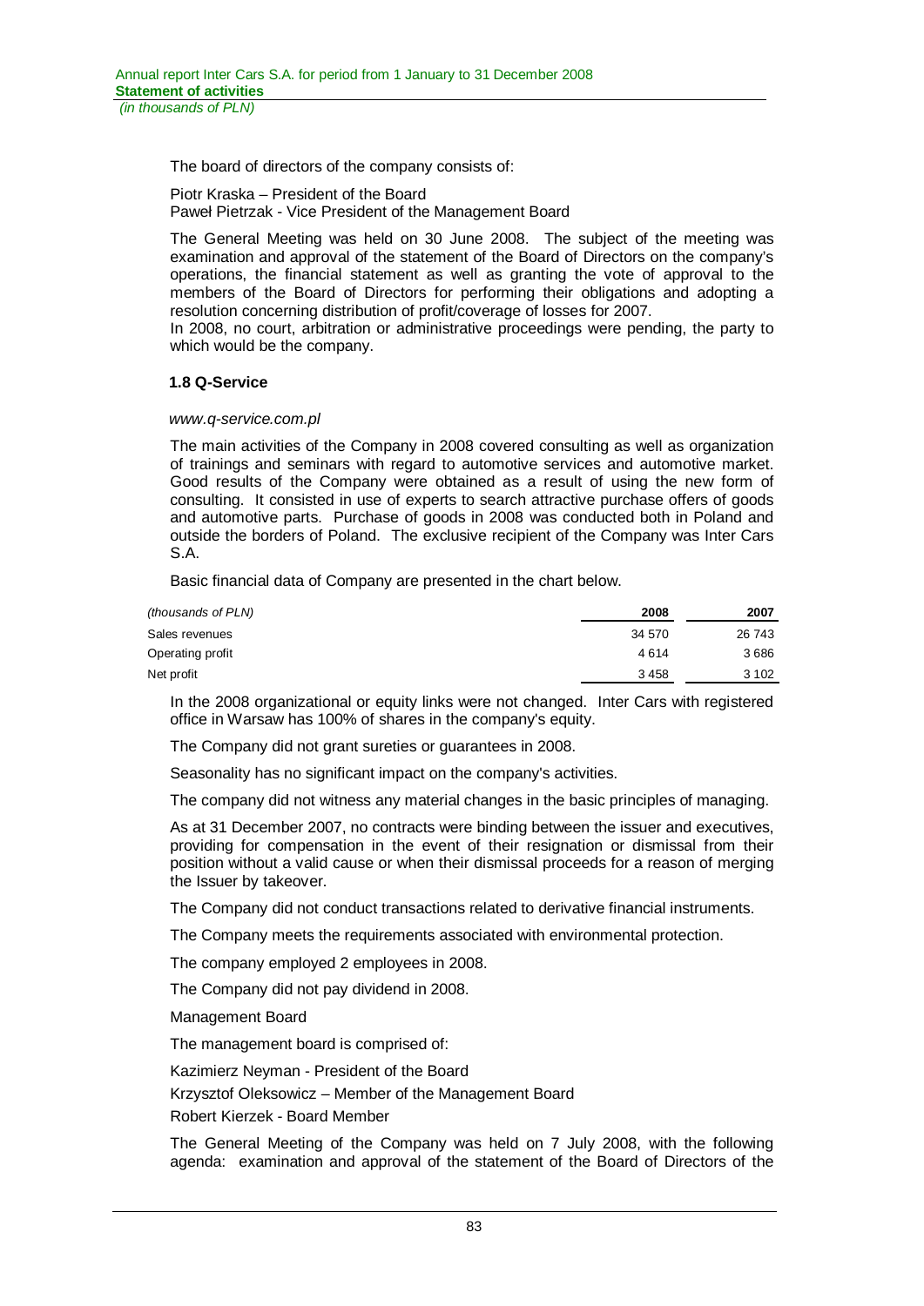The board of directors of the company consists of:

Piotr Kraska – President of the Board
Paweł Pietrzak - Vice President of the Management Board

The General Meeting was held on 30 June 2008. The subject of the meeting was examination and approval of the statement of the Board of Directors on the company's operations, the financial statement as well as granting the vote of approval to the members of the Board of Directors for performing their obligations and adopting a resolution concerning distribution of profit/coverage of losses for 2007.
In 2008, no court, arbitration or administrative proceedings were pending, the party to which would be the company.

### 1.8 Q-Service

*www.q-service.com.pl*

The main activities of the Company in 2008 covered consulting as well as organization of trainings and seminars with regard to automotive services and automotive market. Good results of the Company were obtained as a result of using the new form of consulting. It consisted in use of experts to search attractive purchase offers of goods and automotive parts. Purchase of goods in 2008 was conducted both in Poland and outside the borders of Poland. The exclusive recipient of the Company was Inter Cars S.A.

Basic financial data of Company are presented in the chart below.

| *(thousands of PLN)* | **2008** | **2007** |
|---|---|---|
| Sales revenues | 34 570 | 26 743 |
| Operating profit | 4 614 | 3 686 |
| Net profit | 3 458 | 3 102 |

In the 2008 organizational or equity links were not changed. Inter Cars with registered office in Warsaw has 100% of shares in the company's equity.

The Company did not grant sureties or guarantees in 2008.

Seasonality has no significant impact on the company's activities.

The company did not witness any material changes in the basic principles of managing.

As at 31 December 2007, no contracts were binding between the issuer and executives, providing for compensation in the event of their resignation or dismissal from their position without a valid cause or when their dismissal proceeds for a reason of merging the Issuer by takeover.

The Company did not conduct transactions related to derivative financial instruments.

The Company meets the requirements associated with environmental protection.

The company employed 2 employees in 2008.

The Company did not pay dividend in 2008.

Management Board

The management board is comprised of:

Kazimierz Neyman - President of the Board

Krzysztof Oleksowicz – Member of the Management Board

Robert Kierzek - Board Member

The General Meeting of the Company was held on 7 July 2008, with the following agenda: examination and approval of the statement of the Board of Directors of the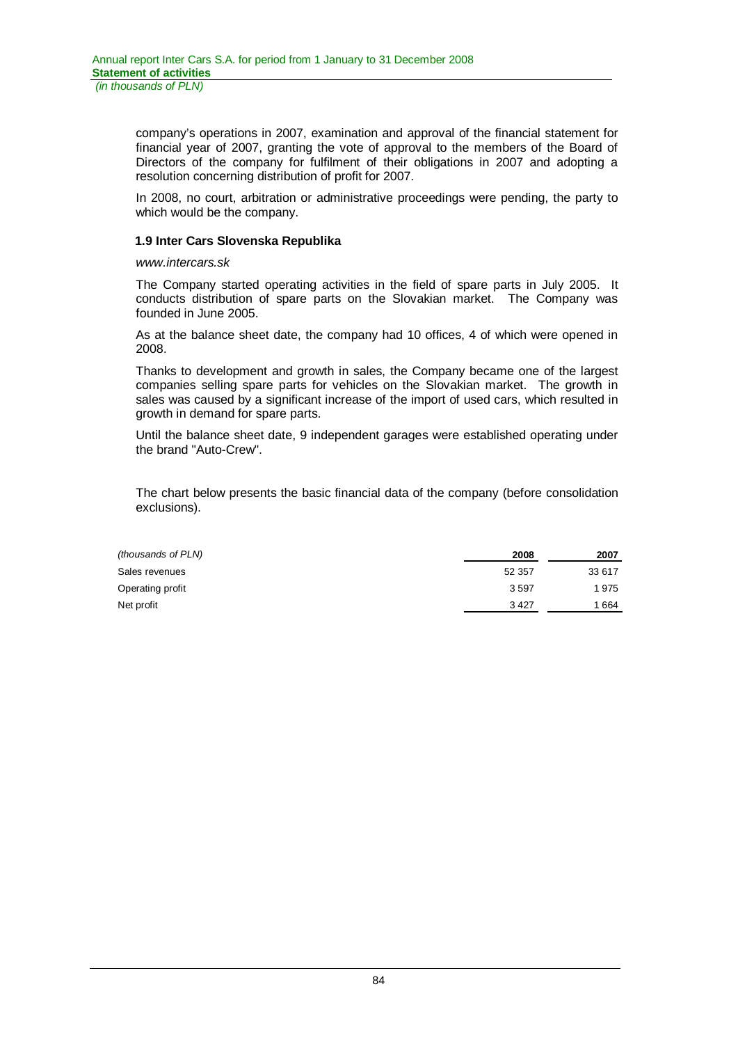company's operations in 2007, examination and approval of the financial statement for financial year of 2007, granting the vote of approval to the members of the Board of Directors of the company for fulfilment of their obligations in 2007 and adopting a resolution concerning distribution of profit for 2007.

In 2008, no court, arbitration or administrative proceedings were pending, the party to which would be the company.

### 1.9 Inter Cars Slovenska Republika

*www.intercars.sk*

The Company started operating activities in the field of spare parts in July 2005. It conducts distribution of spare parts on the Slovakian market. The Company was founded in June 2005.

As at the balance sheet date, the company had 10 offices, 4 of which were opened in 2008.

Thanks to development and growth in sales, the Company became one of the largest companies selling spare parts for vehicles on the Slovakian market. The growth in sales was caused by a significant increase of the import of used cars, which resulted in growth in demand for spare parts.

Until the balance sheet date, 9 independent garages were established operating under the brand "Auto-Crew".

The chart below presents the basic financial data of the company (before consolidation exclusions).

| *(thousands of PLN)* | **2008** | **2007** |
|---|---|---|
| Sales revenues | 52 357 | 33 617 |
| Operating profit | 3 597 | 1 975 |
| Net profit | 3 427 | 1 664 |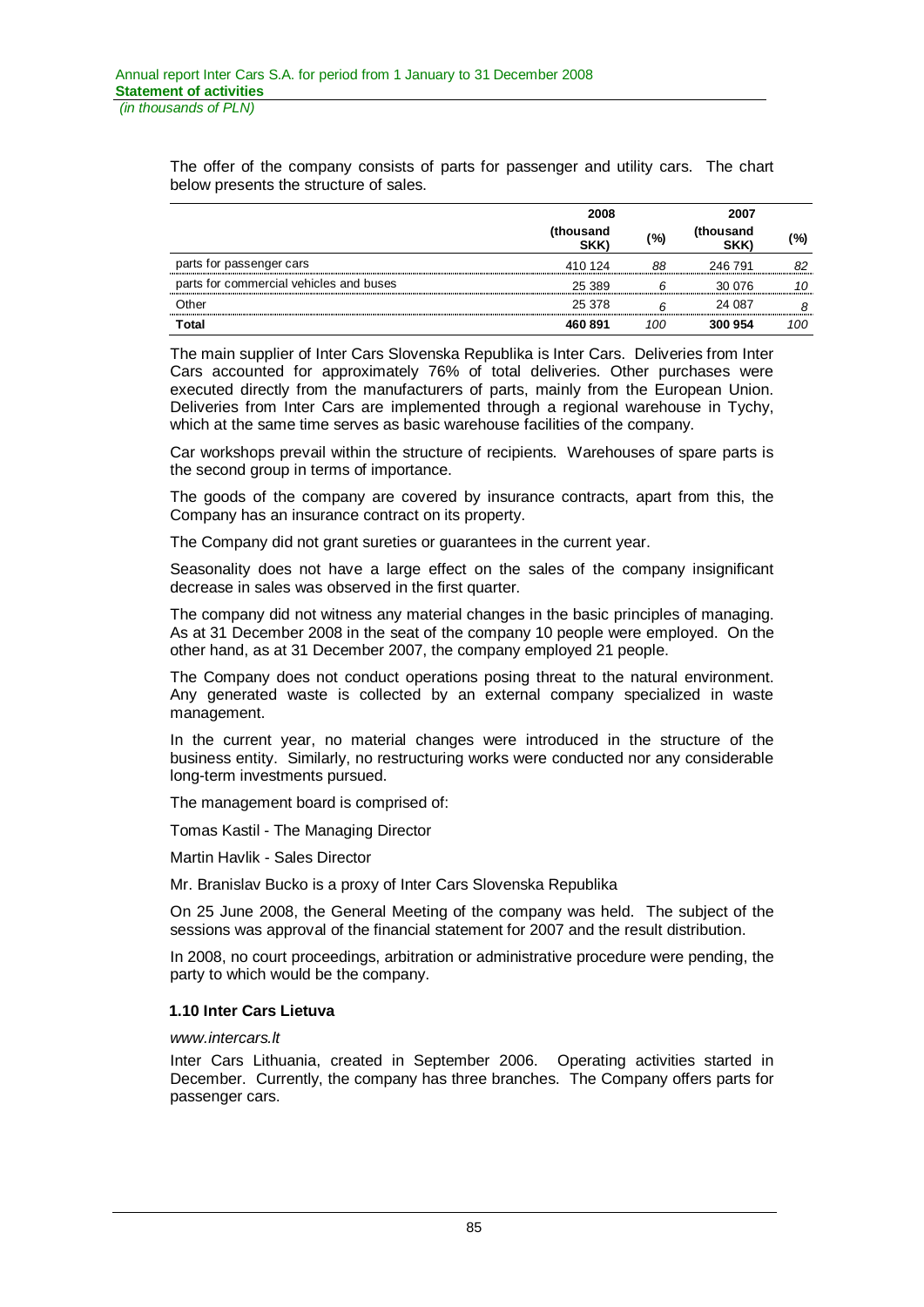The offer of the company consists of parts for passenger and utility cars. The chart below presents the structure of sales.

| | 2008 | | 2007 | |
|---|---|---|---|---|
| | (thousand SKK) | (%) | (thousand SKK) | (%) |
| parts for passenger cars | 410 124 | *88* | 246 791 | *82* |
| parts for commercial vehicles and buses | 25 389 | *6* | 30 076 | *10* |
| Other | 25 378 | *6* | 24 087 | *8* |
| **Total** | **460 891** | *100* | **300 954** | *100* |

The main supplier of Inter Cars Slovenska Republika is Inter Cars. Deliveries from Inter Cars accounted for approximately 76% of total deliveries. Other purchases were executed directly from the manufacturers of parts, mainly from the European Union. Deliveries from Inter Cars are implemented through a regional warehouse in Tychy, which at the same time serves as basic warehouse facilities of the company.

Car workshops prevail within the structure of recipients. Warehouses of spare parts is the second group in terms of importance.

The goods of the company are covered by insurance contracts, apart from this, the Company has an insurance contract on its property.

The Company did not grant sureties or guarantees in the current year.

Seasonality does not have a large effect on the sales of the company insignificant decrease in sales was observed in the first quarter.

The company did not witness any material changes in the basic principles of managing. As at 31 December 2008 in the seat of the company 10 people were employed. On the other hand, as at 31 December 2007, the company employed 21 people.

The Company does not conduct operations posing threat to the natural environment. Any generated waste is collected by an external company specialized in waste management.

In the current year, no material changes were introduced in the structure of the business entity. Similarly, no restructuring works were conducted nor any considerable long-term investments pursued.

The management board is comprised of:

Tomas Kastil - The Managing Director

Martin Havlik - Sales Director

Mr. Branislav Bucko is a proxy of Inter Cars Slovenska Republika

On 25 June 2008, the General Meeting of the company was held. The subject of the sessions was approval of the financial statement for 2007 and the result distribution.

In 2008, no court proceedings, arbitration or administrative procedure were pending, the party to which would be the company.

### 1.10 Inter Cars Lietuva

*www.intercars.lt*

Inter Cars Lithuania, created in September 2006. Operating activities started in December. Currently, the company has three branches. The Company offers parts for passenger cars.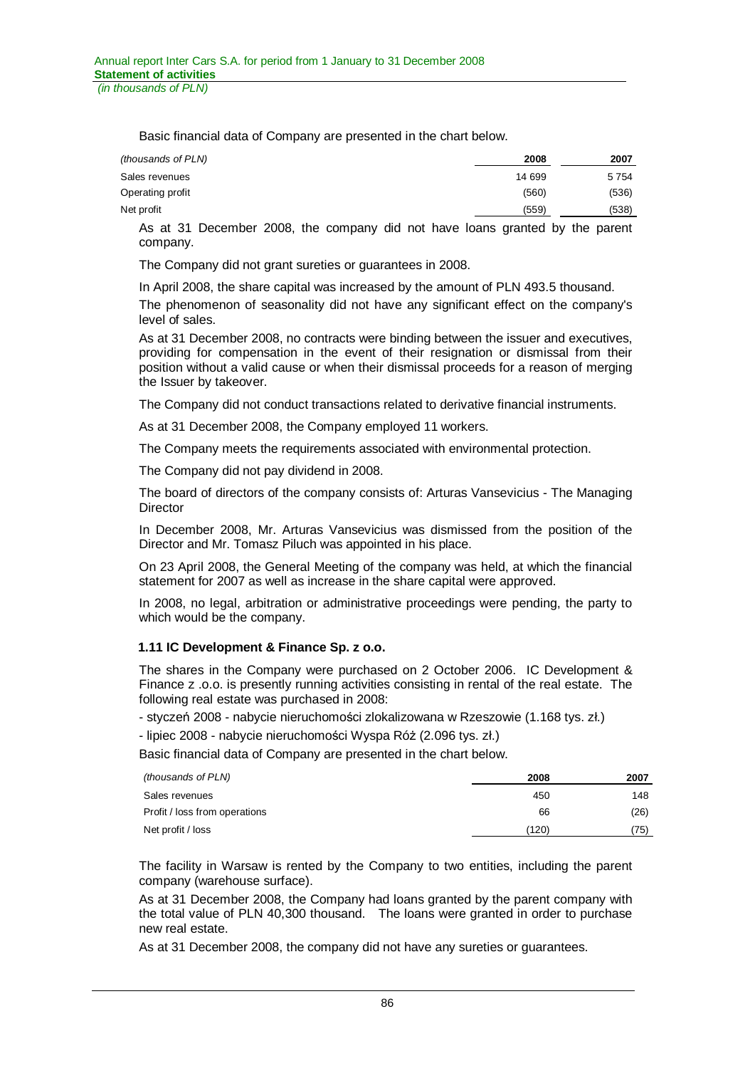Basic financial data of Company are presented in the chart below.

| *(thousands of PLN)* | 2008 | 2007 |
|---|---|---|
| Sales revenues | 14 699 | 5 754 |
| Operating profit | (560) | (536) |
| Net profit | (559) | (538) |

As at 31 December 2008, the company did not have loans granted by the parent company.

The Company did not grant sureties or guarantees in 2008.

In April 2008, the share capital was increased by the amount of PLN 493.5 thousand.

The phenomenon of seasonality did not have any significant effect on the company's level of sales.

As at 31 December 2008, no contracts were binding between the issuer and executives, providing for compensation in the event of their resignation or dismissal from their position without a valid cause or when their dismissal proceeds for a reason of merging the Issuer by takeover.

The Company did not conduct transactions related to derivative financial instruments.

As at 31 December 2008, the Company employed 11 workers.

The Company meets the requirements associated with environmental protection.

The Company did not pay dividend in 2008.

The board of directors of the company consists of: Arturas Vansevicius - The Managing Director

In December 2008, Mr. Arturas Vansevicius was dismissed from the position of the Director and Mr. Tomasz Piluch was appointed in his place.

On 23 April 2008, the General Meeting of the company was held, at which the financial statement for 2007 as well as increase in the share capital were approved.

In 2008, no legal, arbitration or administrative proceedings were pending, the party to which would be the company.

### 1.11 IC Development & Finance Sp. z o.o.

The shares in the Company were purchased on 2 October 2006. IC Development & Finance z .o.o. is presently running activities consisting in rental of the real estate. The following real estate was purchased in 2008:

- styczeń 2008 - nabycie nieruchomości zlokalizowana w Rzeszowie (1.168 tys. zł.)
- lipiec 2008 - nabycie nieruchomości Wyspa Róż (2.096 tys. zł.)

Basic financial data of Company are presented in the chart below.

| *(thousands of PLN)* | 2008 | 2007 |
|---|---|---|
| Sales revenues | 450 | 148 |
| Profit / loss from operations | 66 | (26) |
| Net profit / loss | (120) | (75) |

The facility in Warsaw is rented by the Company to two entities, including the parent company (warehouse surface).

As at 31 December 2008, the Company had loans granted by the parent company with the total value of PLN 40,300 thousand. The loans were granted in order to purchase new real estate.

As at 31 December 2008, the company did not have any sureties or guarantees.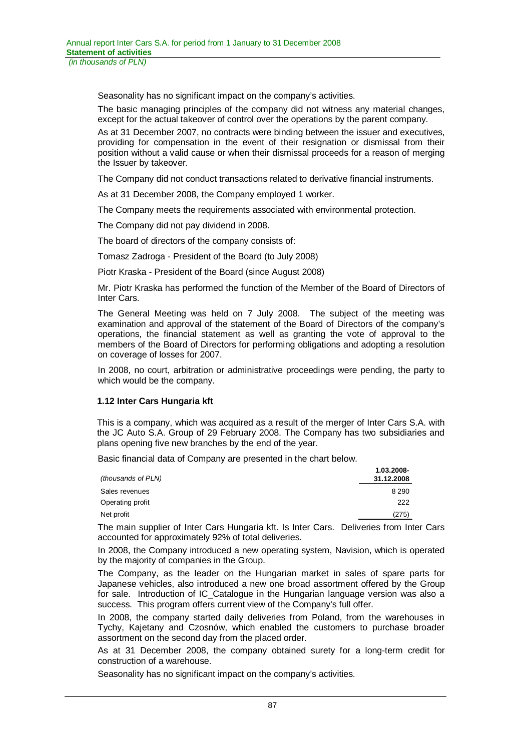Seasonality has no significant impact on the company's activities.

The basic managing principles of the company did not witness any material changes, except for the actual takeover of control over the operations by the parent company.

As at 31 December 2007, no contracts were binding between the issuer and executives, providing for compensation in the event of their resignation or dismissal from their position without a valid cause or when their dismissal proceeds for a reason of merging the Issuer by takeover.

The Company did not conduct transactions related to derivative financial instruments.

As at 31 December 2008, the Company employed 1 worker.

The Company meets the requirements associated with environmental protection.

The Company did not pay dividend in 2008.

The board of directors of the company consists of:

Tomasz Zadroga - President of the Board (to July 2008)

Piotr Kraska - President of the Board (since August 2008)

Mr. Piotr Kraska has performed the function of the Member of the Board of Directors of Inter Cars.

The General Meeting was held on 7 July 2008. The subject of the meeting was examination and approval of the statement of the Board of Directors of the company's operations, the financial statement as well as granting the vote of approval to the members of the Board of Directors for performing obligations and adopting a resolution on coverage of losses for 2007.

In 2008, no court, arbitration or administrative proceedings were pending, the party to which would be the company.

### 1.12 Inter Cars Hungaria kft

This is a company, which was acquired as a result of the merger of Inter Cars S.A. with the JC Auto S.A. Group of 29 February 2008. The Company has two subsidiaries and plans opening five new branches by the end of the year.

Basic financial data of Company are presented in the chart below.

| *(thousands of PLN)* | **1.03.2008-31.12.2008** |
|---|---|
| Sales revenues | 8 290 |
| Operating profit | 222 |
| Net profit | (275) |

The main supplier of Inter Cars Hungaria kft. Is Inter Cars. Deliveries from Inter Cars accounted for approximately 92% of total deliveries.

In 2008, the Company introduced a new operating system, Navision, which is operated by the majority of companies in the Group.

The Company, as the leader on the Hungarian market in sales of spare parts for Japanese vehicles, also introduced a new one broad assortment offered by the Group for sale. Introduction of IC_Catalogue in the Hungarian language version was also a success. This program offers current view of the Company's full offer.

In 2008, the company started daily deliveries from Poland, from the warehouses in Tychy, Kajetany and Czosnów, which enabled the customers to purchase broader assortment on the second day from the placed order.

As at 31 December 2008, the company obtained surety for a long-term credit for construction of a warehouse.

Seasonality has no significant impact on the company's activities.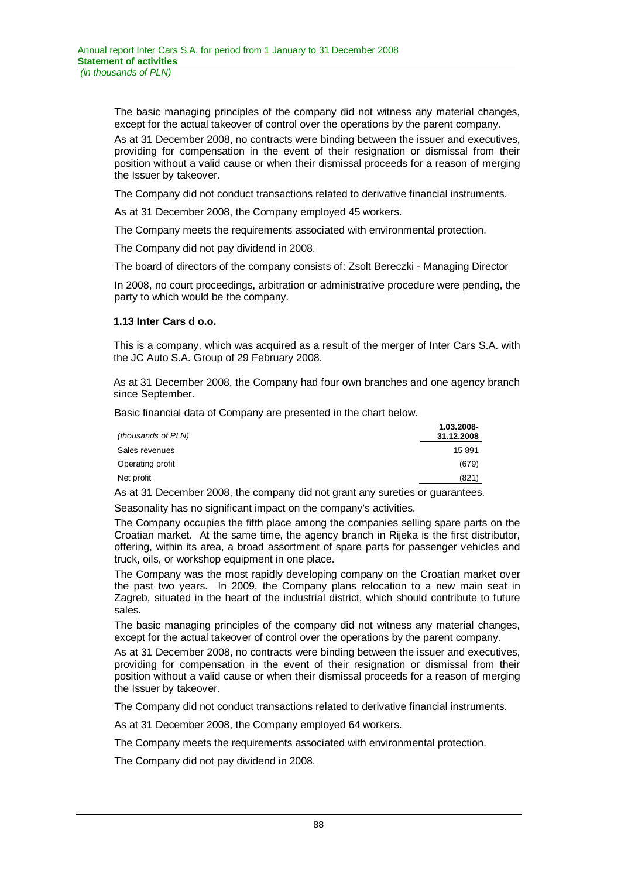The basic managing principles of the company did not witness any material changes, except for the actual takeover of control over the operations by the parent company.

As at 31 December 2008, no contracts were binding between the issuer and executives, providing for compensation in the event of their resignation or dismissal from their position without a valid cause or when their dismissal proceeds for a reason of merging the Issuer by takeover.

The Company did not conduct transactions related to derivative financial instruments.

As at 31 December 2008, the Company employed 45 workers.

The Company meets the requirements associated with environmental protection.

The Company did not pay dividend in 2008.

The board of directors of the company consists of: Zsolt Bereczki - Managing Director

In 2008, no court proceedings, arbitration or administrative procedure were pending, the party to which would be the company.

### 1.13 Inter Cars d o.o.

This is a company, which was acquired as a result of the merger of Inter Cars S.A. with the JC Auto S.A. Group of 29 February 2008.

As at 31 December 2008, the Company had four own branches and one agency branch since September.

Basic financial data of Company are presented in the chart below.

| *(thousands of PLN)* | **1.03.2008-31.12.2008** |
|---|---|
| Sales revenues | 15 891 |
| Operating profit | (679) |
| Net profit | (821) |

As at 31 December 2008, the company did not grant any sureties or guarantees.

Seasonality has no significant impact on the company's activities.

The Company occupies the fifth place among the companies selling spare parts on the Croatian market. At the same time, the agency branch in Rijeka is the first distributor, offering, within its area, a broad assortment of spare parts for passenger vehicles and truck, oils, or workshop equipment in one place.

The Company was the most rapidly developing company on the Croatian market over the past two years. In 2009, the Company plans relocation to a new main seat in Zagreb, situated in the heart of the industrial district, which should contribute to future sales.

The basic managing principles of the company did not witness any material changes, except for the actual takeover of control over the operations by the parent company.

As at 31 December 2008, no contracts were binding between the issuer and executives, providing for compensation in the event of their resignation or dismissal from their position without a valid cause or when their dismissal proceeds for a reason of merging the Issuer by takeover.

The Company did not conduct transactions related to derivative financial instruments.

As at 31 December 2008, the Company employed 64 workers.

The Company meets the requirements associated with environmental protection.

The Company did not pay dividend in 2008.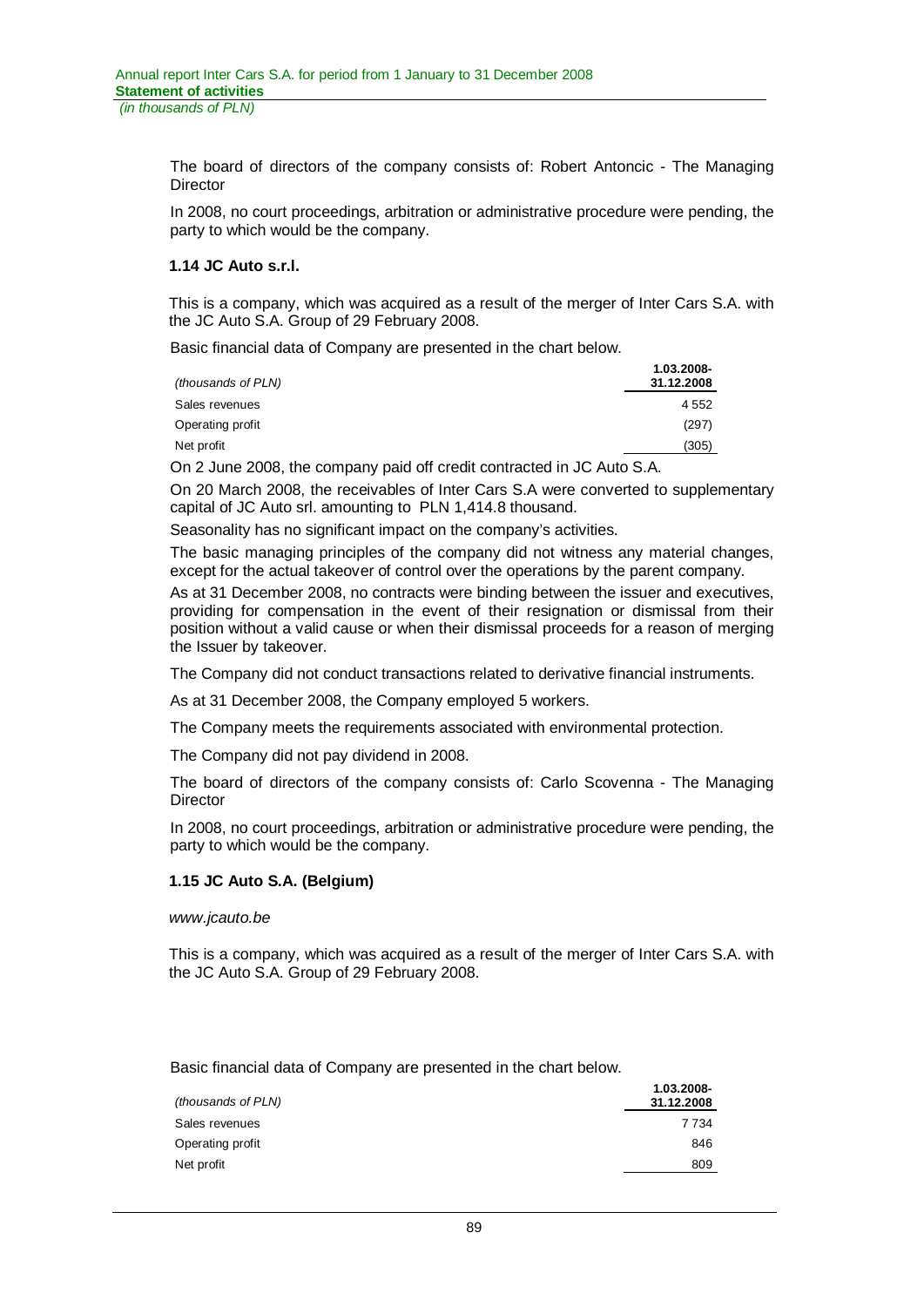The board of directors of the company consists of: Robert Antoncic - The Managing Director

In 2008, no court proceedings, arbitration or administrative procedure were pending, the party to which would be the company.

### 1.14 JC Auto s.r.l.

This is a company, which was acquired as a result of the merger of Inter Cars S.A. with the JC Auto S.A. Group of 29 February 2008.

Basic financial data of Company are presented in the chart below.

| *(thousands of PLN)* | **1.03.2008-31.12.2008** |
|---|---|
| Sales revenues | 4 552 |
| Operating profit | (297) |
| Net profit | (305) |

On 2 June 2008, the company paid off credit contracted in JC Auto S.A.

On 20 March 2008, the receivables of Inter Cars S.A were converted to supplementary capital of JC Auto srl. amounting to PLN 1,414.8 thousand.

Seasonality has no significant impact on the company's activities.

The basic managing principles of the company did not witness any material changes, except for the actual takeover of control over the operations by the parent company.

As at 31 December 2008, no contracts were binding between the issuer and executives, providing for compensation in the event of their resignation or dismissal from their position without a valid cause or when their dismissal proceeds for a reason of merging the Issuer by takeover.

The Company did not conduct transactions related to derivative financial instruments.

As at 31 December 2008, the Company employed 5 workers.

The Company meets the requirements associated with environmental protection.

The Company did not pay dividend in 2008.

The board of directors of the company consists of: Carlo Scovenna - The Managing Director

In 2008, no court proceedings, arbitration or administrative procedure were pending, the party to which would be the company.

### 1.15 JC Auto S.A. (Belgium)

*www.jcauto.be*

This is a company, which was acquired as a result of the merger of Inter Cars S.A. with the JC Auto S.A. Group of 29 February 2008.

Basic financial data of Company are presented in the chart below.

| *(thousands of PLN)* | **1.03.2008-31.12.2008** |
|---|---|
| Sales revenues | 7 734 |
| Operating profit | 846 |
| Net profit | 809 |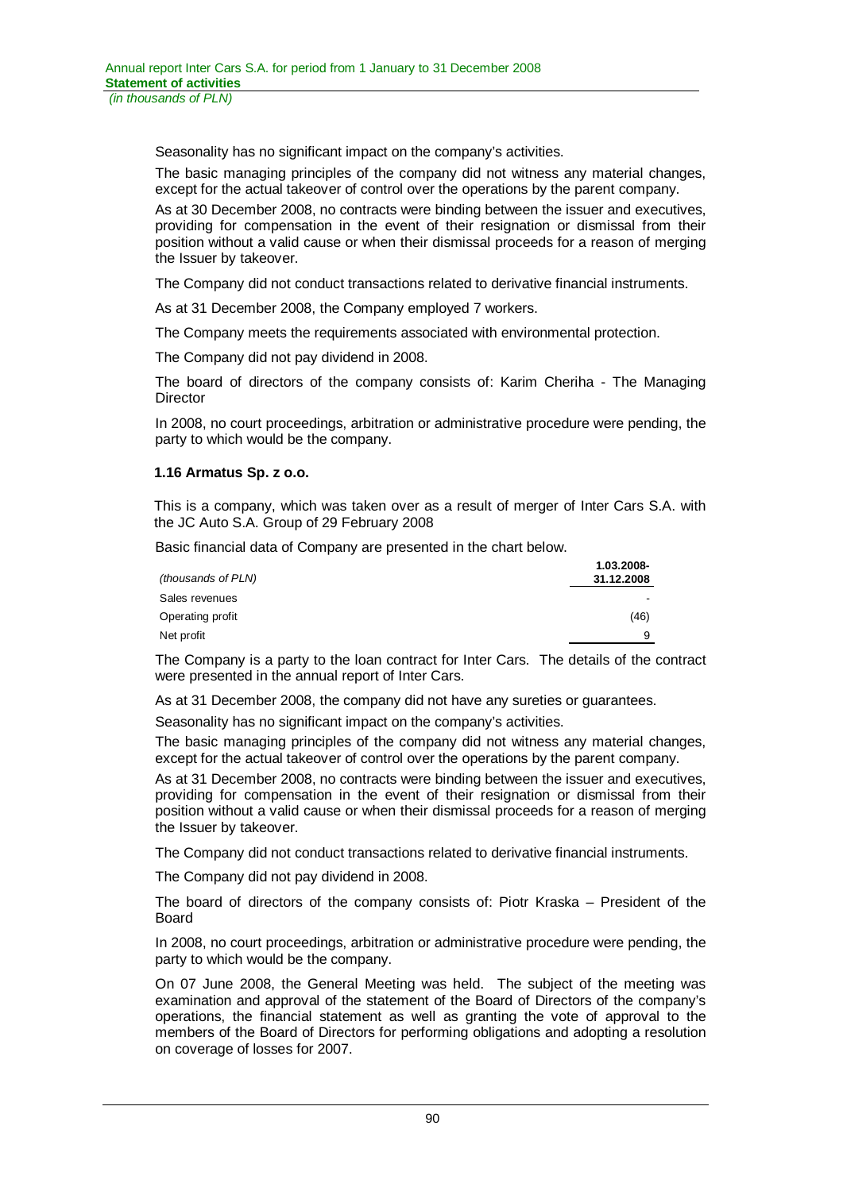Seasonality has no significant impact on the company's activities.

The basic managing principles of the company did not witness any material changes, except for the actual takeover of control over the operations by the parent company.

As at 30 December 2008, no contracts were binding between the issuer and executives, providing for compensation in the event of their resignation or dismissal from their position without a valid cause or when their dismissal proceeds for a reason of merging the Issuer by takeover.

The Company did not conduct transactions related to derivative financial instruments.

As at 31 December 2008, the Company employed 7 workers.

The Company meets the requirements associated with environmental protection.

The Company did not pay dividend in 2008.

The board of directors of the company consists of: Karim Cheriha - The Managing Director

In 2008, no court proceedings, arbitration or administrative procedure were pending, the party to which would be the company.

### 1.16 Armatus Sp. z o.o.

This is a company, which was taken over as a result of merger of Inter Cars S.A. with the JC Auto S.A. Group of 29 February 2008

Basic financial data of Company are presented in the chart below.

| *(thousands of PLN)* | **1.03.2008-31.12.2008** |
|---|---|
| Sales revenues | - |
| Operating profit | (46) |
| Net profit | 9 |

The Company is a party to the loan contract for Inter Cars. The details of the contract were presented in the annual report of Inter Cars.

As at 31 December 2008, the company did not have any sureties or guarantees.

Seasonality has no significant impact on the company's activities.

The basic managing principles of the company did not witness any material changes, except for the actual takeover of control over the operations by the parent company.

As at 31 December 2008, no contracts were binding between the issuer and executives, providing for compensation in the event of their resignation or dismissal from their position without a valid cause or when their dismissal proceeds for a reason of merging the Issuer by takeover.

The Company did not conduct transactions related to derivative financial instruments.

The Company did not pay dividend in 2008.

The board of directors of the company consists of: Piotr Kraska – President of the Board

In 2008, no court proceedings, arbitration or administrative procedure were pending, the party to which would be the company.

On 07 June 2008, the General Meeting was held. The subject of the meeting was examination and approval of the statement of the Board of Directors of the company's operations, the financial statement as well as granting the vote of approval to the members of the Board of Directors for performing obligations and adopting a resolution on coverage of losses for 2007.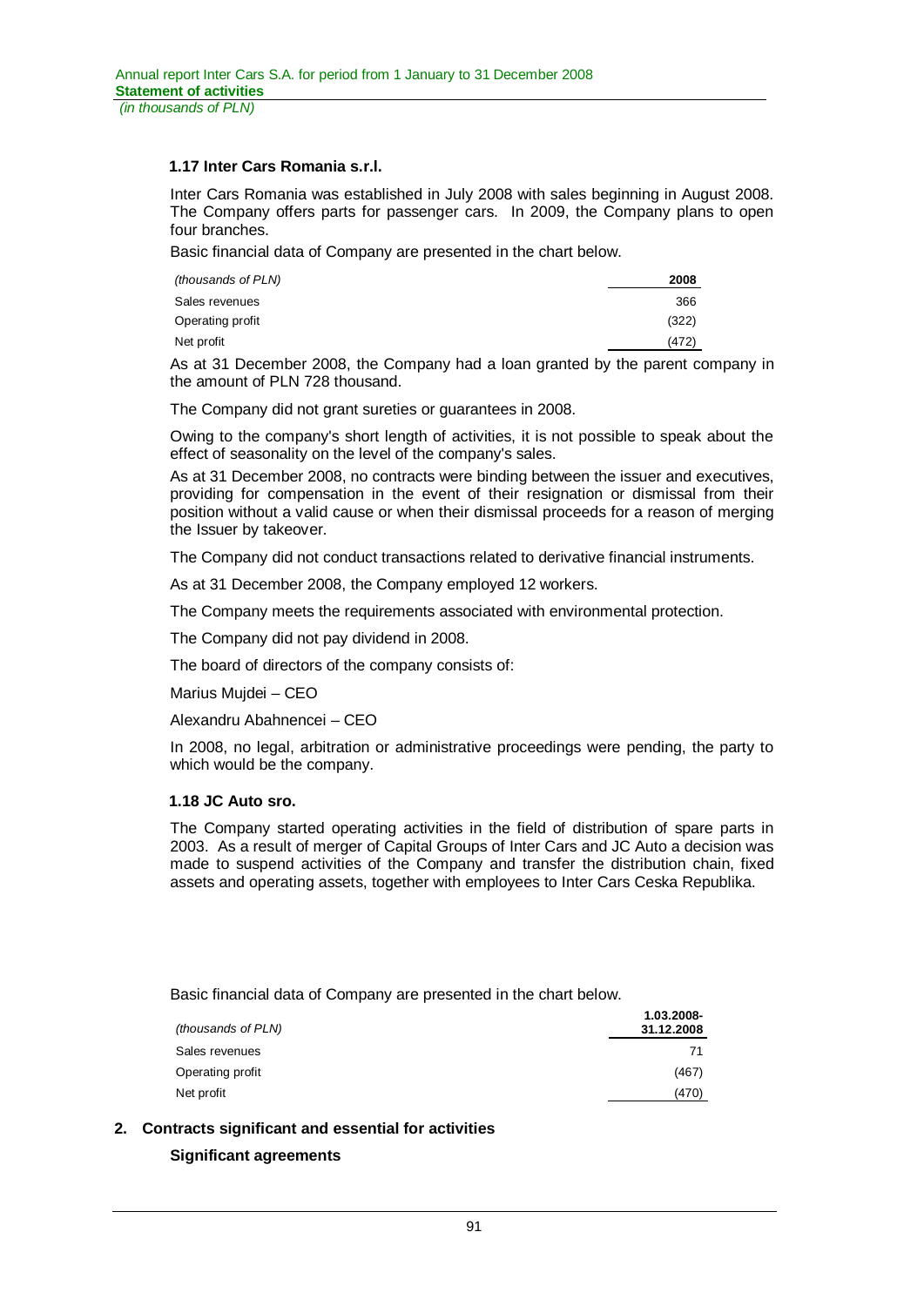### 1.17 Inter Cars Romania s.r.l.

Inter Cars Romania was established in July 2008 with sales beginning in August 2008. The Company offers parts for passenger cars. In 2009, the Company plans to open four branches.

Basic financial data of Company are presented in the chart below.

| *(thousands of PLN)* | **2008** |
|---|---|
| Sales revenues | 366 |
| Operating profit | (322) |
| Net profit | (472) |

As at 31 December 2008, the Company had a loan granted by the parent company in the amount of PLN 728 thousand.

The Company did not grant sureties or guarantees in 2008.

Owing to the company's short length of activities, it is not possible to speak about the effect of seasonality on the level of the company's sales.

As at 31 December 2008, no contracts were binding between the issuer and executives, providing for compensation in the event of their resignation or dismissal from their position without a valid cause or when their dismissal proceeds for a reason of merging the Issuer by takeover.

The Company did not conduct transactions related to derivative financial instruments.

As at 31 December 2008, the Company employed 12 workers.

The Company meets the requirements associated with environmental protection.

The Company did not pay dividend in 2008.

The board of directors of the company consists of:

Marius Mujdei – CEO

Alexandru Abahnencei – CEO

In 2008, no legal, arbitration or administrative proceedings were pending, the party to which would be the company.

### 1.18 JC Auto sro.

The Company started operating activities in the field of distribution of spare parts in 2003. As a result of merger of Capital Groups of Inter Cars and JC Auto a decision was made to suspend activities of the Company and transfer the distribution chain, fixed assets and operating assets, together with employees to Inter Cars Ceska Republika.

Basic financial data of Company are presented in the chart below.

| *(thousands of PLN)* | **1.03.2008-31.12.2008** |
|---|---|
| Sales revenues | 71 |
| Operating profit | (467) |
| Net profit | (470) |

## 2. Contracts significant and essential for activities

**Significant agreements**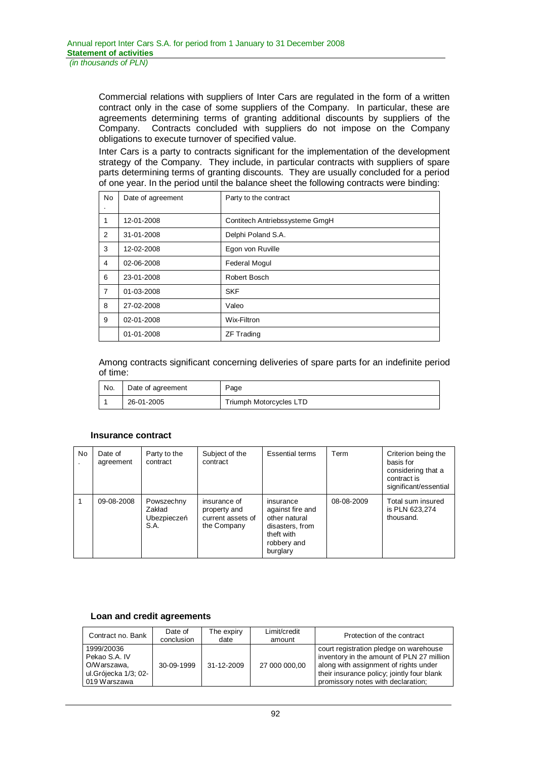Commercial relations with suppliers of Inter Cars are regulated in the form of a written contract only in the case of some suppliers of the Company. In particular, these are agreements determining terms of granting additional discounts by suppliers of the Company. Contracts concluded with suppliers do not impose on the Company obligations to execute turnover of specified value.

Inter Cars is a party to contracts significant for the implementation of the development strategy of the Company. They include, in particular contracts with suppliers of spare parts determining terms of granting discounts. They are usually concluded for a period of one year. In the period until the balance sheet the following contracts were binding:

| No. | Date of agreement | Party to the contract |
|---|---|---|
| 1 | 12-01-2008 | Contitech Antriebssysteme GmgH |
| 2 | 31-01-2008 | Delphi Poland S.A. |
| 3 | 12-02-2008 | Egon von Ruville |
| 4 | 02-06-2008 | Federal Mogul |
| 6 | 23-01-2008 | Robert Bosch |
| 7 | 01-03-2008 | SKF |
| 8 | 27-02-2008 | Valeo |
| 9 | 02-01-2008 | Wix-Filtron |
| | 01-01-2008 | ZF Trading |

Among contracts significant concerning deliveries of spare parts for an indefinite period of time:

| No. | Date of agreement | Page |
|---|---|---|
| 1 | 26-01-2005 | Triumph Motorcycles LTD |

**Insurance contract**

| No. | Date of agreement | Party to the contract | Subject of the contract | Essential terms | Term | Criterion being the basis for considering that a contract is significant/essential |
|---|---|---|---|---|---|---|
| 1 | 09-08-2008 | Powszechny Zakład Ubezpieczeń S.A. | insurance of property and current assets of the Company | insurance against fire and other natural disasters, from theft with robbery and burglary | 08-08-2009 | Total sum insured is PLN 623,274 thousand. |

**Loan and credit agreements**

| Contract no. Bank | Date of conclusion | The expiry date | Limit/credit amount | Protection of the contract |
|---|---|---|---|---|
| 1999/20036 Pekao S.A. IV O/Warszawa, ul.Grójecka 1/3; 02-019 Warszawa | 30-09-1999 | 31-12-2009 | 27 000 000,00 | court registration pledge on warehouse inventory in the amount of PLN 27 million along with assignment of rights under their insurance policy; jointly four blank promissory notes with declaration; |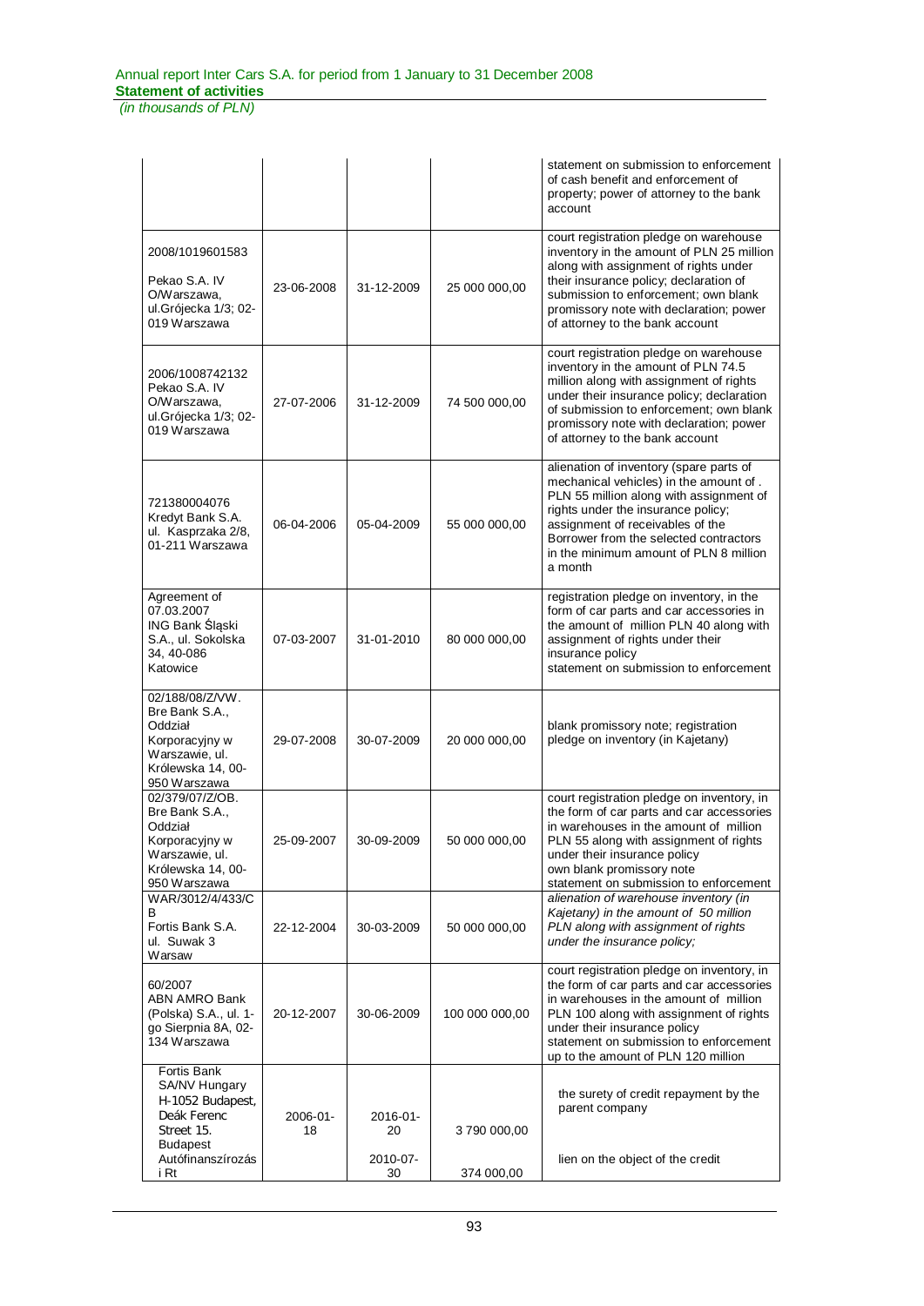| | | | | |
|---|---|---|---|---|
| | | | | statement on submission to enforcement of cash benefit and enforcement of property; power of attorney to the bank account |
| 2008/1019601583 Pekao S.A. IV O/Warszawa, ul.Grójecka 1/3; 02-019 Warszawa | 23-06-2008 | 31-12-2009 | 25 000 000,00 | court registration pledge on warehouse inventory in the amount of PLN 25 million along with assignment of rights under their insurance policy; declaration of submission to enforcement; own blank promissory note with declaration; power of attorney to the bank account |
| 2006/1008742132 Pekao S.A. IV O/Warszawa, ul.Grójecka 1/3; 02-019 Warszawa | 27-07-2006 | 31-12-2009 | 74 500 000,00 | court registration pledge on warehouse inventory in the amount of PLN 74.5 million along with assignment of rights under their insurance policy; declaration of submission to enforcement; own blank promissory note with declaration; power of attorney to the bank account |
| 721380004076 Kredyt Bank S.A. ul. Kasprzaka 2/8, 01-211 Warszawa | 06-04-2006 | 05-04-2009 | 55 000 000,00 | alienation of inventory (spare parts of mechanical vehicles) in the amount of . PLN 55 million along with assignment of rights under the insurance policy; assignment of receivables of the Borrower from the selected contractors in the minimum amount of PLN 8 million a month |
| Agreement of 07.03.2007 ING Bank Śląski S.A., ul. Sokolska 34, 40-086 Katowice | 07-03-2007 | 31-01-2010 | 80 000 000,00 | registration pledge on inventory, in the form of car parts and car accessories in the amount of million PLN 40 along with assignment of rights under their insurance policy statement on submission to enforcement |
| 02/188/08/Z/VW. Bre Bank S.A., Oddział Korporacyjny w Warszawie, ul. Królewska 14, 00-950 Warszawa | 29-07-2008 | 30-07-2009 | 20 000 000,00 | blank promissory note; registration pledge on inventory (in Kajetany) |
| 02/379/07/Z/OB. Bre Bank S.A., Oddział Korporacyjny w Warszawie, ul. Królewska 14, 00-950 Warszawa | 25-09-2007 | 30-09-2009 | 50 000 000,00 | court registration pledge on inventory, in the form of car parts and car accessories in warehouses in the amount of million PLN 55 along with assignment of rights under their insurance policy own blank promissory note statement on submission to enforcement |
| WAR/3012/4/433/CB Fortis Bank S.A. ul. Suwak 3 Warsaw | 22-12-2004 | 30-03-2009 | 50 000 000,00 | *alienation of warehouse inventory (in Kajetany) in the amount of 50 million PLN along with assignment of rights under the insurance policy;* |
| 60/2007 ABN AMRO Bank (Polska) S.A., ul. 1-go Sierpnia 8A, 02-134 Warszawa | 20-12-2007 | 30-06-2009 | 100 000 000,00 | court registration pledge on inventory, in the form of car parts and car accessories in warehouses in the amount of million PLN 100 along with assignment of rights under their insurance policy statement on submission to enforcement up to the amount of PLN 120 million |
| Fortis Bank SA/NV Hungary H-1052 Budapest, Deák Ferenc Street 15. Budapest Autófinanszírozási Rt | 2006-01-18 | 2016-01-20<br>2010-07-30 | 3 790 000,00<br>374 000,00 | the surety of credit repayment by the parent company<br>lien on the object of the credit |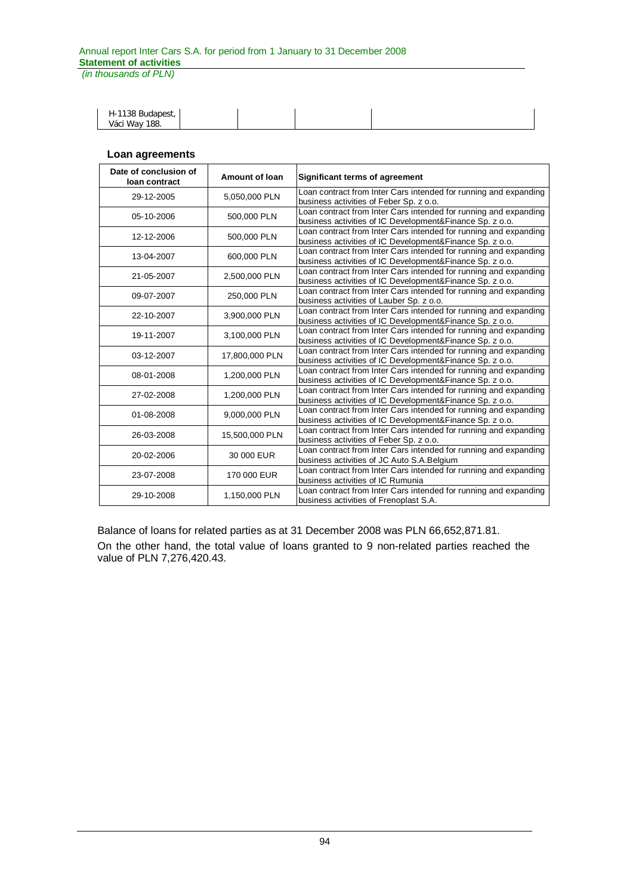| H-1138 Budapest, Váci Way 188. | | | | |
|---|---|---|---|---|

**Loan agreements**

| Date of conclusion of loan contract | Amount of loan | Significant terms of agreement |
|---|---|---|
| 29-12-2005 | 5,050,000 PLN | Loan contract from Inter Cars intended for running and expanding business activities of Feber Sp. z o.o. |
| 05-10-2006 | 500,000 PLN | Loan contract from Inter Cars intended for running and expanding business activities of IC Development&Finance Sp. z o.o. |
| 12-12-2006 | 500,000 PLN | Loan contract from Inter Cars intended for running and expanding business activities of IC Development&Finance Sp. z o.o. |
| 13-04-2007 | 600,000 PLN | Loan contract from Inter Cars intended for running and expanding business activities of IC Development&Finance Sp. z o.o. |
| 21-05-2007 | 2,500,000 PLN | Loan contract from Inter Cars intended for running and expanding business activities of IC Development&Finance Sp. z o.o. |
| 09-07-2007 | 250,000 PLN | Loan contract from Inter Cars intended for running and expanding business activities of Lauber Sp. z o.o. |
| 22-10-2007 | 3,900,000 PLN | Loan contract from Inter Cars intended for running and expanding business activities of IC Development&Finance Sp. z o.o. |
| 19-11-2007 | 3,100,000 PLN | Loan contract from Inter Cars intended for running and expanding business activities of IC Development&Finance Sp. z o.o. |
| 03-12-2007 | 17,800,000 PLN | Loan contract from Inter Cars intended for running and expanding business activities of IC Development&Finance Sp. z o.o. |
| 08-01-2008 | 1,200,000 PLN | Loan contract from Inter Cars intended for running and expanding business activities of IC Development&Finance Sp. z o.o. |
| 27-02-2008 | 1,200,000 PLN | Loan contract from Inter Cars intended for running and expanding business activities of IC Development&Finance Sp. z o.o. |
| 01-08-2008 | 9,000,000 PLN | Loan contract from Inter Cars intended for running and expanding business activities of IC Development&Finance Sp. z o.o. |
| 26-03-2008 | 15,500,000 PLN | Loan contract from Inter Cars intended for running and expanding business activities of Feber Sp. z o.o. |
| 20-02-2006 | 30 000 EUR | Loan contract from Inter Cars intended for running and expanding business activities of JC Auto S.A.Belgium |
| 23-07-2008 | 170 000 EUR | Loan contract from Inter Cars intended for running and expanding business activities of IC Rumunia |
| 29-10-2008 | 1,150,000 PLN | Loan contract from Inter Cars intended for running and expanding business activities of Frenoplast S.A. |

Balance of loans for related parties as at 31 December 2008 was PLN 66,652,871.81.

On the other hand, the total value of loans granted to 9 non-related parties reached the value of PLN 7,276,420.43.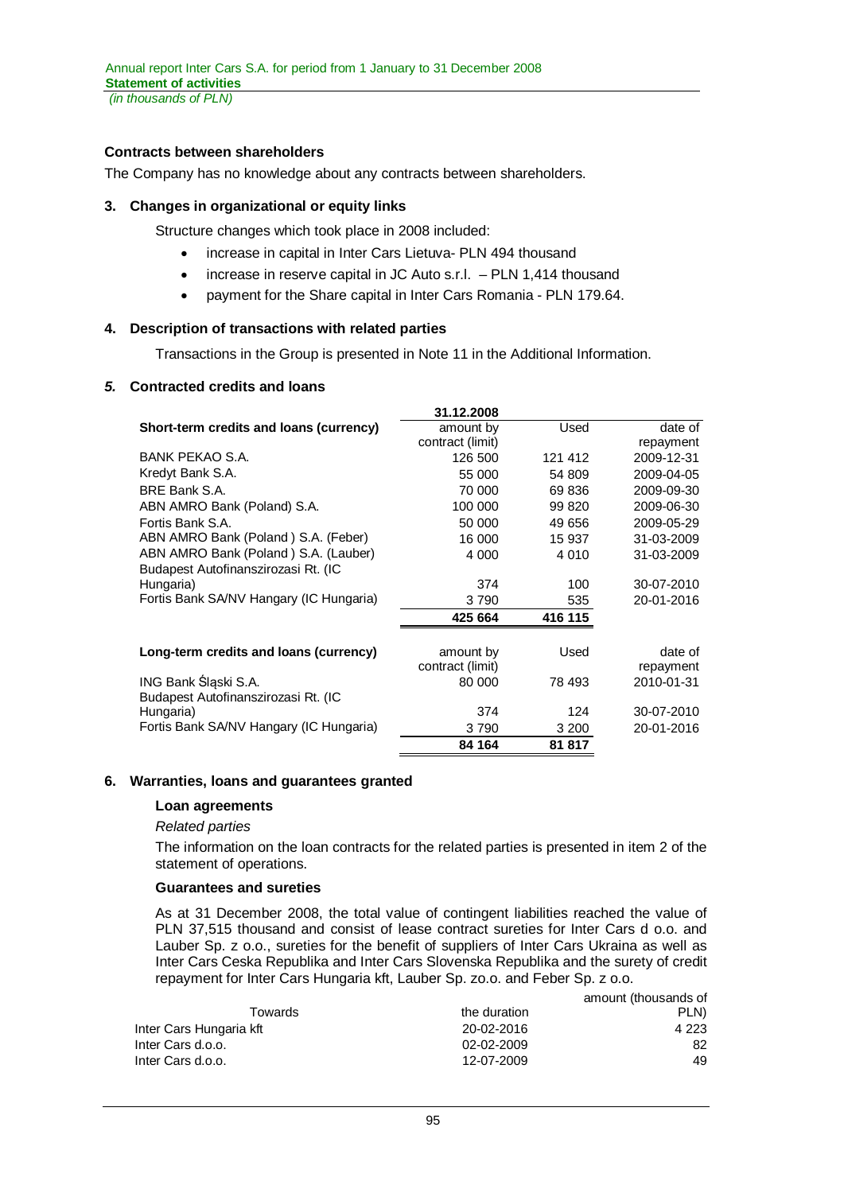### Contracts between shareholders

The Company has no knowledge about any contracts between shareholders.

### 3. Changes in organizational or equity links

Structure changes which took place in 2008 included:

- increase in capital in Inter Cars Lietuva- PLN 494 thousand
- increase in reserve capital in JC Auto s.r.l. – PLN 1,414 thousand
- payment for the Share capital in Inter Cars Romania - PLN 179.64.

### 4. Description of transactions with related parties

Transactions in the Group is presented in Note 11 in the Additional Information.

### *5.* Contracted credits and loans

| | 31.12.2008 | | |
|---|---|---|---|
| **Short-term credits and loans (currency)** | amount by contract (limit) | Used | date of repayment |
| BANK PEKAO S.A. | 126 500 | 121 412 | 2009-12-31 |
| Kredyt Bank S.A. | 55 000 | 54 809 | 2009-04-05 |
| BRE Bank S.A. | 70 000 | 69 836 | 2009-09-30 |
| ABN AMRO Bank (Poland) S.A. | 100 000 | 99 820 | 2009-06-30 |
| Fortis Bank S.A. | 50 000 | 49 656 | 2009-05-29 |
| ABN AMRO Bank (Poland ) S.A. (Feber) | 16 000 | 15 937 | 31-03-2009 |
| ABN AMRO Bank (Poland ) S.A. (Lauber) | 4 000 | 4 010 | 31-03-2009 |
| Budapest Autofinanszirozasi Rt. (IC Hungaria) | 374 | 100 | 30-07-2010 |
| Fortis Bank SA/NV Hangary (IC Hungaria) | 3 790 | 535 | 20-01-2016 |
| | **425 664** | **416 115** | |

| **Long-term credits and loans (currency)** | amount by contract (limit) | Used | date of repayment |
|---|---|---|---|
| ING Bank Śląski S.A. | 80 000 | 78 493 | 2010-01-31 |
| Budapest Autofinanszirozasi Rt. (IC Hungaria) | 374 | 124 | 30-07-2010 |
| Fortis Bank SA/NV Hangary (IC Hungaria) | 3 790 | 3 200 | 20-01-2016 |
| | **84 164** | **81 817** | |

### 6. Warranties, loans and guarantees granted

#### Loan agreements

*Related parties*

The information on the loan contracts for the related parties is presented in item 2 of the statement of operations.

#### Guarantees and sureties

As at 31 December 2008, the total value of contingent liabilities reached the value of PLN 37,515 thousand and consist of lease contract sureties for Inter Cars d o.o. and Lauber Sp. z o.o., sureties for the benefit of suppliers of Inter Cars Ukraina as well as Inter Cars Ceska Republika and Inter Cars Slovenska Republika and the surety of credit repayment for Inter Cars Hungaria kft, Lauber Sp. zo.o. and Feber Sp. z o.o.

| Towards | the duration | amount (thousands of PLN) |
|---|---|---|
| Inter Cars Hungaria kft | 20-02-2016 | 4 223 |
| Inter Cars d.o.o. | 02-02-2009 | 82 |
| Inter Cars d.o.o. | 12-07-2009 | 49 |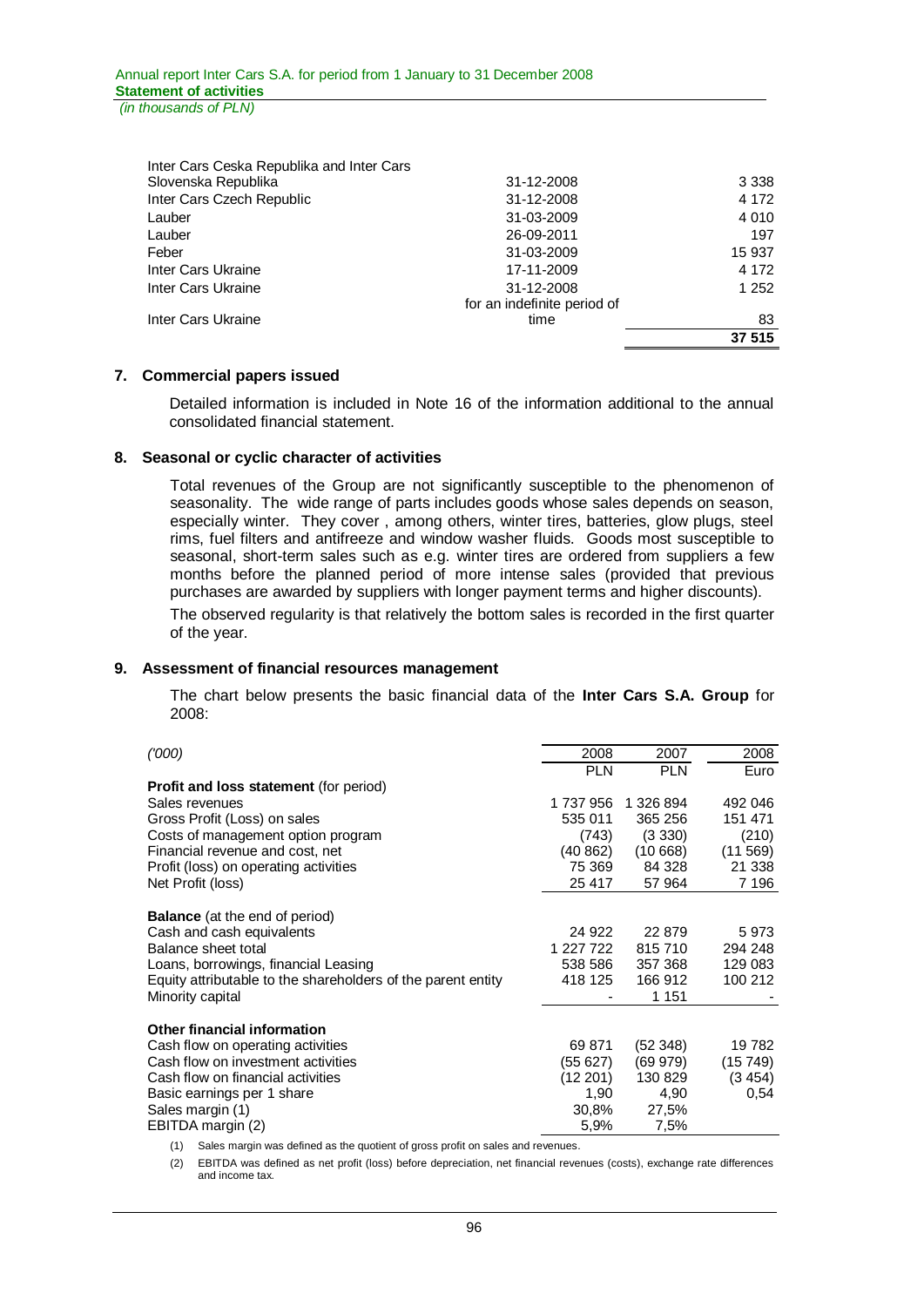| | | |
|---|---|---|
| Inter Cars Ceska Republika and Inter Cars Slovenska Republika | 31-12-2008 | 3 338 |
| Inter Cars Czech Republic | 31-12-2008 | 4 172 |
| Lauber | 31-03-2009 | 4 010 |
| Lauber | 26-09-2011 | 197 |
| Feber | 31-03-2009 | 15 937 |
| Inter Cars Ukraine | 17-11-2009 | 4 172 |
| Inter Cars Ukraine | 31-12-2008 | 1 252 |
| Inter Cars Ukraine | for an indefinite period of time | 83 |
| | | **37 515** |

### 7. Commercial papers issued

Detailed information is included in Note 16 of the information additional to the annual consolidated financial statement.

### 8. Seasonal or cyclic character of activities

Total revenues of the Group are not significantly susceptible to the phenomenon of seasonality. The wide range of parts includes goods whose sales depends on season, especially winter. They cover , among others, winter tires, batteries, glow plugs, steel rims, fuel filters and antifreeze and window washer fluids. Goods most susceptible to seasonal, short-term sales such as e.g. winter tires are ordered from suppliers a few months before the planned period of more intense sales (provided that previous purchases are awarded by suppliers with longer payment terms and higher discounts).

The observed regularity is that relatively the bottom sales is recorded in the first quarter of the year.

### 9. Assessment of financial resources management

The chart below presents the basic financial data of the **Inter Cars S.A. Group** for 2008:

| *('000)* | 2008 | 2007 | 2008 |
|---|---|---|---|
| | PLN | PLN | Euro |
| **Profit and loss statement** (for period) | | | |
| Sales revenues | 1 737 956 | 1 326 894 | 492 046 |
| Gross Profit (Loss) on sales | 535 011 | 365 256 | 151 471 |
| Costs of management option program | (743) | (3 330) | (210) |
| Financial revenue and cost, net | (40 862) | (10 668) | (11 569) |
| Profit (loss) on operating activities | 75 369 | 84 328 | 21 338 |
| Net Profit (loss) | 25 417 | 57 964 | 7 196 |
| **Balance** (at the end of period) | | | |
| Cash and cash equivalents | 24 922 | 22 879 | 5 973 |
| Balance sheet total | 1 227 722 | 815 710 | 294 248 |
| Loans, borrowings, financial Leasing | 538 586 | 357 368 | 129 083 |
| Equity attributable to the shareholders of the parent entity | 418 125 | 166 912 | 100 212 |
| Minority capital | - | 1 151 | - |
| **Other financial information** | | | |
| Cash flow on operating activities | 69 871 | (52 348) | 19 782 |
| Cash flow on investment activities | (55 627) | (69 979) | (15 749) |
| Cash flow on financial activities | (12 201) | 130 829 | (3 454) |
| Basic earnings per 1 share | 1,90 | 4,90 | 0,54 |
| Sales margin (1) | 30,8% | 27,5% | |
| EBITDA margin (2) | 5,9% | 7,5% | |

(1) Sales margin was defined as the quotient of gross profit on sales and revenues.

(2) EBITDA was defined as net profit (loss) before depreciation, net financial revenues (costs), exchange rate differences and income tax.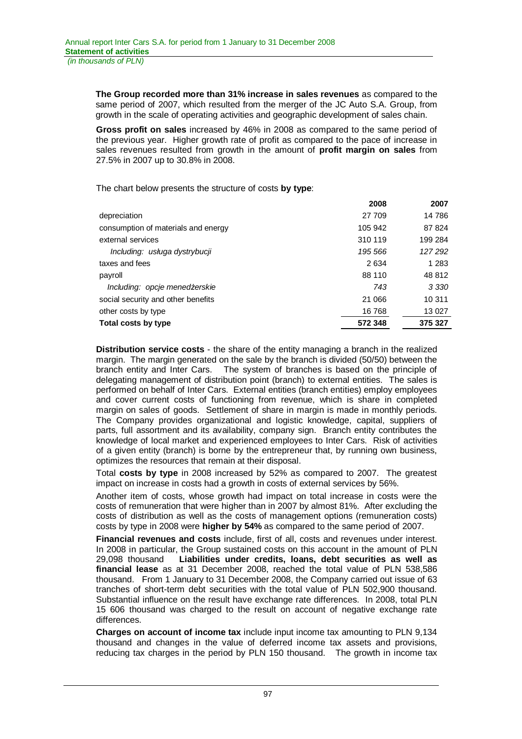**The Group recorded more than 31% increase in sales revenues** as compared to the same period of 2007, which resulted from the merger of the JC Auto S.A. Group, from growth in the scale of operating activities and geographic development of sales chain.

**Gross profit on sales** increased by 46% in 2008 as compared to the same period of the previous year. Higher growth rate of profit as compared to the pace of increase in sales revenues resulted from growth in the amount of **profit margin on sales** from 27.5% in 2007 up to 30.8% in 2008.

The chart below presents the structure of costs **by type**:

| | 2008 | 2007 |
|---|---|---|
| depreciation | 27 709 | 14 786 |
| consumption of materials and energy | 105 942 | 87 824 |
| external services | 310 119 | 199 284 |
| *Including: usługa dystrybucji* | *195 566* | *127 292* |
| taxes and fees | 2 634 | 1 283 |
| payroll | 88 110 | 48 812 |
| *Including: opcje menedżerskie* | *743* | *3 330* |
| social security and other benefits | 21 066 | 10 311 |
| other costs by type | 16 768 | 13 027 |
| **Total costs by type** | **572 348** | **375 327** |

**Distribution service costs** - the share of the entity managing a branch in the realized margin. The margin generated on the sale by the branch is divided (50/50) between the branch entity and Inter Cars. The system of branches is based on the principle of delegating management of distribution point (branch) to external entities. The sales is performed on behalf of Inter Cars. External entities (branch entities) employ employees and cover current costs of functioning from revenue, which is share in completed margin on sales of goods. Settlement of share in margin is made in monthly periods. The Company provides organizational and logistic knowledge, capital, suppliers of parts, full assortment and its availability, company sign. Branch entity contributes the knowledge of local market and experienced employees to Inter Cars. Risk of activities of a given entity (branch) is borne by the entrepreneur that, by running own business, optimizes the resources that remain at their disposal.

Total **costs by type** in 2008 increased by 52% as compared to 2007. The greatest impact on increase in costs had a growth in costs of external services by 56%.

Another item of costs, whose growth had impact on total increase in costs were the costs of remuneration that were higher than in 2007 by almost 81%. After excluding the costs of distribution as well as the costs of management options (remuneration costs) costs by type in 2008 were **higher by 54%** as compared to the same period of 2007.

**Financial revenues and costs** include, first of all, costs and revenues under interest. In 2008 in particular, the Group sustained costs on this account in the amount of PLN 29,098 thousand **Liabilities under credits, loans, debt securities as well as financial lease** as at 31 December 2008, reached the total value of PLN 538,586 thousand. From 1 January to 31 December 2008, the Company carried out issue of 63 tranches of short-term debt securities with the total value of PLN 502,900 thousand. Substantial influence on the result have exchange rate differences. In 2008, total PLN 15 606 thousand was charged to the result on account of negative exchange rate differences.

**Charges on account of income tax** include input income tax amounting to PLN 9,134 thousand and changes in the value of deferred income tax assets and provisions, reducing tax charges in the period by PLN 150 thousand. The growth in income tax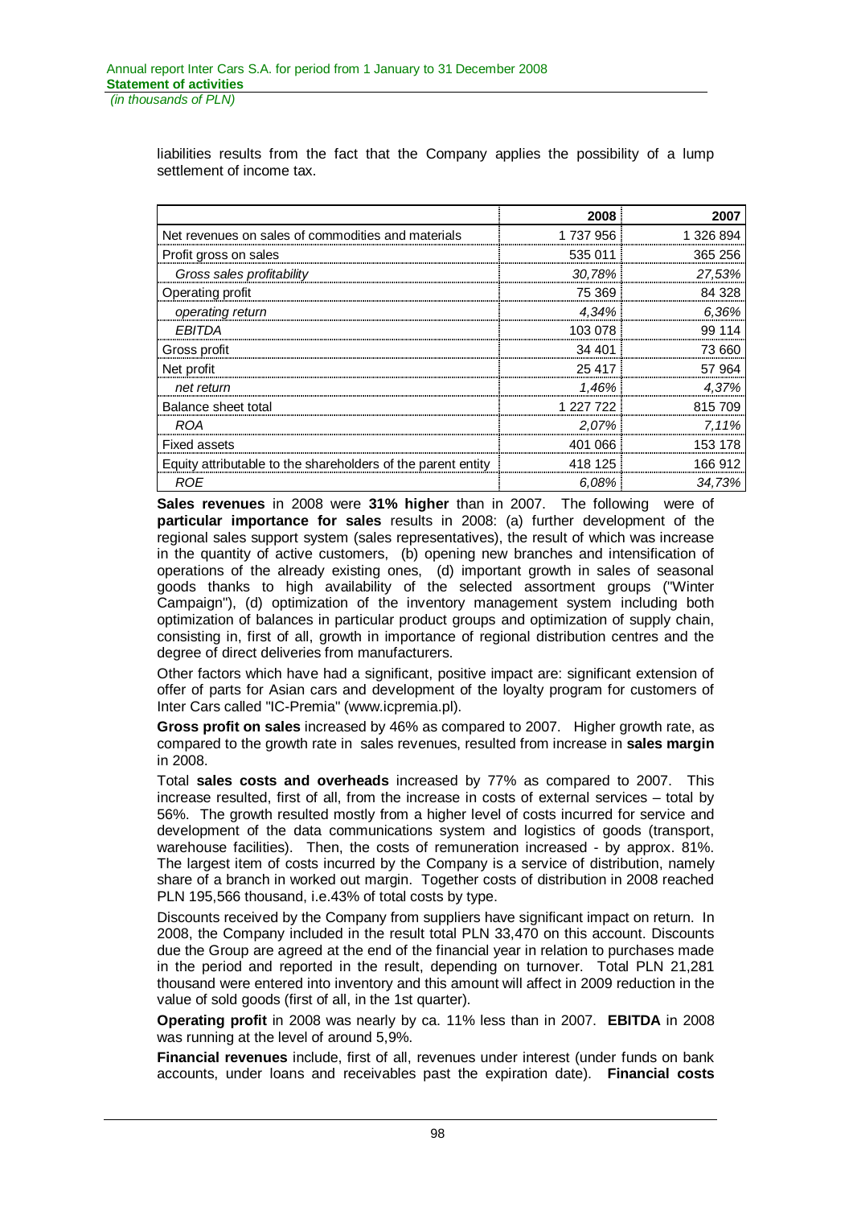liabilities results from the fact that the Company applies the possibility of a lump settlement of income tax.

| | 2008 | 2007 |
|---|---|---|
| Net revenues on sales of commodities and materials | 1 737 956 | 1 326 894 |
| Profit gross on sales | 535 011 | 365 256 |
| *Gross sales profitability* | *30,78%* | *27,53%* |
| Operating profit | 75 369 | 84 328 |
| *operating return* | *4,34%* | *6,36%* |
| *EBITDA* | 103 078 | 99 114 |
| Gross profit | 34 401 | 73 660 |
| Net profit | 25 417 | 57 964 |
| *net return* | *1,46%* | *4,37%* |
| Balance sheet total | 1 227 722 | 815 709 |
| *ROA* | *2,07%* | *7,11%* |
| Fixed assets | 401 066 | 153 178 |
| Equity attributable to the shareholders of the parent entity | 418 125 | 166 912 |
| *ROE* | *6,08%* | *34,73%* |

**Sales revenues** in 2008 were **31% higher** than in 2007. The following were of **particular importance for sales** results in 2008: (a) further development of the regional sales support system (sales representatives), the result of which was increase in the quantity of active customers, (b) opening new branches and intensification of operations of the already existing ones, (d) important growth in sales of seasonal goods thanks to high availability of the selected assortment groups ("Winter Campaign"), (d) optimization of the inventory management system including both optimization of balances in particular product groups and optimization of supply chain, consisting in, first of all, growth in importance of regional distribution centres and the degree of direct deliveries from manufacturers.

Other factors which have had a significant, positive impact are: significant extension of offer of parts for Asian cars and development of the loyalty program for customers of Inter Cars called "IC-Premia" (www.icpremia.pl).

**Gross profit on sales** increased by 46% as compared to 2007. Higher growth rate, as compared to the growth rate in sales revenues, resulted from increase in **sales margin** in 2008.

Total **sales costs and overheads** increased by 77% as compared to 2007. This increase resulted, first of all, from the increase in costs of external services – total by 56%. The growth resulted mostly from a higher level of costs incurred for service and development of the data communications system and logistics of goods (transport, warehouse facilities). Then, the costs of remuneration increased - by approx. 81%. The largest item of costs incurred by the Company is a service of distribution, namely share of a branch in worked out margin. Together costs of distribution in 2008 reached PLN 195,566 thousand, i.e.43% of total costs by type.

Discounts received by the Company from suppliers have significant impact on return. In 2008, the Company included in the result total PLN 33,470 on this account. Discounts due the Group are agreed at the end of the financial year in relation to purchases made in the period and reported in the result, depending on turnover. Total PLN 21,281 thousand were entered into inventory and this amount will affect in 2009 reduction in the value of sold goods (first of all, in the 1st quarter).

**Operating profit** in 2008 was nearly by ca. 11% less than in 2007. **EBITDA** in 2008 was running at the level of around 5,9%.

**Financial revenues** include, first of all, revenues under interest (under funds on bank accounts, under loans and receivables past the expiration date). **Financial costs**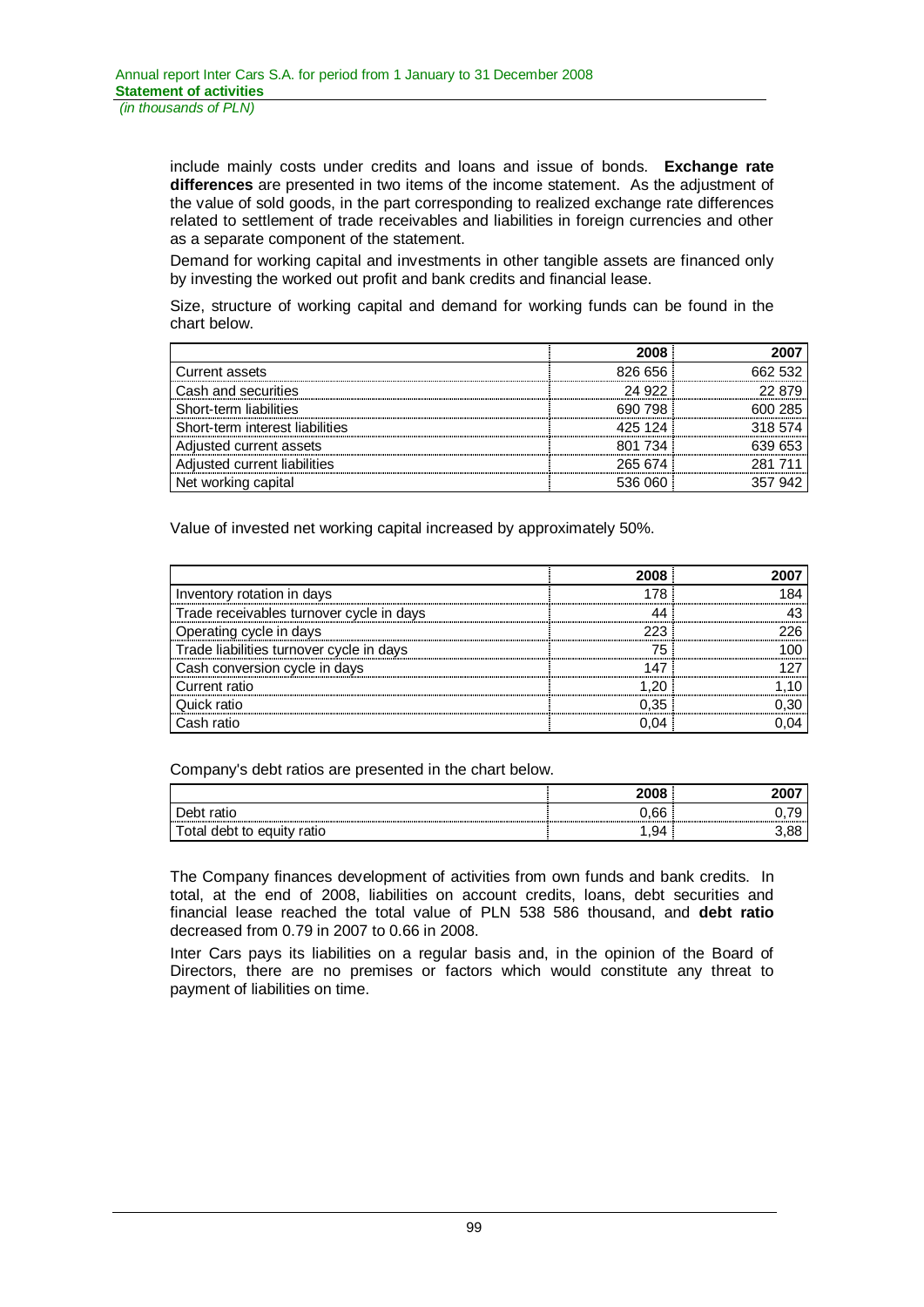include mainly costs under credits and loans and issue of bonds. **Exchange rate differences** are presented in two items of the income statement. As the adjustment of the value of sold goods, in the part corresponding to realized exchange rate differences related to settlement of trade receivables and liabilities in foreign currencies and other as a separate component of the statement.

Demand for working capital and investments in other tangible assets are financed only by investing the worked out profit and bank credits and financial lease.

Size, structure of working capital and demand for working funds can be found in the chart below.

| | 2008 | 2007 |
|---|---|---|
| Current assets | 826 656 | 662 532 |
| Cash and securities | 24 922 | 22 879 |
| Short-term liabilities | 690 798 | 600 285 |
| Short-term interest liabilities | 425 124 | 318 574 |
| Adjusted current assets | 801 734 | 639 653 |
| Adjusted current liabilities | 265 674 | 281 711 |
| Net working capital | 536 060 | 357 942 |

Value of invested net working capital increased by approximately 50%.

| | 2008 | 2007 |
|---|---|---|
| Inventory rotation in days | 178 | 184 |
| Trade receivables turnover cycle in days | 44 | 43 |
| Operating cycle in days | 223 | 226 |
| Trade liabilities turnover cycle in days | 75 | 100 |
| Cash conversion cycle in days | 147 | 127 |
| Current ratio | 1,20 | 1,10 |
| Quick ratio | 0,35 | 0,30 |
| Cash ratio | 0,04 | 0,04 |

Company's debt ratios are presented in the chart below.

| | 2008 | 2007 |
|---|---|---|
| Debt ratio | 0,66 | 0,79 |
| Total debt to equity ratio | 1,94 | 3,88 |

The Company finances development of activities from own funds and bank credits. In total, at the end of 2008, liabilities on account credits, loans, debt securities and financial lease reached the total value of PLN 538 586 thousand, and **debt ratio** decreased from 0.79 in 2007 to 0.66 in 2008.

Inter Cars pays its liabilities on a regular basis and, in the opinion of the Board of Directors, there are no premises or factors which would constitute any threat to payment of liabilities on time.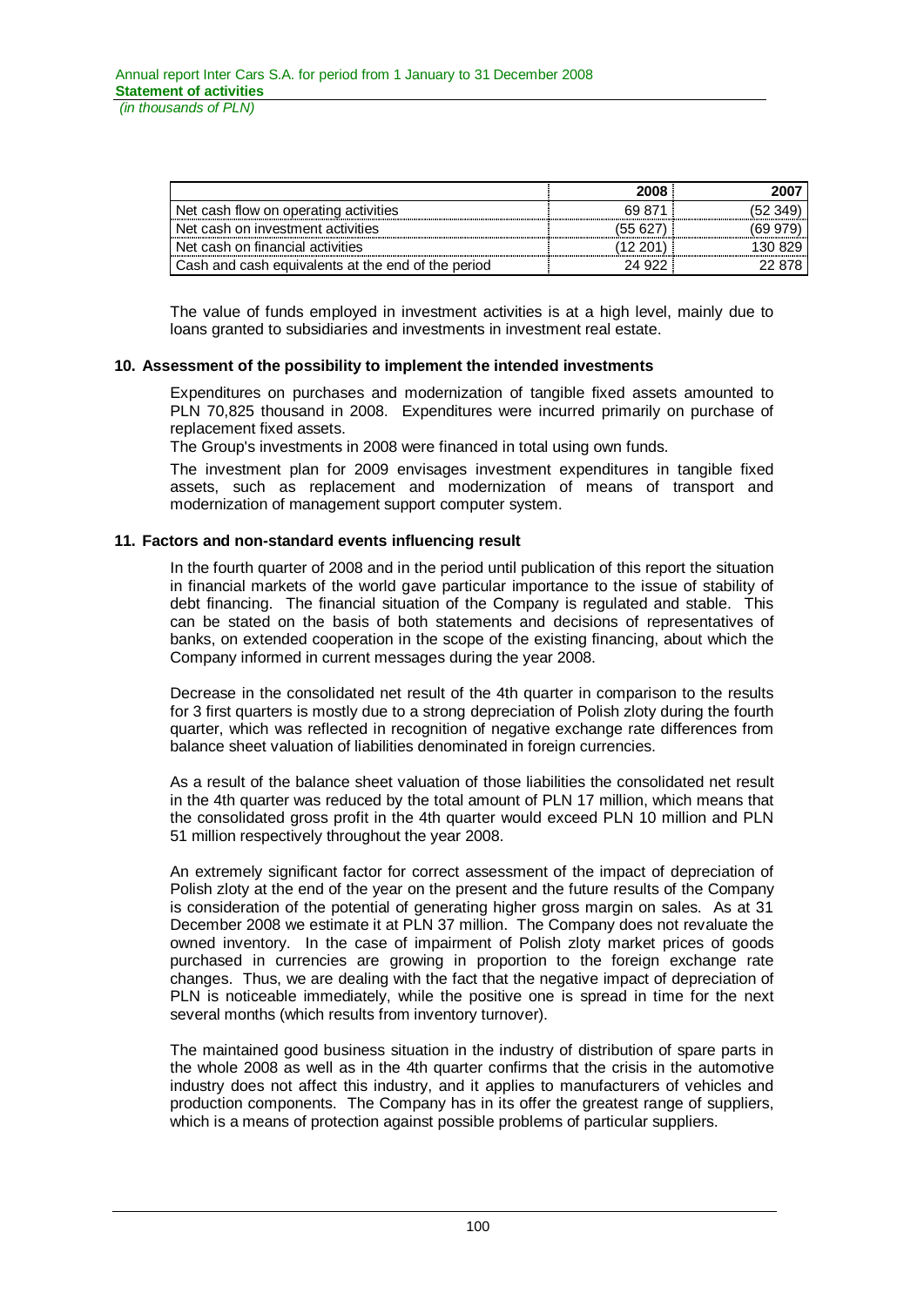|  | 2008 | 2007 |
|---|---|---|
| Net cash flow on operating activities | 69 871 | (52 349) |
| Net cash on investment activities | (55 627) | (69 979) |
| Net cash on financial activities | (12 201) | 130 829 |
| Cash and cash equivalents at the end of the period | 24 922 | 22 878 |

The value of funds employed in investment activities is at a high level, mainly due to loans granted to subsidiaries and investments in investment real estate.

## 10. Assessment of the possibility to implement the intended investments

Expenditures on purchases and modernization of tangible fixed assets amounted to PLN 70,825 thousand in 2008. Expenditures were incurred primarily on purchase of replacement fixed assets.

The Group's investments in 2008 were financed in total using own funds.

The investment plan for 2009 envisages investment expenditures in tangible fixed assets, such as replacement and modernization of means of transport and modernization of management support computer system.

## 11. Factors and non-standard events influencing result

In the fourth quarter of 2008 and in the period until publication of this report the situation in financial markets of the world gave particular importance to the issue of stability of debt financing. The financial situation of the Company is regulated and stable. This can be stated on the basis of both statements and decisions of representatives of banks, on extended cooperation in the scope of the existing financing, about which the Company informed in current messages during the year 2008.

Decrease in the consolidated net result of the 4th quarter in comparison to the results for 3 first quarters is mostly due to a strong depreciation of Polish zloty during the fourth quarter, which was reflected in recognition of negative exchange rate differences from balance sheet valuation of liabilities denominated in foreign currencies.

As a result of the balance sheet valuation of those liabilities the consolidated net result in the 4th quarter was reduced by the total amount of PLN 17 million, which means that the consolidated gross profit in the 4th quarter would exceed PLN 10 million and PLN 51 million respectively throughout the year 2008.

An extremely significant factor for correct assessment of the impact of depreciation of Polish zloty at the end of the year on the present and the future results of the Company is consideration of the potential of generating higher gross margin on sales. As at 31 December 2008 we estimate it at PLN 37 million. The Company does not revaluate the owned inventory. In the case of impairment of Polish zloty market prices of goods purchased in currencies are growing in proportion to the foreign exchange rate changes. Thus, we are dealing with the fact that the negative impact of depreciation of PLN is noticeable immediately, while the positive one is spread in time for the next several months (which results from inventory turnover).

The maintained good business situation in the industry of distribution of spare parts in the whole 2008 as well as in the 4th quarter confirms that the crisis in the automotive industry does not affect this industry, and it applies to manufacturers of vehicles and production components. The Company has in its offer the greatest range of suppliers, which is a means of protection against possible problems of particular suppliers.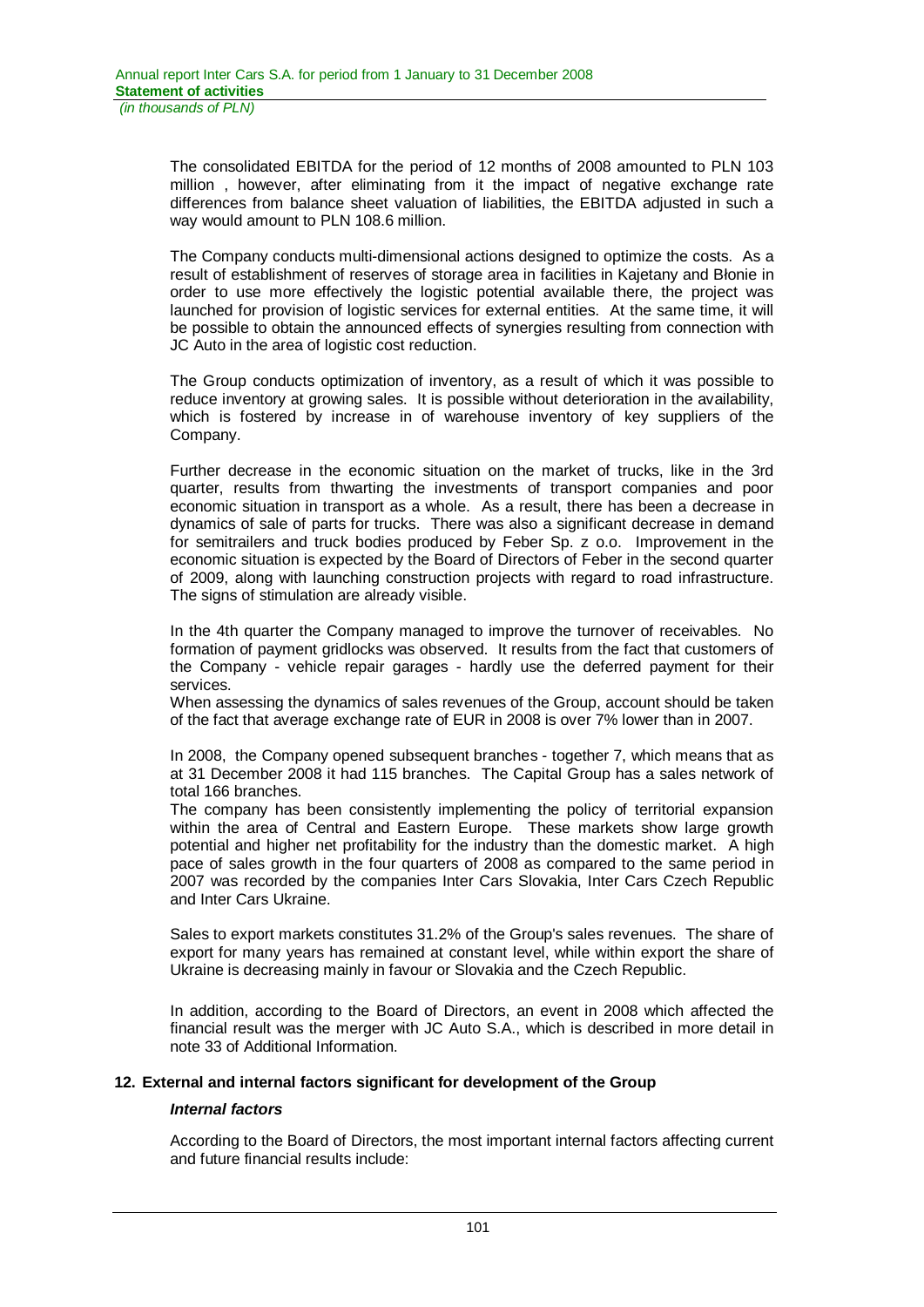The consolidated EBITDA for the period of 12 months of 2008 amounted to PLN 103 million , however, after eliminating from it the impact of negative exchange rate differences from balance sheet valuation of liabilities, the EBITDA adjusted in such a way would amount to PLN 108.6 million.

The Company conducts multi-dimensional actions designed to optimize the costs. As a result of establishment of reserves of storage area in facilities in Kajetany and Błonie in order to use more effectively the logistic potential available there, the project was launched for provision of logistic services for external entities. At the same time, it will be possible to obtain the announced effects of synergies resulting from connection with JC Auto in the area of logistic cost reduction.

The Group conducts optimization of inventory, as a result of which it was possible to reduce inventory at growing sales. It is possible without deterioration in the availability, which is fostered by increase in of warehouse inventory of key suppliers of the Company.

Further decrease in the economic situation on the market of trucks, like in the 3rd quarter, results from thwarting the investments of transport companies and poor economic situation in transport as a whole. As a result, there has been a decrease in dynamics of sale of parts for trucks. There was also a significant decrease in demand for semitrailers and truck bodies produced by Feber Sp. z o.o. Improvement in the economic situation is expected by the Board of Directors of Feber in the second quarter of 2009, along with launching construction projects with regard to road infrastructure. The signs of stimulation are already visible.

In the 4th quarter the Company managed to improve the turnover of receivables. No formation of payment gridlocks was observed. It results from the fact that customers of the Company - vehicle repair garages - hardly use the deferred payment for their services.
When assessing the dynamics of sales revenues of the Group, account should be taken of the fact that average exchange rate of EUR in 2008 is over 7% lower than in 2007.

In 2008, the Company opened subsequent branches - together 7, which means that as at 31 December 2008 it had 115 branches. The Capital Group has a sales network of total 166 branches.
The company has been consistently implementing the policy of territorial expansion within the area of Central and Eastern Europe. These markets show large growth potential and higher net profitability for the industry than the domestic market. A high pace of sales growth in the four quarters of 2008 as compared to the same period in 2007 was recorded by the companies Inter Cars Slovakia, Inter Cars Czech Republic and Inter Cars Ukraine.

Sales to export markets constitutes 31.2% of the Group's sales revenues. The share of export for many years has remained at constant level, while within export the share of Ukraine is decreasing mainly in favour or Slovakia and the Czech Republic.

In addition, according to the Board of Directors, an event in 2008 which affected the financial result was the merger with JC Auto S.A., which is described in more detail in note 33 of Additional Information.

## 12. External and internal factors significant for development of the Group

### *Internal factors*

According to the Board of Directors, the most important internal factors affecting current and future financial results include: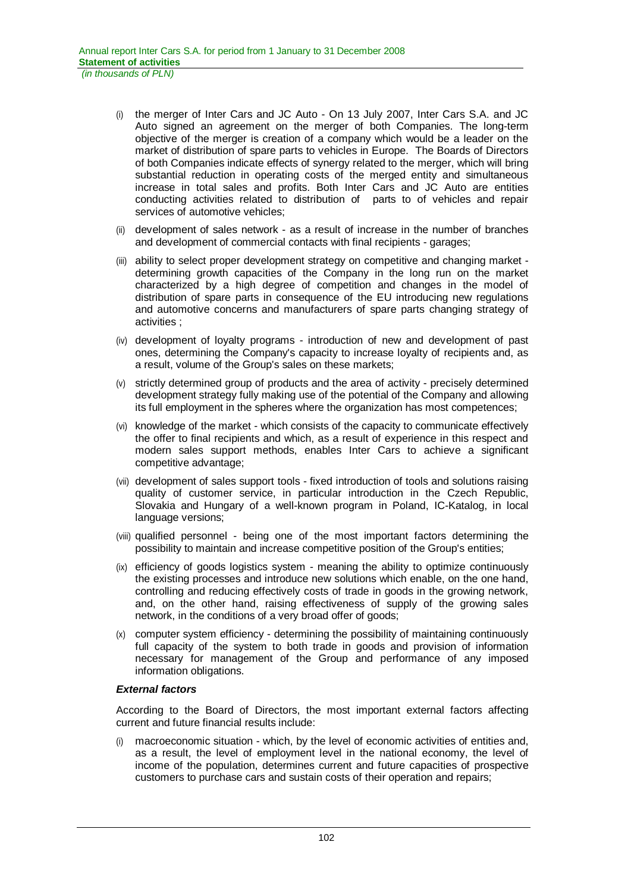(i) the merger of Inter Cars and JC Auto - On 13 July 2007, Inter Cars S.A. and JC Auto signed an agreement on the merger of both Companies. The long-term objective of the merger is creation of a company which would be a leader on the market of distribution of spare parts to vehicles in Europe. The Boards of Directors of both Companies indicate effects of synergy related to the merger, which will bring substantial reduction in operating costs of the merged entity and simultaneous increase in total sales and profits. Both Inter Cars and JC Auto are entities conducting activities related to distribution of parts to of vehicles and repair services of automotive vehicles;

(ii) development of sales network - as a result of increase in the number of branches and development of commercial contacts with final recipients - garages;

(iii) ability to select proper development strategy on competitive and changing market - determining growth capacities of the Company in the long run on the market characterized by a high degree of competition and changes in the model of distribution of spare parts in consequence of the EU introducing new regulations and automotive concerns and manufacturers of spare parts changing strategy of activities ;

(iv) development of loyalty programs - introduction of new and development of past ones, determining the Company's capacity to increase loyalty of recipients and, as a result, volume of the Group's sales on these markets;

(v) strictly determined group of products and the area of activity - precisely determined development strategy fully making use of the potential of the Company and allowing its full employment in the spheres where the organization has most competences;

(vi) knowledge of the market - which consists of the capacity to communicate effectively the offer to final recipients and which, as a result of experience in this respect and modern sales support methods, enables Inter Cars to achieve a significant competitive advantage;

(vii) development of sales support tools - fixed introduction of tools and solutions raising quality of customer service, in particular introduction in the Czech Republic, Slovakia and Hungary of a well-known program in Poland, IC-Katalog, in local language versions;

(viii) qualified personnel - being one of the most important factors determining the possibility to maintain and increase competitive position of the Group's entities;

(ix) efficiency of goods logistics system - meaning the ability to optimize continuously the existing processes and introduce new solutions which enable, on the one hand, controlling and reducing effectively costs of trade in goods in the growing network, and, on the other hand, raising effectiveness of supply of the growing sales network, in the conditions of a very broad offer of goods;

(x) computer system efficiency - determining the possibility of maintaining continuously full capacity of the system to both trade in goods and provision of information necessary for management of the Group and performance of any imposed information obligations.

***External factors***

According to the Board of Directors, the most important external factors affecting current and future financial results include:

(i) macroeconomic situation - which, by the level of economic activities of entities and, as a result, the level of employment level in the national economy, the level of income of the population, determines current and future capacities of prospective customers to purchase cars and sustain costs of their operation and repairs;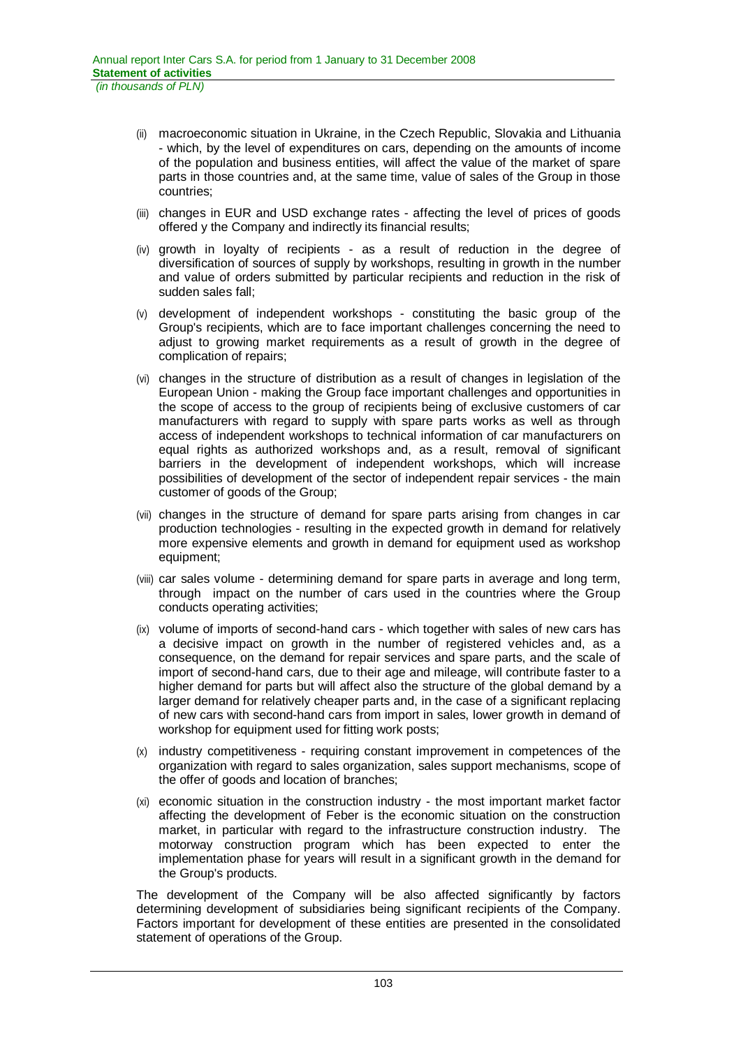(ii) macroeconomic situation in Ukraine, in the Czech Republic, Slovakia and Lithuania - which, by the level of expenditures on cars, depending on the amounts of income of the population and business entities, will affect the value of the market of spare parts in those countries and, at the same time, value of sales of the Group in those countries;

(iii) changes in EUR and USD exchange rates - affecting the level of prices of goods offered y the Company and indirectly its financial results;

(iv) growth in loyalty of recipients - as a result of reduction in the degree of diversification of sources of supply by workshops, resulting in growth in the number and value of orders submitted by particular recipients and reduction in the risk of sudden sales fall;

(v) development of independent workshops - constituting the basic group of the Group's recipients, which are to face important challenges concerning the need to adjust to growing market requirements as a result of growth in the degree of complication of repairs;

(vi) changes in the structure of distribution as a result of changes in legislation of the European Union - making the Group face important challenges and opportunities in the scope of access to the group of recipients being of exclusive customers of car manufacturers with regard to supply with spare parts works as well as through access of independent workshops to technical information of car manufacturers on equal rights as authorized workshops and, as a result, removal of significant barriers in the development of independent workshops, which will increase possibilities of development of the sector of independent repair services - the main customer of goods of the Group;

(vii) changes in the structure of demand for spare parts arising from changes in car production technologies - resulting in the expected growth in demand for relatively more expensive elements and growth in demand for equipment used as workshop equipment;

(viii) car sales volume - determining demand for spare parts in average and long term, through impact on the number of cars used in the countries where the Group conducts operating activities;

(ix) volume of imports of second-hand cars - which together with sales of new cars has a decisive impact on growth in the number of registered vehicles and, as a consequence, on the demand for repair services and spare parts, and the scale of import of second-hand cars, due to their age and mileage, will contribute faster to a higher demand for parts but will affect also the structure of the global demand by a larger demand for relatively cheaper parts and, in the case of a significant replacing of new cars with second-hand cars from import in sales, lower growth in demand of workshop for equipment used for fitting work posts;

(x) industry competitiveness - requiring constant improvement in competences of the organization with regard to sales organization, sales support mechanisms, scope of the offer of goods and location of branches;

(xi) economic situation in the construction industry - the most important market factor affecting the development of Feber is the economic situation on the construction market, in particular with regard to the infrastructure construction industry. The motorway construction program which has been expected to enter the implementation phase for years will result in a significant growth in the demand for the Group's products.

The development of the Company will be also affected significantly by factors determining development of subsidiaries being significant recipients of the Company. Factors important for development of these entities are presented in the consolidated statement of operations of the Group.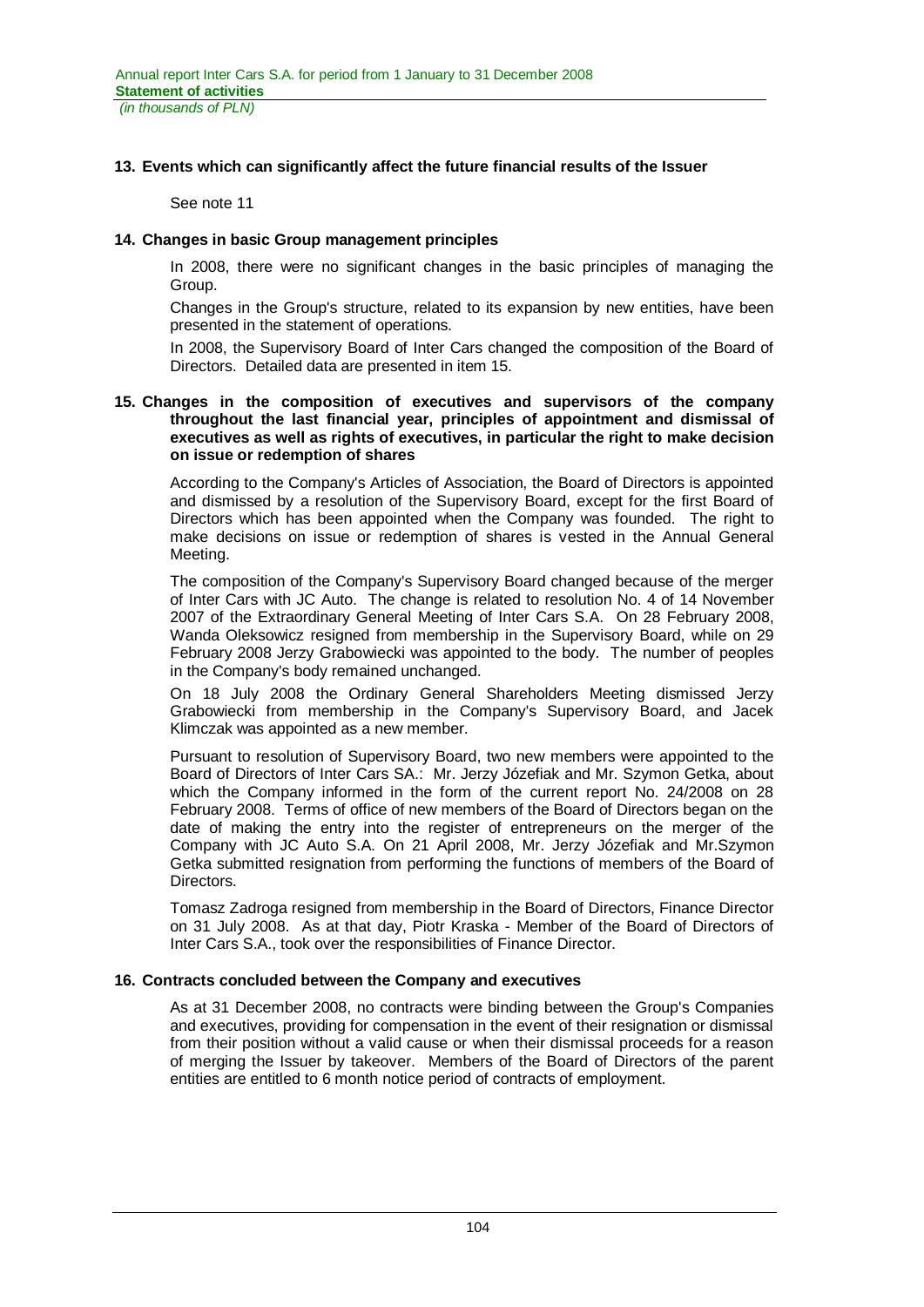## 13. Events which can significantly affect the future financial results of the Issuer

See note 11

## 14. Changes in basic Group management principles

In 2008, there were no significant changes in the basic principles of managing the Group.

Changes in the Group's structure, related to its expansion by new entities, have been presented in the statement of operations.

In 2008, the Supervisory Board of Inter Cars changed the composition of the Board of Directors. Detailed data are presented in item 15.

## 15. Changes in the composition of executives and supervisors of the company throughout the last financial year, principles of appointment and dismissal of executives as well as rights of executives, in particular the right to make decision on issue or redemption of shares

According to the Company's Articles of Association, the Board of Directors is appointed and dismissed by a resolution of the Supervisory Board, except for the first Board of Directors which has been appointed when the Company was founded. The right to make decisions on issue or redemption of shares is vested in the Annual General Meeting.

The composition of the Company's Supervisory Board changed because of the merger of Inter Cars with JC Auto. The change is related to resolution No. 4 of 14 November 2007 of the Extraordinary General Meeting of Inter Cars S.A. On 28 February 2008, Wanda Oleksowicz resigned from membership in the Supervisory Board, while on 29 February 2008 Jerzy Grabowiecki was appointed to the body. The number of peoples in the Company's body remained unchanged.

On 18 July 2008 the Ordinary General Shareholders Meeting dismissed Jerzy Grabowiecki from membership in the Company's Supervisory Board, and Jacek Klimczak was appointed as a new member.

Pursuant to resolution of Supervisory Board, two new members were appointed to the Board of Directors of Inter Cars SA.: Mr. Jerzy Józefiak and Mr. Szymon Getka, about which the Company informed in the form of the current report No. 24/2008 on 28 February 2008. Terms of office of new members of the Board of Directors began on the date of making the entry into the register of entrepreneurs on the merger of the Company with JC Auto S.A. On 21 April 2008, Mr. Jerzy Józefiak and Mr.Szymon Getka submitted resignation from performing the functions of members of the Board of Directors.

Tomasz Zadroga resigned from membership in the Board of Directors, Finance Director on 31 July 2008. As at that day, Piotr Kraska - Member of the Board of Directors of Inter Cars S.A., took over the responsibilities of Finance Director.

## 16. Contracts concluded between the Company and executives

As at 31 December 2008, no contracts were binding between the Group's Companies and executives, providing for compensation in the event of their resignation or dismissal from their position without a valid cause or when their dismissal proceeds for a reason of merging the Issuer by takeover. Members of the Board of Directors of the parent entities are entitled to 6 month notice period of contracts of employment.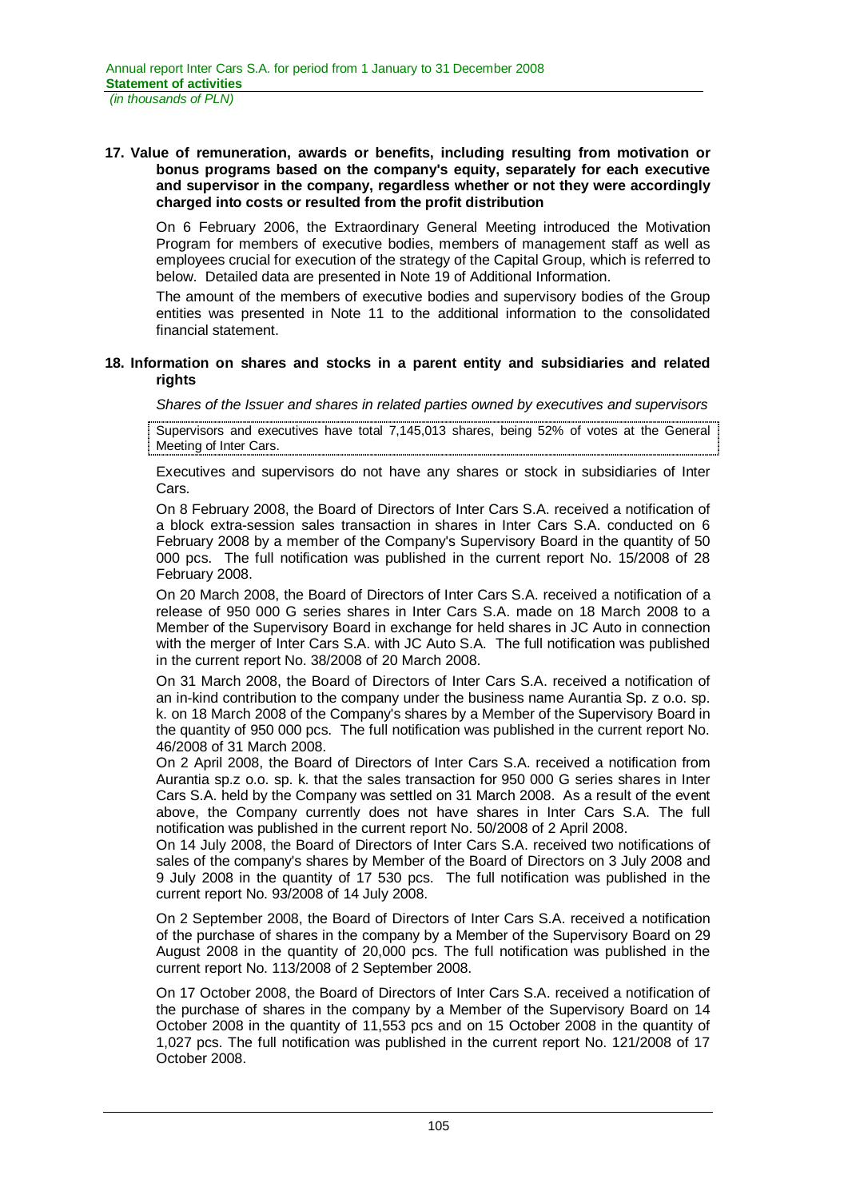**17. Value of remuneration, awards or benefits, including resulting from motivation or bonus programs based on the company's equity, separately for each executive and supervisor in the company, regardless whether or not they were accordingly charged into costs or resulted from the profit distribution**

On 6 February 2006, the Extraordinary General Meeting introduced the Motivation Program for members of executive bodies, members of management staff as well as employees crucial for execution of the strategy of the Capital Group, which is referred to below. Detailed data are presented in Note 19 of Additional Information.

The amount of the members of executive bodies and supervisory bodies of the Group entities was presented in Note 11 to the additional information to the consolidated financial statement.

**18. Information on shares and stocks in a parent entity and subsidiaries and related rights**

*Shares of the Issuer and shares in related parties owned by executives and supervisors*

Supervisors and executives have total 7,145,013 shares, being 52% of votes at the General Meeting of Inter Cars.

Executives and supervisors do not have any shares or stock in subsidiaries of Inter Cars.

On 8 February 2008, the Board of Directors of Inter Cars S.A. received a notification of a block extra-session sales transaction in shares in Inter Cars S.A. conducted on 6 February 2008 by a member of the Company's Supervisory Board in the quantity of 50 000 pcs. The full notification was published in the current report No. 15/2008 of 28 February 2008.

On 20 March 2008, the Board of Directors of Inter Cars S.A. received a notification of a release of 950 000 G series shares in Inter Cars S.A. made on 18 March 2008 to a Member of the Supervisory Board in exchange for held shares in JC Auto in connection with the merger of Inter Cars S.A. with JC Auto S.A. The full notification was published in the current report No. 38/2008 of 20 March 2008.

On 31 March 2008, the Board of Directors of Inter Cars S.A. received a notification of an in-kind contribution to the company under the business name Aurantia Sp. z o.o. sp. k. on 18 March 2008 of the Company's shares by a Member of the Supervisory Board in the quantity of 950 000 pcs. The full notification was published in the current report No. 46/2008 of 31 March 2008.

On 2 April 2008, the Board of Directors of Inter Cars S.A. received a notification from Aurantia sp.z o.o. sp. k. that the sales transaction for 950 000 G series shares in Inter Cars S.A. held by the Company was settled on 31 March 2008. As a result of the event above, the Company currently does not have shares in Inter Cars S.A. The full notification was published in the current report No. 50/2008 of 2 April 2008.

On 14 July 2008, the Board of Directors of Inter Cars S.A. received two notifications of sales of the company's shares by Member of the Board of Directors on 3 July 2008 and 9 July 2008 in the quantity of 17 530 pcs. The full notification was published in the current report No. 93/2008 of 14 July 2008.

On 2 September 2008, the Board of Directors of Inter Cars S.A. received a notification of the purchase of shares in the company by a Member of the Supervisory Board on 29 August 2008 in the quantity of 20,000 pcs. The full notification was published in the current report No. 113/2008 of 2 September 2008.

On 17 October 2008, the Board of Directors of Inter Cars S.A. received a notification of the purchase of shares in the company by a Member of the Supervisory Board on 14 October 2008 in the quantity of 11,553 pcs and on 15 October 2008 in the quantity of 1,027 pcs. The full notification was published in the current report No. 121/2008 of 17 October 2008.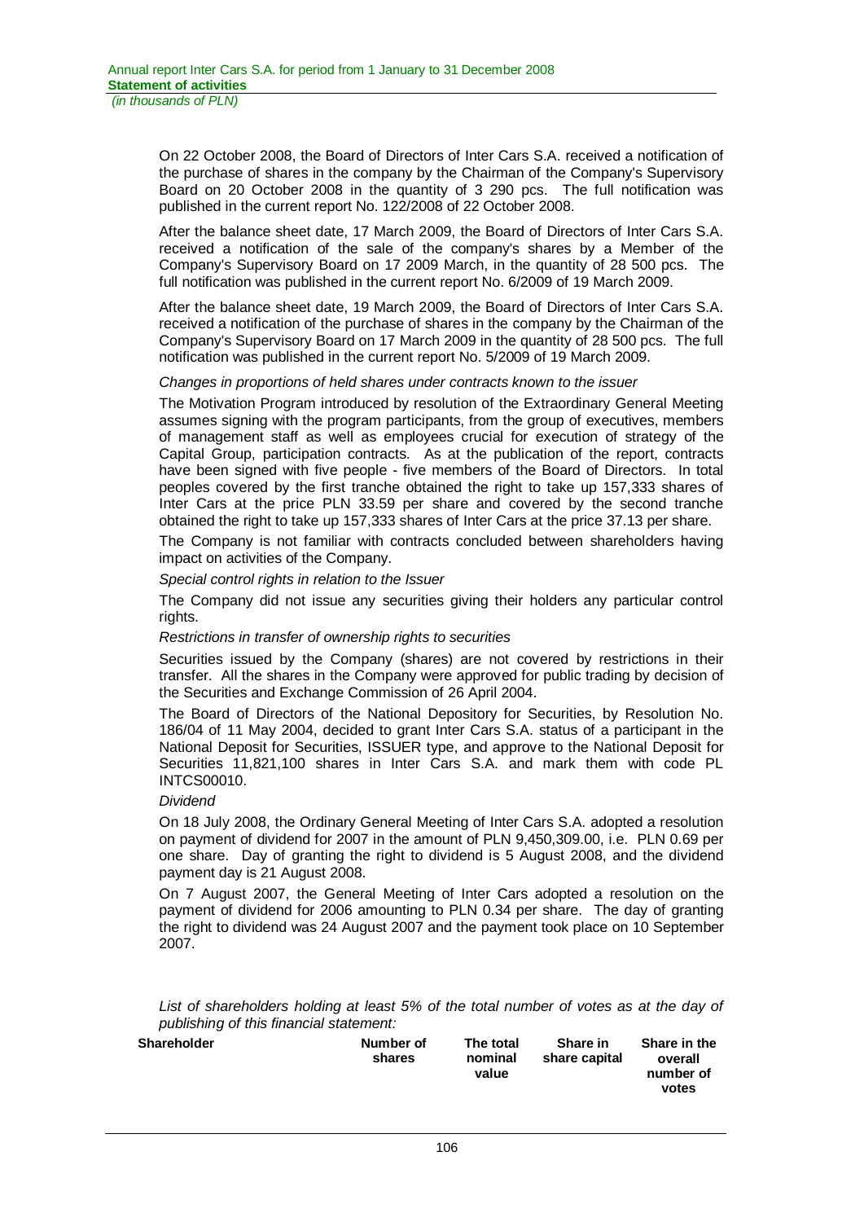On 22 October 2008, the Board of Directors of Inter Cars S.A. received a notification of the purchase of shares in the company by the Chairman of the Company's Supervisory Board on 20 October 2008 in the quantity of 3 290 pcs. The full notification was published in the current report No. 122/2008 of 22 October 2008.

After the balance sheet date, 17 March 2009, the Board of Directors of Inter Cars S.A. received a notification of the sale of the company's shares by a Member of the Company's Supervisory Board on 17 2009 March, in the quantity of 28 500 pcs. The full notification was published in the current report No. 6/2009 of 19 March 2009.

After the balance sheet date, 19 March 2009, the Board of Directors of Inter Cars S.A. received a notification of the purchase of shares in the company by the Chairman of the Company's Supervisory Board on 17 March 2009 in the quantity of 28 500 pcs. The full notification was published in the current report No. 5/2009 of 19 March 2009.

*Changes in proportions of held shares under contracts known to the issuer*

The Motivation Program introduced by resolution of the Extraordinary General Meeting assumes signing with the program participants, from the group of executives, members of management staff as well as employees crucial for execution of strategy of the Capital Group, participation contracts. As at the publication of the report, contracts have been signed with five people - five members of the Board of Directors. In total peoples covered by the first tranche obtained the right to take up 157,333 shares of Inter Cars at the price PLN 33.59 per share and covered by the second tranche obtained the right to take up 157,333 shares of Inter Cars at the price 37.13 per share.

The Company is not familiar with contracts concluded between shareholders having impact on activities of the Company.

*Special control rights in relation to the Issuer*

The Company did not issue any securities giving their holders any particular control rights.

*Restrictions in transfer of ownership rights to securities*

Securities issued by the Company (shares) are not covered by restrictions in their transfer. All the shares in the Company were approved for public trading by decision of the Securities and Exchange Commission of 26 April 2004.

The Board of Directors of the National Depository for Securities, by Resolution No. 186/04 of 11 May 2004, decided to grant Inter Cars S.A. status of a participant in the National Deposit for Securities, ISSUER type, and approve to the National Deposit for Securities 11,821,100 shares in Inter Cars S.A. and mark them with code PL INTCS00010.

*Dividend*

On 18 July 2008, the Ordinary General Meeting of Inter Cars S.A. adopted a resolution on payment of dividend for 2007 in the amount of PLN 9,450,309.00, i.e. PLN 0.69 per one share. Day of granting the right to dividend is 5 August 2008, and the dividend payment day is 21 August 2008.

On 7 August 2007, the General Meeting of Inter Cars adopted a resolution on the payment of dividend for 2006 amounting to PLN 0.34 per share. The day of granting the right to dividend was 24 August 2007 and the payment took place on 10 September 2007.

*List of shareholders holding at least 5% of the total number of votes as at the day of publishing of this financial statement:*

| Shareholder | Number of shares | The total nominal value | Share in share capital | Share in the overall number of votes |
|---|---|---|---|---|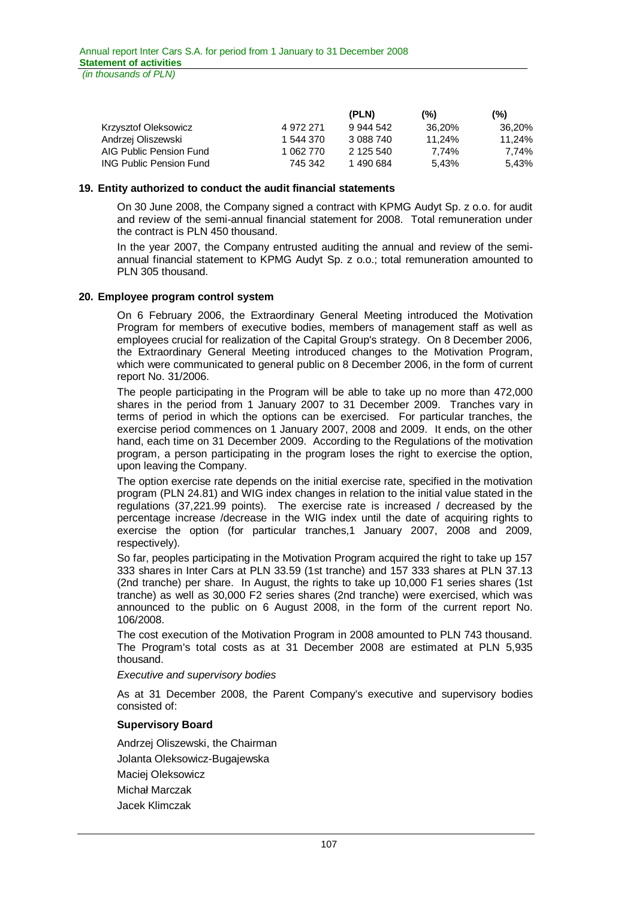| | | (PLN) | (%) | (%) |
|---|---|---|---|---|
| Krzysztof Oleksowicz | 4 972 271 | 9 944 542 | 36,20% | 36,20% |
| Andrzej Oliszewski | 1 544 370 | 3 088 740 | 11,24% | 11,24% |
| AIG Public Pension Fund | 1 062 770 | 2 125 540 | 7,74% | 7,74% |
| ING Public Pension Fund | 745 342 | 1 490 684 | 5,43% | 5,43% |

## 19. Entity authorized to conduct the audit financial statements

On 30 June 2008, the Company signed a contract with KPMG Audyt Sp. z o.o. for audit and review of the semi-annual financial statement for 2008. Total remuneration under the contract is PLN 450 thousand.

In the year 2007, the Company entrusted auditing the annual and review of the semi-annual financial statement to KPMG Audyt Sp. z o.o.; total remuneration amounted to PLN 305 thousand.

## 20. Employee program control system

On 6 February 2006, the Extraordinary General Meeting introduced the Motivation Program for members of executive bodies, members of management staff as well as employees crucial for realization of the Capital Group's strategy. On 8 December 2006, the Extraordinary General Meeting introduced changes to the Motivation Program, which were communicated to general public on 8 December 2006, in the form of current report No. 31/2006.

The people participating in the Program will be able to take up no more than 472,000 shares in the period from 1 January 2007 to 31 December 2009. Tranches vary in terms of period in which the options can be exercised. For particular tranches, the exercise period commences on 1 January 2007, 2008 and 2009. It ends, on the other hand, each time on 31 December 2009. According to the Regulations of the motivation program, a person participating in the program loses the right to exercise the option, upon leaving the Company.

The option exercise rate depends on the initial exercise rate, specified in the motivation program (PLN 24.81) and WIG index changes in relation to the initial value stated in the regulations (37,221.99 points). The exercise rate is increased / decreased by the percentage increase /decrease in the WIG index until the date of acquiring rights to exercise the option (for particular tranches,1 January 2007, 2008 and 2009, respectively).

So far, peoples participating in the Motivation Program acquired the right to take up 157 333 shares in Inter Cars at PLN 33.59 (1st tranche) and 157 333 shares at PLN 37.13 (2nd tranche) per share. In August, the rights to take up 10,000 F1 series shares (1st tranche) as well as 30,000 F2 series shares (2nd tranche) were exercised, which was announced to the public on 6 August 2008, in the form of the current report No. 106/2008.

The cost execution of the Motivation Program in 2008 amounted to PLN 743 thousand. The Program's total costs as at 31 December 2008 are estimated at PLN 5,935 thousand.

*Executive and supervisory bodies*

As at 31 December 2008, the Parent Company's executive and supervisory bodies consisted of:

**Supervisory Board**

Andrzej Oliszewski, the Chairman

Jolanta Oleksowicz-Bugajewska

Maciej Oleksowicz

Michał Marczak

Jacek Klimczak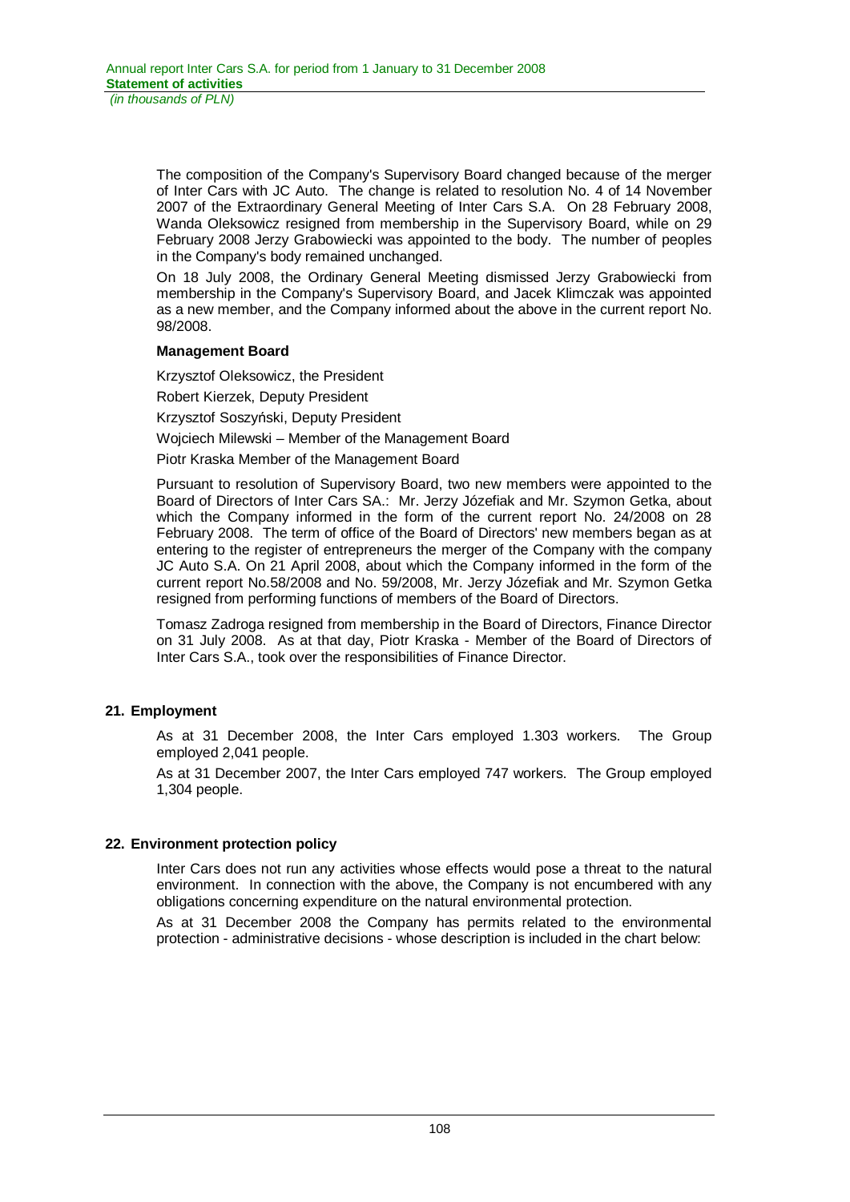The composition of the Company's Supervisory Board changed because of the merger of Inter Cars with JC Auto. The change is related to resolution No. 4 of 14 November 2007 of the Extraordinary General Meeting of Inter Cars S.A. On 28 February 2008, Wanda Oleksowicz resigned from membership in the Supervisory Board, while on 29 February 2008 Jerzy Grabowiecki was appointed to the body. The number of peoples in the Company's body remained unchanged.

On 18 July 2008, the Ordinary General Meeting dismissed Jerzy Grabowiecki from membership in the Company's Supervisory Board, and Jacek Klimczak was appointed as a new member, and the Company informed about the above in the current report No. 98/2008.

**Management Board**

Krzysztof Oleksowicz, the President

Robert Kierzek, Deputy President

Krzysztof Soszyński, Deputy President

Wojciech Milewski – Member of the Management Board

Piotr Kraska Member of the Management Board

Pursuant to resolution of Supervisory Board, two new members were appointed to the Board of Directors of Inter Cars SA.: Mr. Jerzy Józefiak and Mr. Szymon Getka, about which the Company informed in the form of the current report No. 24/2008 on 28 February 2008. The term of office of the Board of Directors' new members began as at entering to the register of entrepreneurs the merger of the Company with the company JC Auto S.A. On 21 April 2008, about which the Company informed in the form of the current report No.58/2008 and No. 59/2008, Mr. Jerzy Józefiak and Mr. Szymon Getka resigned from performing functions of members of the Board of Directors.

Tomasz Zadroga resigned from membership in the Board of Directors, Finance Director on 31 July 2008. As at that day, Piotr Kraska - Member of the Board of Directors of Inter Cars S.A., took over the responsibilities of Finance Director.

## 21. Employment

As at 31 December 2008, the Inter Cars employed 1.303 workers. The Group employed 2,041 people.

As at 31 December 2007, the Inter Cars employed 747 workers. The Group employed 1,304 people.

## 22. Environment protection policy

Inter Cars does not run any activities whose effects would pose a threat to the natural environment. In connection with the above, the Company is not encumbered with any obligations concerning expenditure on the natural environmental protection.

As at 31 December 2008 the Company has permits related to the environmental protection - administrative decisions - whose description is included in the chart below: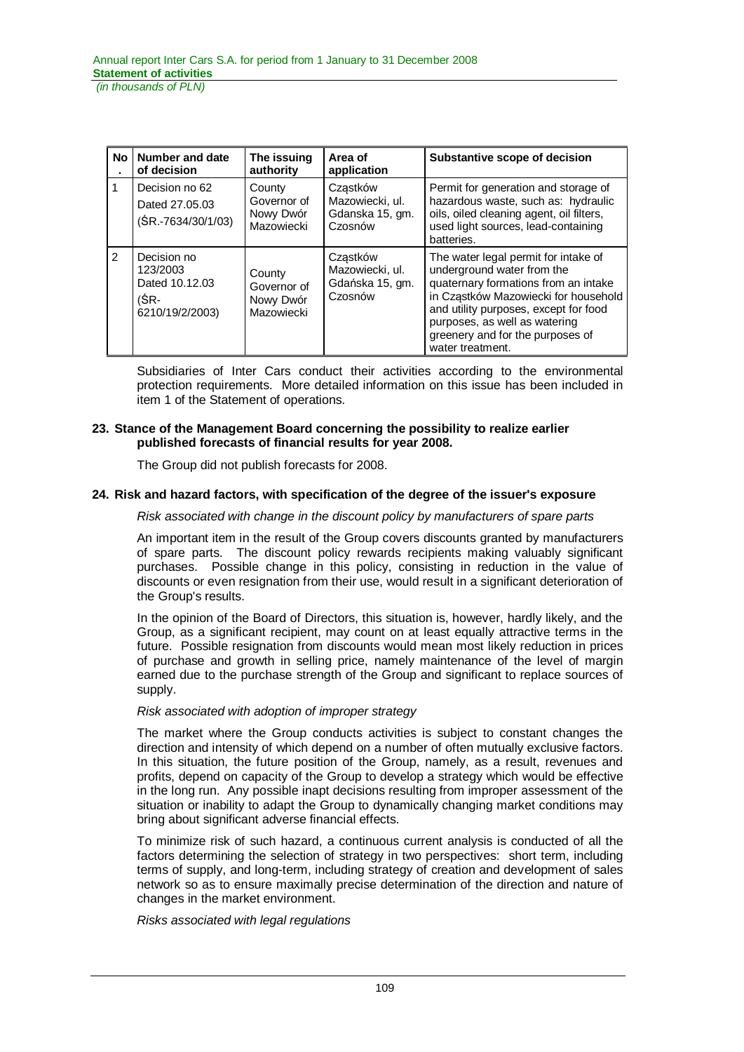| No. | Number and date of decision | The issuing authority | Area of application | Substantive scope of decision |
|---|---|---|---|---|
| 1 | Decision no 62 Dated 27.05.03 (ŚR.-7634/30/1/03) | County Governor of Nowy Dwór Mazowiecki | Cząstków Mazowiecki, ul. Gdanska 15, gm. Czosnów | Permit for generation and storage of hazardous waste, such as: hydraulic oils, oiled cleaning agent, oil filters, used light sources, lead-containing batteries. |
| 2 | Decision no 123/2003 Dated 10.12.03 (ŚR-6210/19/2/2003) | County Governor of Nowy Dwór Mazowiecki | Cząstków Mazowiecki, ul. Gdańska 15, gm. Czosnów | The water legal permit for intake of underground water from the quaternary formations from an intake in Cząstków Mazowiecki for household and utility purposes, except for food purposes, as well as watering greenery and for the purposes of water treatment. |

Subsidiaries of Inter Cars conduct their activities according to the environmental protection requirements. More detailed information on this issue has been included in item 1 of the Statement of operations.

## 23. Stance of the Management Board concerning the possibility to realize earlier published forecasts of financial results for year 2008.

The Group did not publish forecasts for 2008.

## 24. Risk and hazard factors, with specification of the degree of the issuer's exposure

*Risk associated with change in the discount policy by manufacturers of spare parts*

An important item in the result of the Group covers discounts granted by manufacturers of spare parts. The discount policy rewards recipients making valuably significant purchases. Possible change in this policy, consisting in reduction in the value of discounts or even resignation from their use, would result in a significant deterioration of the Group's results.

In the opinion of the Board of Directors, this situation is, however, hardly likely, and the Group, as a significant recipient, may count on at least equally attractive terms in the future. Possible resignation from discounts would mean most likely reduction in prices of purchase and growth in selling price, namely maintenance of the level of margin earned due to the purchase strength of the Group and significant to replace sources of supply.

*Risk associated with adoption of improper strategy*

The market where the Group conducts activities is subject to constant changes the direction and intensity of which depend on a number of often mutually exclusive factors. In this situation, the future position of the Group, namely, as a result, revenues and profits, depend on capacity of the Group to develop a strategy which would be effective in the long run. Any possible inapt decisions resulting from improper assessment of the situation or inability to adapt the Group to dynamically changing market conditions may bring about significant adverse financial effects.

To minimize risk of such hazard, a continuous current analysis is conducted of all the factors determining the selection of strategy in two perspectives: short term, including terms of supply, and long-term, including strategy of creation and development of sales network so as to ensure maximally precise determination of the direction and nature of changes in the market environment.

*Risks associated with legal regulations*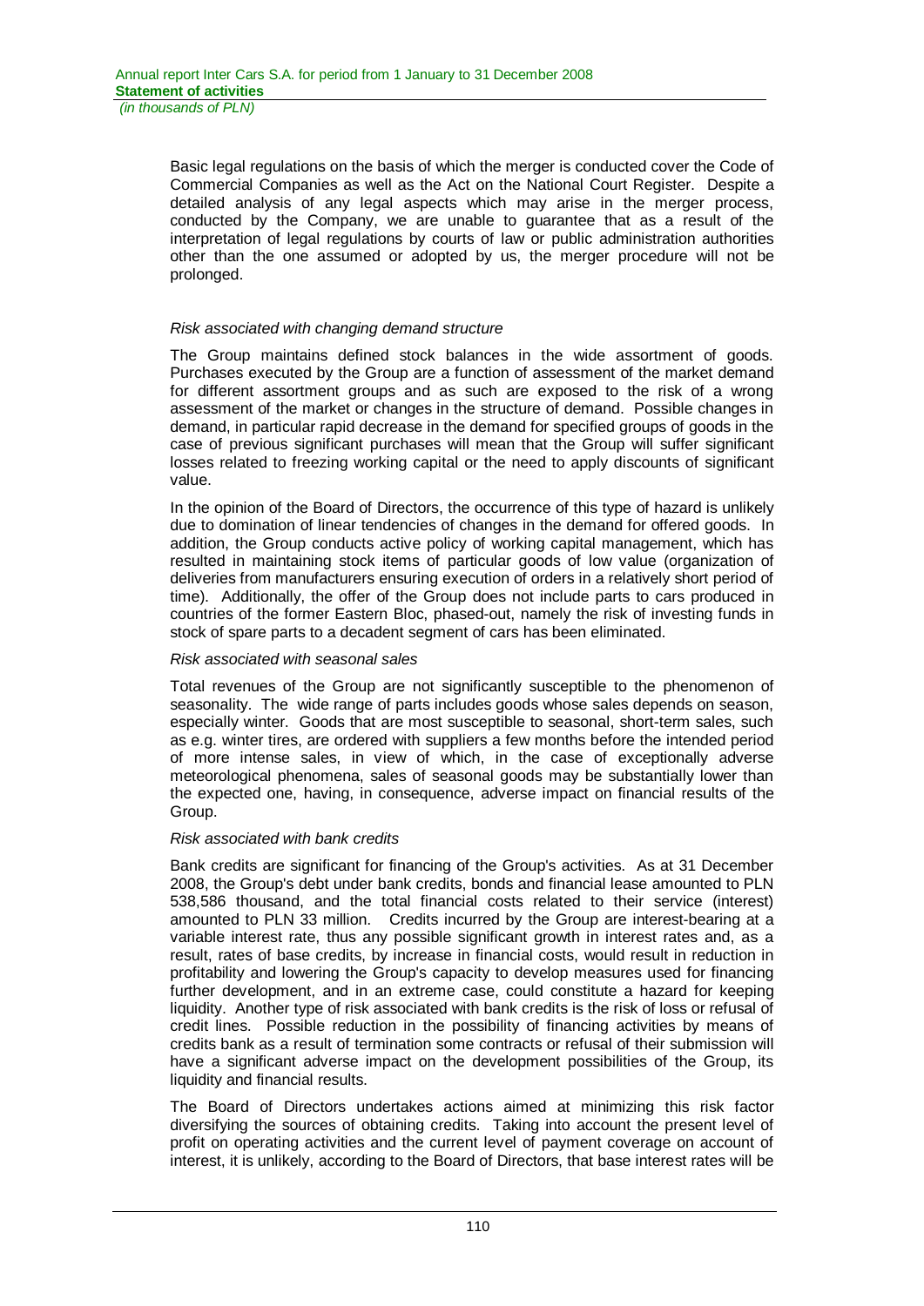Basic legal regulations on the basis of which the merger is conducted cover the Code of Commercial Companies as well as the Act on the National Court Register. Despite a detailed analysis of any legal aspects which may arise in the merger process, conducted by the Company, we are unable to guarantee that as a result of the interpretation of legal regulations by courts of law or public administration authorities other than the one assumed or adopted by us, the merger procedure will not be prolonged.

*Risk associated with changing demand structure*

The Group maintains defined stock balances in the wide assortment of goods. Purchases executed by the Group are a function of assessment of the market demand for different assortment groups and as such are exposed to the risk of a wrong assessment of the market or changes in the structure of demand. Possible changes in demand, in particular rapid decrease in the demand for specified groups of goods in the case of previous significant purchases will mean that the Group will suffer significant losses related to freezing working capital or the need to apply discounts of significant value.

In the opinion of the Board of Directors, the occurrence of this type of hazard is unlikely due to domination of linear tendencies of changes in the demand for offered goods. In addition, the Group conducts active policy of working capital management, which has resulted in maintaining stock items of particular goods of low value (organization of deliveries from manufacturers ensuring execution of orders in a relatively short period of time). Additionally, the offer of the Group does not include parts to cars produced in countries of the former Eastern Bloc, phased-out, namely the risk of investing funds in stock of spare parts to a decadent segment of cars has been eliminated.

*Risk associated with seasonal sales*

Total revenues of the Group are not significantly susceptible to the phenomenon of seasonality. The wide range of parts includes goods whose sales depends on season, especially winter. Goods that are most susceptible to seasonal, short-term sales, such as e.g. winter tires, are ordered with suppliers a few months before the intended period of more intense sales, in view of which, in the case of exceptionally adverse meteorological phenomena, sales of seasonal goods may be substantially lower than the expected one, having, in consequence, adverse impact on financial results of the Group.

*Risk associated with bank credits*

Bank credits are significant for financing of the Group's activities. As at 31 December 2008, the Group's debt under bank credits, bonds and financial lease amounted to PLN 538,586 thousand, and the total financial costs related to their service (interest) amounted to PLN 33 million. Credits incurred by the Group are interest-bearing at a variable interest rate, thus any possible significant growth in interest rates and, as a result, rates of base credits, by increase in financial costs, would result in reduction in profitability and lowering the Group's capacity to develop measures used for financing further development, and in an extreme case, could constitute a hazard for keeping liquidity. Another type of risk associated with bank credits is the risk of loss or refusal of credit lines. Possible reduction in the possibility of financing activities by means of credits bank as a result of termination some contracts or refusal of their submission will have a significant adverse impact on the development possibilities of the Group, its liquidity and financial results.

The Board of Directors undertakes actions aimed at minimizing this risk factor diversifying the sources of obtaining credits. Taking into account the present level of profit on operating activities and the current level of payment coverage on account of interest, it is unlikely, according to the Board of Directors, that base interest rates will be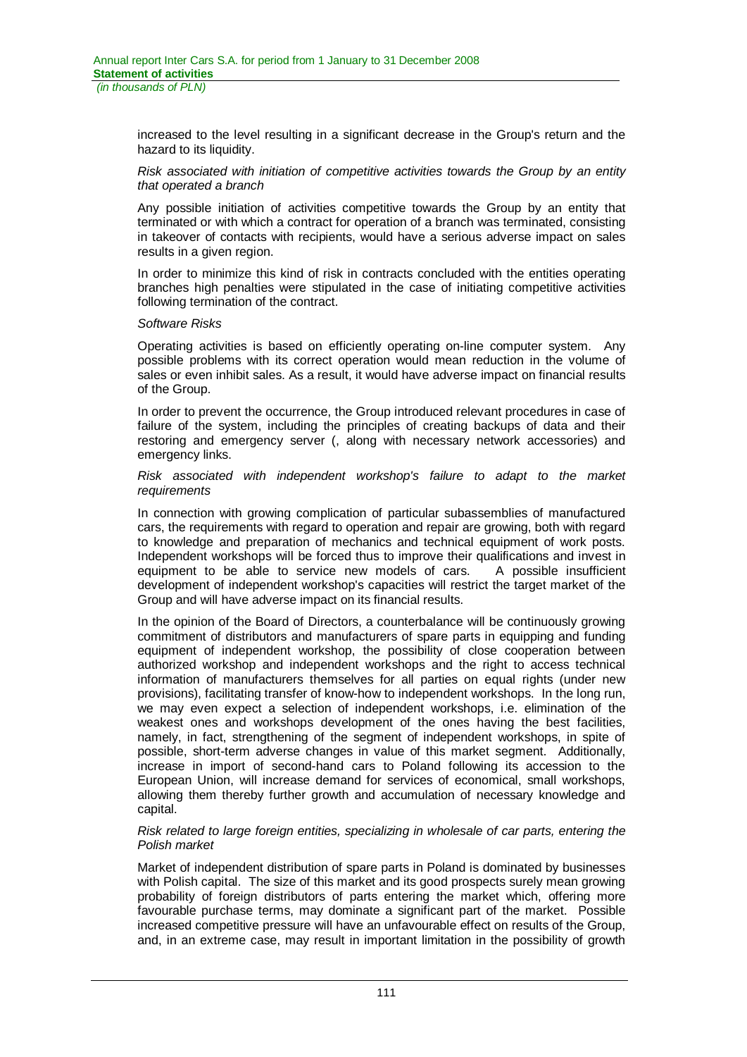increased to the level resulting in a significant decrease in the Group's return and the hazard to its liquidity.

*Risk associated with initiation of competitive activities towards the Group by an entity that operated a branch*

Any possible initiation of activities competitive towards the Group by an entity that terminated or with which a contract for operation of a branch was terminated, consisting in takeover of contacts with recipients, would have a serious adverse impact on sales results in a given region.

In order to minimize this kind of risk in contracts concluded with the entities operating branches high penalties were stipulated in the case of initiating competitive activities following termination of the contract.

*Software Risks*

Operating activities is based on efficiently operating on-line computer system. Any possible problems with its correct operation would mean reduction in the volume of sales or even inhibit sales. As a result, it would have adverse impact on financial results of the Group.

In order to prevent the occurrence, the Group introduced relevant procedures in case of failure of the system, including the principles of creating backups of data and their restoring and emergency server (, along with necessary network accessories) and emergency links.

*Risk associated with independent workshop's failure to adapt to the market requirements*

In connection with growing complication of particular subassemblies of manufactured cars, the requirements with regard to operation and repair are growing, both with regard to knowledge and preparation of mechanics and technical equipment of work posts. Independent workshops will be forced thus to improve their qualifications and invest in equipment to be able to service new models of cars. A possible insufficient development of independent workshop's capacities will restrict the target market of the Group and will have adverse impact on its financial results.

In the opinion of the Board of Directors, a counterbalance will be continuously growing commitment of distributors and manufacturers of spare parts in equipping and funding equipment of independent workshop, the possibility of close cooperation between authorized workshop and independent workshops and the right to access technical information of manufacturers themselves for all parties on equal rights (under new provisions), facilitating transfer of know-how to independent workshops. In the long run, we may even expect a selection of independent workshops, i.e. elimination of the weakest ones and workshops development of the ones having the best facilities, namely, in fact, strengthening of the segment of independent workshops, in spite of possible, short-term adverse changes in value of this market segment. Additionally, increase in import of second-hand cars to Poland following its accession to the European Union, will increase demand for services of economical, small workshops, allowing them thereby further growth and accumulation of necessary knowledge and capital.

*Risk related to large foreign entities, specializing in wholesale of car parts, entering the Polish market*

Market of independent distribution of spare parts in Poland is dominated by businesses with Polish capital. The size of this market and its good prospects surely mean growing probability of foreign distributors of parts entering the market which, offering more favourable purchase terms, may dominate a significant part of the market. Possible increased competitive pressure will have an unfavourable effect on results of the Group, and, in an extreme case, may result in important limitation in the possibility of growth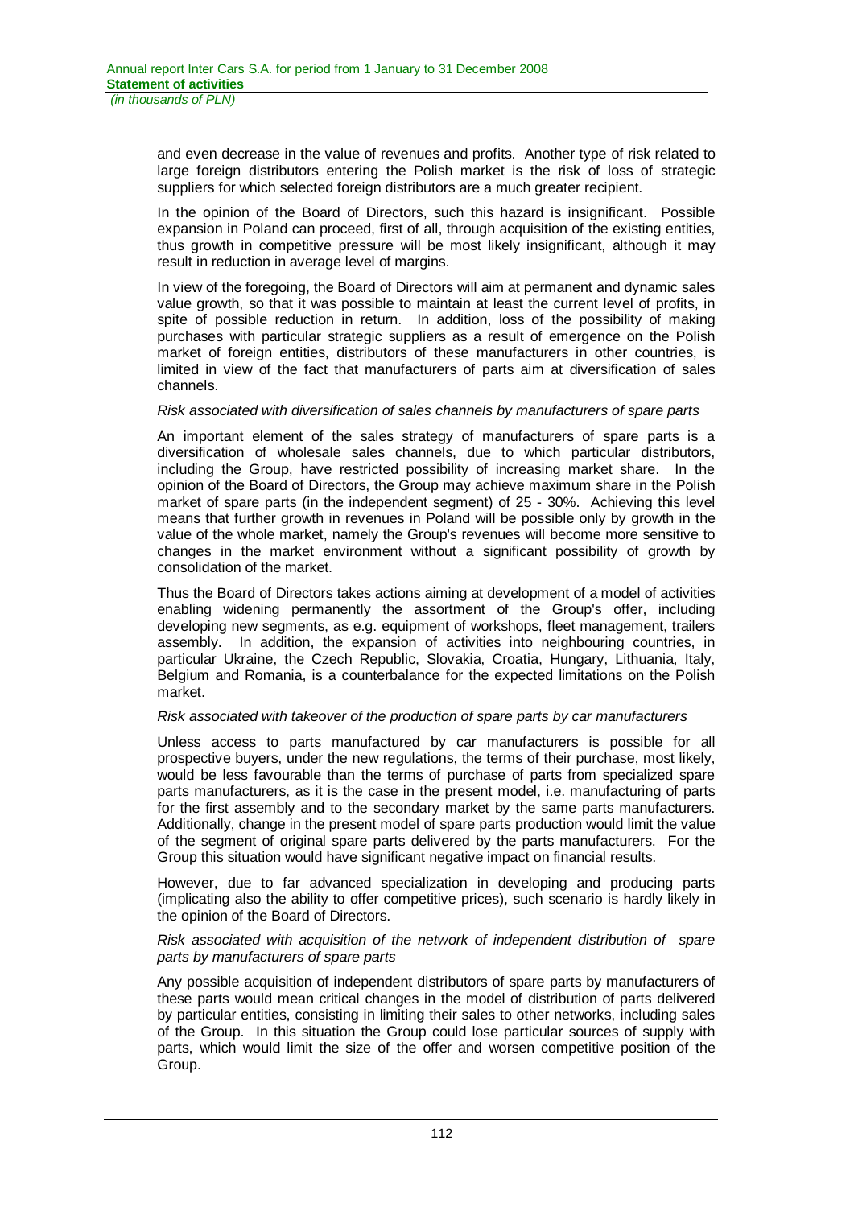and even decrease in the value of revenues and profits. Another type of risk related to large foreign distributors entering the Polish market is the risk of loss of strategic suppliers for which selected foreign distributors are a much greater recipient.

In the opinion of the Board of Directors, such this hazard is insignificant. Possible expansion in Poland can proceed, first of all, through acquisition of the existing entities, thus growth in competitive pressure will be most likely insignificant, although it may result in reduction in average level of margins.

In view of the foregoing, the Board of Directors will aim at permanent and dynamic sales value growth, so that it was possible to maintain at least the current level of profits, in spite of possible reduction in return. In addition, loss of the possibility of making purchases with particular strategic suppliers as a result of emergence on the Polish market of foreign entities, distributors of these manufacturers in other countries, is limited in view of the fact that manufacturers of parts aim at diversification of sales channels.

*Risk associated with diversification of sales channels by manufacturers of spare parts*

An important element of the sales strategy of manufacturers of spare parts is a diversification of wholesale sales channels, due to which particular distributors, including the Group, have restricted possibility of increasing market share. In the opinion of the Board of Directors, the Group may achieve maximum share in the Polish market of spare parts (in the independent segment) of 25 - 30%. Achieving this level means that further growth in revenues in Poland will be possible only by growth in the value of the whole market, namely the Group's revenues will become more sensitive to changes in the market environment without a significant possibility of growth by consolidation of the market.

Thus the Board of Directors takes actions aiming at development of a model of activities enabling widening permanently the assortment of the Group's offer, including developing new segments, as e.g. equipment of workshops, fleet management, trailers assembly. In addition, the expansion of activities into neighbouring countries, in particular Ukraine, the Czech Republic, Slovakia, Croatia, Hungary, Lithuania, Italy, Belgium and Romania, is a counterbalance for the expected limitations on the Polish market.

*Risk associated with takeover of the production of spare parts by car manufacturers*

Unless access to parts manufactured by car manufacturers is possible for all prospective buyers, under the new regulations, the terms of their purchase, most likely, would be less favourable than the terms of purchase of parts from specialized spare parts manufacturers, as it is the case in the present model, i.e. manufacturing of parts for the first assembly and to the secondary market by the same parts manufacturers. Additionally, change in the present model of spare parts production would limit the value of the segment of original spare parts delivered by the parts manufacturers. For the Group this situation would have significant negative impact on financial results.

However, due to far advanced specialization in developing and producing parts (implicating also the ability to offer competitive prices), such scenario is hardly likely in the opinion of the Board of Directors.

*Risk associated with acquisition of the network of independent distribution of spare parts by manufacturers of spare parts*

Any possible acquisition of independent distributors of spare parts by manufacturers of these parts would mean critical changes in the model of distribution of parts delivered by particular entities, consisting in limiting their sales to other networks, including sales of the Group. In this situation the Group could lose particular sources of supply with parts, which would limit the size of the offer and worsen competitive position of the Group.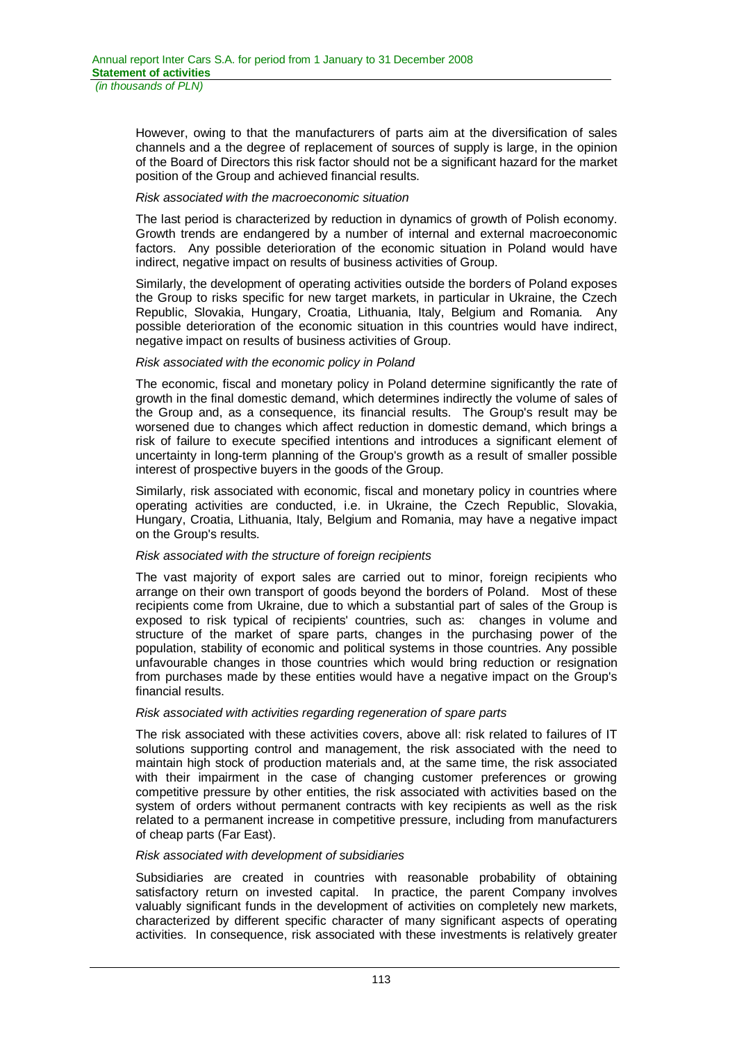However, owing to that the manufacturers of parts aim at the diversification of sales channels and a the degree of replacement of sources of supply is large, in the opinion of the Board of Directors this risk factor should not be a significant hazard for the market position of the Group and achieved financial results.

*Risk associated with the macroeconomic situation*

The last period is characterized by reduction in dynamics of growth of Polish economy. Growth trends are endangered by a number of internal and external macroeconomic factors. Any possible deterioration of the economic situation in Poland would have indirect, negative impact on results of business activities of Group.

Similarly, the development of operating activities outside the borders of Poland exposes the Group to risks specific for new target markets, in particular in Ukraine, the Czech Republic, Slovakia, Hungary, Croatia, Lithuania, Italy, Belgium and Romania. Any possible deterioration of the economic situation in this countries would have indirect, negative impact on results of business activities of Group.

*Risk associated with the economic policy in Poland*

The economic, fiscal and monetary policy in Poland determine significantly the rate of growth in the final domestic demand, which determines indirectly the volume of sales of the Group and, as a consequence, its financial results. The Group's result may be worsened due to changes which affect reduction in domestic demand, which brings a risk of failure to execute specified intentions and introduces a significant element of uncertainty in long-term planning of the Group's growth as a result of smaller possible interest of prospective buyers in the goods of the Group.

Similarly, risk associated with economic, fiscal and monetary policy in countries where operating activities are conducted, i.e. in Ukraine, the Czech Republic, Slovakia, Hungary, Croatia, Lithuania, Italy, Belgium and Romania, may have a negative impact on the Group's results.

*Risk associated with the structure of foreign recipients*

The vast majority of export sales are carried out to minor, foreign recipients who arrange on their own transport of goods beyond the borders of Poland. Most of these recipients come from Ukraine, due to which a substantial part of sales of the Group is exposed to risk typical of recipients' countries, such as: changes in volume and structure of the market of spare parts, changes in the purchasing power of the population, stability of economic and political systems in those countries. Any possible unfavourable changes in those countries which would bring reduction or resignation from purchases made by these entities would have a negative impact on the Group's financial results.

*Risk associated with activities regarding regeneration of spare parts*

The risk associated with these activities covers, above all: risk related to failures of IT solutions supporting control and management, the risk associated with the need to maintain high stock of production materials and, at the same time, the risk associated with their impairment in the case of changing customer preferences or growing competitive pressure by other entities, the risk associated with activities based on the system of orders without permanent contracts with key recipients as well as the risk related to a permanent increase in competitive pressure, including from manufacturers of cheap parts (Far East).

*Risk associated with development of subsidiaries*

Subsidiaries are created in countries with reasonable probability of obtaining satisfactory return on invested capital. In practice, the parent Company involves valuably significant funds in the development of activities on completely new markets, characterized by different specific character of many significant aspects of operating activities. In consequence, risk associated with these investments is relatively greater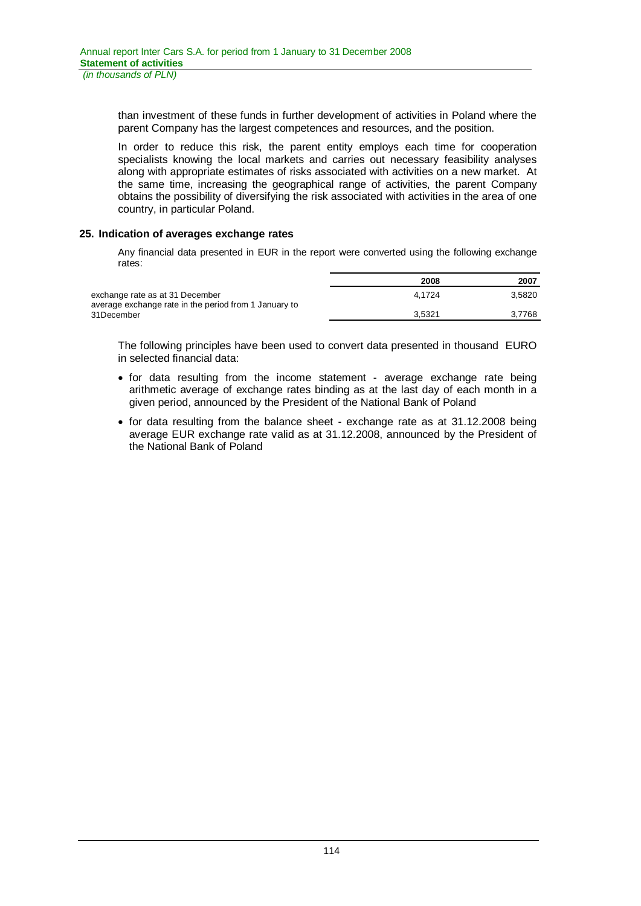than investment of these funds in further development of activities in Poland where the parent Company has the largest competences and resources, and the position.

In order to reduce this risk, the parent entity employs each time for cooperation specialists knowing the local markets and carries out necessary feasibility analyses along with appropriate estimates of risks associated with activities on a new market. At the same time, increasing the geographical range of activities, the parent Company obtains the possibility of diversifying the risk associated with activities in the area of one country, in particular Poland.

## 25. Indication of averages exchange rates

Any financial data presented in EUR in the report were converted using the following exchange rates:

| | 2008 | 2007 |
|---|---|---|
| exchange rate as at 31 December | 4,1724 | 3,5820 |
| average exchange rate in the period from 1 January to 31December | 3,5321 | 3,7768 |

The following principles have been used to convert data presented in thousand EURO in selected financial data:

- for data resulting from the income statement - average exchange rate being arithmetic average of exchange rates binding as at the last day of each month in a given period, announced by the President of the National Bank of Poland
- for data resulting from the balance sheet - exchange rate as at 31.12.2008 being average EUR exchange rate valid as at 31.12.2008, announced by the President of the National Bank of Poland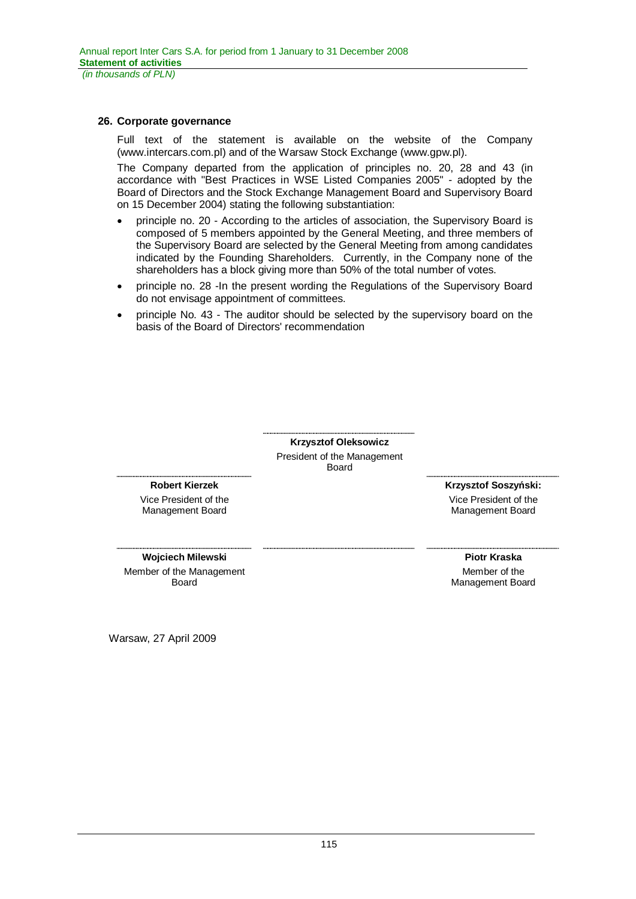## 26. Corporate governance

Full text of the statement is available on the website of the Company (www.intercars.com.pl) and of the Warsaw Stock Exchange (www.gpw.pl).

The Company departed from the application of principles no. 20, 28 and 43 (in accordance with "Best Practices in WSE Listed Companies 2005" - adopted by the Board of Directors and the Stock Exchange Management Board and Supervisory Board on 15 December 2004) stating the following substantiation:

- principle no. 20 - According to the articles of association, the Supervisory Board is composed of 5 members appointed by the General Meeting, and three members of the Supervisory Board are selected by the General Meeting from among candidates indicated by the Founding Shareholders. Currently, in the Company none of the shareholders has a block giving more than 50% of the total number of votes.
- principle no. 28 -In the present wording the Regulations of the Supervisory Board do not envisage appointment of committees.
- principle No. 43 - The auditor should be selected by the supervisory board on the basis of the Board of Directors' recommendation

**Krzysztof Oleksowicz**
President of the Management Board

**Robert Kierzek**
Vice President of the Management Board

**Krzysztof Soszyński:**
Vice President of the Management Board

**Wojciech Milewski**
Member of the Management Board

**Piotr Kraska**
Member of the Management Board

Warsaw, 27 April 2009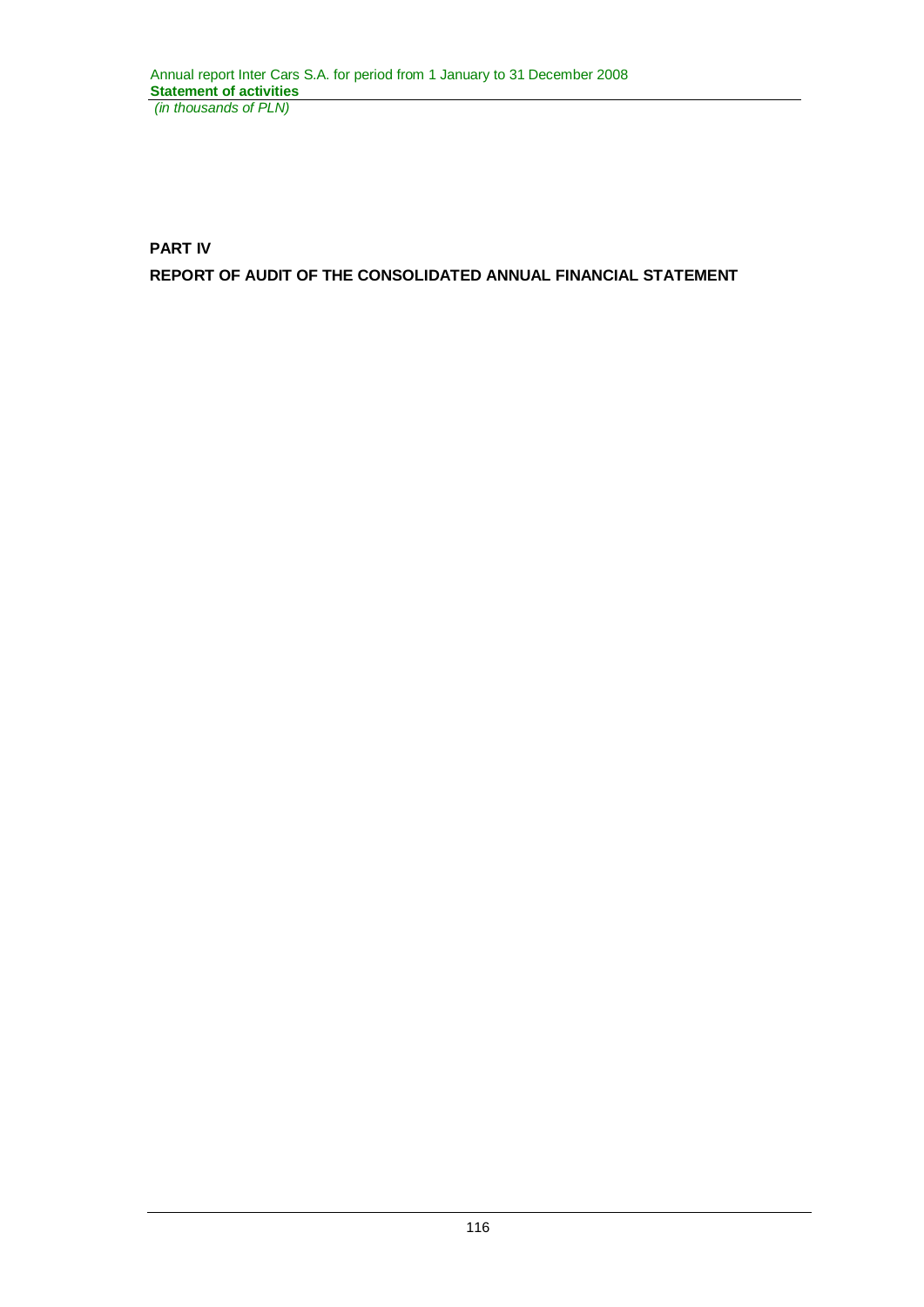**PART IV**

**REPORT OF AUDIT OF THE CONSOLIDATED ANNUAL FINANCIAL STATEMENT**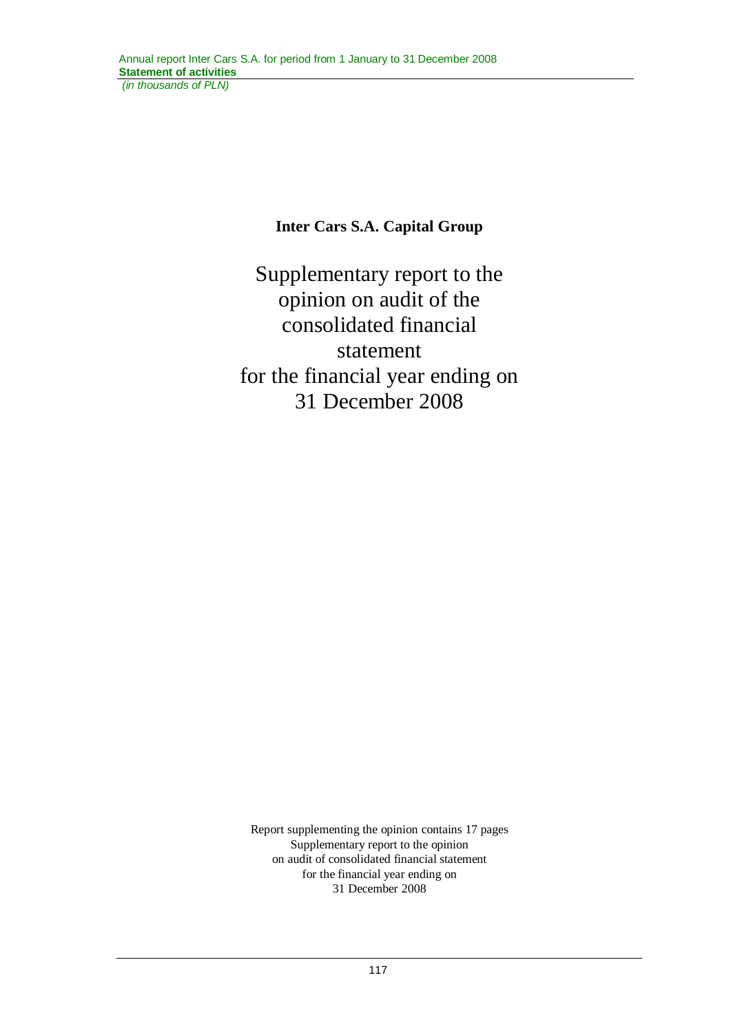**Inter Cars S.A. Capital Group**

# Supplementary report to the opinion on audit of the consolidated financial statement for the financial year ending on 31 December 2008

Report supplementing the opinion contains 17 pages
Supplementary report to the opinion
on audit of consolidated financial statement
for the financial year ending on
31 December 2008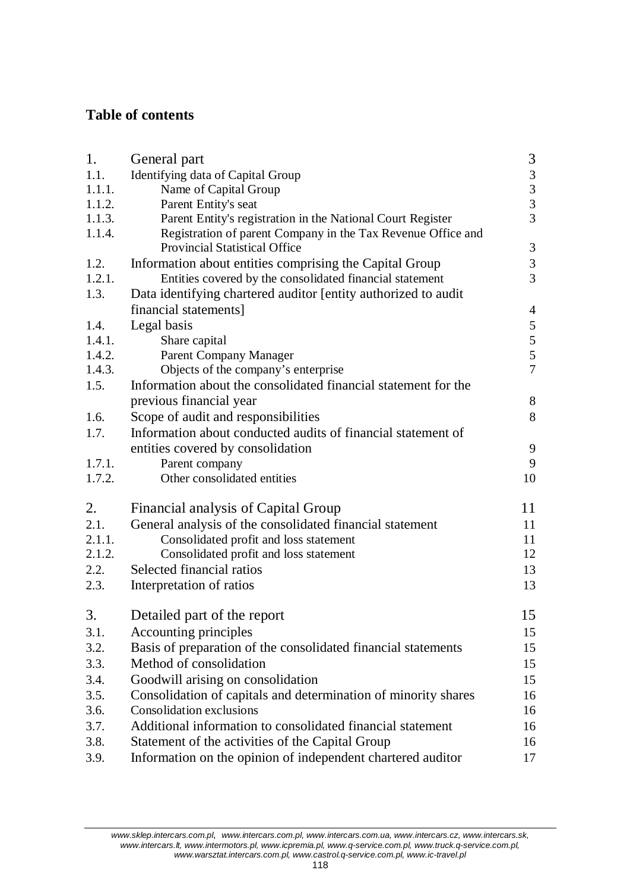## Table of contents

| | | |
|---|---|---|
| 1. | General part | 3 |
| 1.1. | Identifying data of Capital Group | 3 |
| 1.1.1. | Name of Capital Group | 3 |
| 1.1.2. | Parent Entity's seat | 3 |
| 1.1.3. | Parent Entity's registration in the National Court Register | 3 |
| 1.1.4. | Registration of parent Company in the Tax Revenue Office and Provincial Statistical Office | 3 |
| 1.2. | Information about entities comprising the Capital Group | 3 |
| 1.2.1. | Entities covered by the consolidated financial statement | 3 |
| 1.3. | Data identifying chartered auditor [entity authorized to audit financial statements] | 4 |
| 1.4. | Legal basis | 5 |
| 1.4.1. | Share capital | 5 |
| 1.4.2. | Parent Company Manager | 5 |
| 1.4.3. | Objects of the company's enterprise | 7 |
| 1.5. | Information about the consolidated financial statement for the previous financial year | 8 |
| 1.6. | Scope of audit and responsibilities | 8 |
| 1.7. | Information about conducted audits of financial statement of entities covered by consolidation | 9 |
| 1.7.1. | Parent company | 9 |
| 1.7.2. | Other consolidated entities | 10 |
| 2. | Financial analysis of Capital Group | 11 |
| 2.1. | General analysis of the consolidated financial statement | 11 |
| 2.1.1. | Consolidated profit and loss statement | 11 |
| 2.1.2. | Consolidated profit and loss statement | 12 |
| 2.2. | Selected financial ratios | 13 |
| 2.3. | Interpretation of ratios | 13 |
| 3. | Detailed part of the report | 15 |
| 3.1. | Accounting principles | 15 |
| 3.2. | Basis of preparation of the consolidated financial statements | 15 |
| 3.3. | Method of consolidation | 15 |
| 3.4. | Goodwill arising on consolidation | 15 |
| 3.5. | Consolidation of capitals and determination of minority shares | 16 |
| 3.6. | Consolidation exclusions | 16 |
| 3.7. | Additional information to consolidated financial statement | 16 |
| 3.8. | Statement of the activities of the Capital Group | 16 |
| 3.9. | Information on the opinion of independent chartered auditor | 17 |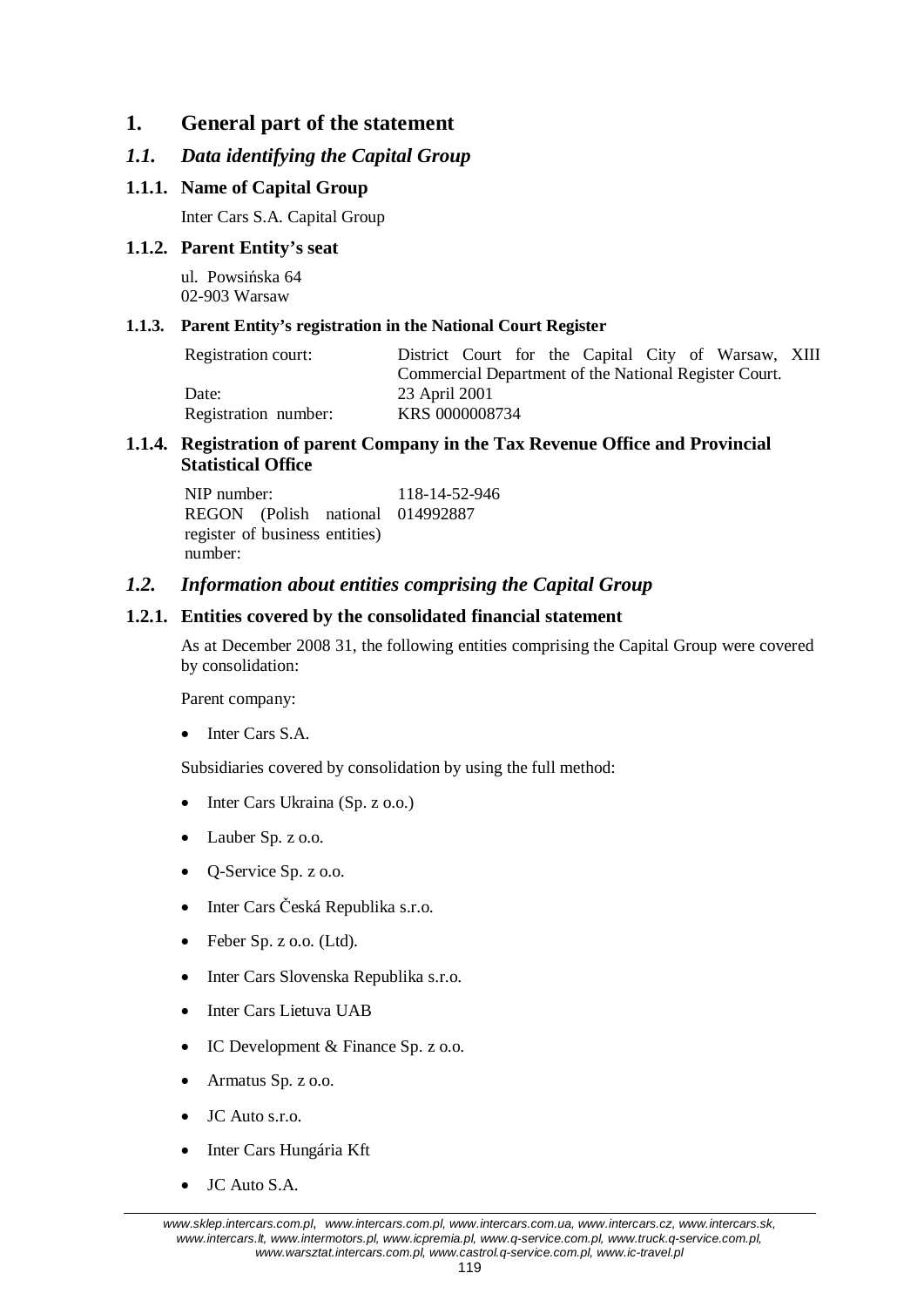# 1. General part of the statement

## *1.1. Data identifying the Capital Group*

### 1.1.1. Name of Capital Group

Inter Cars S.A. Capital Group

### 1.1.2. Parent Entity's seat

ul. Powsińska 64
02-903 Warsaw

### 1.1.3. Parent Entity's registration in the National Court Register

| | |
|---|---|
| Registration court: | District Court for the Capital City of Warsaw, XIII Commercial Department of the National Register Court. |
| Date: | 23 April 2001 |
| Registration number: | KRS 0000008734 |

### 1.1.4. Registration of parent Company in the Tax Revenue Office and Provincial Statistical Office

| | |
|---|---|
| NIP number: | 118-14-52-946 |
| REGON (Polish national register of business entities) number: | 014992887 |

## *1.2. Information about entities comprising the Capital Group*

### 1.2.1. Entities covered by the consolidated financial statement

As at December 2008 31, the following entities comprising the Capital Group were covered by consolidation:

Parent company:

- Inter Cars S.A.

Subsidiaries covered by consolidation by using the full method:

- Inter Cars Ukraina (Sp. z o.o.)
- Lauber Sp. z o.o.
- Q-Service Sp. z o.o.
- Inter Cars Česká Republika s.r.o.
- Feber Sp. z o.o. (Ltd).
- Inter Cars Slovenska Republika s.r.o.
- Inter Cars Lietuva UAB
- IC Development & Finance Sp. z o.o.
- Armatus Sp. z o.o.
- JC Auto s.r.o.
- Inter Cars Hungária Kft
- JC Auto S.A.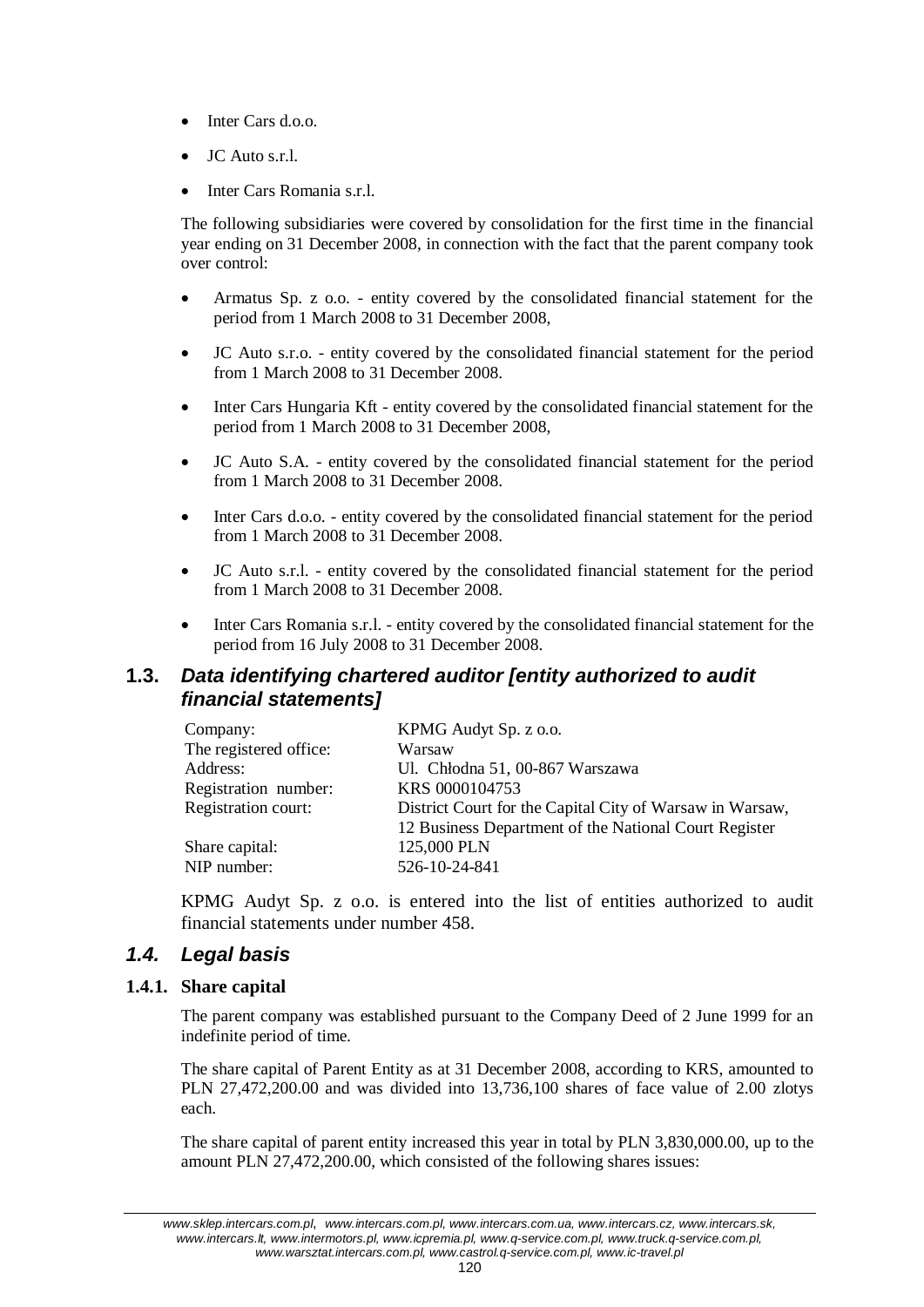- Inter Cars d.o.o.
- JC Auto s.r.l.
- Inter Cars Romania s.r.l.

The following subsidiaries were covered by consolidation for the first time in the financial year ending on 31 December 2008, in connection with the fact that the parent company took over control:

- Armatus Sp. z o.o. - entity covered by the consolidated financial statement for the period from 1 March 2008 to 31 December 2008,
- JC Auto s.r.o. - entity covered by the consolidated financial statement for the period from 1 March 2008 to 31 December 2008.
- Inter Cars Hungaria Kft - entity covered by the consolidated financial statement for the period from 1 March 2008 to 31 December 2008,
- JC Auto S.A. - entity covered by the consolidated financial statement for the period from 1 March 2008 to 31 December 2008.
- Inter Cars d.o.o. - entity covered by the consolidated financial statement for the period from 1 March 2008 to 31 December 2008.
- JC Auto s.r.l. - entity covered by the consolidated financial statement for the period from 1 March 2008 to 31 December 2008.
- Inter Cars Romania s.r.l. - entity covered by the consolidated financial statement for the period from 16 July 2008 to 31 December 2008.

## 1.3. *Data identifying chartered auditor [entity authorized to audit financial statements]*

| | |
|---|---|
| Company: | KPMG Audyt Sp. z o.o. |
| The registered office: | Warsaw |
| Address: | Ul. Chłodna 51, 00-867 Warszawa |
| Registration number: | KRS 0000104753 |
| Registration court: | District Court for the Capital City of Warsaw in Warsaw, 12 Business Department of the National Court Register |
| Share capital: | 125,000 PLN |
| NIP number: | 526-10-24-841 |

KPMG Audyt Sp. z o.o. is entered into the list of entities authorized to audit financial statements under number 458.

## *1.4. Legal basis*

### 1.4.1. Share capital

The parent company was established pursuant to the Company Deed of 2 June 1999 for an indefinite period of time.

The share capital of Parent Entity as at 31 December 2008, according to KRS, amounted to PLN 27,472,200.00 and was divided into 13,736,100 shares of face value of 2.00 zlotys each.

The share capital of parent entity increased this year in total by PLN 3,830,000.00, up to the amount PLN 27,472,200.00, which consisted of the following shares issues: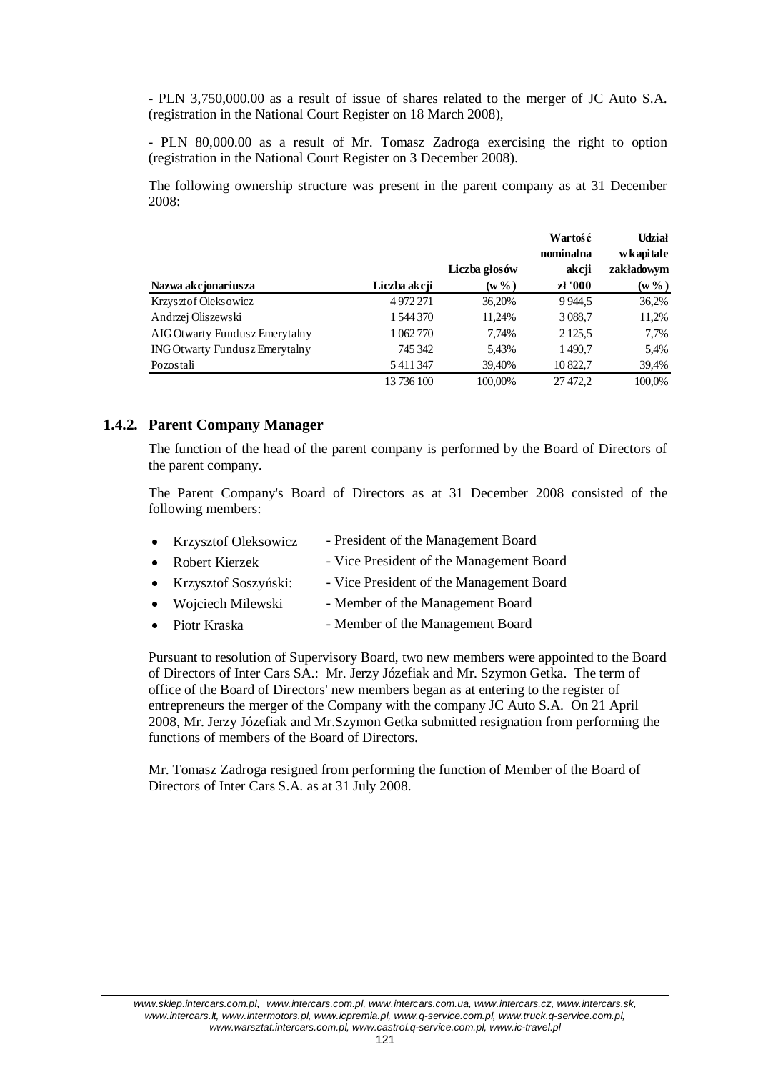- PLN 3,750,000.00 as a result of issue of shares related to the merger of JC Auto S.A. (registration in the National Court Register on 18 March 2008),

- PLN 80,000.00 as a result of Mr. Tomasz Zadroga exercising the right to option (registration in the National Court Register on 3 December 2008).

The following ownership structure was present in the parent company as at 31 December 2008:

| Nazwa akcjonariusza | Liczba akcji | Liczba głosów (w %) | Wartość nominalna akcji zł '000 | Udział w kapitale zakładowym (w %) |
|---|---|---|---|---|
| Krzysztof Oleksowicz | 4 972 271 | 36,20% | 9 944,5 | 36,2% |
| Andrzej Oliszewski | 1 544 370 | 11,24% | 3 088,7 | 11,2% |
| AIG Otwarty Fundusz Emerytalny | 1 062 770 | 7,74% | 2 125,5 | 7,7% |
| ING Otwarty Fundusz Emerytalny | 745 342 | 5,43% | 1 490,7 | 5,4% |
| Pozostali | 5 411 347 | 39,40% | 10 822,7 | 39,4% |
| | 13 736 100 | 100,00% | 27 472,2 | 100,0% |

### 1.4.2. Parent Company Manager

The function of the head of the parent company is performed by the Board of Directors of the parent company.

The Parent Company's Board of Directors as at 31 December 2008 consisted of the following members:

- Krzysztof Oleksowicz - President of the Management Board
- Robert Kierzek - Vice President of the Management Board
- Krzysztof Soszyński: - Vice President of the Management Board
- Wojciech Milewski - Member of the Management Board
- Piotr Kraska - Member of the Management Board

Pursuant to resolution of Supervisory Board, two new members were appointed to the Board of Directors of Inter Cars SA.: Mr. Jerzy Józefiak and Mr. Szymon Getka. The term of office of the Board of Directors' new members began as at entering to the register of entrepreneurs the merger of the Company with the company JC Auto S.A. On 21 April 2008, Mr. Jerzy Józefiak and Mr.Szymon Getka submitted resignation from performing the functions of members of the Board of Directors.

Mr. Tomasz Zadroga resigned from performing the function of Member of the Board of Directors of Inter Cars S.A. as at 31 July 2008.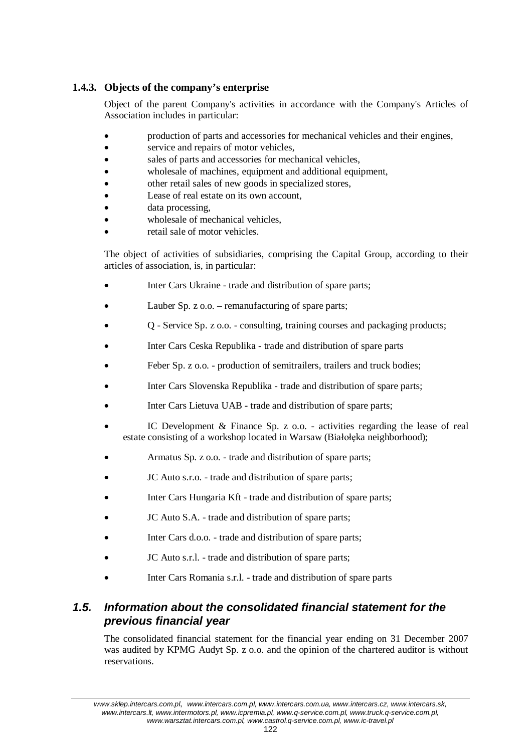### 1.4.3. Objects of the company's enterprise

Object of the parent Company's activities in accordance with the Company's Articles of Association includes in particular:

- production of parts and accessories for mechanical vehicles and their engines,
- service and repairs of motor vehicles,
- sales of parts and accessories for mechanical vehicles,
- wholesale of machines, equipment and additional equipment,
- other retail sales of new goods in specialized stores,
- Lease of real estate on its own account,
- data processing,
- wholesale of mechanical vehicles,
- retail sale of motor vehicles.

The object of activities of subsidiaries, comprising the Capital Group, according to their articles of association, is, in particular:

- Inter Cars Ukraine - trade and distribution of spare parts;
- Lauber Sp. z o.o. – remanufacturing of spare parts;
- Q - Service Sp. z o.o. - consulting, training courses and packaging products;
- Inter Cars Ceska Republika - trade and distribution of spare parts
- Feber Sp. z o.o. - production of semitrailers, trailers and truck bodies;
- Inter Cars Slovenska Republika - trade and distribution of spare parts;
- Inter Cars Lietuva UAB - trade and distribution of spare parts;
- IC Development & Finance Sp. z o.o. - activities regarding the lease of real estate consisting of a workshop located in Warsaw (Białołęka neighborhood);
- Armatus Sp. z o.o. - trade and distribution of spare parts;
- JC Auto s.r.o. - trade and distribution of spare parts;
- Inter Cars Hungaria Kft - trade and distribution of spare parts;
- JC Auto S.A. - trade and distribution of spare parts;
- Inter Cars d.o.o. - trade and distribution of spare parts;
- JC Auto s.r.l. - trade and distribution of spare parts;
- Inter Cars Romania s.r.l. - trade and distribution of spare parts

## *1.5. Information about the consolidated financial statement for the previous financial year*

The consolidated financial statement for the financial year ending on 31 December 2007 was audited by KPMG Audyt Sp. z o.o. and the opinion of the chartered auditor is without reservations.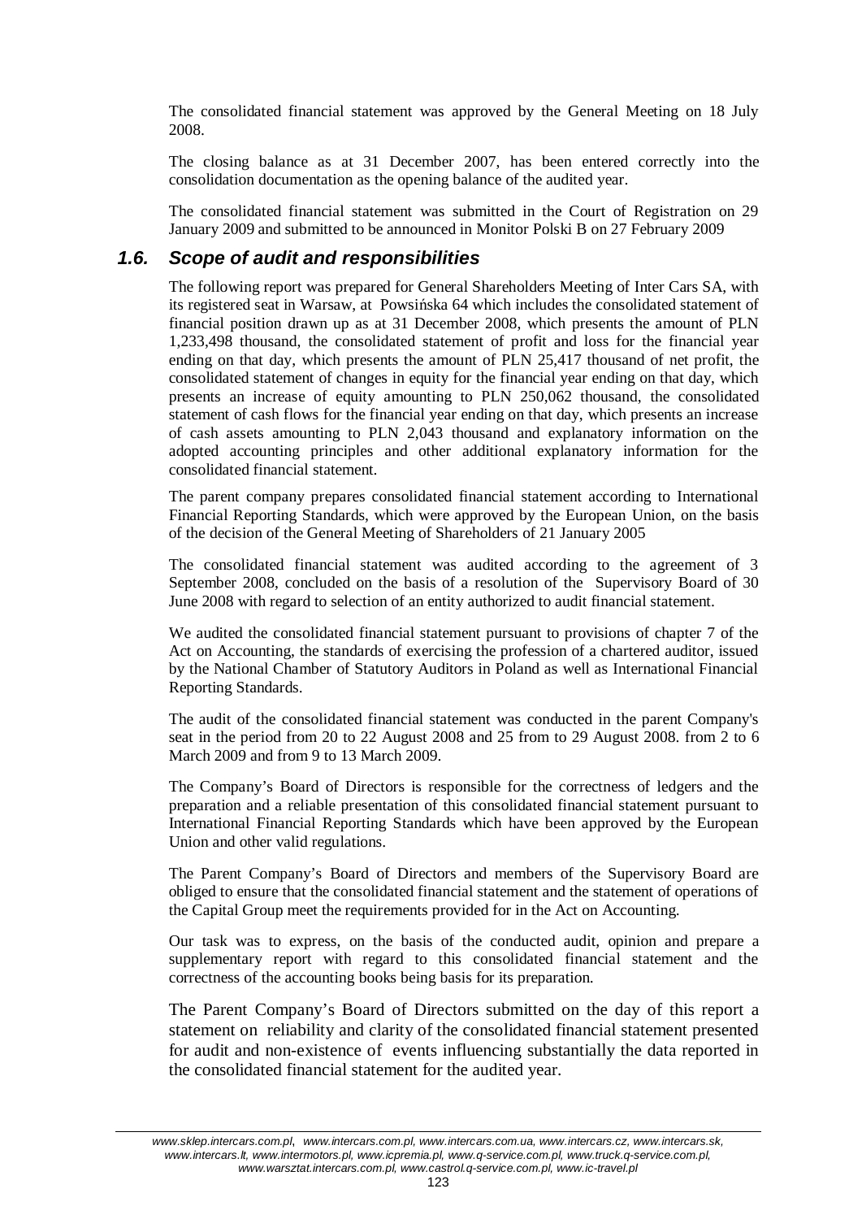The consolidated financial statement was approved by the General Meeting on 18 July 2008.

The closing balance as at 31 December 2007, has been entered correctly into the consolidation documentation as the opening balance of the audited year.

The consolidated financial statement was submitted in the Court of Registration on 29 January 2009 and submitted to be announced in Monitor Polski B on 27 February 2009

## *1.6. Scope of audit and responsibilities*

The following report was prepared for General Shareholders Meeting of Inter Cars SA, with its registered seat in Warsaw, at Powsińska 64 which includes the consolidated statement of financial position drawn up as at 31 December 2008, which presents the amount of PLN 1,233,498 thousand, the consolidated statement of profit and loss for the financial year ending on that day, which presents the amount of PLN 25,417 thousand of net profit, the consolidated statement of changes in equity for the financial year ending on that day, which presents an increase of equity amounting to PLN 250,062 thousand, the consolidated statement of cash flows for the financial year ending on that day, which presents an increase of cash assets amounting to PLN 2,043 thousand and explanatory information on the adopted accounting principles and other additional explanatory information for the consolidated financial statement.

The parent company prepares consolidated financial statement according to International Financial Reporting Standards, which were approved by the European Union, on the basis of the decision of the General Meeting of Shareholders of 21 January 2005

The consolidated financial statement was audited according to the agreement of 3 September 2008, concluded on the basis of a resolution of the Supervisory Board of 30 June 2008 with regard to selection of an entity authorized to audit financial statement.

We audited the consolidated financial statement pursuant to provisions of chapter 7 of the Act on Accounting, the standards of exercising the profession of a chartered auditor, issued by the National Chamber of Statutory Auditors in Poland as well as International Financial Reporting Standards.

The audit of the consolidated financial statement was conducted in the parent Company's seat in the period from 20 to 22 August 2008 and 25 from to 29 August 2008. from 2 to 6 March 2009 and from 9 to 13 March 2009.

The Company's Board of Directors is responsible for the correctness of ledgers and the preparation and a reliable presentation of this consolidated financial statement pursuant to International Financial Reporting Standards which have been approved by the European Union and other valid regulations.

The Parent Company's Board of Directors and members of the Supervisory Board are obliged to ensure that the consolidated financial statement and the statement of operations of the Capital Group meet the requirements provided for in the Act on Accounting.

Our task was to express, on the basis of the conducted audit, opinion and prepare a supplementary report with regard to this consolidated financial statement and the correctness of the accounting books being basis for its preparation.

The Parent Company's Board of Directors submitted on the day of this report a statement on reliability and clarity of the consolidated financial statement presented for audit and non-existence of events influencing substantially the data reported in the consolidated financial statement for the audited year.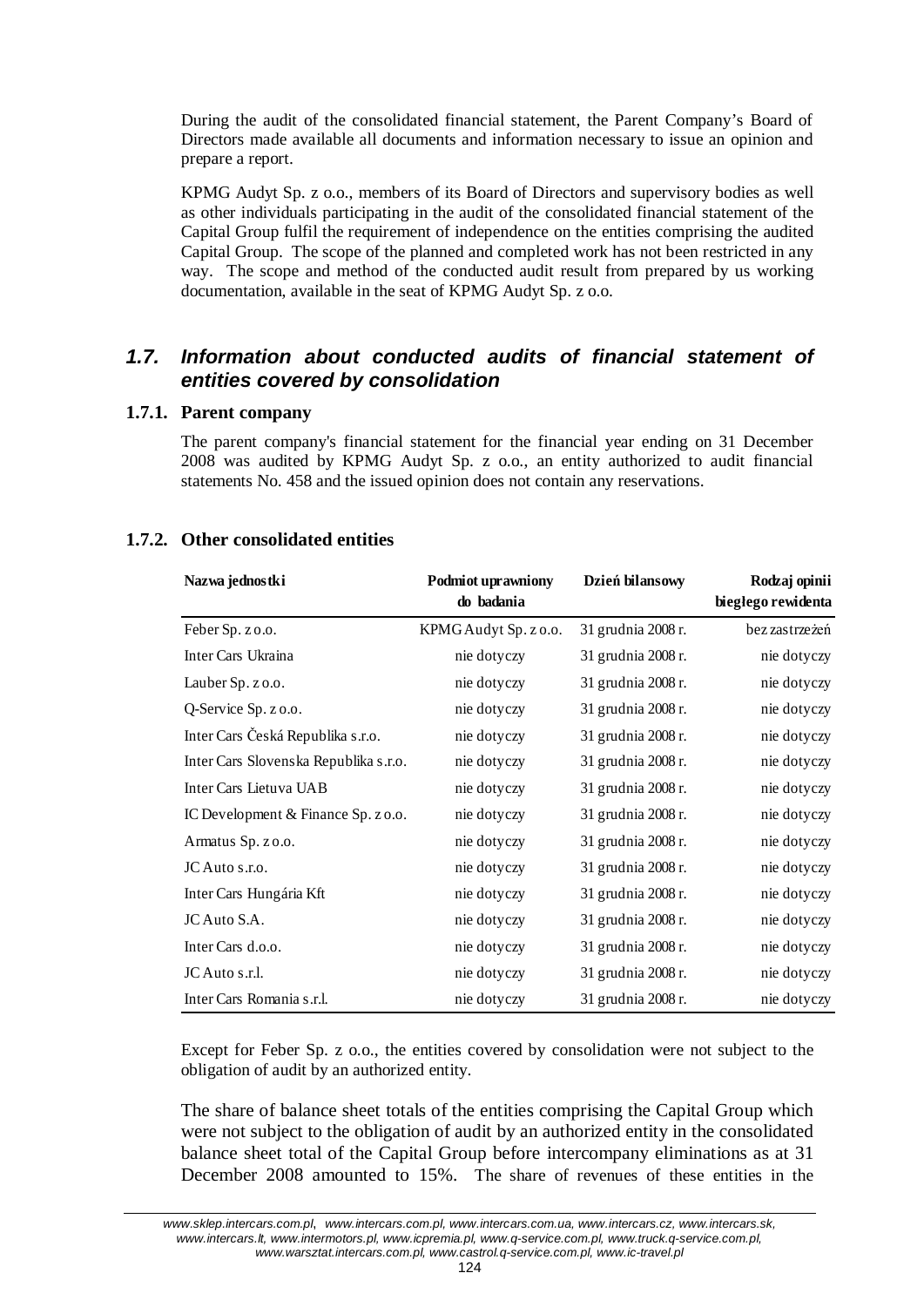During the audit of the consolidated financial statement, the Parent Company's Board of Directors made available all documents and information necessary to issue an opinion and prepare a report.

KPMG Audyt Sp. z o.o., members of its Board of Directors and supervisory bodies as well as other individuals participating in the audit of the consolidated financial statement of the Capital Group fulfil the requirement of independence on the entities comprising the audited Capital Group. The scope of the planned and completed work has not been restricted in any way. The scope and method of the conducted audit result from prepared by us working documentation, available in the seat of KPMG Audyt Sp. z o.o.

## *1.7. Information about conducted audits of financial statement of entities covered by consolidation*

### 1.7.1. Parent company

The parent company's financial statement for the financial year ending on 31 December 2008 was audited by KPMG Audyt Sp. z o.o., an entity authorized to audit financial statements No. 458 and the issued opinion does not contain any reservations.

### 1.7.2. Other consolidated entities

| Nazwa jednostki | Podmiot uprawniony do badania | Dzień bilansowy | Rodzaj opinii biegłego rewidenta |
|---|---|---|---|
| Feber Sp. z o.o. | KPMG Audyt Sp. z o.o. | 31 grudnia 2008 r. | bez zastrzeżeń |
| Inter Cars Ukraina | nie dotyczy | 31 grudnia 2008 r. | nie dotyczy |
| Lauber Sp. z o.o. | nie dotyczy | 31 grudnia 2008 r. | nie dotyczy |
| Q-Service Sp. z o.o. | nie dotyczy | 31 grudnia 2008 r. | nie dotyczy |
| Inter Cars Česká Republika s.r.o. | nie dotyczy | 31 grudnia 2008 r. | nie dotyczy |
| Inter Cars Slovenska Republika s.r.o. | nie dotyczy | 31 grudnia 2008 r. | nie dotyczy |
| Inter Cars Lietuva UAB | nie dotyczy | 31 grudnia 2008 r. | nie dotyczy |
| IC Development & Finance Sp. z o.o. | nie dotyczy | 31 grudnia 2008 r. | nie dotyczy |
| Armatus Sp. z o.o. | nie dotyczy | 31 grudnia 2008 r. | nie dotyczy |
| JC Auto s.r.o. | nie dotyczy | 31 grudnia 2008 r. | nie dotyczy |
| Inter Cars Hungária Kft | nie dotyczy | 31 grudnia 2008 r. | nie dotyczy |
| JC Auto S.A. | nie dotyczy | 31 grudnia 2008 r. | nie dotyczy |
| Inter Cars d.o.o. | nie dotyczy | 31 grudnia 2008 r. | nie dotyczy |
| JC Auto s.r.l. | nie dotyczy | 31 grudnia 2008 r. | nie dotyczy |
| Inter Cars Romania s.r.l. | nie dotyczy | 31 grudnia 2008 r. | nie dotyczy |

Except for Feber Sp. z o.o., the entities covered by consolidation were not subject to the obligation of audit by an authorized entity.

The share of balance sheet totals of the entities comprising the Capital Group which were not subject to the obligation of audit by an authorized entity in the consolidated balance sheet total of the Capital Group before intercompany eliminations as at 31 December 2008 amounted to 15%. The share of revenues of these entities in the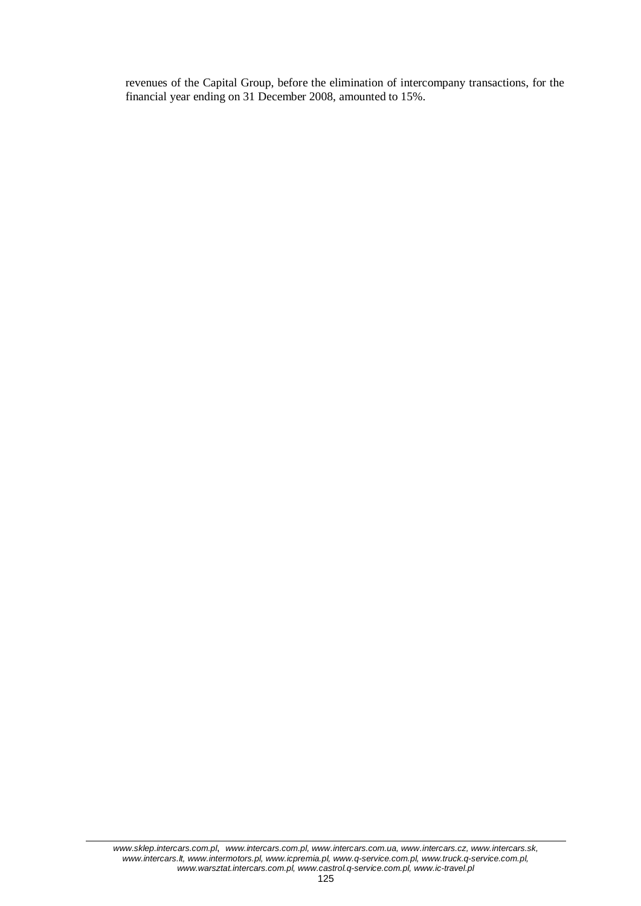revenues of the Capital Group, before the elimination of intercompany transactions, for the financial year ending on 31 December 2008, amounted to 15%.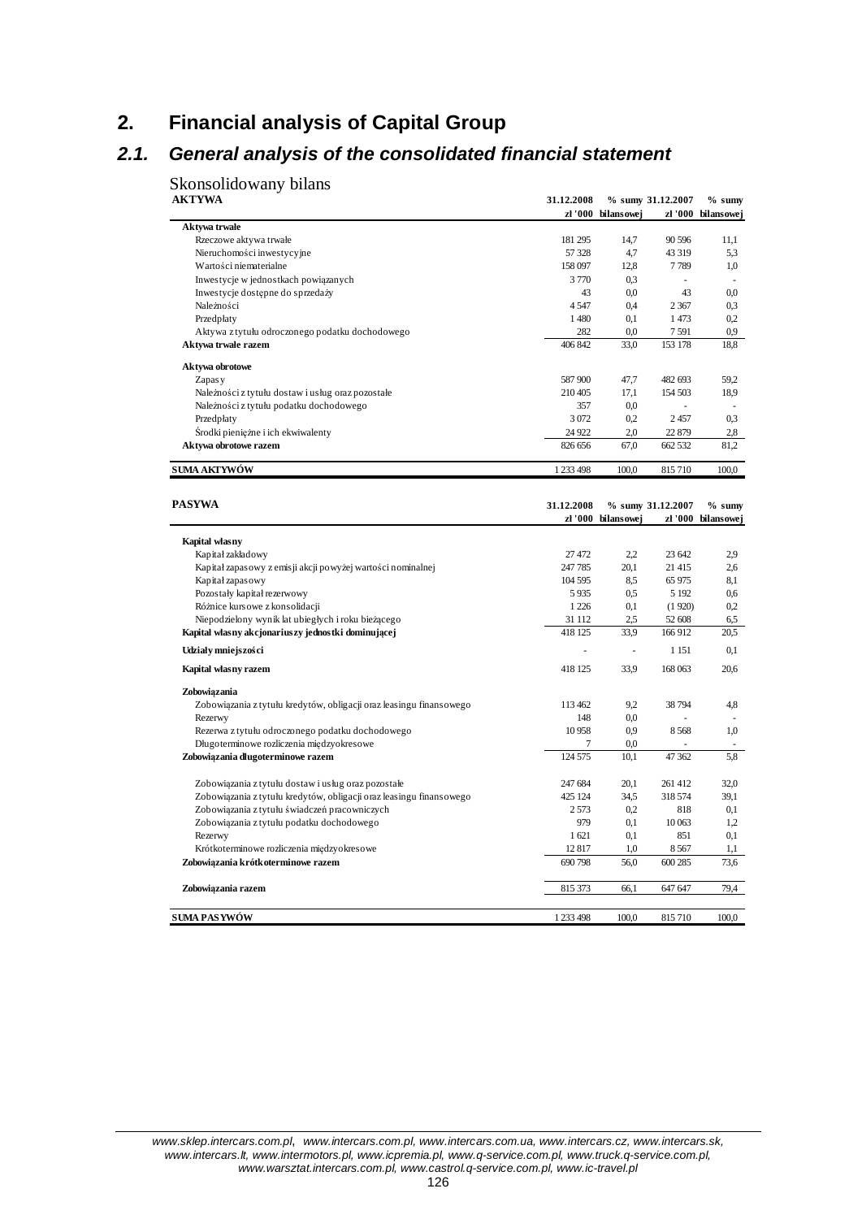## 2. Financial analysis of Capital Group

### *2.1. General analysis of the consolidated financial statement*

Skonsolidowany bilans

| AKTYWA | 31.12.2008 zł '000 | % sumy bilansowej | 31.12.2007 zł '000 | % sumy bilansowej |
|---|---|---|---|---|
| **Aktywa trwałe** | | | | |
| Rzeczowe aktywa trwałe | 181 295 | 14,7 | 90 596 | 11,1 |
| Nieruchomości inwestycyjne | 57 328 | 4,7 | 43 319 | 5,3 |
| Wartości niematerialne | 158 097 | 12,8 | 7 789 | 1,0 |
| Inwestycje w jednostkach powiązanych | 3 770 | 0,3 | - | - |
| Inwestycje dostępne do sprzedaży | 43 | 0,0 | 43 | 0,0 |
| Należności | 4 547 | 0,4 | 2 367 | 0,3 |
| Przedpłaty | 1 480 | 0,1 | 1 473 | 0,2 |
| Aktywa z tytułu odroczonego podatku dochodowego | 282 | 0,0 | 7 591 | 0,9 |
| **Aktywa trwałe razem** | 406 842 | 33,0 | 153 178 | 18,8 |
| **Aktywa obrotowe** | | | | |
| Zapasy | 587 900 | 47,7 | 482 693 | 59,2 |
| Należności z tytułu dostaw i usług oraz pozostałe | 210 405 | 17,1 | 154 503 | 18,9 |
| Należności z tytułu podatku dochodowego | 357 | 0,0 | - | - |
| Przedpłaty | 3 072 | 0,2 | 2 457 | 0,3 |
| Środki pieniężne i ich ekwiwalenty | 24 922 | 2,0 | 22 879 | 2,8 |
| **Aktywa obrotowe razem** | 826 656 | 67,0 | 662 532 | 81,2 |
| **SUMA AKTYWÓW** | 1 233 498 | 100,0 | 815 710 | 100,0 |

| PASYWA | 31.12.2008 zł '000 | % sumy bilansowej | 31.12.2007 zł '000 | % sumy bilansowej |
|---|---|---|---|---|
| **Kapitał własny** | | | | |
| Kapitał zakładowy | 27 472 | 2,2 | 23 642 | 2,9 |
| Kapitał zapasowy z emisji akcji powyżej wartości nominalnej | 247 785 | 20,1 | 21 415 | 2,6 |
| Kapitał zapasowy | 104 595 | 8,5 | 65 975 | 8,1 |
| Pozostały kapitał rezerwowy | 5 935 | 0,5 | 5 192 | 0,6 |
| Różnice kursowe z konsolidacji | 1 226 | 0,1 | (1 920) | 0,2 |
| Niepodzielony wynik lat ubiegłych i roku bieżącego | 31 112 | 2,5 | 52 608 | 6,5 |
| **Kapitał własny akcjonariuszy jednostki dominującej** | 418 125 | 33,9 | 166 912 | 20,5 |
| **Udziały mniejszości** | - | - | 1 151 | 0,1 |
| **Kapitał własny razem** | 418 125 | 33,9 | 168 063 | 20,6 |
| **Zobowiązania** | | | | |
| Zobowiązania z tytułu kredytów, obligacji oraz leasingu finansowego | 113 462 | 9,2 | 38 794 | 4,8 |
| Rezerwy | 148 | 0,0 | - | - |
| Rezerwa z tytułu odroczonego podatku dochodowego | 10 958 | 0,9 | 8 568 | 1,0 |
| Długoterminowe rozliczenia międzyokresowe | 7 | 0,0 | - | - |
| **Zobowiązania długoterminowe razem** | 124 575 | 10,1 | 47 362 | 5,8 |
| Zobowiązania z tytułu dostaw i usług oraz pozostałe | 247 684 | 20,1 | 261 412 | 32,0 |
| Zobowiązania z tytułu kredytów, obligacji oraz leasingu finansowego | 425 124 | 34,5 | 318 574 | 39,1 |
| Zobowiązania z tytułu świadczeń pracowniczych | 2 573 | 0,2 | 818 | 0,1 |
| Zobowiązania z tytułu podatku dochodowego | 979 | 0,1 | 10 063 | 1,2 |
| Rezerwy | 1 621 | 0,1 | 851 | 0,1 |
| Krótkoterminowe rozliczenia międzyokresowe | 12 817 | 1,0 | 8 567 | 1,1 |
| **Zobowiązania krótkoterminowe razem** | 690 798 | 56,0 | 600 285 | 73,6 |
| **Zobowiązania razem** | 815 373 | 66,1 | 647 647 | 79,4 |
| **SUMA PASYWÓW** | 1 233 498 | 100,0 | 815 710 | 100,0 |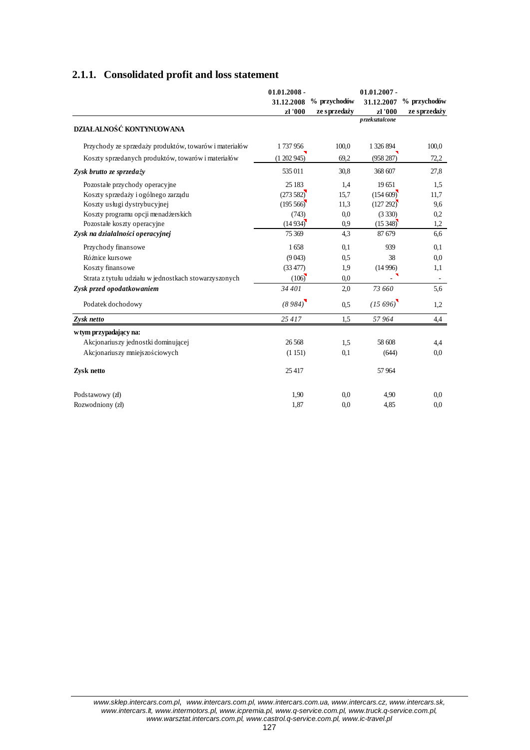### 2.1.1. Consolidated profit and loss statement

| | 01.01.2008 - 31.12.2008 zł '000 | % przychodów ze sprzedaży | 01.01.2007 - 31.12.2007 zł '000 *przekształcone* | % przychodów ze sprzedaży |
|---|---|---|---|---|
| **DZIAŁALNOŚĆ KONTYNUOWANA** | | | | |
| Przychody ze sprzedaży produktów, towarów i materiałów | 1 737 956 | 100,0 | 1 326 894 | 100,0 |
| Koszty sprzedanych produktów, towarów i materiałów | (1 202 945) | 69,2 | (958 287) | 72,2 |
| ***Zysk brutto ze sprzedaży*** | 535 011 | 30,8 | 368 607 | 27,8 |
| Pozostałe przychody operacyjne | 25 183 | 1,4 | 19 651 | 1,5 |
| Koszty sprzedaży i ogólnego zarządu | (273 582) | 15,7 | (154 609) | 11,7 |
| Koszty usługi dystrybucyjnej | (195 566) | 11,3 | (127 292) | 9,6 |
| Koszty programu opcji menadżerskich | (743) | 0,0 | (3 330) | 0,2 |
| Pozostałe koszty operacyjne | (14 934) | 0,9 | (15 348) | 1,2 |
| ***Zysk na działalności operacyjnej*** | 75 369 | 4,3 | 87 679 | 6,6 |
| Przychody finansowe | 1 658 | 0,1 | 939 | 0,1 |
| Różnice kursowe | (9 043) | 0,5 | 38 | 0,0 |
| Koszty finansowe | (33 477) | 1,9 | (14 996) | 1,1 |
| Strata z tytułu udziału w jednostkach stowarzyszonych | (106) | 0,0 | - | - |
| ***Zysk przed opodatkowaniem*** | *34 401* | 2,0 | *73 660* | 5,6 |
| Podatek dochodowy | *(8 984)* | 0,5 | *(15 696)* | 1,2 |
| ***Zysk netto*** | *25 417* | 1,5 | *57 964* | 4,4 |
| **w tym przypadający na:** | | | | |
| Akcjonariuszy jednostki dominującej | 26 568 | 1,5 | 58 608 | 4,4 |
| Akcjonariuszy mniejszościowych | (1 151) | 0,1 | (644) | 0,0 |
| **Zysk netto** | 25 417 | | 57 964 | |
| Podstawowy (zł) | 1,90 | 0,0 | 4,90 | 0,0 |
| Rozwodniony (zł) | 1,87 | 0,0 | 4,85 | 0,0 |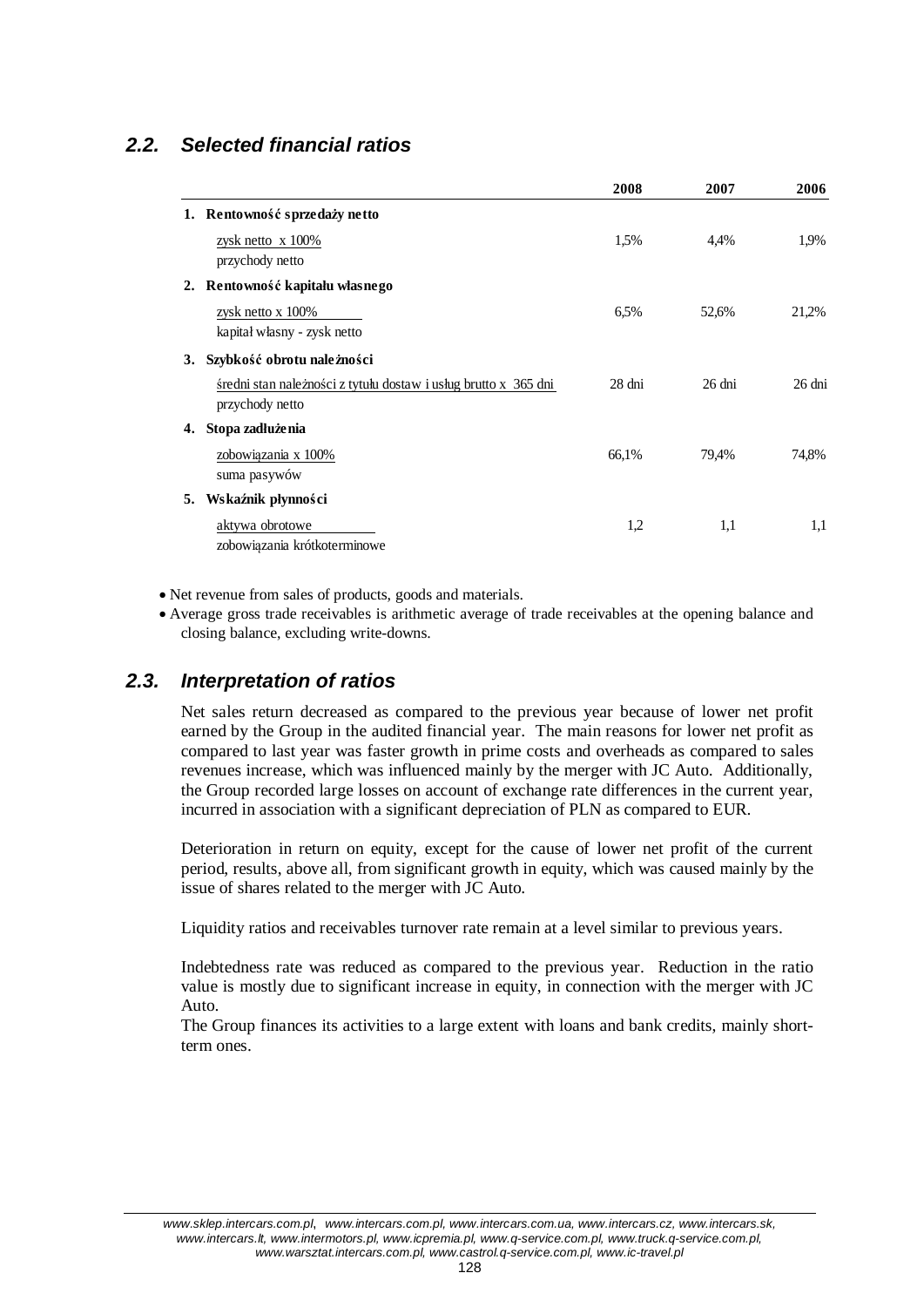## 2.2. Selected financial ratios

| | 2008 | 2007 | 2006 |
|---|---|---|---|
| **1. Rentowność sprzedaży netto** | | | |
| zysk netto x 100% / przychody netto | 1,5% | 4,4% | 1,9% |
| **2. Rentowność kapitału własnego** | | | |
| zysk netto x 100% / kapitał własny - zysk netto | 6,5% | 52,6% | 21,2% |
| **3. Szybkość obrotu należności** | | | |
| średni stan należności z tytułu dostaw i usług brutto x 365 dni / przychody netto | 28 dni | 26 dni | 26 dni |
| **4. Stopa zadłużenia** | | | |
| zobowiązania x 100% / suma pasywów | 66,1% | 79,4% | 74,8% |
| **5. Wskaźnik płynności** | | | |
| aktywa obrotowe / zobowiązania krótkoterminowe | 1,2 | 1,1 | 1,1 |

- Net revenue from sales of products, goods and materials.
- Average gross trade receivables is arithmetic average of trade receivables at the opening balance and closing balance, excluding write-downs.

## 2.3. Interpretation of ratios

Net sales return decreased as compared to the previous year because of lower net profit earned by the Group in the audited financial year. The main reasons for lower net profit as compared to last year was faster growth in prime costs and overheads as compared to sales revenues increase, which was influenced mainly by the merger with JC Auto. Additionally, the Group recorded large losses on account of exchange rate differences in the current year, incurred in association with a significant depreciation of PLN as compared to EUR.

Deterioration in return on equity, except for the cause of lower net profit of the current period, results, above all, from significant growth in equity, which was caused mainly by the issue of shares related to the merger with JC Auto.

Liquidity ratios and receivables turnover rate remain at a level similar to previous years.

Indebtedness rate was reduced as compared to the previous year. Reduction in the ratio value is mostly due to significant increase in equity, in connection with the merger with JC Auto.
The Group finances its activities to a large extent with loans and bank credits, mainly short-term ones.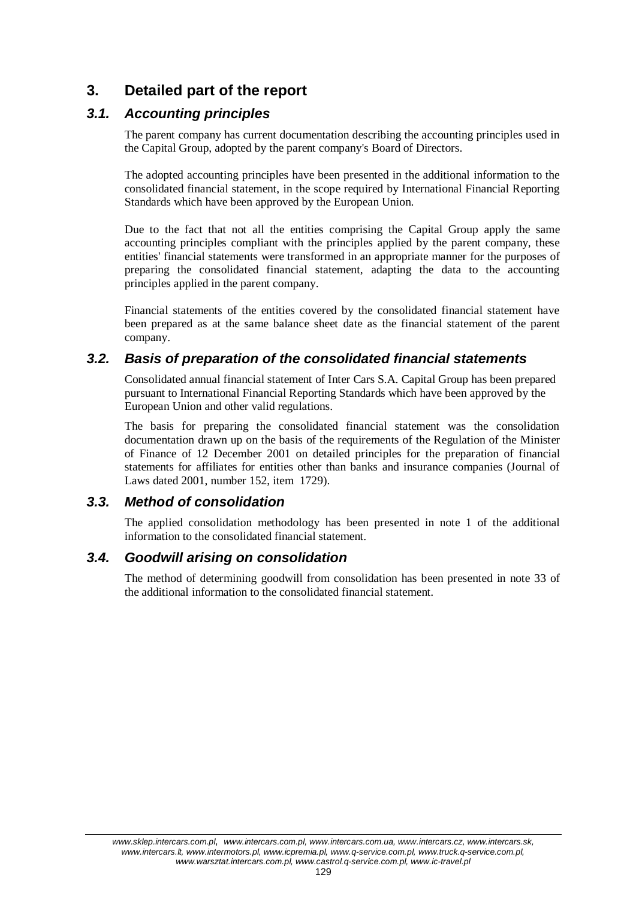## 3. Detailed part of the report

### *3.1. Accounting principles*

The parent company has current documentation describing the accounting principles used in the Capital Group, adopted by the parent company's Board of Directors.

The adopted accounting principles have been presented in the additional information to the consolidated financial statement, in the scope required by International Financial Reporting Standards which have been approved by the European Union.

Due to the fact that not all the entities comprising the Capital Group apply the same accounting principles compliant with the principles applied by the parent company, these entities' financial statements were transformed in an appropriate manner for the purposes of preparing the consolidated financial statement, adapting the data to the accounting principles applied in the parent company.

Financial statements of the entities covered by the consolidated financial statement have been prepared as at the same balance sheet date as the financial statement of the parent company.

### *3.2. Basis of preparation of the consolidated financial statements*

Consolidated annual financial statement of Inter Cars S.A. Capital Group has been prepared pursuant to International Financial Reporting Standards which have been approved by the European Union and other valid regulations.

The basis for preparing the consolidated financial statement was the consolidation documentation drawn up on the basis of the requirements of the Regulation of the Minister of Finance of 12 December 2001 on detailed principles for the preparation of financial statements for affiliates for entities other than banks and insurance companies (Journal of Laws dated 2001, number 152, item 1729).

### *3.3. Method of consolidation*

The applied consolidation methodology has been presented in note 1 of the additional information to the consolidated financial statement.

### *3.4. Goodwill arising on consolidation*

The method of determining goodwill from consolidation has been presented in note 33 of the additional information to the consolidated financial statement.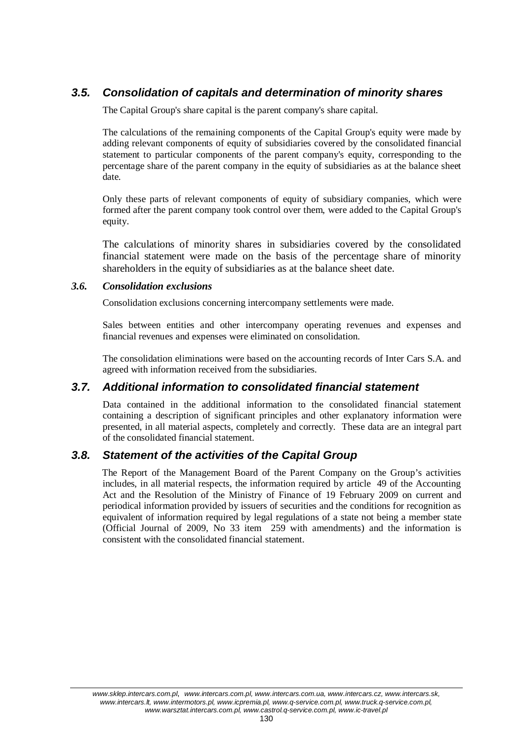## 3.5. Consolidation of capitals and determination of minority shares

The Capital Group's share capital is the parent company's share capital.

The calculations of the remaining components of the Capital Group's equity were made by adding relevant components of equity of subsidiaries covered by the consolidated financial statement to particular components of the parent company's equity, corresponding to the percentage share of the parent company in the equity of subsidiaries as at the balance sheet date.

Only these parts of relevant components of equity of subsidiary companies, which were formed after the parent company took control over them, were added to the Capital Group's equity.

The calculations of minority shares in subsidiaries covered by the consolidated financial statement were made on the basis of the percentage share of minority shareholders in the equity of subsidiaries as at the balance sheet date.

### *3.6. Consolidation exclusions*

Consolidation exclusions concerning intercompany settlements were made.

Sales between entities and other intercompany operating revenues and expenses and financial revenues and expenses were eliminated on consolidation.

The consolidation eliminations were based on the accounting records of Inter Cars S.A. and agreed with information received from the subsidiaries.

## 3.7. Additional information to consolidated financial statement

Data contained in the additional information to the consolidated financial statement containing a description of significant principles and other explanatory information were presented, in all material aspects, completely and correctly. These data are an integral part of the consolidated financial statement.

## 3.8. Statement of the activities of the Capital Group

The Report of the Management Board of the Parent Company on the Group's activities includes, in all material respects, the information required by article 49 of the Accounting Act and the Resolution of the Ministry of Finance of 19 February 2009 on current and periodical information provided by issuers of securities and the conditions for recognition as equivalent of information required by legal regulations of a state not being a member state (Official Journal of 2009, No 33 item 259 with amendments) and the information is consistent with the consolidated financial statement.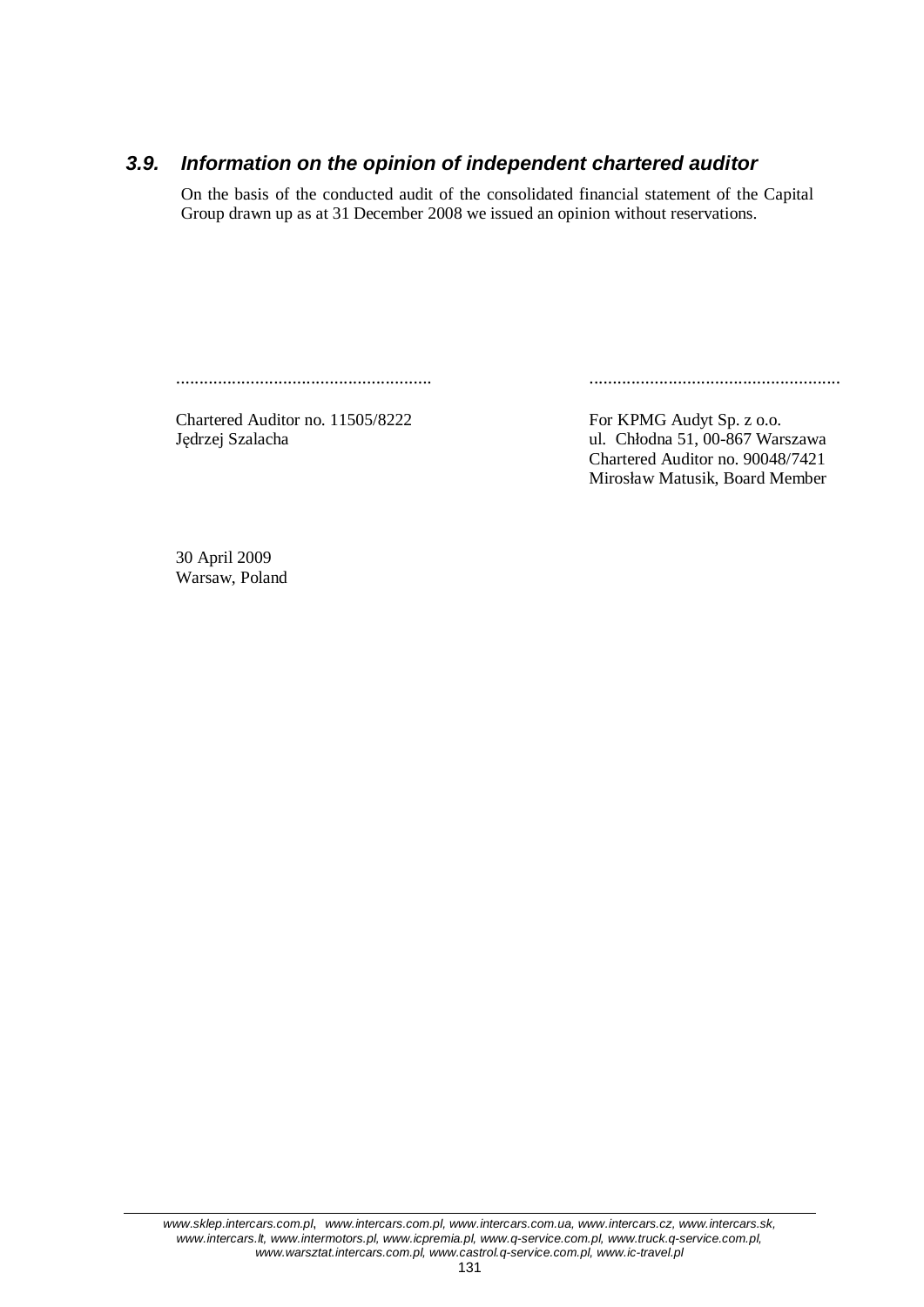### 3.9. *Information on the opinion of independent chartered auditor*

On the basis of the conducted audit of the consolidated financial statement of the Capital Group drawn up as at 31 December 2008 we issued an opinion without reservations.

| | |
|---|---|
| ....................................................... | ....................................................... |
| Chartered Auditor no. 11505/8222<br>Jędrzej Szalacha | For KPMG Audyt Sp. z o.o.<br>ul. Chłodna 51, 00-867 Warszawa<br>Chartered Auditor no. 90048/7421<br>Mirosław Matusik, Board Member |

30 April 2009
Warsaw, Poland

*www.sklep.intercars.com.pl, www.intercars.com.pl, www.intercars.com.ua, www.intercars.cz, www.intercars.sk, www.intercars.lt, www.intermotors.pl, www.icpremia.pl, www.q-service.com.pl, www.truck.q-service.com.pl, www.warsztat.intercars.com.pl, www.castrol.q-service.com.pl, www.ic-travel.pl*